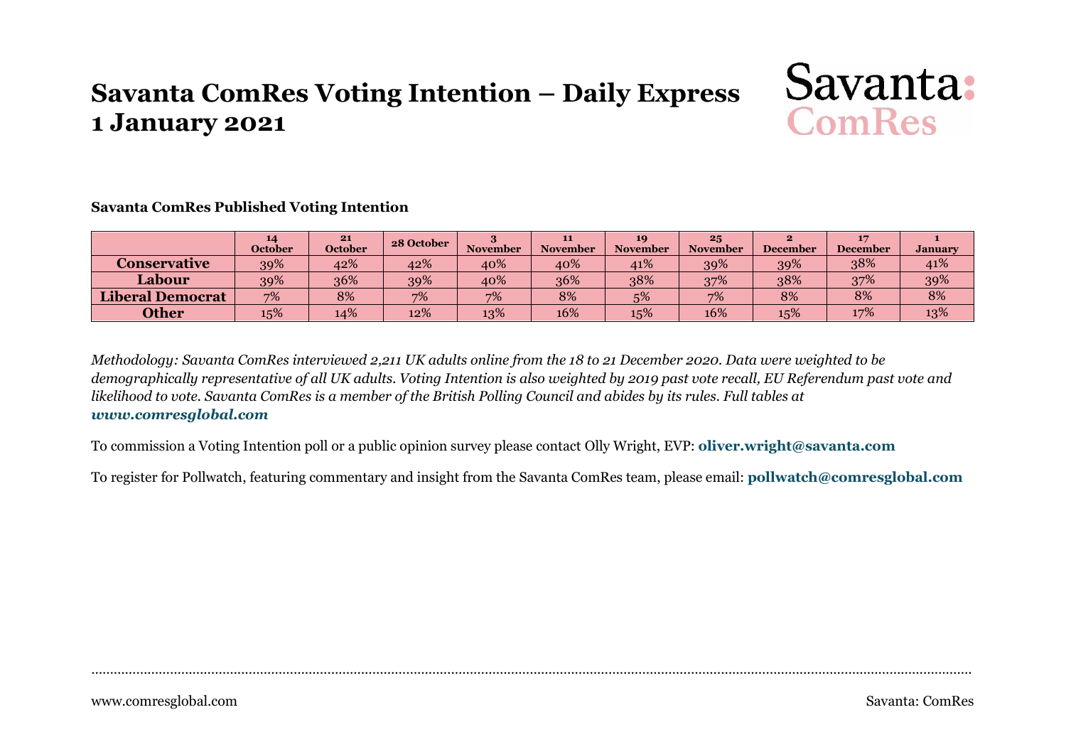# Savanta ComRes Voting Intention – Daily Express 1 January 2021

Savanta: ComRes

**Savanta ComRes Published Voting Intention**

| | 14 October | 21 October | 28 October | 3 November | 11 November | 19 November | 25 November | 2 December | 17 December | 1 January |
|---|---|---|---|---|---|---|---|---|---|---|
| **Conservative** | 39% | 42% | 42% | 40% | 40% | 41% | 39% | 39% | 38% | 41% |
| **Labour** | 39% | 36% | 39% | 40% | 36% | 38% | 37% | 38% | 37% | 39% |
| **Liberal Democrat** | 7% | 8% | 7% | 7% | 8% | 5% | 7% | 8% | 8% | 8% |
| **Other** | 15% | 14% | 12% | 13% | 16% | 15% | 16% | 15% | 17% | 13% |

*Methodology: Savanta ComRes interviewed 2,211 UK adults online from the 18 to 21 December 2020. Data were weighted to be demographically representative of all UK adults. Voting Intention is also weighted by 2019 past vote recall, EU Referendum past vote and likelihood to vote. Savanta ComRes is a member of the British Polling Council and abides by its rules. Full tables at* ***www.comresglobal.com***

To commission a Voting Intention poll or a public opinion survey please contact Olly Wright, EVP: **oliver.wright@savanta.com**

To register for Pollwatch, featuring commentary and insight from the Savanta ComRes team, please email: **pollwatch@comresglobal.com**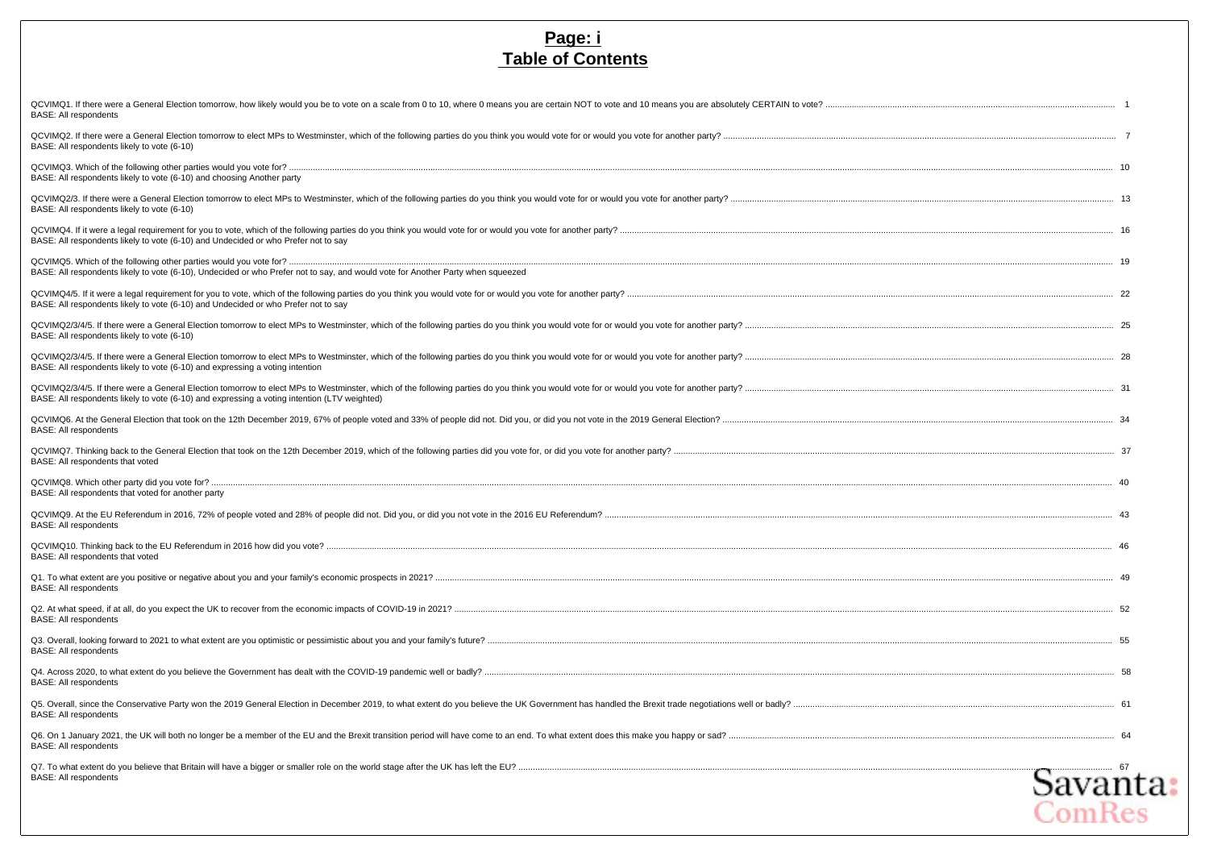# Page: i
# Table of Contents

QCVIMQ1. If there were a General Election tomorrow, how likely would you be to vote on a scale from 0 to 10, where 0 means you are certain NOT to vote and 10 means you are absolutely CERTAIN to vote? ... 1
BASE: All respondents

QCVIMQ2. If there were a General Election tomorrow to elect MPs to Westminster, which of the following parties do you think you would vote for or would you vote for another party? ... 7
BASE: All respondents likely to vote (6-10)

QCVIMQ3. Which of the following other parties would you vote for? ... 10
BASE: All respondents likely to vote (6-10) and choosing Another party

QCVIMQ2/3. If there were a General Election tomorrow to elect MPs to Westminster, which of the following parties do you think you would vote for or would you vote for another party? ... 13
BASE: All respondents likely to vote (6-10)

QCVIMQ4. If it were a legal requirement for you to vote, which of the following parties do you think you would vote for or would you vote for another party? ... 16
BASE: All respondents likely to vote (6-10) and Undecided or who Prefer not to say

QCVIMQ5. Which of the following other parties would you vote for? ... 19
BASE: All respondents likely to vote (6-10), Undecided or who Prefer not to say, and would vote for Another Party when squeezed

QCVIMQ4/5. If it were a legal requirement for you to vote, which of the following parties do you think you would vote for or would you vote for another party? ... 22
BASE: All respondents likely to vote (6-10) and Undecided or who Prefer not to say

QCVIMQ2/3/4/5. If there were a General Election tomorrow to elect MPs to Westminster, which of the following parties do you think you would vote for or would you vote for another party? ... 25
BASE: All respondents likely to vote (6-10)

QCVIMQ2/3/4/5. If there were a General Election tomorrow to elect MPs to Westminster, which of the following parties do you think you would vote for or would you vote for another party? ... 28
BASE: All respondents likely to vote (6-10) and expressing a voting intention

QCVIMQ2/3/4/5. If there were a General Election tomorrow to elect MPs to Westminster, which of the following parties do you think you would vote for or would you vote for another party? ... 31
BASE: All respondents likely to vote (6-10) and expressing a voting intention (LTV weighted)

QCVIMQ6. At the General Election that took on the 12th December 2019, 67% of people voted and 33% of people did not. Did you, or did you not vote in the 2019 General Election? ... 34
BASE: All respondents

QCVIMQ7. Thinking back to the General Election that took on the 12th December 2019, which of the following parties did you vote for, or did you vote for another party? ... 37
BASE: All respondents that voted

QCVIMQ8. Which other party did you vote for? ... 40
BASE: All respondents that voted for another party

QCVIMQ9. At the EU Referendum in 2016, 72% of people voted and 28% of people did not. Did you, or did you not vote in the 2016 EU Referendum? ... 43
BASE: All respondents

QCVIMQ10. Thinking back to the EU Referendum in 2016 how did you vote? ... 46
BASE: All respondents that voted

Q1. To what extent are you positive or negative about you and your family's economic prospects in 2021? ... 49
BASE: All respondents

Q2. At what speed, if at all, do you expect the UK to recover from the economic impacts of COVID-19 in 2021? ... 52
BASE: All respondents

Q3. Overall, looking forward to 2021 to what extent are you optimistic or pessimistic about you and your family's future? ... 55
BASE: All respondents

Q4. Across 2020, to what extent do you believe the Government has dealt with the COVID-19 pandemic well or badly? ... 58
BASE: All respondents

Q5. Overall, since the Conservative Party won the 2019 General Election in December 2019, to what extent do you believe the UK Government has handled the Brexit trade negotiations well or badly? ... 61
BASE: All respondents

Q6. On 1 January 2021, the UK will both no longer be a member of the EU and the Brexit transition period will have come to an end. To what extent does this make you happy or sad? ... 64
BASE: All respondents

Q7. To what extent do you believe that Britain will have a bigger or smaller role on the world stage after the UK has left the EU? ... 67
BASE: All respondents

Savanta: ComRes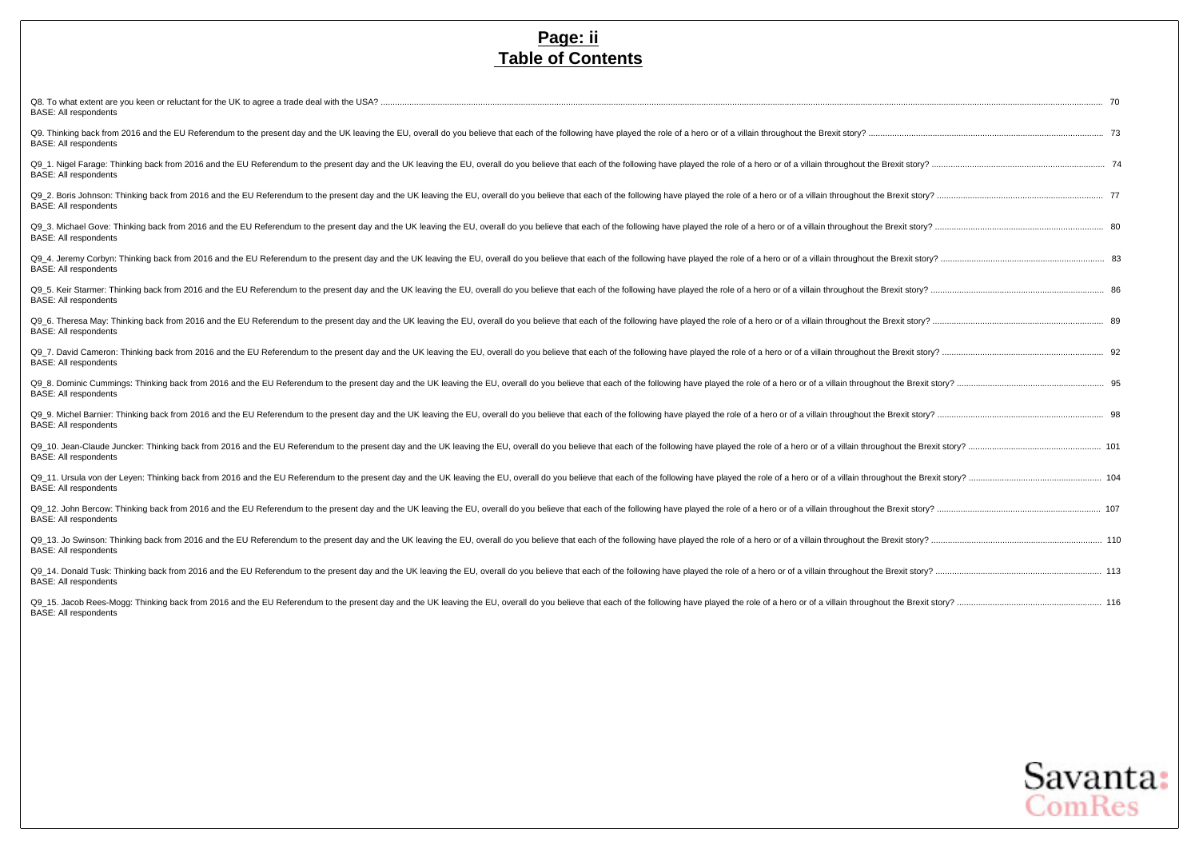# Page: ii
# Table of Contents

Q8. To what extent are you keen or reluctant for the UK to agree a trade deal with the USA? ..... 70
BASE: All respondents

Q9. Thinking back from 2016 and the EU Referendum to the present day and the UK leaving the EU, overall do you believe that each of the following have played the role of a hero or of a villain throughout the Brexit story? ..... 73
BASE: All respondents

Q9_1. Nigel Farage: Thinking back from 2016 and the EU Referendum to the present day and the UK leaving the EU, overall do you believe that each of the following have played the role of a hero or of a villain throughout the Brexit story? ..... 74
BASE: All respondents

Q9_2. Boris Johnson: Thinking back from 2016 and the EU Referendum to the present day and the UK leaving the EU, overall do you believe that each of the following have played the role of a hero or of a villain throughout the Brexit story? ..... 77
BASE: All respondents

Q9_3. Michael Gove: Thinking back from 2016 and the EU Referendum to the present day and the UK leaving the EU, overall do you believe that each of the following have played the role of a hero or of a villain throughout the Brexit story? ..... 80
BASE: All respondents

Q9_4. Jeremy Corbyn: Thinking back from 2016 and the EU Referendum to the present day and the UK leaving the EU, overall do you believe that each of the following have played the role of a hero or of a villain throughout the Brexit story? ..... 83
BASE: All respondents

Q9_5. Keir Starmer: Thinking back from 2016 and the EU Referendum to the present day and the UK leaving the EU, overall do you believe that each of the following have played the role of a hero or of a villain throughout the Brexit story? ..... 86
BASE: All respondents

Q9_6. Theresa May: Thinking back from 2016 and the EU Referendum to the present day and the UK leaving the EU, overall do you believe that each of the following have played the role of a hero or of a villain throughout the Brexit story? ..... 89
BASE: All respondents

Q9_7. David Cameron: Thinking back from 2016 and the EU Referendum to the present day and the UK leaving the EU, overall do you believe that each of the following have played the role of a hero or of a villain throughout the Brexit story? ..... 92
BASE: All respondents

Q9_8. Dominic Cummings: Thinking back from 2016 and the EU Referendum to the present day and the UK leaving the EU, overall do you believe that each of the following have played the role of a hero or of a villain throughout the Brexit story? ..... 95
BASE: All respondents

Q9_9. Michel Barnier: Thinking back from 2016 and the EU Referendum to the present day and the UK leaving the EU, overall do you believe that each of the following have played the role of a hero or of a villain throughout the Brexit story? ..... 98
BASE: All respondents

Q9_10. Jean-Claude Juncker: Thinking back from 2016 and the EU Referendum to the present day and the UK leaving the EU, overall do you believe that each of the following have played the role of a hero or of a villain throughout the Brexit story? ..... 101
BASE: All respondents

Q9_11. Ursula von der Leyen: Thinking back from 2016 and the EU Referendum to the present day and the UK leaving the EU, overall do you believe that each of the following have played the role of a hero or of a villain throughout the Brexit story? ..... 104
BASE: All respondents

Q9_12. John Bercow: Thinking back from 2016 and the EU Referendum to the present day and the UK leaving the EU, overall do you believe that each of the following have played the role of a hero or of a villain throughout the Brexit story? ..... 107
BASE: All respondents

Q9_13. Jo Swinson: Thinking back from 2016 and the EU Referendum to the present day and the UK leaving the EU, overall do you believe that each of the following have played the role of a hero or of a villain throughout the Brexit story? ..... 110
BASE: All respondents

Q9_14. Donald Tusk: Thinking back from 2016 and the EU Referendum to the present day and the UK leaving the EU, overall do you believe that each of the following have played the role of a hero or of a villain throughout the Brexit story? ..... 113
BASE: All respondents

Q9_15. Jacob Rees-Mogg: Thinking back from 2016 and the EU Referendum to the present day and the UK leaving the EU, overall do you believe that each of the following have played the role of a hero or of a villain throughout the Brexit story? ..... 116
BASE: All respondents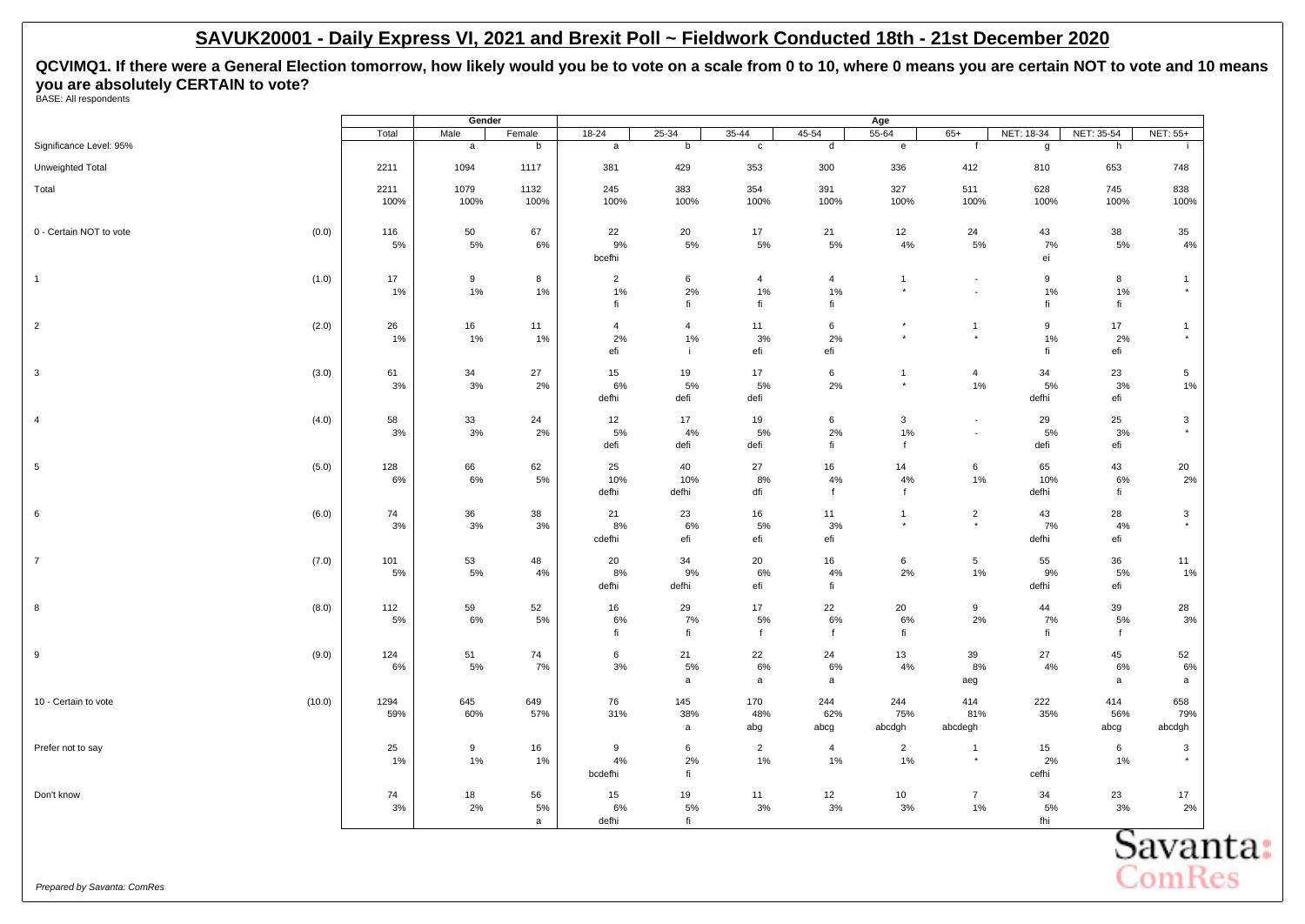## SAVUK20001 - Daily Express VI, 2021 and Brexit Poll ~ Fieldwork Conducted 18th - 21st December 2020

**QCVIMQ1. If there were a General Election tomorrow, how likely would you be to vote on a scale from 0 to 10, where 0 means you are certain NOT to vote and 10 means you are absolutely CERTAIN to vote?**

BASE: All respondents

| | | | Gender | | Age | | | | | | | | |
|---|---|---|---|---|---|---|---|---|---|---|---|---|---|
| | | Total | Male | Female | 18-24 | 25-34 | 35-44 | 45-54 | 55-64 | 65+ | NET: 18-34 | NET: 35-54 | NET: 55+ |
| Significance Level: 95% | | | a | b | a | b | c | d | e | f | g | h | i |
| Unweighted Total | | 2211 | 1094 | 1117 | 381 | 429 | 353 | 300 | 336 | 412 | 810 | 653 | 748 |
| Total | | 2211<br>100% | 1079<br>100% | 1132<br>100% | 245<br>100% | 383<br>100% | 354<br>100% | 391<br>100% | 327<br>100% | 511<br>100% | 628<br>100% | 745<br>100% | 838<br>100% |
| 0 - Certain NOT to vote | (0.0) | 116<br>5% | 50<br>5% | 67<br>6% | 22<br>9%<br>bcefhi | 20<br>5% | 17<br>5% | 21<br>5% | 12<br>4% | 24<br>5% | 43<br>7%<br>ei | 38<br>5% | 35<br>4% |
| 1 | (1.0) | 17<br>1% | 9<br>1% | 8<br>1% | 2<br>1%<br>fi | 6<br>2%<br>fi | 4<br>1%<br>fi | 4<br>1%<br>fi | 1<br>* | -<br>- | 9<br>1%<br>fi | 8<br>1%<br>fi | 1<br>* |
| 2 | (2.0) | 26<br>1% | 16<br>1% | 11<br>1% | 4<br>2%<br>efi | 4<br>1%<br>i | 11<br>3%<br>efi | 6<br>2%<br>efi | *<br>* | 1<br>* | 9<br>1%<br>fi | 17<br>2%<br>efi | 1<br>* |
| 3 | (3.0) | 61<br>3% | 34<br>3% | 27<br>2% | 15<br>6%<br>defhi | 19<br>5%<br>defi | 17<br>5%<br>defi | 6<br>2% | 1<br>* | 4<br>1% | 34<br>5%<br>defhi | 23<br>3%<br>efi | 5<br>1% |
| 4 | (4.0) | 58<br>3% | 33<br>3% | 24<br>2% | 12<br>5%<br>defi | 17<br>4%<br>defi | 19<br>5%<br>defi | 6<br>2%<br>fi | 3<br>1%<br>f | -<br>- | 29<br>5%<br>defi | 25<br>3%<br>efi | 3<br>* |
| 5 | (5.0) | 128<br>6% | 66<br>6% | 62<br>5% | 25<br>10%<br>defhi | 40<br>10%<br>defhi | 27<br>8%<br>dfi | 16<br>4%<br>f | 14<br>4%<br>f | 6<br>1% | 65<br>10%<br>defhi | 43<br>6%<br>fi | 20<br>2% |
| 6 | (6.0) | 74<br>3% | 36<br>3% | 38<br>3% | 21<br>8%<br>cdefhi | 23<br>6%<br>efi | 16<br>5%<br>efi | 11<br>3%<br>efi | 1<br>* | 2<br>* | 43<br>7%<br>defhi | 28<br>4%<br>efi | 3<br>* |
| 7 | (7.0) | 101<br>5% | 53<br>5% | 48<br>4% | 20<br>8%<br>defhi | 34<br>9%<br>defhi | 20<br>6%<br>efi | 16<br>4%<br>fi | 6<br>2% | 5<br>1% | 55<br>9%<br>defhi | 36<br>5%<br>efi | 11<br>1% |
| 8 | (8.0) | 112<br>5% | 59<br>6% | 52<br>5% | 16<br>6%<br>fi | 29<br>7%<br>fi | 17<br>5%<br>f | 22<br>6%<br>f | 20<br>6%<br>fi | 9<br>2% | 44<br>7%<br>fi | 39<br>5%<br>f | 28<br>3% |
| 9 | (9.0) | 124<br>6% | 51<br>5% | 74<br>7% | 6<br>3% | 21<br>5%<br>a | 22<br>6%<br>a | 24<br>6%<br>a | 13<br>4% | 39<br>8%<br>aeg | 27<br>4% | 45<br>6%<br>a | 52<br>6%<br>a |
| 10 - Certain to vote | (10.0) | 1294<br>59% | 645<br>60% | 649<br>57% | 76<br>31% | 145<br>38%<br>a | 170<br>48%<br>abg | 244<br>62%<br>abcg | 244<br>75%<br>abcdgh | 414<br>81%<br>abcdegh | 222<br>35% | 414<br>56%<br>abcg | 658<br>79%<br>abcdgh |
| Prefer not to say | | 25<br>1% | 9<br>1% | 16<br>1% | 9<br>4%<br>bcdefhi | 6<br>2%<br>fi | 2<br>1% | 4<br>1% | 2<br>1% | 1<br>* | 15<br>2%<br>cefhi | 6<br>1% | 3<br>* |
| Don't know | | 74<br>3% | 18<br>2% | 56<br>5%<br>a | 15<br>6%<br>defhi | 19<br>5%<br>fi | 11<br>3% | 12<br>3% | 10<br>3% | 7<br>1% | 34<br>5%<br>fhi | 23<br>3% | 17<br>2% |

*Prepared by Savanta: ComRes*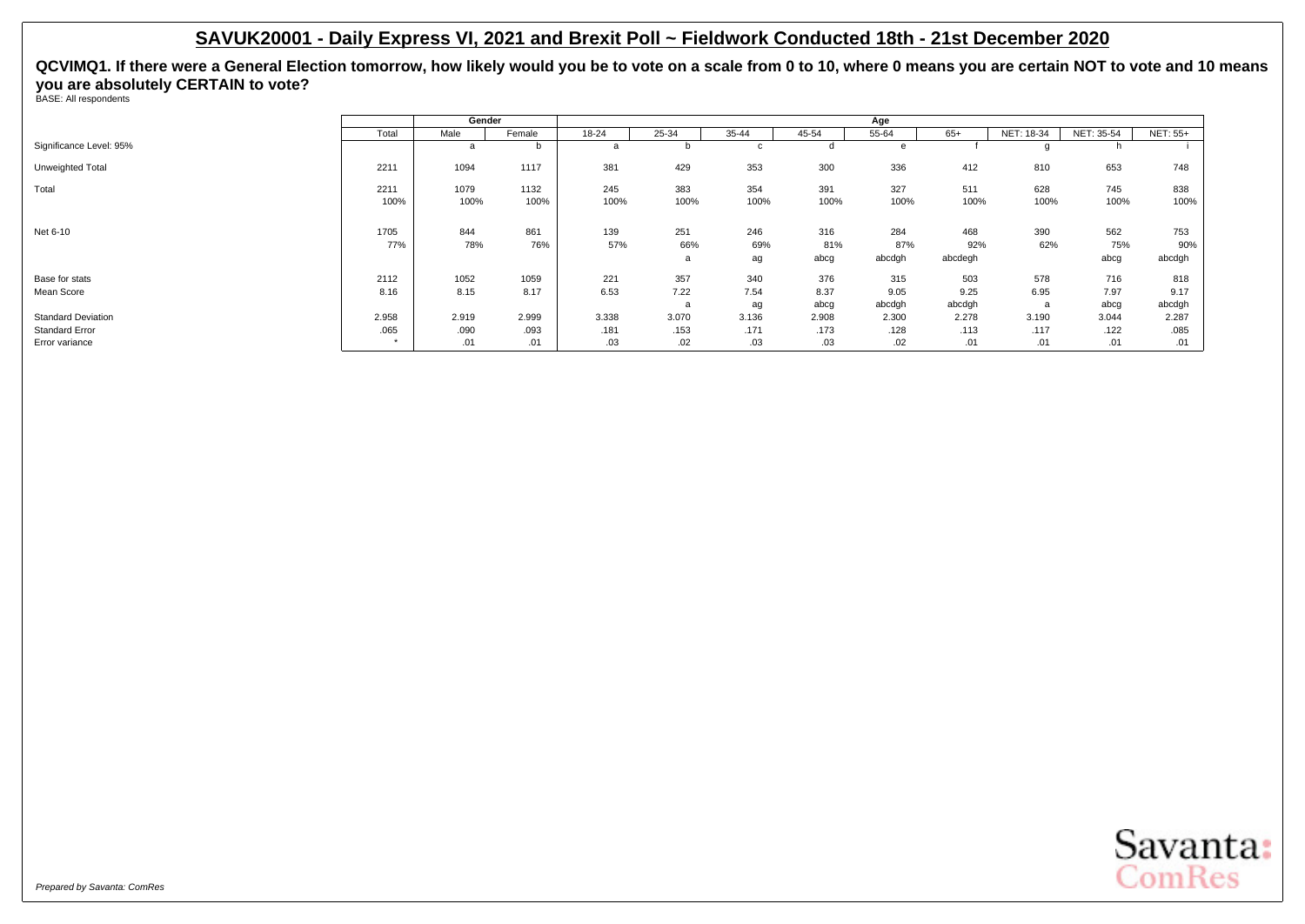## SAVUK20001 - Daily Express VI, 2021 and Brexit Poll ~ Fieldwork Conducted 18th - 21st December 2020

**QCVIMQ1. If there were a General Election tomorrow, how likely would you be to vote on a scale from 0 to 10, where 0 means you are certain NOT to vote and 10 means you are absolutely CERTAIN to vote?**

BASE: All respondents

| | Total | Gender | | Age | | | | | | | | |
|---|---|---|---|---|---|---|---|---|---|---|---|---|
| | | Male | Female | 18-24 | 25-34 | 35-44 | 45-54 | 55-64 | 65+ | NET: 18-34 | NET: 35-54 | NET: 55+ |
| Significance Level: 95% | | a | b | a | b | c | d | e | f | g | h | i |
| Unweighted Total | 2211 | 1094 | 1117 | 381 | 429 | 353 | 300 | 336 | 412 | 810 | 653 | 748 |
| Total | 2211 | 1079 | 1132 | 245 | 383 | 354 | 391 | 327 | 511 | 628 | 745 | 838 |
| | 100% | 100% | 100% | 100% | 100% | 100% | 100% | 100% | 100% | 100% | 100% | 100% |
| Net 6-10 | 1705 | 844 | 861 | 139 | 251 | 246 | 316 | 284 | 468 | 390 | 562 | 753 |
| | 77% | 78% | 76% | 57% | 66% | 69% | 81% | 87% | 92% | 62% | 75% | 90% |
| | | | | | a | ag | abcg | abcdgh | abcdegh | | abcg | abcdgh |
| Base for stats | 2112 | 1052 | 1059 | 221 | 357 | 340 | 376 | 315 | 503 | 578 | 716 | 818 |
| Mean Score | 8.16 | 8.15 | 8.17 | 6.53 | 7.22 | 7.54 | 8.37 | 9.05 | 9.25 | 6.95 | 7.97 | 9.17 |
| | | | | | a | ag | abcg | abcdgh | abcdgh | a | abcg | abcdgh |
| Standard Deviation | 2.958 | 2.919 | 2.999 | 3.338 | 3.070 | 3.136 | 2.908 | 2.300 | 2.278 | 3.190 | 3.044 | 2.287 |
| Standard Error | .065 | .090 | .093 | .181 | .153 | .171 | .173 | .128 | .113 | .117 | .122 | .085 |
| Error variance | * | .01 | .01 | .03 | .02 | .03 | .03 | .02 | .01 | .01 | .01 | .01 |

*Prepared by Savanta: ComRes*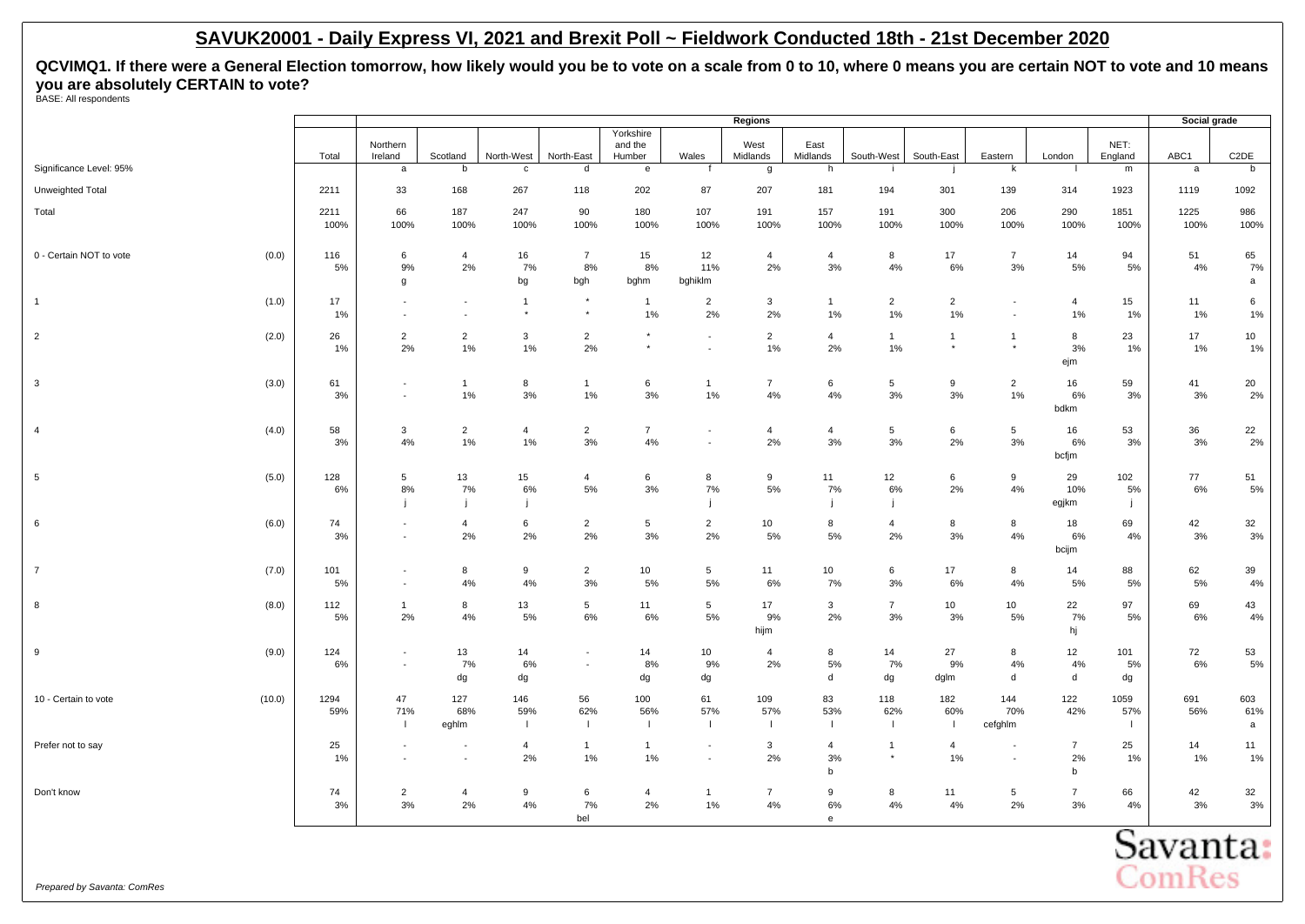## SAVUK20001 - Daily Express VI, 2021 and Brexit Poll ~ Fieldwork Conducted 18th - 21st December 2020

**QCVIMQ1. If there were a General Election tomorrow, how likely would you be to vote on a scale from 0 to 10, where 0 means you are certain NOT to vote and 10 means you are absolutely CERTAIN to vote?**

BASE: All respondents

| | | | Regions | | | | | | | | | | | | | Social grade | |
|---|---|---|---|---|---|---|---|---|---|---|---|---|---|---|---|---|---|
| | | Total | Northern Ireland | Scotland | North-West | North-East | Yorkshire and the Humber | Wales | West Midlands | East Midlands | South-West | South-East | Eastern | London | NET: England | ABC1 | C2DE |
| Significance Level: 95% | | | a | b | c | d | e | f | g | h | i | j | k | l | m | a | b |
| Unweighted Total | | 2211 | 33 | 168 | 267 | 118 | 202 | 87 | 207 | 181 | 194 | 301 | 139 | 314 | 1923 | 1119 | 1092 |
| Total | | 2211<br>100% | 66<br>100% | 187<br>100% | 247<br>100% | 90<br>100% | 180<br>100% | 107<br>100% | 191<br>100% | 157<br>100% | 191<br>100% | 300<br>100% | 206<br>100% | 290<br>100% | 1851<br>100% | 1225<br>100% | 986<br>100% |
| 0 - Certain NOT to vote | (0.0) | 116<br>5% | 6<br>9%<br>g | 4<br>2% | 16<br>7%<br>bg | 7<br>8%<br>bgh | 15<br>8%<br>bghm | 12<br>11%<br>bghiklm | 4<br>2% | 4<br>3% | 8<br>4% | 17<br>6% | 7<br>3% | 14<br>5% | 94<br>5% | 51<br>4% | 65<br>7%<br>a |
| 1 | (1.0) | 17<br>1% | -<br>- | -<br>- | 1<br>* | *<br>* | 1<br>1% | 2<br>2% | 3<br>2% | 1<br>1% | 2<br>1% | 2<br>1% | -<br>- | 4<br>1% | 15<br>1% | 11<br>1% | 6<br>1% |
| 2 | (2.0) | 26<br>1% | 2<br>2% | 2<br>1% | 3<br>1% | 2<br>2% | *<br>* | -<br>- | 2<br>1% | 4<br>2% | 1<br>1% | 1<br>* | 1<br>* | 8<br>3%<br>ejm | 23<br>1% | 17<br>1% | 10<br>1% |
| 3 | (3.0) | 61<br>3% | -<br>- | 1<br>1% | 8<br>3% | 1<br>1% | 6<br>3% | 1<br>1% | 7<br>4% | 6<br>4% | 5<br>3% | 9<br>3% | 2<br>1% | 16<br>6%<br>bdkm | 59<br>3% | 41<br>3% | 20<br>2% |
| 4 | (4.0) | 58<br>3% | 3<br>4% | 2<br>1% | 4<br>1% | 2<br>3% | 7<br>4% | -<br>- | 4<br>2% | 4<br>3% | 5<br>3% | 6<br>2% | 5<br>3% | 16<br>6%<br>bcfjm | 53<br>3% | 36<br>3% | 22<br>2% |
| 5 | (5.0) | 128<br>6% | 5<br>8%<br>j | 13<br>7%<br>j | 15<br>6%<br>j | 4<br>5% | 6<br>3% | 8<br>7%<br>j | 9<br>5% | 11<br>7%<br>j | 12<br>6%<br>j | 6<br>2% | 9<br>4% | 29<br>10%<br>egjkm | 102<br>5%<br>j | 77<br>6% | 51<br>5% |
| 6 | (6.0) | 74<br>3% | -<br>- | 4<br>2% | 6<br>2% | 2<br>2% | 5<br>3% | 2<br>2% | 10<br>5% | 8<br>5% | 4<br>2% | 8<br>3% | 8<br>4% | 18<br>6%<br>bcijm | 69<br>4% | 42<br>3% | 32<br>3% |
| 7 | (7.0) | 101<br>5% | -<br>- | 8<br>4% | 9<br>4% | 2<br>3% | 10<br>5% | 5<br>5% | 11<br>6% | 10<br>7% | 6<br>3% | 17<br>6% | 8<br>4% | 14<br>5% | 88<br>5% | 62<br>5% | 39<br>4% |
| 8 | (8.0) | 112<br>5% | 1<br>2% | 8<br>4% | 13<br>5% | 5<br>6% | 11<br>6% | 5<br>5% | 17<br>9%<br>hijm | 3<br>2% | 7<br>3% | 10<br>3% | 10<br>5% | 22<br>7%<br>hj | 97<br>5% | 69<br>6% | 43<br>4% |
| 9 | (9.0) | 124<br>6% | -<br>- | 13<br>7%<br>dg | 14<br>6%<br>dg | -<br>- | 14<br>8%<br>dg | 10<br>9%<br>dg | 4<br>2% | 8<br>5%<br>d | 14<br>7%<br>dg | 27<br>9%<br>dglm | 8<br>4%<br>d | 12<br>4%<br>d | 101<br>5%<br>dg | 72<br>6% | 53<br>5% |
| 10 - Certain to vote | (10.0) | 1294<br>59% | 47<br>71%<br>l | 127<br>68%<br>eghlm | 146<br>59%<br>l | 56<br>62%<br>l | 100<br>56%<br>l | 61<br>57%<br>l | 109<br>57%<br>l | 83<br>53%<br>l | 118<br>62%<br>l | 182<br>60%<br>l | 144<br>70%<br>cefghlm | 122<br>42% | 1059<br>57%<br>l | 691<br>56% | 603<br>61%<br>a |
| Prefer not to say | | 25<br>1% | -<br>- | -<br>- | 4<br>2% | 1<br>1% | 1<br>1% | -<br>- | 3<br>2% | 4<br>3%<br>b | 1<br>* | 4<br>1% | -<br>- | 7<br>2%<br>b | 25<br>1% | 14<br>1% | 11<br>1% |
| Don't know | | 74<br>3% | 2<br>3% | 4<br>2% | 9<br>4% | 6<br>7%<br>bel | 4<br>2% | 1<br>1% | 7<br>4% | 9<br>6%<br>e | 8<br>4% | 11<br>4% | 5<br>2% | 7<br>3% | 66<br>4% | 42<br>3% | 32<br>3% |

*Prepared by Savanta: ComRes*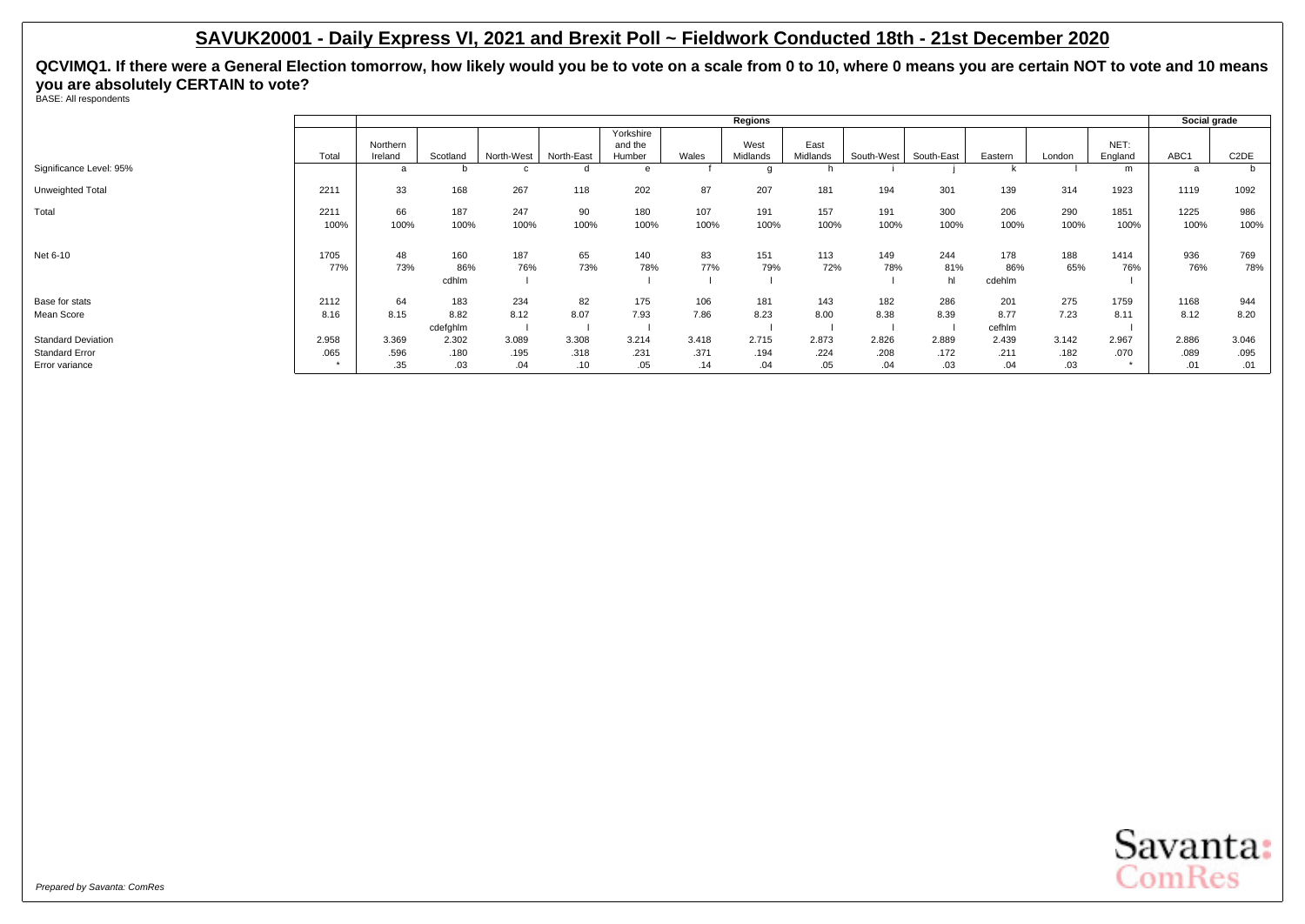## SAVUK20001 - Daily Express VI, 2021 and Brexit Poll ~ Fieldwork Conducted 18th - 21st December 2020

**QCVIMQ1. If there were a General Election tomorrow, how likely would you be to vote on a scale from 0 to 10, where 0 means you are certain NOT to vote and 10 means you are absolutely CERTAIN to vote?**

BASE: All respondents

| | | Regions | | | | | | | | | | | | | | Social grade | |
|---|---|---|---|---|---|---|---|---|---|---|---|---|---|---|---|---|---|
| | Total | Northern Ireland | Scotland | North-West | North-East | Yorkshire and the Humber | Wales | West Midlands | East Midlands | South-West | South-East | Eastern | London | NET: England | ABC1 | C2DE |
| Significance Level: 95% | | a | b | c | d | e | f | g | h | i | j | k | l | m | a | b |
| Unweighted Total | 2211 | 33 | 168 | 267 | 118 | 202 | 87 | 207 | 181 | 194 | 301 | 139 | 314 | 1923 | 1119 | 1092 |
| Total | 2211 | 66 | 187 | 247 | 90 | 180 | 107 | 191 | 157 | 191 | 300 | 206 | 290 | 1851 | 1225 | 986 |
| | 100% | 100% | 100% | 100% | 100% | 100% | 100% | 100% | 100% | 100% | 100% | 100% | 100% | 100% | 100% | 100% |
| Net 6-10 | 1705 | 48 | 160 | 187 | 65 | 140 | 83 | 151 | 113 | 149 | 244 | 178 | 188 | 1414 | 936 | 769 |
| | 77% | 73% | 86% | 76% | 73% | 78% | 77% | 79% | 72% | 78% | 81% | 86% | 65% | 76% | 76% | 78% |
| | | | cdhlm | l | | l | l | l | | l | hl | cdehlm | | l | | |
| Base for stats | 2112 | 64 | 183 | 234 | 82 | 175 | 106 | 181 | 143 | 182 | 286 | 201 | 275 | 1759 | 1168 | 944 |
| Mean Score | 8.16 | 8.15 | 8.82 | 8.12 | 8.07 | 7.93 | 7.86 | 8.23 | 8.00 | 8.38 | 8.39 | 8.77 | 7.23 | 8.11 | 8.12 | 8.20 |
| | | | cdefghlm | l | l | l | | l | l | l | l | cefhlm | | l | | |
| Standard Deviation | 2.958 | 3.369 | 2.302 | 3.089 | 3.308 | 3.214 | 3.418 | 2.715 | 2.873 | 2.826 | 2.889 | 2.439 | 3.142 | 2.967 | 2.886 | 3.046 |
| Standard Error | .065 | .596 | .180 | .195 | .318 | .231 | .371 | .194 | .224 | .208 | .172 | .211 | .182 | .070 | .089 | .095 |
| Error variance | * | .35 | .03 | .04 | .10 | .05 | .14 | .04 | .05 | .04 | .03 | .04 | .03 | * | .01 | .01 |

*Prepared by Savanta: ComRes*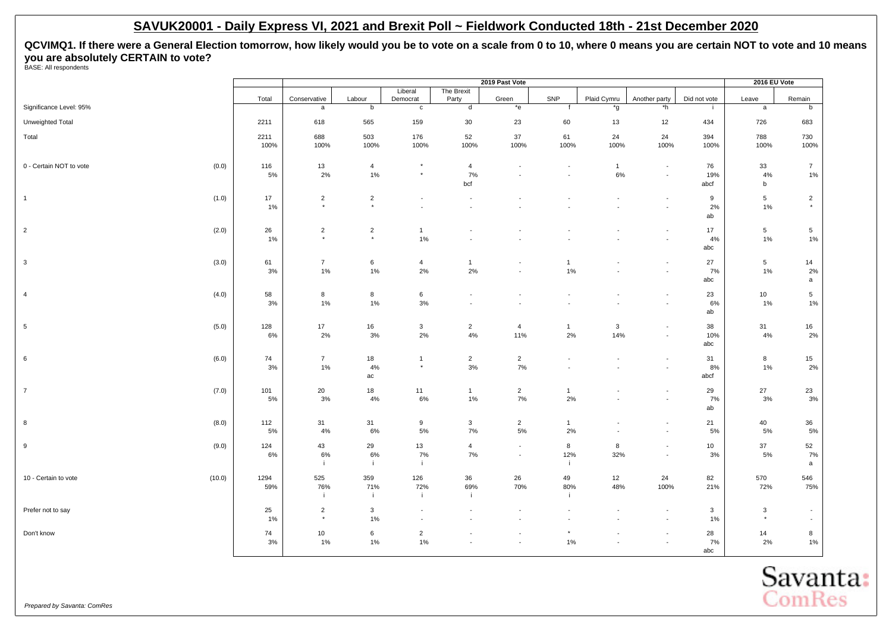## SAVUK20001 - Daily Express VI, 2021 and Brexit Poll ~ Fieldwork Conducted 18th - 21st December 2020

**QCVIMQ1. If there were a General Election tomorrow, how likely would you be to vote on a scale from 0 to 10, where 0 means you are certain NOT to vote and 10 means you are absolutely CERTAIN to vote?**

BASE: All respondents

| | | | 2019 Past Vote | | | | | | | | | | 2016 EU Vote | |
|---|---|---|---|---|---|---|---|---|---|---|---|---|---|---|
| | | Total | Conservative | Labour | Liberal Democrat | The Brexit Party | Green | SNP | Plaid Cymru | Another party | Did not vote | Leave | Remain |
| Significance Level: 95% | | | a | b | c | d | *e | f | *g | *h | i | a | b |
| Unweighted Total | | 2211 | 618 | 565 | 159 | 30 | 23 | 60 | 13 | 12 | 434 | 726 | 683 |
| Total | | 2211<br>100% | 688<br>100% | 503<br>100% | 176<br>100% | 52<br>100% | 37<br>100% | 61<br>100% | 24<br>100% | 24<br>100% | 394<br>100% | 788<br>100% | 730<br>100% |
| 0 - Certain NOT to vote | (0.0) | 116<br>5% | 13<br>2% | 4<br>1% | *<br>* | 4<br>7%<br>bcf | -<br>- | -<br>- | 1<br>6% | -<br>- | 76<br>19%<br>abcf | 33<br>4%<br>b | 7<br>1% |
| 1 | (1.0) | 17<br>1% | 2<br>* | 2<br>* | -<br>- | -<br>- | -<br>- | -<br>- | -<br>- | -<br>- | 9<br>2%<br>ab | 5<br>1% | 2<br>* |
| 2 | (2.0) | 26<br>1% | 2<br>* | 2<br>* | 1<br>1% | -<br>- | -<br>- | -<br>- | -<br>- | -<br>- | 17<br>4%<br>abc | 5<br>1% | 5<br>1% |
| 3 | (3.0) | 61<br>3% | 7<br>1% | 6<br>1% | 4<br>2% | 1<br>2% | -<br>- | 1<br>1% | -<br>- | -<br>- | 27<br>7%<br>abc | 5<br>1% | 14<br>2%<br>a |
| 4 | (4.0) | 58<br>3% | 8<br>1% | 8<br>1% | 6<br>3% | -<br>- | -<br>- | -<br>- | -<br>- | -<br>- | 23<br>6%<br>ab | 10<br>1% | 5<br>1% |
| 5 | (5.0) | 128<br>6% | 17<br>2% | 16<br>3% | 3<br>2% | 2<br>4% | 4<br>11% | 1<br>2% | 3<br>14% | -<br>- | 38<br>10%<br>abc | 31<br>4% | 16<br>2% |
| 6 | (6.0) | 74<br>3% | 7<br>1% | 18<br>4%<br>ac | 1<br>* | 2<br>3% | 2<br>7% | -<br>- | -<br>- | -<br>- | 31<br>8%<br>abcf | 8<br>1% | 15<br>2% |
| 7 | (7.0) | 101<br>5% | 20<br>3% | 18<br>4% | 11<br>6% | 1<br>1% | 2<br>7% | 1<br>2% | -<br>- | -<br>- | 29<br>7%<br>ab | 27<br>3% | 23<br>3% |
| 8 | (8.0) | 112<br>5% | 31<br>4% | 31<br>6% | 9<br>5% | 3<br>7% | 2<br>5% | 1<br>2% | -<br>- | -<br>- | 21<br>5% | 40<br>5% | 36<br>5% |
| 9 | (9.0) | 124<br>6% | 43<br>6%<br>i | 29<br>6%<br>i | 13<br>7%<br>i | 4<br>7% | -<br>- | 8<br>12%<br>i | 8<br>32% | -<br>- | 10<br>3% | 37<br>5% | 52<br>7%<br>a |
| 10 - Certain to vote | (10.0) | 1294<br>59% | 525<br>76%<br>i | 359<br>71%<br>i | 126<br>72%<br>i | 36<br>69%<br>i | 26<br>70% | 49<br>80%<br>i | 12<br>48% | 24<br>100% | 82<br>21% | 570<br>72% | 546<br>75% |
| Prefer not to say | | 25<br>1% | 2<br>* | 3<br>1% | -<br>- | -<br>- | -<br>- | -<br>- | -<br>- | -<br>- | 3<br>1% | 3<br>* | -<br>- |
| Don't know | | 74<br>3% | 10<br>1% | 6<br>1% | 2<br>1% | -<br>- | -<br>- | *<br>1% | -<br>- | -<br>- | 28<br>7%<br>abc | 14<br>2% | 8<br>1% |

*Prepared by Savanta: ComRes*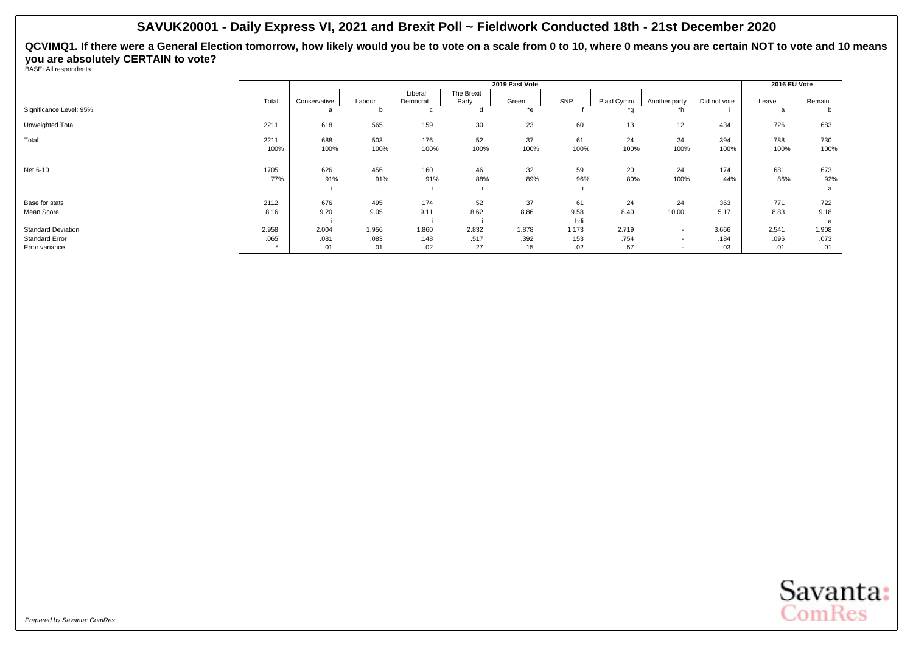## SAVUK20001 - Daily Express VI, 2021 and Brexit Poll ~ Fieldwork Conducted 18th - 21st December 2020

**QCVIMQ1. If there were a General Election tomorrow, how likely would you be to vote on a scale from 0 to 10, where 0 means you are certain NOT to vote and 10 means you are absolutely CERTAIN to vote?**

BASE: All respondents

| | Total | 2019 Past Vote | | | | | | | | | | 2016 EU Vote | |
|---|---|---|---|---|---|---|---|---|---|---|---|---|---|
| | | Conservative | Labour | Liberal Democrat | The Brexit Party | Green | SNP | Plaid Cymru | Another party | Did not vote | | Leave | Remain |
| Significance Level: 95% | | a | b | c | d | *e | f | *g | *h | i | | a | b |
| Unweighted Total | 2211 | 618 | 565 | 159 | 30 | 23 | 60 | 13 | 12 | 434 | | 726 | 683 |
| Total | 2211 | 688 | 503 | 176 | 52 | 37 | 61 | 24 | 24 | 394 | | 788 | 730 |
| | 100% | 100% | 100% | 100% | 100% | 100% | 100% | 100% | 100% | 100% | | 100% | 100% |
| Net 6-10 | 1705 | 626 | 456 | 160 | 46 | 32 | 59 | 20 | 24 | 174 | | 681 | 673 |
| | 77% | 91% | 91% | 91% | 88% | 89% | 96% | 80% | 100% | 44% | | 86% | 92% |
| | | i | i | i | i | | i | | | | | | a |
| Base for stats | 2112 | 676 | 495 | 174 | 52 | 37 | 61 | 24 | 24 | 363 | | 771 | 722 |
| Mean Score | 8.16 | 9.20 | 9.05 | 9.11 | 8.62 | 8.86 | 9.58 | 8.40 | 10.00 | 5.17 | | 8.83 | 9.18 |
| | | i | i | i | i | | bdi | | | | | | a |
| Standard Deviation | 2.958 | 2.004 | 1.956 | 1.860 | 2.832 | 1.878 | 1.173 | 2.719 | - | 3.666 | | 2.541 | 1.908 |
| Standard Error | .065 | .081 | .083 | .148 | .517 | .392 | .153 | .754 | - | .184 | | .095 | .073 |
| Error variance | * | .01 | .01 | .02 | .27 | .15 | .02 | .57 | - | .03 | | .01 | .01 |

*Prepared by Savanta: ComRes*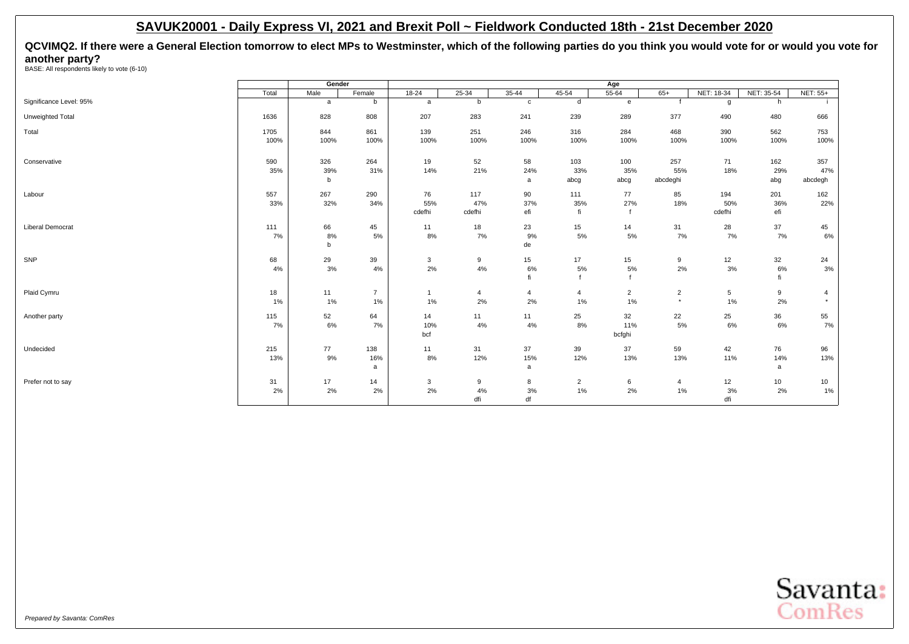## SAVUK20001 - Daily Express VI, 2021 and Brexit Poll ~ Fieldwork Conducted 18th - 21st December 2020

**QCVIMQ2. If there were a General Election tomorrow to elect MPs to Westminster, which of the following parties do you think you would vote for or would you vote for another party?**

BASE: All respondents likely to vote (6-10)

| | Total | Gender | | Age | | | | | | | | |
|---|---|---|---|---|---|---|---|---|---|---|---|---|
| | | Male | Female | 18-24 | 25-34 | 35-44 | 45-54 | 55-64 | 65+ | NET: 18-34 | NET: 35-54 | NET: 55+ |
| Significance Level: 95% | | a | b | a | b | c | d | e | f | g | h | i |
| Unweighted Total | 1636 | 828 | 808 | 207 | 283 | 241 | 239 | 289 | 377 | 490 | 480 | 666 |
| Total | 1705 | 844 | 861 | 139 | 251 | 246 | 316 | 284 | 468 | 390 | 562 | 753 |
| | 100% | 100% | 100% | 100% | 100% | 100% | 100% | 100% | 100% | 100% | 100% | 100% |
| Conservative | 590 | 326 | 264 | 19 | 52 | 58 | 103 | 100 | 257 | 71 | 162 | 357 |
| | 35% | 39% | 31% | 14% | 21% | 24% | 33% | 35% | 55% | 18% | 29% | 47% |
| | | b | | | | a | abcg | abcg | abcdeghi | | abg | abcdegh |
| Labour | 557 | 267 | 290 | 76 | 117 | 90 | 111 | 77 | 85 | 194 | 201 | 162 |
| | 33% | 32% | 34% | 55% | 47% | 37% | 35% | 27% | 18% | 50% | 36% | 22% |
| | | | | cdefhi | cdefhi | efi | fi | f | | cdefhi | efi | |
| Liberal Democrat | 111 | 66 | 45 | 11 | 18 | 23 | 15 | 14 | 31 | 28 | 37 | 45 |
| | 7% | 8% | 5% | 8% | 7% | 9% | 5% | 5% | 7% | 7% | 7% | 6% |
| | | b | | | | de | | | | | | |
| SNP | 68 | 29 | 39 | 3 | 9 | 15 | 17 | 15 | 9 | 12 | 32 | 24 |
| | 4% | 3% | 4% | 2% | 4% | 6% | 5% | 5% | 2% | 3% | 6% | 3% |
| | | | | | | fi | f | f | | | fi | |
| Plaid Cymru | 18 | 11 | 7 | 1 | 4 | 4 | 4 | 2 | 2 | 5 | 9 | 4 |
| | 1% | 1% | 1% | 1% | 2% | 2% | 1% | 1% | * | 1% | 2% | * |
| Another party | 115 | 52 | 64 | 14 | 11 | 11 | 25 | 32 | 22 | 25 | 36 | 55 |
| | 7% | 6% | 7% | 10% | 4% | 4% | 8% | 11% | 5% | 6% | 6% | 7% |
| | | | | bcf | | | | bcfghi | | | | |
| Undecided | 215 | 77 | 138 | 11 | 31 | 37 | 39 | 37 | 59 | 42 | 76 | 96 |
| | 13% | 9% | 16% | 8% | 12% | 15% | 12% | 13% | 13% | 11% | 14% | 13% |
| | | | a | | | a | | | | | a | |
| Prefer not to say | 31 | 17 | 14 | 3 | 9 | 8 | 2 | 6 | 4 | 12 | 10 | 10 |
| | 2% | 2% | 2% | 2% | 4% | 3% | 1% | 2% | 1% | 3% | 2% | 1% |
| | | | | | dfi | df | | | | dfi | | |

*Prepared by Savanta: ComRes*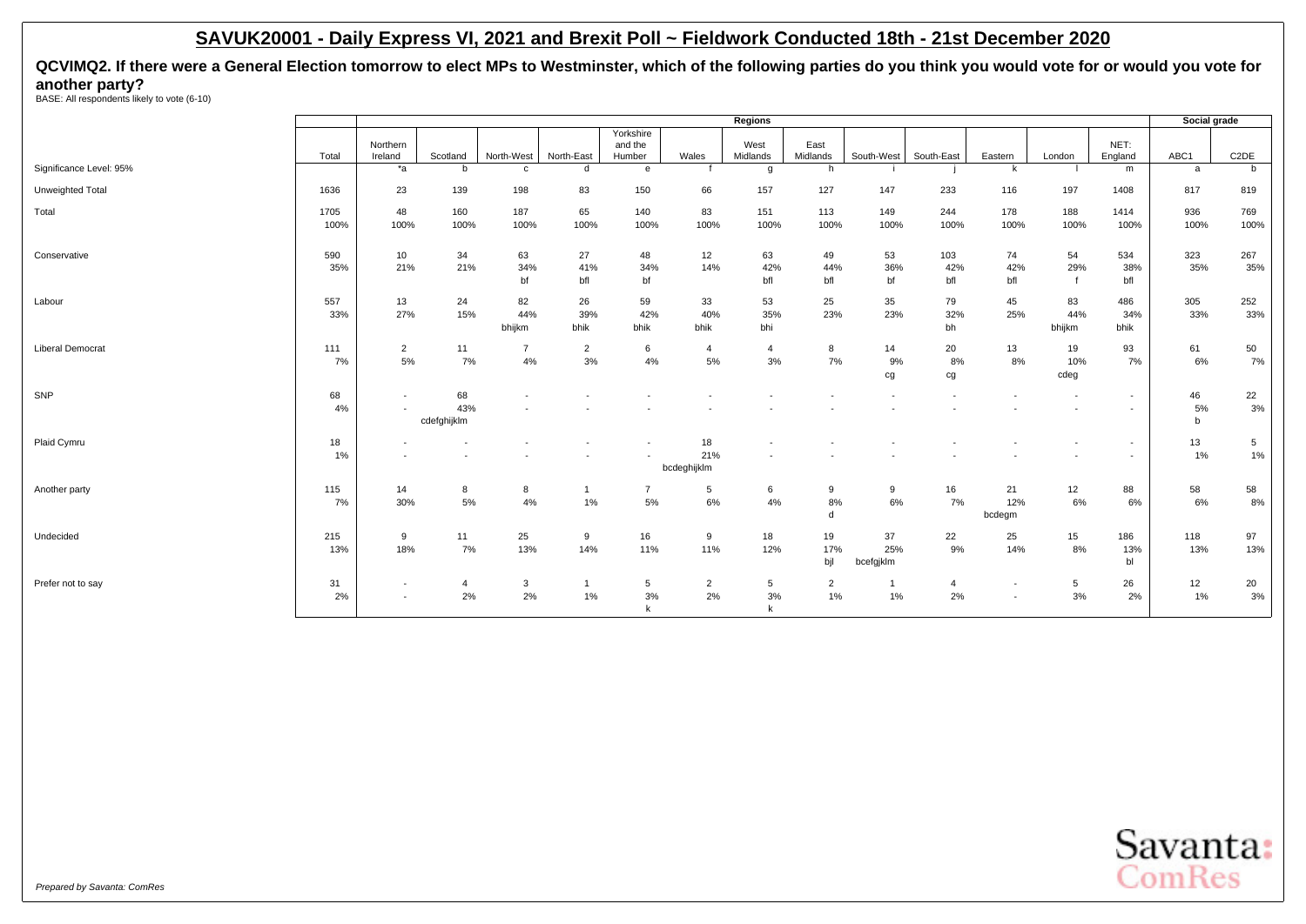# SAVUK20001 - Daily Express VI, 2021 and Brexit Poll ~ Fieldwork Conducted 18th - 21st December 2020

**QCVIMQ2. If there were a General Election tomorrow to elect MPs to Westminster, which of the following parties do you think you would vote for or would you vote for another party?**

BASE: All respondents likely to vote (6-10)

| | | Regions | | | | | | | | | | | | | | Social grade | |
|---|---|---|---|---|---|---|---|---|---|---|---|---|---|---|---|---|---|
| | Total | Northern Ireland | Scotland | North-West | North-East | Yorkshire and the Humber | Wales | West Midlands | East Midlands | South-West | South-East | Eastern | London | NET: England | ABC1 | C2DE |
| Significance Level: 95% | | *a | b | c | d | e | f | g | h | i | j | k | l | m | a | b |
| Unweighted Total | 1636 | 23 | 139 | 198 | 83 | 150 | 66 | 157 | 127 | 147 | 233 | 116 | 197 | 1408 | 817 | 819 |
| Total | 1705 | 48 | 160 | 187 | 65 | 140 | 83 | 151 | 113 | 149 | 244 | 178 | 188 | 1414 | 936 | 769 |
| | 100% | 100% | 100% | 100% | 100% | 100% | 100% | 100% | 100% | 100% | 100% | 100% | 100% | 100% | 100% | 100% |
| Conservative | 590 | 10 | 34 | 63 | 27 | 48 | 12 | 63 | 49 | 53 | 103 | 74 | 54 | 534 | 323 | 267 |
| | 35% | 21% | 21% | 34% | 41% | 34% | 14% | 42% | 44% | 36% | 42% | 42% | 29% | 38% | 35% | 35% |
| | | | | bf | bfl | bf | | bfl | bfl | bf | bfl | bfl | f | bfl | | |
| Labour | 557 | 13 | 24 | 82 | 26 | 59 | 33 | 53 | 25 | 35 | 79 | 45 | 83 | 486 | 305 | 252 |
| | 33% | 27% | 15% | 44% | 39% | 42% | 40% | 35% | 23% | 23% | 32% | 25% | 44% | 34% | 33% | 33% |
| | | | | bhijkm | bhik | bhik | bhik | bhi | | | bh | | bhijkm | bhik | | |
| Liberal Democrat | 111 | 2 | 11 | 7 | 2 | 6 | 4 | 4 | 8 | 14 | 20 | 13 | 19 | 93 | 61 | 50 |
| | 7% | 5% | 7% | 4% | 3% | 4% | 5% | 3% | 7% | 9% | 8% | 8% | 10% | 7% | 6% | 7% |
| | | | | | | | | | | cg | cg | | cdeg | | | |
| SNP | 68 | - | 68 | - | - | - | - | - | - | - | - | - | - | - | 46 | 22 |
| | 4% | - | 43% | - | - | - | - | - | - | - | - | - | - | - | 5% | 3% |
| | | | cdefghijklm | | | | | | | | | | | | b | |
| Plaid Cymru | 18 | - | - | - | - | - | 18 | - | - | - | - | - | - | - | 13 | 5 |
| | 1% | - | - | - | - | - | 21% | - | - | - | - | - | - | - | 1% | 1% |
| | | | | | | | bcdeghijklm | | | | | | | | | |
| Another party | 115 | 14 | 8 | 8 | 1 | 7 | 5 | 6 | 9 | 9 | 16 | 21 | 12 | 88 | 58 | 58 |
| | 7% | 30% | 5% | 4% | 1% | 5% | 6% | 4% | 8% | 6% | 7% | 12% | 6% | 6% | 6% | 8% |
| | | | | | | | | | d | | | bcdegm | | | | |
| Undecided | 215 | 9 | 11 | 25 | 9 | 16 | 9 | 18 | 19 | 37 | 22 | 25 | 15 | 186 | 118 | 97 |
| | 13% | 18% | 7% | 13% | 14% | 11% | 11% | 12% | 17% | 25% | 9% | 14% | 8% | 13% | 13% | 13% |
| | | | | | | | | | bjl | bcefgjklm | | | | bl | | |
| Prefer not to say | 31 | - | 4 | 3 | 1 | 5 | 2 | 5 | 2 | 1 | 4 | - | 5 | 26 | 12 | 20 |
| | 2% | - | 2% | 2% | 1% | 3% | 2% | 3% | 1% | 1% | 2% | - | 3% | 2% | 1% | 3% |
| | | | | | | k | | k | | | | | | | | |

*Prepared by Savanta: ComRes*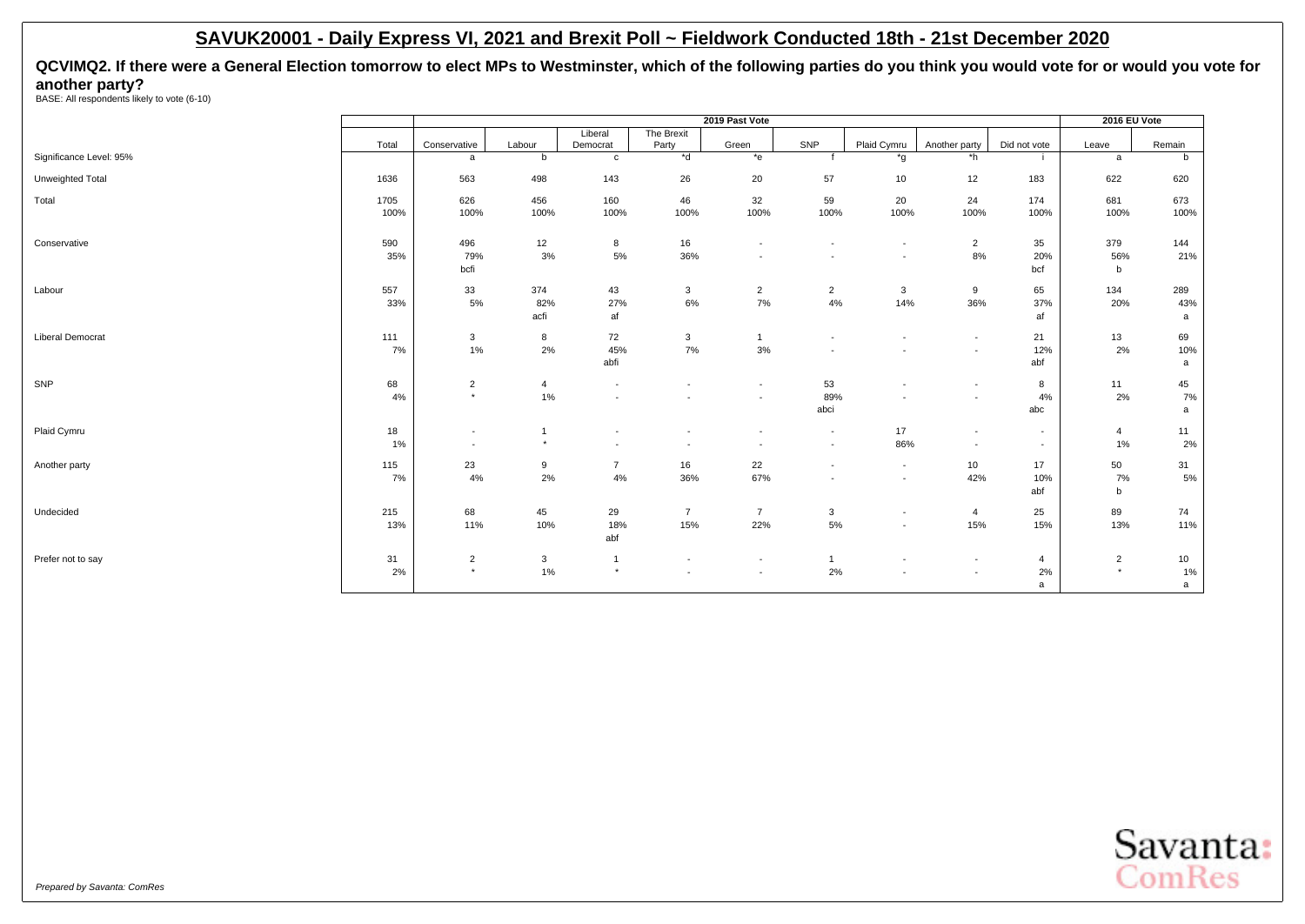# SAVUK20001 - Daily Express VI, 2021 and Brexit Poll ~ Fieldwork Conducted 18th - 21st December 2020

**QCVIMQ2. If there were a General Election tomorrow to elect MPs to Westminster, which of the following parties do you think you would vote for or would you vote for another party?**

BASE: All respondents likely to vote (6-10)

| | | 2019 Past Vote | | | | | | | | | 2016 EU Vote | |
|---|---|---|---|---|---|---|---|---|---|---|---|---|
| | Total | Conservative | Labour | Liberal Democrat | The Brexit Party | Green | SNP | Plaid Cymru | Another party | Did not vote | Leave | Remain |
| Significance Level: 95% | | a | b | c | *d | *e | f | *g | *h | i | a | b |
| Unweighted Total | 1636 | 563 | 498 | 143 | 26 | 20 | 57 | 10 | 12 | 183 | 622 | 620 |
| Total | 1705 | 626 | 456 | 160 | 46 | 32 | 59 | 20 | 24 | 174 | 681 | 673 |
| | 100% | 100% | 100% | 100% | 100% | 100% | 100% | 100% | 100% | 100% | 100% | 100% |
| Conservative | 590 | 496 | 12 | 8 | 16 | - | - | - | 2 | 35 | 379 | 144 |
| | 35% | 79% | 3% | 5% | 36% | - | - | - | 8% | 20% | 56% | 21% |
| | | bcfi | | | | | | | | bcf | b | |
| Labour | 557 | 33 | 374 | 43 | 3 | 2 | 2 | 3 | 9 | 65 | 134 | 289 |
| | 33% | 5% | 82% | 27% | 6% | 7% | 4% | 14% | 36% | 37% | 20% | 43% |
| | | | acfi | af | | | | | | af | | a |
| Liberal Democrat | 111 | 3 | 8 | 72 | 3 | 1 | - | - | - | 21 | 13 | 69 |
| | 7% | 1% | 2% | 45% | 7% | 3% | - | - | - | 12% | 2% | 10% |
| | | | | abfi | | | | | | abf | | a |
| SNP | 68 | 2 | 4 | - | - | - | 53 | - | - | 8 | 11 | 45 |
| | 4% | * | 1% | - | - | - | 89% | - | - | 4% | 2% | 7% |
| | | | | | | | abci | | | abc | | a |
| Plaid Cymru | 18 | - | 1 | - | - | - | - | 17 | - | - | 4 | 11 |
| | 1% | - | * | - | - | - | - | 86% | - | - | 1% | 2% |
| Another party | 115 | 23 | 9 | 7 | 16 | 22 | - | - | 10 | 17 | 50 | 31 |
| | 7% | 4% | 2% | 4% | 36% | 67% | - | - | 42% | 10% | 7% | 5% |
| | | | | | | | | | | abf | b | |
| Undecided | 215 | 68 | 45 | 29 | 7 | 7 | 3 | - | 4 | 25 | 89 | 74 |
| | 13% | 11% | 10% | 18% | 15% | 22% | 5% | - | 15% | 15% | 13% | 11% |
| | | | | abf | | | | | | | | |
| Prefer not to say | 31 | 2 | 3 | 1 | - | - | 1 | - | - | 4 | 2 | 10 |
| | 2% | * | 1% | * | - | - | 2% | - | - | 2% | * | 1% |
| | | | | | | | | | | a | | a |

*Prepared by Savanta: ComRes*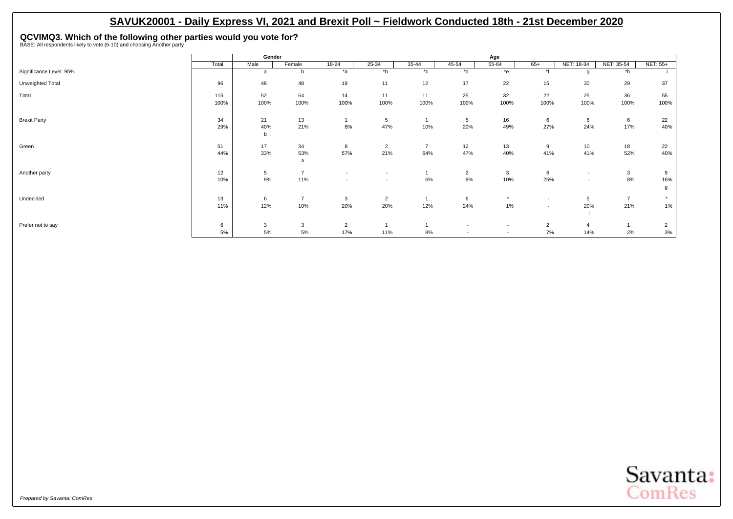# SAVUK20001 - Daily Express VI, 2021 and Brexit Poll ~ Fieldwork Conducted 18th - 21st December 2020

## QCVIMQ3. Which of the following other parties would you vote for?

BASE: All respondents likely to vote (6-10) and choosing Another party

| | Total | Gender | | Age | | | | | | | | |
|---|---|---|---|---|---|---|---|---|---|---|---|---|
| | | Male | Female | 18-24 | 25-34 | 35-44 | 45-54 | 55-64 | 65+ | NET: 18-34 | NET: 35-54 | NET: 55+ |
| Significance Level: 95% | | a | b | *a | *b | *c | *d | *e | *f | g | *h | i |
| Unweighted Total | 96 | 48 | 48 | 19 | 11 | 12 | 17 | 22 | 15 | 30 | 29 | 37 |
| Total | 115 | 52 | 64 | 14 | 11 | 11 | 25 | 32 | 22 | 25 | 36 | 55 |
| | 100% | 100% | 100% | 100% | 100% | 100% | 100% | 100% | 100% | 100% | 100% | 100% |
| Brexit Party | 34 | 21 | 13 | 1 | 5 | 1 | 5 | 16 | 6 | 6 | 6 | 22 |
| | 29% | 40% | 21% | 6% | 47% | 10% | 20% | 49% | 27% | 24% | 17% | 40% |
| | | b | | | | | | | | | | |
| Green | 51 | 17 | 34 | 8 | 2 | 7 | 12 | 13 | 9 | 10 | 18 | 22 |
| | 44% | 33% | 53% | 57% | 21% | 64% | 47% | 40% | 41% | 41% | 52% | 40% |
| | | | a | | | | | | | | | |
| Another party | 12 | 5 | 7 | - | - | 1 | 2 | 3 | 6 | - | 3 | 9 |
| | 10% | 9% | 11% | - | - | 6% | 9% | 10% | 25% | - | 8% | 16% |
| | | | | | | | | | | | | g |
| Undecided | 13 | 6 | 7 | 3 | 2 | 1 | 6 | * | - | 5 | 7 | * |
| | 11% | 12% | 10% | 20% | 20% | 12% | 24% | 1% | - | 20% | 21% | 1% |
| | | | | | | | | | | i | | |
| Prefer not to say | 6 | 3 | 3 | 2 | 1 | 1 | - | - | 2 | 4 | 1 | 2 |
| | 5% | 5% | 5% | 17% | 11% | 8% | - | - | 7% | 14% | 2% | 3% |

*Prepared by Savanta: ComRes*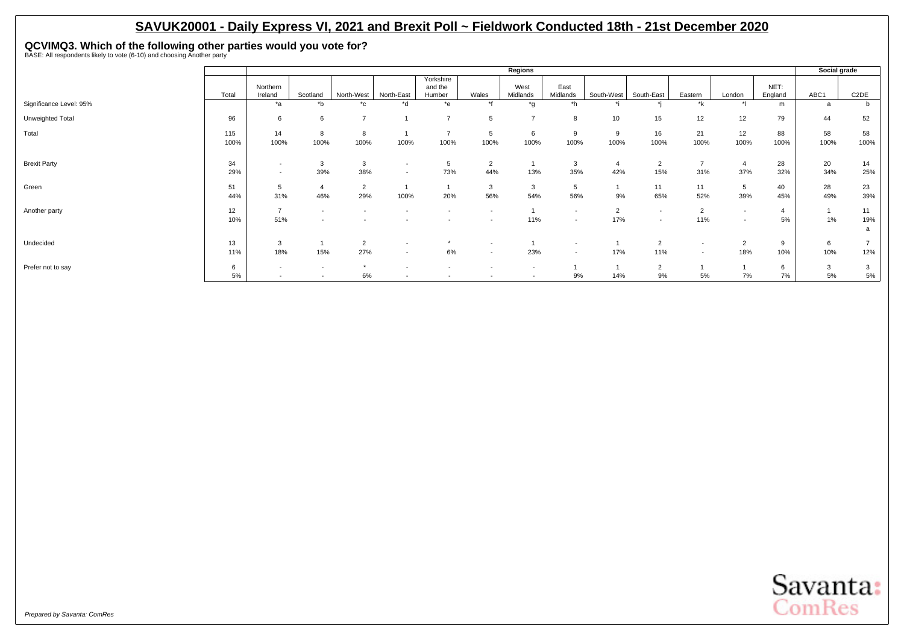# SAVUK20001 - Daily Express VI, 2021 and Brexit Poll ~ Fieldwork Conducted 18th - 21st December 2020

## QCVIMQ3. Which of the following other parties would you vote for?

BASE: All respondents likely to vote (6-10) and choosing Another party

| | | Regions | | | | | | | | | | | | | Social grade | |
|---|---|---|---|---|---|---|---|---|---|---|---|---|---|---|---|---|
| | Total | Northern Ireland | Scotland | North-West | North-East | Yorkshire and the Humber | Wales | West Midlands | East Midlands | South-West | South-East | Eastern | London | NET: England | ABC1 | C2DE |
| Significance Level: 95% | | *a | *b | *c | *d | *e | *f | *g | *h | *i | *j | *k | *l | m | a | b |
| Unweighted Total | 96 | 6 | 6 | 7 | 1 | 7 | 5 | 7 | 8 | 10 | 15 | 12 | 12 | 79 | 44 | 52 |
| Total | 115 | 14 | 8 | 8 | 1 | 7 | 5 | 6 | 9 | 9 | 16 | 21 | 12 | 88 | 58 | 58 |
| | 100% | 100% | 100% | 100% | 100% | 100% | 100% | 100% | 100% | 100% | 100% | 100% | 100% | 100% | 100% | 100% |
| Brexit Party | 34 | - | 3 | 3 | - | 5 | 2 | 1 | 3 | 4 | 2 | 7 | 4 | 28 | 20 | 14 |
| | 29% | - | 39% | 38% | - | 73% | 44% | 13% | 35% | 42% | 15% | 31% | 37% | 32% | 34% | 25% |
| Green | 51 | 5 | 4 | 2 | 1 | 1 | 3 | 3 | 5 | 1 | 11 | 11 | 5 | 40 | 28 | 23 |
| | 44% | 31% | 46% | 29% | 100% | 20% | 56% | 54% | 56% | 9% | 65% | 52% | 39% | 45% | 49% | 39% |
| Another party | 12 | 7 | - | - | - | - | - | 1 | - | 2 | - | 2 | - | 4 | 1 | 11 |
| | 10% | 51% | - | - | - | - | - | 11% | - | 17% | - | 11% | - | 5% | 1% | 19% |
| | | | | | | | | | | | | | | | | a |
| Undecided | 13 | 3 | 1 | 2 | - | * | - | 1 | - | 1 | 2 | - | 2 | 9 | 6 | 7 |
| | 11% | 18% | 15% | 27% | - | 6% | - | 23% | - | 17% | 11% | - | 18% | 10% | 10% | 12% |
| Prefer not to say | 6 | - | - | * | - | - | - | - | 1 | 1 | 2 | 1 | 1 | 6 | 3 | 3 |
| | 5% | - | - | 6% | - | - | - | - | 9% | 14% | 9% | 5% | 7% | 7% | 5% | 5% |

*Prepared by Savanta: ComRes*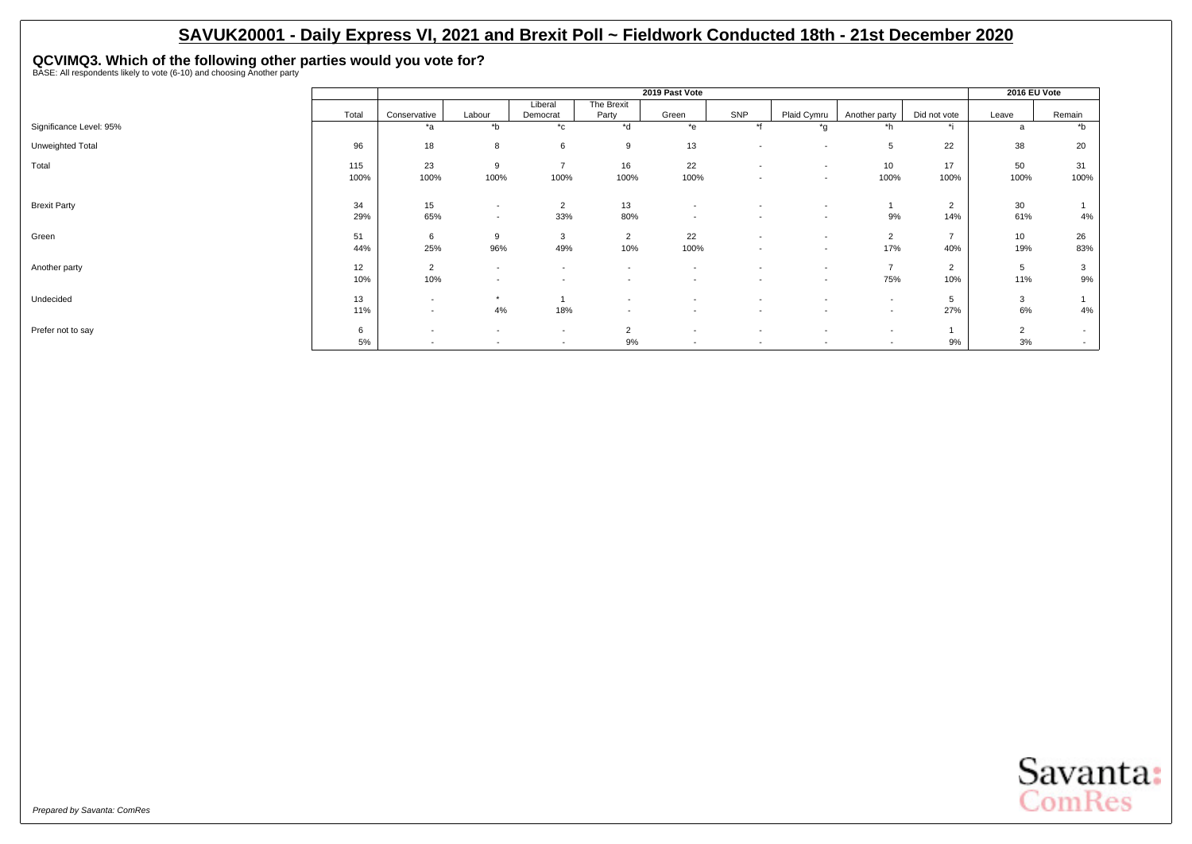# SAVUK20001 - Daily Express VI, 2021 and Brexit Poll ~ Fieldwork Conducted 18th - 21st December 2020

## QCVIMQ3. Which of the following other parties would you vote for?

BASE: All respondents likely to vote (6-10) and choosing Another party

| | | 2019 Past Vote | | | | | | | | | 2016 EU Vote | |
|---|---|---|---|---|---|---|---|---|---|---|---|---|
| | Total | Conservative | Labour | Liberal Democrat | The Brexit Party | Green | SNP | Plaid Cymru | Another party | Did not vote | Leave | Remain |
| Significance Level: 95% | | *a | *b | *c | *d | *e | *f | *g | *h | *i | a | *b |
| Unweighted Total | 96 | 18 | 8 | 6 | 9 | 13 | - | - | 5 | 22 | 38 | 20 |
| Total | 115 | 23 | 9 | 7 | 16 | 22 | - | - | 10 | 17 | 50 | 31 |
| | 100% | 100% | 100% | 100% | 100% | 100% | - | - | 100% | 100% | 100% | 100% |
| Brexit Party | 34 | 15 | - | 2 | 13 | - | - | - | 1 | 2 | 30 | 1 |
| | 29% | 65% | - | 33% | 80% | - | - | - | 9% | 14% | 61% | 4% |
| Green | 51 | 6 | 9 | 3 | 2 | 22 | - | - | 2 | 7 | 10 | 26 |
| | 44% | 25% | 96% | 49% | 10% | 100% | - | - | 17% | 40% | 19% | 83% |
| Another party | 12 | 2 | - | - | - | - | - | - | 7 | 2 | 5 | 3 |
| | 10% | 10% | - | - | - | - | - | - | 75% | 10% | 11% | 9% |
| Undecided | 13 | - | * | 1 | - | - | - | - | - | 5 | 3 | 1 |
| | 11% | - | 4% | 18% | - | - | - | - | - | 27% | 6% | 4% |
| Prefer not to say | 6 | - | - | - | 2 | - | - | - | - | 1 | 2 | - |
| | 5% | - | - | - | 9% | - | - | - | - | 9% | 3% | - |

*Prepared by Savanta: ComRes*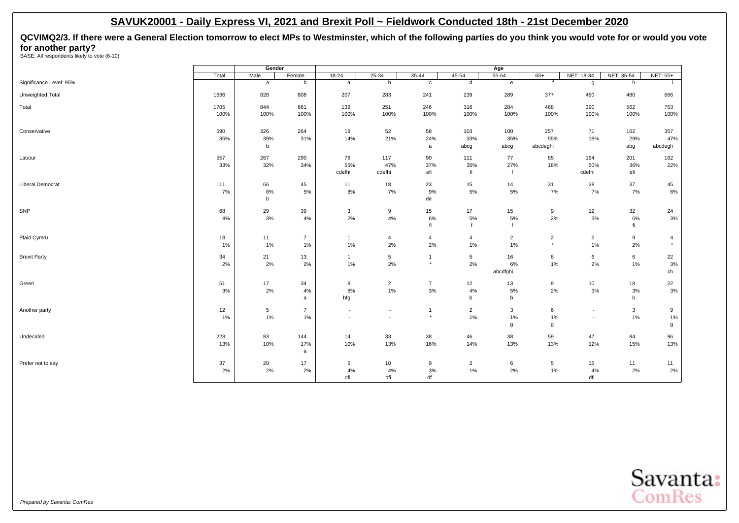# SAVUK20001 - Daily Express VI, 2021 and Brexit Poll ~ Fieldwork Conducted 18th - 21st December 2020

## QCVIMQ2/3. If there were a General Election tomorrow to elect MPs to Westminster, which of the following parties do you think you would vote for or would you vote for another party?

BASE: All respondents likely to vote (6-10)

| | Total | Gender | | Age | | | | | | | | |
|---|---|---|---|---|---|---|---|---|---|---|---|---|
| | Total | Male | Female | 18-24 | 25-34 | 35-44 | 45-54 | 55-64 | 65+ | NET: 18-34 | NET: 35-54 | NET: 55+ |
| Significance Level: 95% | | a | b | a | b | c | d | e | f | g | h | i |
| Unweighted Total | 1636 | 828 | 808 | 207 | 283 | 241 | 239 | 289 | 377 | 490 | 480 | 666 |
| Total | 1705<br>100% | 844<br>100% | 861<br>100% | 139<br>100% | 251<br>100% | 246<br>100% | 316<br>100% | 284<br>100% | 468<br>100% | 390<br>100% | 562<br>100% | 753<br>100% |
| Conservative | 590<br>35% | 326<br>39%<br>b | 264<br>31% | 19<br>14% | 52<br>21% | 58<br>24%<br>a | 103<br>33%<br>abcg | 100<br>35%<br>abcg | 257<br>55%<br>abcdeghi | 71<br>18% | 162<br>29%<br>abg | 357<br>47%<br>abcdegh |
| Labour | 557<br>33% | 267<br>32% | 290<br>34% | 76<br>55%<br>cdefhi | 117<br>47%<br>cdefhi | 90<br>37%<br>efi | 111<br>35%<br>fi | 77<br>27%<br>f | 85<br>18% | 194<br>50%<br>cdefhi | 201<br>36%<br>efi | 162<br>22% |
| Liberal Democrat | 111<br>7% | 66<br>8%<br>b | 45<br>5% | 11<br>8% | 18<br>7% | 23<br>9%<br>de | 15<br>5% | 14<br>5% | 31<br>7% | 28<br>7% | 37<br>7% | 45<br>6% |
| SNP | 68<br>4% | 29<br>3% | 39<br>4% | 3<br>2% | 9<br>4% | 15<br>6%<br>fi | 17<br>5%<br>f | 15<br>5%<br>f | 9<br>2% | 12<br>3% | 32<br>6%<br>fi | 24<br>3% |
| Plaid Cymru | 18<br>1% | 11<br>1% | 7<br>1% | 1<br>1% | 4<br>2% | 4<br>2% | 4<br>1% | 2<br>1% | 2<br>* | 5<br>1% | 9<br>2% | 4<br>* |
| Brexit Party | 34<br>2% | 21<br>2% | 13<br>2% | 1<br>1% | 5<br>2% | 1<br>* | 5<br>2% | 16<br>6%<br>abcdfghi | 6<br>1% | 6<br>2% | 6<br>1% | 22<br>3%<br>ch |
| Green | 51<br>3% | 17<br>2% | 34<br>4%<br>a | 8<br>6%<br>bfg | 2<br>1% | 7<br>3% | 12<br>4%<br>b | 13<br>5%<br>b | 9<br>2% | 10<br>3% | 18<br>3%<br>b | 22<br>3% |
| Another party | 12<br>1% | 5<br>1% | 7<br>1% | -<br>- | -<br>- | 1<br>* | 2<br>1% | 3<br>1%<br>g | 6<br>1%<br>g | -<br>- | 3<br>1% | 9<br>1%<br>g |
| Undecided | 228<br>13% | 83<br>10% | 144<br>17%<br>a | 14<br>10% | 33<br>13% | 38<br>16% | 46<br>14% | 38<br>13% | 59<br>13% | 47<br>12% | 84<br>15% | 96<br>13% |
| Prefer not to say | 37<br>2% | 20<br>2% | 17<br>2% | 5<br>4%<br>dfi | 10<br>4%<br>dfi | 9<br>3%<br>df | 2<br>1% | 6<br>2% | 5<br>1% | 15<br>4%<br>dfi | 11<br>2% | 11<br>2% |

*Prepared by Savanta: ComRes*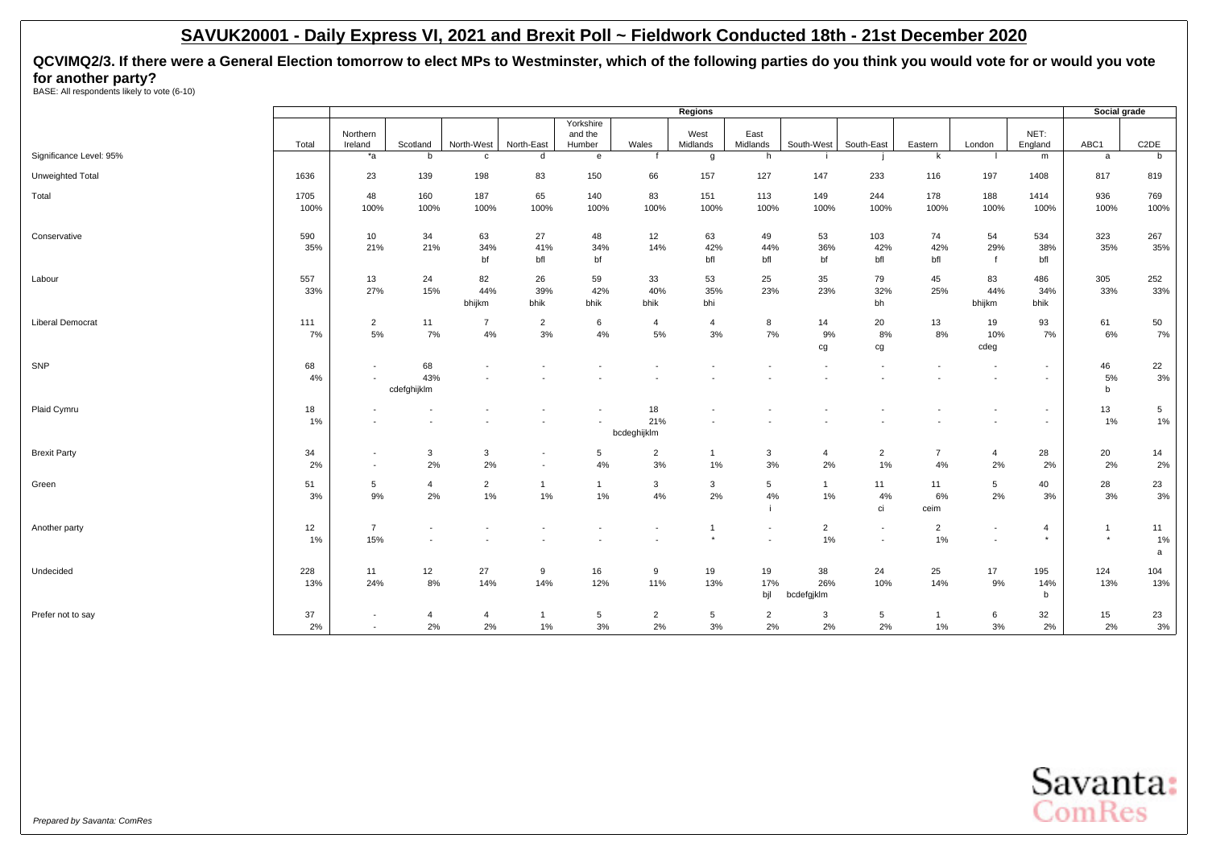## SAVUK20001 - Daily Express VI, 2021 and Brexit Poll ~ Fieldwork Conducted 18th - 21st December 2020

**QCVIMQ2/3. If there were a General Election tomorrow to elect MPs to Westminster, which of the following parties do you think you would vote for or would you vote for another party?**

BASE: All respondents likely to vote (6-10)

| | | Regions | | | | | | | | | | | | | | Social grade | |
|---|---|---|---|---|---|---|---|---|---|---|---|---|---|---|---|---|---|
| | Total | Northern Ireland | Scotland | North-West | North-East | Yorkshire and the Humber | Wales | West Midlands | East Midlands | South-West | South-East | Eastern | London | NET: England | ABC1 | C2DE |
| Significance Level: 95% | | *a | b | c | d | e | f | g | h | i | j | k | l | m | a | b |
| Unweighted Total | 1636 | 23 | 139 | 198 | 83 | 150 | 66 | 157 | 127 | 147 | 233 | 116 | 197 | 1408 | 817 | 819 |
| Total | 1705 | 48 | 160 | 187 | 65 | 140 | 83 | 151 | 113 | 149 | 244 | 178 | 188 | 1414 | 936 | 769 |
| | 100% | 100% | 100% | 100% | 100% | 100% | 100% | 100% | 100% | 100% | 100% | 100% | 100% | 100% | 100% | 100% |
| Conservative | 590 | 10 | 34 | 63 | 27 | 48 | 12 | 63 | 49 | 53 | 103 | 74 | 54 | 534 | 323 | 267 |
| | 35% | 21% | 21% | 34% | 41% | 34% | 14% | 42% | 44% | 36% | 42% | 42% | 29% | 38% | 35% | 35% |
| | | | | bf | bfl | bf | | bfl | bfl | bf | bfl | bfl | f | bfl | | |
| Labour | 557 | 13 | 24 | 82 | 26 | 59 | 33 | 53 | 25 | 35 | 79 | 45 | 83 | 486 | 305 | 252 |
| | 33% | 27% | 15% | 44% | 39% | 42% | 40% | 35% | 23% | 23% | 32% | 25% | 44% | 34% | 33% | 33% |
| | | | | bhijkm | bhik | bhik | bhik | bhi | | | bh | | bhijkm | bhik | | |
| Liberal Democrat | 111 | 2 | 11 | 7 | 2 | 6 | 4 | 4 | 8 | 14 | 20 | 13 | 19 | 93 | 61 | 50 |
| | 7% | 5% | 7% | 4% | 3% | 4% | 5% | 3% | 7% | 9% | 8% | 8% | 10% | 7% | 6% | 7% |
| | | | | | | | | | | cg | cg | | cdeg | | | |
| SNP | 68 | - | 68 | - | - | - | - | - | - | - | - | - | - | - | 46 | 22 |
| | 4% | - | 43% | - | - | - | - | - | - | - | - | - | - | - | 5% | 3% |
| | | | cdefghijklm | | | | | | | | | | | | b | |
| Plaid Cymru | 18 | - | - | - | - | - | 18 | - | - | - | - | - | - | - | 13 | 5 |
| | 1% | - | - | - | - | - | 21% | - | - | - | - | - | - | - | 1% | 1% |
| | | | | | | | bcdeghijklm | | | | | | | | | |
| Brexit Party | 34 | - | 3 | 3 | - | 5 | 2 | 1 | 3 | 4 | 2 | 7 | 4 | 28 | 20 | 14 |
| | 2% | - | 2% | 2% | - | 4% | 3% | 1% | 3% | 2% | 1% | 4% | 2% | 2% | 2% | 2% |
| Green | 51 | 5 | 4 | 2 | 1 | 1 | 3 | 3 | 5 | 1 | 11 | 11 | 5 | 40 | 28 | 23 |
| | 3% | 9% | 2% | 1% | 1% | 1% | 4% | 2% | 4% | 1% | 4% | 6% | 2% | 3% | 3% | 3% |
| | | | | | | | | | i | | ci | ceim | | | | |
| Another party | 12 | 7 | - | - | - | - | - | 1 | - | 2 | - | 2 | - | 4 | 1 | 11 |
| | 1% | 15% | - | - | - | - | - | * | - | 1% | - | 1% | - | * | * | 1% |
| | | | | | | | | | | | | | | | | a |
| Undecided | 228 | 11 | 12 | 27 | 9 | 16 | 9 | 19 | 19 | 38 | 24 | 25 | 17 | 195 | 124 | 104 |
| | 13% | 24% | 8% | 14% | 14% | 12% | 11% | 13% | 17% | 26% | 10% | 14% | 9% | 14% | 13% | 13% |
| | | | | | | | | | bjl | bcdefgjklm | | | | b | | |
| Prefer not to say | 37 | - | 4 | 4 | 1 | 5 | 2 | 5 | 2 | 3 | 5 | 1 | 6 | 32 | 15 | 23 |
| | 2% | - | 2% | 2% | 1% | 3% | 2% | 3% | 2% | 2% | 2% | 1% | 3% | 2% | 2% | 3% |

*Prepared by Savanta: ComRes*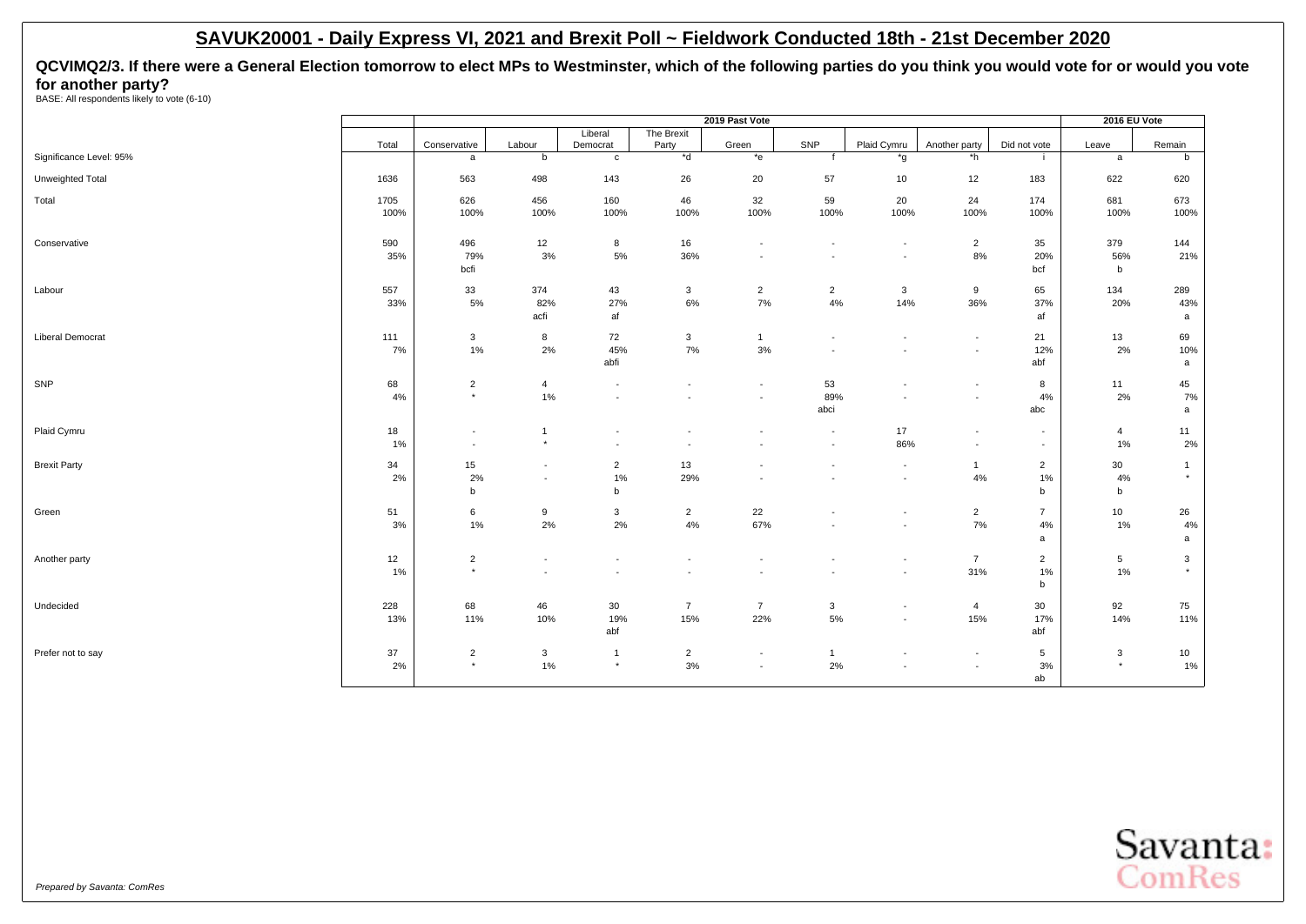## SAVUK20001 - Daily Express VI, 2021 and Brexit Poll ~ Fieldwork Conducted 18th - 21st December 2020

**QCVIMQ2/3. If there were a General Election tomorrow to elect MPs to Westminster, which of the following parties do you think you would vote for or would you vote for another party?**

BASE: All respondents likely to vote (6-10)

| | Total | 2019 Past Vote | | | | | | | | | 2016 EU Vote | |
|---|---|---|---|---|---|---|---|---|---|---|---|---|
| | | Conservative | Labour | Liberal Democrat | The Brexit Party | Green | SNP | Plaid Cymru | Another party | Did not vote | Leave | Remain |
| Significance Level: 95% | | a | b | c | *d | *e | f | *g | *h | i | a | b |
| Unweighted Total | 1636 | 563 | 498 | 143 | 26 | 20 | 57 | 10 | 12 | 183 | 622 | 620 |
| Total | 1705 | 626 | 456 | 160 | 46 | 32 | 59 | 20 | 24 | 174 | 681 | 673 |
| | 100% | 100% | 100% | 100% | 100% | 100% | 100% | 100% | 100% | 100% | 100% | 100% |
| Conservative | 590 | 496 | 12 | 8 | 16 | - | - | - | 2 | 35 | 379 | 144 |
| | 35% | 79% | 3% | 5% | 36% | - | - | - | 8% | 20% | 56% | 21% |
| | | bcfi | | | | | | | | bcf | b | |
| Labour | 557 | 33 | 374 | 43 | 3 | 2 | 2 | 3 | 9 | 65 | 134 | 289 |
| | 33% | 5% | 82% | 27% | 6% | 7% | 4% | 14% | 36% | 37% | 20% | 43% |
| | | | acfi | af | | | | | | af | | a |
| Liberal Democrat | 111 | 3 | 8 | 72 | 3 | 1 | - | - | - | 21 | 13 | 69 |
| | 7% | 1% | 2% | 45% | 7% | 3% | - | - | - | 12% | 2% | 10% |
| | | | | abfi | | | | | | abf | | a |
| SNP | 68 | 2 | 4 | - | - | - | 53 | - | - | 8 | 11 | 45 |
| | 4% | * | 1% | - | - | - | 89% | - | - | 4% | 2% | 7% |
| | | | | | | | abci | | | abc | | a |
| Plaid Cymru | 18 | - | 1 | - | - | - | - | 17 | - | - | 4 | 11 |
| | 1% | - | * | - | - | - | - | 86% | - | - | 1% | 2% |
| Brexit Party | 34 | 15 | - | 2 | 13 | - | - | - | 1 | 2 | 30 | 1 |
| | 2% | 2% | - | 1% | 29% | - | - | - | 4% | 1% | 4% | * |
| | | b | | b | | | | | | b | b | |
| Green | 51 | 6 | 9 | 3 | 2 | 22 | - | - | 2 | 7 | 10 | 26 |
| | 3% | 1% | 2% | 2% | 4% | 67% | - | - | 7% | 4% | 1% | 4% |
| | | | | | | | | | | a | | a |
| Another party | 12 | 2 | - | - | - | - | - | - | 7 | 2 | 5 | 3 |
| | 1% | * | - | - | - | - | - | - | 31% | 1% | 1% | * |
| | | | | | | | | | | b | | |
| Undecided | 228 | 68 | 46 | 30 | 7 | 7 | 3 | - | 4 | 30 | 92 | 75 |
| | 13% | 11% | 10% | 19% | 15% | 22% | 5% | - | 15% | 17% | 14% | 11% |
| | | | | abf | | | | | | abf | | |
| Prefer not to say | 37 | 2 | 3 | 1 | 2 | - | 1 | - | - | 5 | 3 | 10 |
| | 2% | * | 1% | * | 3% | - | 2% | - | - | 3% | * | 1% |
| | | | | | | | | | | ab | | |

*Prepared by Savanta: ComRes*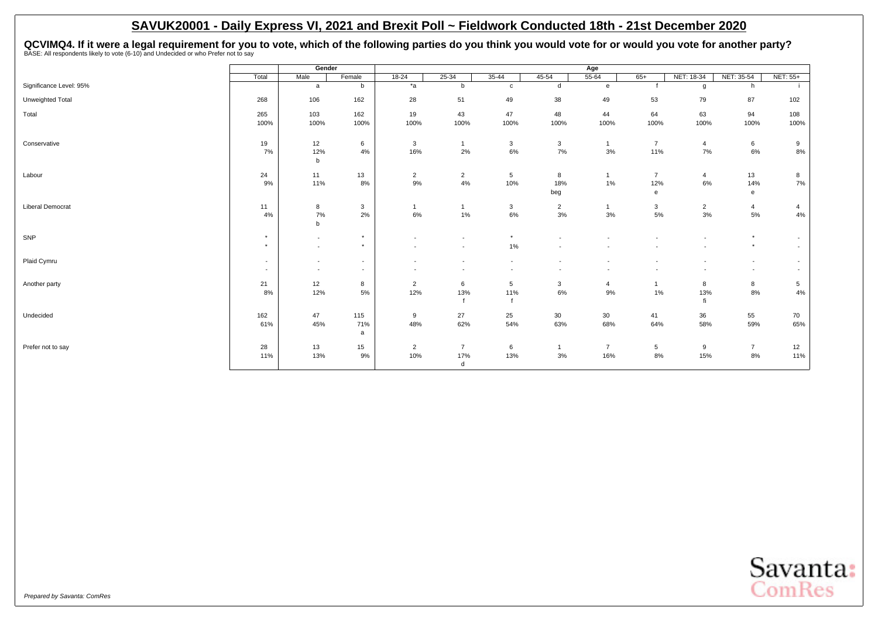## SAVUK20001 - Daily Express VI, 2021 and Brexit Poll ~ Fieldwork Conducted 18th - 21st December 2020

**QCVIMQ4. If it were a legal requirement for you to vote, which of the following parties do you think you would vote for or would you vote for another party?**
BASE: All respondents likely to vote (6-10) and Undecided or who Prefer not to say

| | | Gender | | Age | | | | | | | | |
|---|---|---|---|---|---|---|---|---|---|---|---|---|
| | Total | Male | Female | 18-24 | 25-34 | 35-44 | 45-54 | 55-64 | 65+ | NET: 18-34 | NET: 35-54 | NET: 55+ |
| Significance Level: 95% | | a | b | *a | b | c | d | e | f | g | h | i |
| Unweighted Total | 268 | 106 | 162 | 28 | 51 | 49 | 38 | 49 | 53 | 79 | 87 | 102 |
| Total | 265<br>100% | 103<br>100% | 162<br>100% | 19<br>100% | 43<br>100% | 47<br>100% | 48<br>100% | 44<br>100% | 64<br>100% | 63<br>100% | 94<br>100% | 108<br>100% |
| Conservative | 19<br>7% | 12<br>12%<br>b | 6<br>4% | 3<br>16% | 1<br>2% | 3<br>6% | 3<br>7% | 1<br>3% | 7<br>11% | 4<br>7% | 6<br>6% | 9<br>8% |
| Labour | 24<br>9% | 11<br>11% | 13<br>8% | 2<br>9% | 2<br>4% | 5<br>10% | 8<br>18%<br>beg | 1<br>1% | 7<br>12%<br>e | 4<br>6% | 13<br>14%<br>e | 8<br>7% |
| Liberal Democrat | 11<br>4% | 8<br>7%<br>b | 3<br>2% | 1<br>6% | 1<br>1% | 3<br>6% | 2<br>3% | 1<br>3% | 3<br>5% | 2<br>3% | 4<br>5% | 4<br>4% |
| SNP | *<br>* | -<br>- | *<br>* | -<br>- | -<br>- | *<br>1% | -<br>- | -<br>- | -<br>- | -<br>- | *<br>* | -<br>- |
| Plaid Cymru | -<br>- | -<br>- | -<br>- | -<br>- | -<br>- | -<br>- | -<br>- | -<br>- | -<br>- | -<br>- | -<br>- | -<br>- |
| Another party | 21<br>8% | 12<br>12% | 8<br>5% | 2<br>12% | 6<br>13%<br>f | 5<br>11%<br>f | 3<br>6% | 4<br>9% | 1<br>1% | 8<br>13%<br>fi | 8<br>8% | 5<br>4% |
| Undecided | 162<br>61% | 47<br>45% | 115<br>71%<br>a | 9<br>48% | 27<br>62% | 25<br>54% | 30<br>63% | 30<br>68% | 41<br>64% | 36<br>58% | 55<br>59% | 70<br>65% |
| Prefer not to say | 28<br>11% | 13<br>13% | 15<br>9% | 2<br>10% | 7<br>17%<br>d | 6<br>13% | 1<br>3% | 7<br>16% | 5<br>8% | 9<br>15% | 7<br>8% | 12<br>11% |

*Prepared by Savanta: ComRes*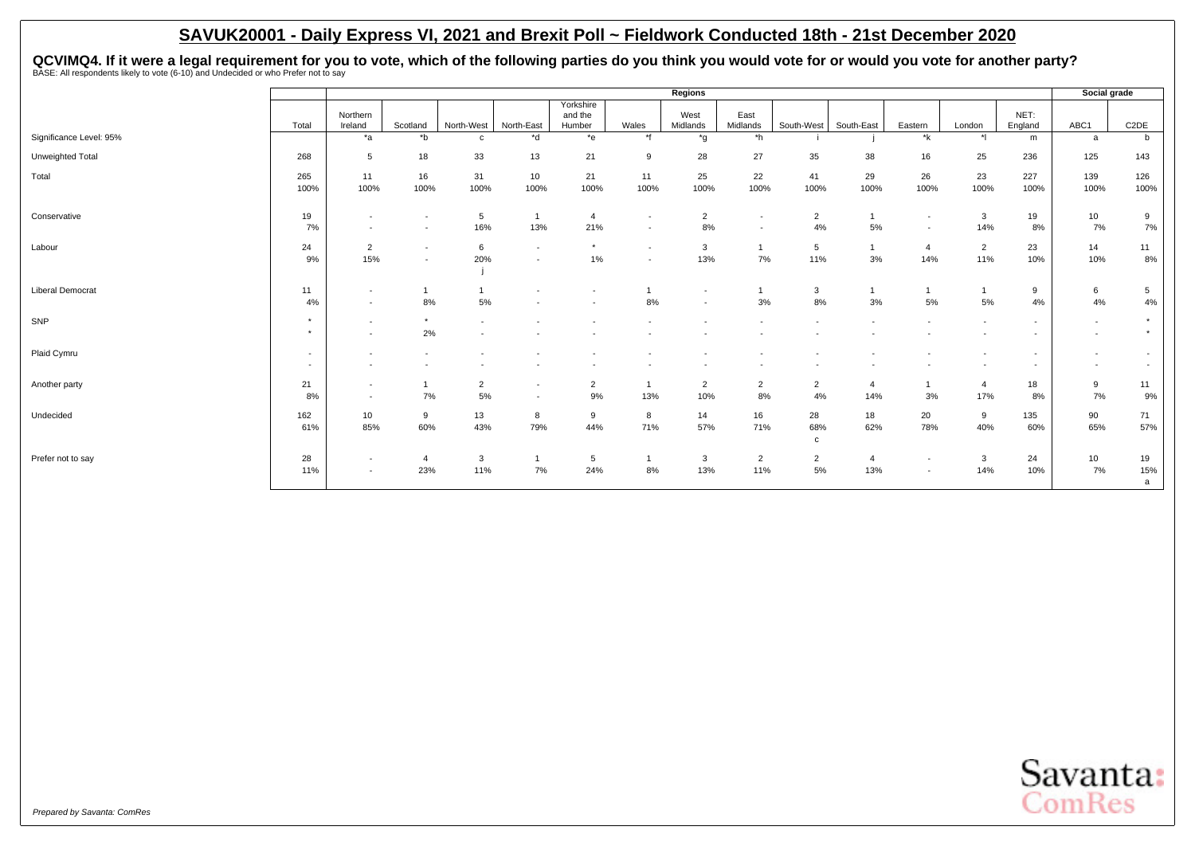## SAVUK20001 - Daily Express VI, 2021 and Brexit Poll ~ Fieldwork Conducted 18th - 21st December 2020

**QCVIMQ4. If it were a legal requirement for you to vote, which of the following parties do you think you would vote for or would you vote for another party?**

BASE: All respondents likely to vote (6-10) and Undecided or who Prefer not to say

| | | Regions | | | | | | | | | | | | | | Social grade | |
|---|---|---|---|---|---|---|---|---|---|---|---|---|---|---|---|---|---|
| | Total | Northern Ireland | Scotland | North-West | North-East | Yorkshire and the Humber | Wales | West Midlands | East Midlands | South-West | South-East | Eastern | London | NET: England | ABC1 | C2DE |
| Significance Level: 95% | | *a | *b | c | *d | *e | *f | *g | *h | i | j | *k | *l | m | a | b |
| Unweighted Total | 268 | 5 | 18 | 33 | 13 | 21 | 9 | 28 | 27 | 35 | 38 | 16 | 25 | 236 | 125 | 143 |
| Total | 265 | 11 | 16 | 31 | 10 | 21 | 11 | 25 | 22 | 41 | 29 | 26 | 23 | 227 | 139 | 126 |
| | 100% | 100% | 100% | 100% | 100% | 100% | 100% | 100% | 100% | 100% | 100% | 100% | 100% | 100% | 100% | 100% |
| Conservative | 19 | - | - | 5 | 1 | 4 | - | 2 | - | 2 | 1 | - | 3 | 19 | 10 | 9 |
| | 7% | - | - | 16% | 13% | 21% | - | 8% | - | 4% | 5% | - | 14% | 8% | 7% | 7% |
| Labour | 24 | 2 | - | 6 | - | * | - | 3 | 1 | 5 | 1 | 4 | 2 | 23 | 14 | 11 |
| | 9% | 15% | - | 20% | - | 1% | - | 13% | 7% | 11% | 3% | 14% | 11% | 10% | 10% | 8% |
| | | | | j | | | | | | | | | | | | |
| Liberal Democrat | 11 | - | 1 | 1 | - | - | 1 | - | 1 | 3 | 1 | 1 | 1 | 9 | 6 | 5 |
| | 4% | - | 8% | 5% | - | - | 8% | - | 3% | 8% | 3% | 5% | 5% | 4% | 4% | 4% |
| SNP | * | - | * | - | - | - | - | - | - | - | - | - | - | - | - | * |
| | * | - | 2% | - | - | - | - | - | - | - | - | - | - | - | - | * |
| Plaid Cymru | - | - | - | - | - | - | - | - | - | - | - | - | - | - | - | - |
| | - | - | - | - | - | - | - | - | - | - | - | - | - | - | - | - |
| Another party | 21 | - | 1 | 2 | - | 2 | 1 | 2 | 2 | 2 | 4 | 1 | 4 | 18 | 9 | 11 |
| | 8% | - | 7% | 5% | - | 9% | 13% | 10% | 8% | 4% | 14% | 3% | 17% | 8% | 7% | 9% |
| Undecided | 162 | 10 | 9 | 13 | 8 | 9 | 8 | 14 | 16 | 28 | 18 | 20 | 9 | 135 | 90 | 71 |
| | 61% | 85% | 60% | 43% | 79% | 44% | 71% | 57% | 71% | 68% | 62% | 78% | 40% | 60% | 65% | 57% |
| | | | | | | | | | | c | | | | | | |
| Prefer not to say | 28 | - | 4 | 3 | 1 | 5 | 1 | 3 | 2 | 2 | 4 | - | 3 | 24 | 10 | 19 |
| | 11% | - | 23% | 11% | 7% | 24% | 8% | 13% | 11% | 5% | 13% | - | 14% | 10% | 7% | 15% |
| | | | | | | | | | | | | | | | | a |

*Prepared by Savanta: ComRes*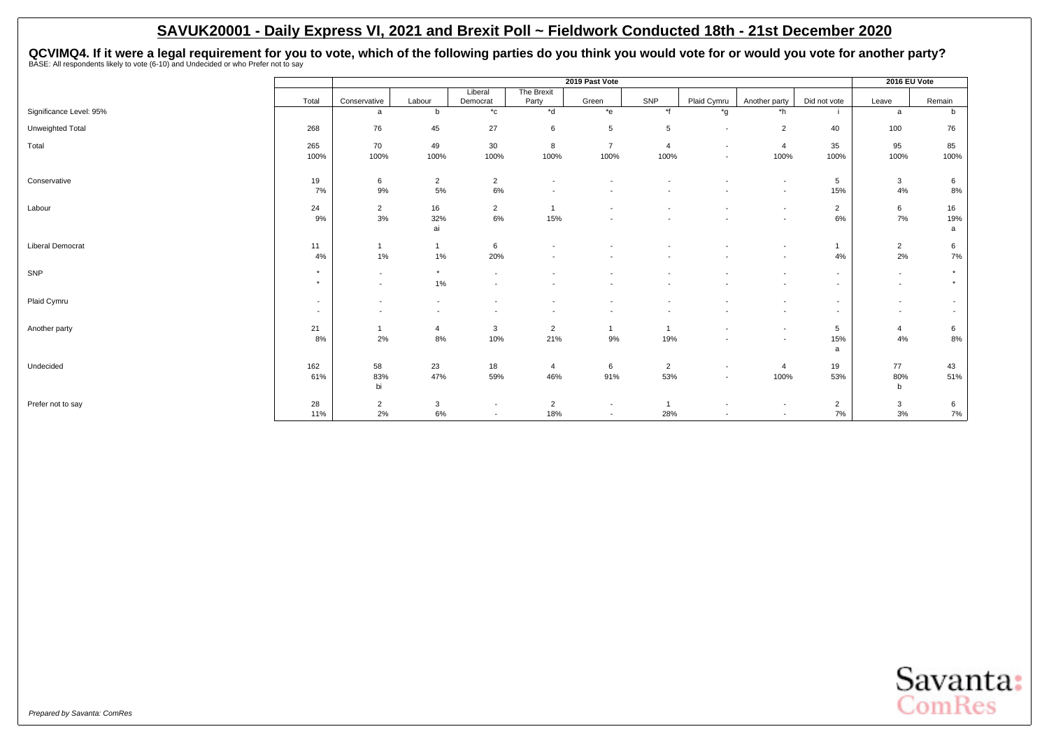# SAVUK20001 - Daily Express VI, 2021 and Brexit Poll ~ Fieldwork Conducted 18th - 21st December 2020

**QCVIMQ4. If it were a legal requirement for you to vote, which of the following parties do you think you would vote for or would you vote for another party?**

BASE: All respondents likely to vote (6-10) and Undecided or who Prefer not to say

| | | 2019 Past Vote | | | | | | | | | 2016 EU Vote | |
|---|---|---|---|---|---|---|---|---|---|---|---|---|
| | Total | Conservative | Labour | Liberal Democrat | The Brexit Party | Green | SNP | Plaid Cymru | Another party | Did not vote | Leave | Remain |
| Significance Level: 95% | | a | b | *c | *d | *e | *f | *g | *h | i | a | b |
| Unweighted Total | 268 | 76 | 45 | 27 | 6 | 5 | 5 | - | 2 | 40 | 100 | 76 |
| Total | 265 | 70 | 49 | 30 | 8 | 7 | 4 | - | 4 | 35 | 95 | 85 |
| | 100% | 100% | 100% | 100% | 100% | 100% | 100% | - | 100% | 100% | 100% | 100% |
| Conservative | 19 | 6 | 2 | 2 | - | - | - | - | - | 5 | 3 | 6 |
| | 7% | 9% | 5% | 6% | - | - | - | - | - | 15% | 4% | 8% |
| Labour | 24 | 2 | 16 | 2 | 1 | - | - | - | - | 2 | 6 | 16 |
| | 9% | 3% | 32% | 6% | 15% | - | - | - | - | 6% | 7% | 19% |
| | | | ai | | | | | | | | | a |
| Liberal Democrat | 11 | 1 | 1 | 6 | - | - | - | - | - | 1 | 2 | 6 |
| | 4% | 1% | 1% | 20% | - | - | - | - | - | 4% | 2% | 7% |
| SNP | * | - | * | - | - | - | - | - | - | - | - | * |
| | * | - | 1% | - | - | - | - | - | - | - | - | * |
| Plaid Cymru | - | - | - | - | - | - | - | - | - | - | - | - |
| | - | - | - | - | - | - | - | - | - | - | - | - |
| Another party | 21 | 1 | 4 | 3 | 2 | 1 | 1 | - | - | 5 | 4 | 6 |
| | 8% | 2% | 8% | 10% | 21% | 9% | 19% | - | - | 15% | 4% | 8% |
| | | | | | | | | | | a | | |
| Undecided | 162 | 58 | 23 | 18 | 4 | 6 | 2 | - | 4 | 19 | 77 | 43 |
| | 61% | 83% | 47% | 59% | 46% | 91% | 53% | - | 100% | 53% | 80% | 51% |
| | | bi | | | | | | | | | b | |
| Prefer not to say | 28 | 2 | 3 | - | 2 | - | 1 | - | - | 2 | 3 | 6 |
| | 11% | 2% | 6% | - | 18% | - | 28% | - | - | 7% | 3% | 7% |

*Prepared by Savanta: ComRes*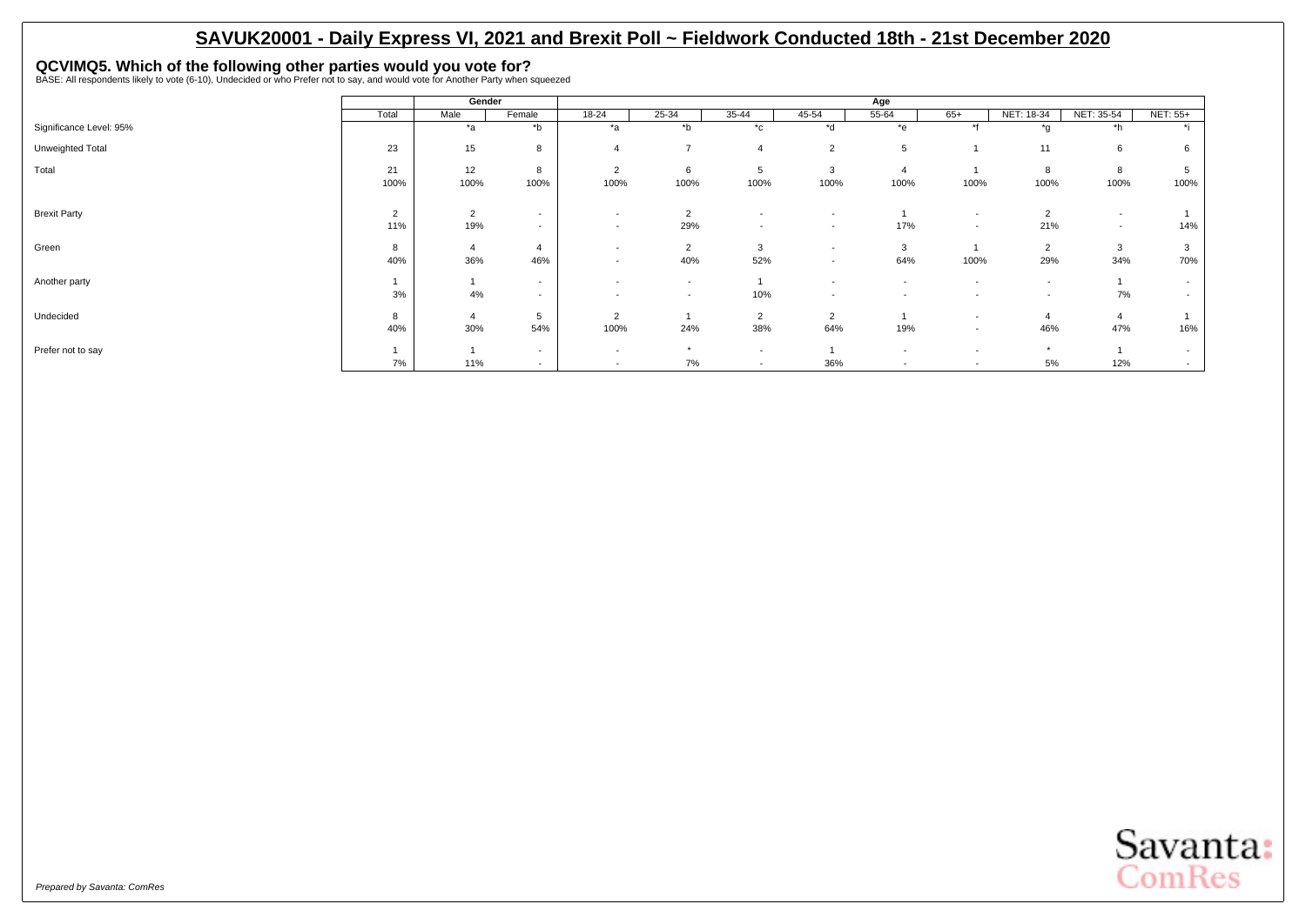# SAVUK20001 - Daily Express VI, 2021 and Brexit Poll ~ Fieldwork Conducted 18th - 21st December 2020

## QCVIMQ5. Which of the following other parties would you vote for?

BASE: All respondents likely to vote (6-10), Undecided or who Prefer not to say, and would vote for Another Party when squeezed

| | Total | Gender | | Age | | | | | | | | |
|---|---|---|---|---|---|---|---|---|---|---|---|---|
| | | Male | Female | 18-24 | 25-34 | 35-44 | 45-54 | 55-64 | 65+ | NET: 18-34 | NET: 35-54 | NET: 55+ |
| Significance Level: 95% | | *a | *b | *a | *b | *c | *d | *e | *f | *g | *h | *i |
| Unweighted Total | 23 | 15 | 8 | 4 | 7 | 4 | 2 | 5 | 1 | 11 | 6 | 6 |
| Total | 21 | 12 | 8 | 2 | 6 | 5 | 3 | 4 | 1 | 8 | 8 | 5 |
| | 100% | 100% | 100% | 100% | 100% | 100% | 100% | 100% | 100% | 100% | 100% | 100% |
| Brexit Party | 2 | 2 | - | - | 2 | - | - | 1 | - | 2 | - | 1 |
| | 11% | 19% | - | - | 29% | - | - | 17% | - | 21% | - | 14% |
| Green | 8 | 4 | 4 | - | 2 | 3 | - | 3 | 1 | 2 | 3 | 3 |
| | 40% | 36% | 46% | - | 40% | 52% | - | 64% | 100% | 29% | 34% | 70% |
| Another party | 1 | 1 | - | - | - | 1 | - | - | - | - | 1 | - |
| | 3% | 4% | - | - | - | 10% | - | - | - | - | 7% | - |
| Undecided | 8 | 4 | 5 | 2 | 1 | 2 | 2 | 1 | - | 4 | 4 | 1 |
| | 40% | 30% | 54% | 100% | 24% | 38% | 64% | 19% | - | 46% | 47% | 16% |
| Prefer not to say | 1 | 1 | - | - | * | - | 1 | - | - | * | 1 | - |
| | 7% | 11% | - | - | 7% | - | 36% | - | - | 5% | 12% | - |

*Prepared by Savanta: ComRes*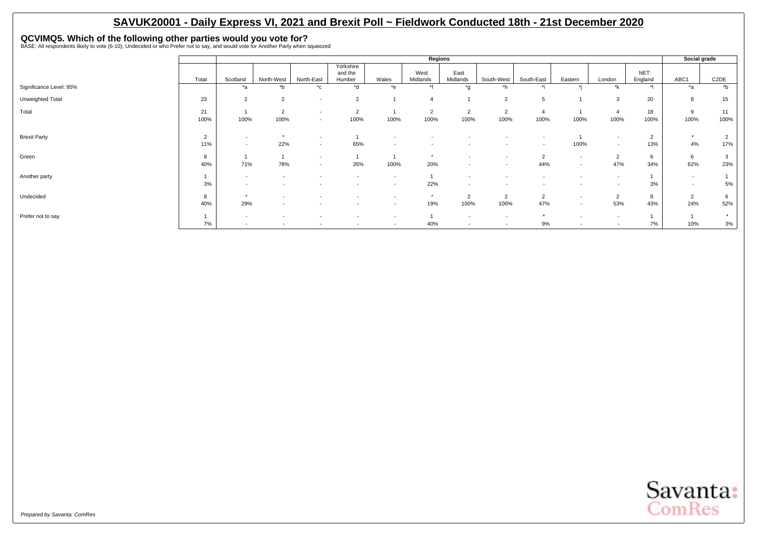# SAVUK20001 - Daily Express VI, 2021 and Brexit Poll ~ Fieldwork Conducted 18th - 21st December 2020

## QCVIMQ5. Which of the following other parties would you vote for?

BASE: All respondents likely to vote (6-10), Undecided or who Prefer not to say, and would vote for Another Party when squeezed

| | | Regions | | | | | | | | | | | | | Social grade | |
|---|---|---|---|---|---|---|---|---|---|---|---|---|---|---|---|---|
| | Total | Scotland | North-West | North-East | Yorkshire and the Humber | Wales | West Midlands | East Midlands | South-West | South-East | Eastern | London | NET: England | ABC1 | C2DE |
| Significance Level: 95% | | *a | *b | *c | *d | *e | *f | *g | *h | *i | *j | *k | *l | *a | *b |
| Unweighted Total | 23 | 2 | 2 | - | 2 | 1 | 4 | 1 | 2 | 5 | 1 | 3 | 20 | 8 | 15 |
| Total | 21 | 1 | 2 | - | 2 | 1 | 2 | 2 | 2 | 4 | 1 | 4 | 18 | 9 | 11 |
| | 100% | 100% | 100% | - | 100% | 100% | 100% | 100% | 100% | 100% | 100% | 100% | 100% | 100% | 100% |
| Brexit Party | 2 | - | * | - | 1 | - | - | - | - | - | 1 | - | 2 | * | 2 |
| | 11% | - | 22% | - | 65% | - | - | - | - | - | 100% | - | 13% | 4% | 17% |
| Green | 8 | 1 | 1 | - | 1 | 1 | * | - | - | 2 | - | 2 | 6 | 6 | 3 |
| | 40% | 71% | 78% | - | 35% | 100% | 20% | - | - | 44% | - | 47% | 34% | 62% | 23% |
| Another party | 1 | - | - | - | - | - | 1 | - | - | - | - | - | 1 | - | 1 |
| | 3% | - | - | - | - | - | 22% | - | - | - | - | - | 3% | - | 5% |
| Undecided | 8 | * | - | - | - | - | * | 2 | 2 | 2 | - | 2 | 8 | 2 | 6 |
| | 40% | 29% | - | - | - | - | 19% | 100% | 100% | 47% | - | 53% | 43% | 24% | 52% |
| Prefer not to say | 1 | - | - | - | - | - | 1 | - | - | * | - | - | 1 | 1 | * |
| | 7% | - | - | - | - | - | 40% | - | - | 9% | - | - | 7% | 10% | 3% |

*Prepared by Savanta: ComRes*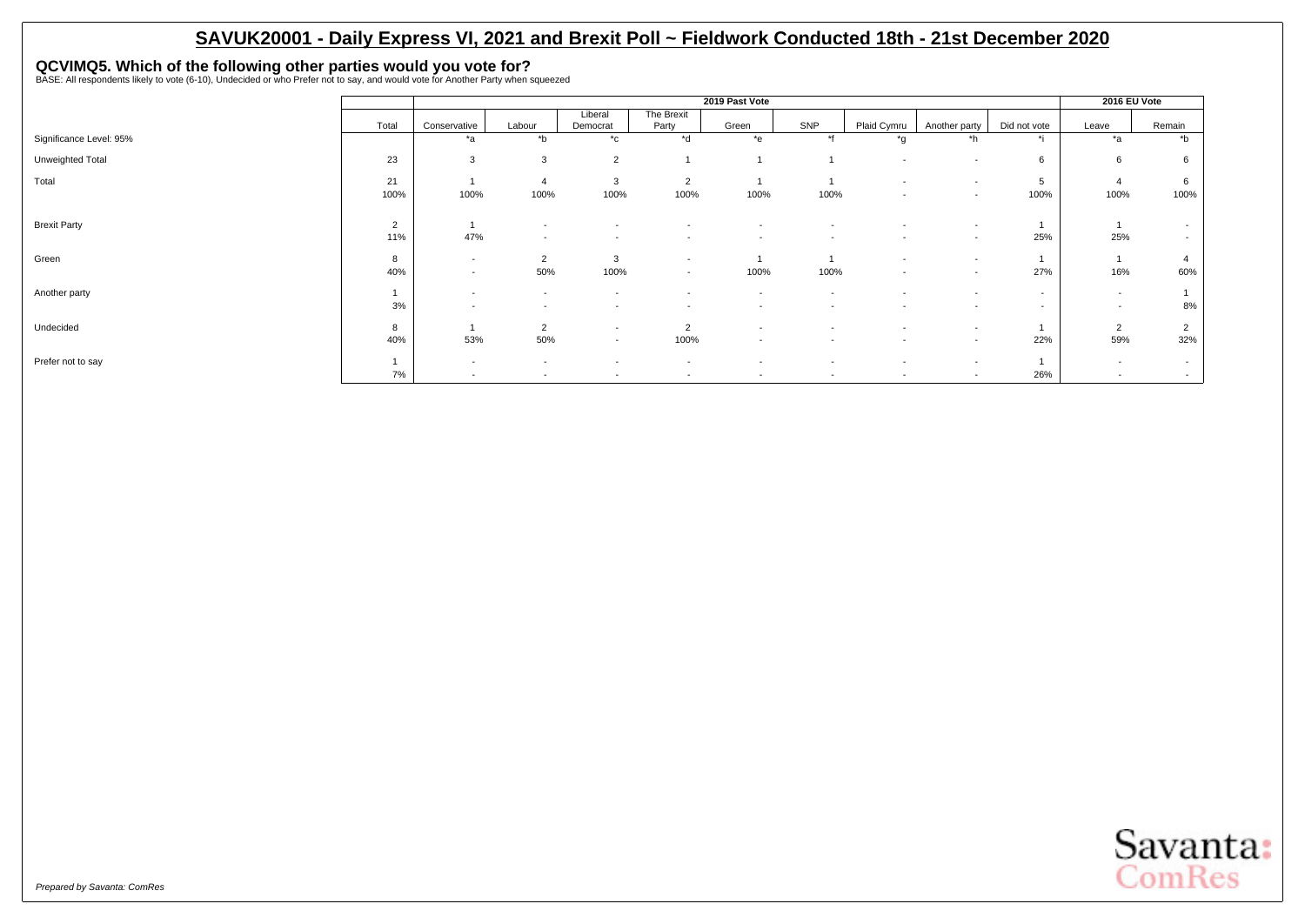## SAVUK20001 - Daily Express VI, 2021 and Brexit Poll ~ Fieldwork Conducted 18th - 21st December 2020

**QCVIMQ5. Which of the following other parties would you vote for?**
BASE: All respondents likely to vote (6-10), Undecided or who Prefer not to say, and would vote for Another Party when squeezed

| | | 2019 Past Vote | | | | | | | | | 2016 EU Vote | |
|---|---|---|---|---|---|---|---|---|---|---|---|---|
| | Total | Conservative | Labour | Liberal Democrat | The Brexit Party | Green | SNP | Plaid Cymru | Another party | Did not vote | Leave | Remain |
| Significance Level: 95% | | *a | *b | *c | *d | *e | *f | *g | *h | *i | *a | *b |
| Unweighted Total | 23 | 3 | 3 | 2 | 1 | 1 | 1 | - | - | 6 | 6 | 6 |
| Total | 21 | 1 | 4 | 3 | 2 | 1 | 1 | - | - | 5 | 4 | 6 |
| | 100% | 100% | 100% | 100% | 100% | 100% | 100% | - | - | 100% | 100% | 100% |
| Brexit Party | 2 | 1 | - | - | - | - | - | - | - | 1 | 1 | - |
| | 11% | 47% | - | - | - | - | - | - | - | 25% | 25% | - |
| Green | 8 | - | 2 | 3 | - | 1 | 1 | - | - | 1 | 1 | 4 |
| | 40% | - | 50% | 100% | - | 100% | 100% | - | - | 27% | 16% | 60% |
| Another party | 1 | - | - | - | - | - | - | - | - | - | - | 1 |
| | 3% | - | - | - | - | - | - | - | - | - | - | 8% |
| Undecided | 8 | 1 | 2 | - | 2 | - | - | - | - | 1 | 2 | 2 |
| | 40% | 53% | 50% | - | 100% | - | - | - | - | 22% | 59% | 32% |
| Prefer not to say | 1 | - | - | - | - | - | - | - | - | 1 | - | - |
| | 7% | - | - | - | - | - | - | - | - | 26% | - | - |

*Prepared by Savanta: ComRes*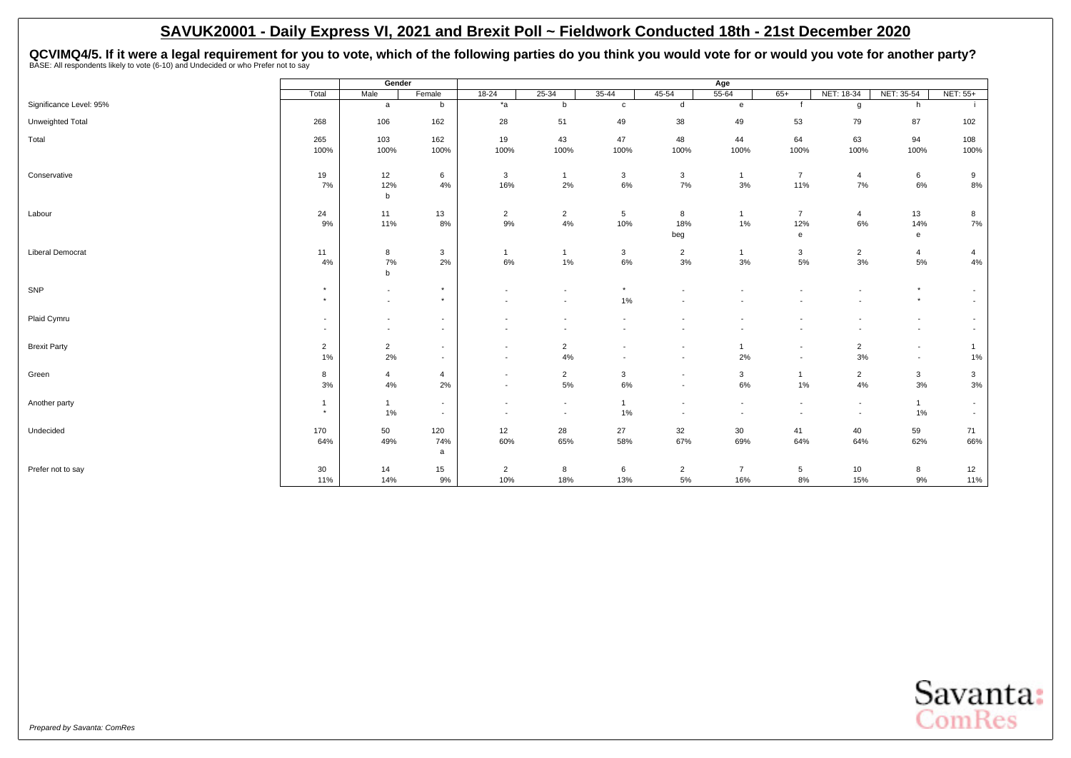# SAVUK20001 - Daily Express VI, 2021 and Brexit Poll ~ Fieldwork Conducted 18th - 21st December 2020

**QCVIMQ4/5. If it were a legal requirement for you to vote, which of the following parties do you think you would vote for or would you vote for another party?**
BASE: All respondents likely to vote (6-10) and Undecided or who Prefer not to say

| | Total | Gender | | Age | | | | | | | | |
|---|---|---|---|---|---|---|---|---|---|---|---|---|
| | | Male | Female | 18-24 | 25-34 | 35-44 | 45-54 | 55-64 | 65+ | NET: 18-34 | NET: 35-54 | NET: 55+ |
| Significance Level: 95% | | a | b | *a | b | c | d | e | f | g | h | i |
| Unweighted Total | 268 | 106 | 162 | 28 | 51 | 49 | 38 | 49 | 53 | 79 | 87 | 102 |
| Total | 265 | 103 | 162 | 19 | 43 | 47 | 48 | 44 | 64 | 63 | 94 | 108 |
| | 100% | 100% | 100% | 100% | 100% | 100% | 100% | 100% | 100% | 100% | 100% | 100% |
| Conservative | 19 | 12 | 6 | 3 | 1 | 3 | 3 | 1 | 7 | 4 | 6 | 9 |
| | 7% | 12% | 4% | 16% | 2% | 6% | 7% | 3% | 11% | 7% | 6% | 8% |
| | | b | | | | | | | | | | |
| Labour | 24 | 11 | 13 | 2 | 2 | 5 | 8 | 1 | 7 | 4 | 13 | 8 |
| | 9% | 11% | 8% | 9% | 4% | 10% | 18% | 1% | 12% | 6% | 14% | 7% |
| | | | | | | | beg | | e | | e | |
| Liberal Democrat | 11 | 8 | 3 | 1 | 1 | 3 | 2 | 1 | 3 | 2 | 4 | 4 |
| | 4% | 7% | 2% | 6% | 1% | 6% | 3% | 3% | 5% | 3% | 5% | 4% |
| | | b | | | | | | | | | | |
| SNP | * | - | * | - | - | * | - | - | - | - | * | - |
| | * | - | * | - | - | 1% | - | - | - | - | * | - |
| Plaid Cymru | - | - | - | - | - | - | - | - | - | - | - | - |
| | - | - | - | - | - | - | - | - | - | - | - | - |
| Brexit Party | 2 | 2 | - | - | 2 | - | - | 1 | - | 2 | - | 1 |
| | 1% | 2% | - | - | 4% | - | - | 2% | - | 3% | - | 1% |
| Green | 8 | 4 | 4 | - | 2 | 3 | - | 3 | 1 | 2 | 3 | 3 |
| | 3% | 4% | 2% | - | 5% | 6% | - | 6% | 1% | 4% | 3% | 3% |
| Another party | 1 | 1 | - | - | - | 1 | - | - | - | - | 1 | - |
| | * | 1% | - | - | - | 1% | - | - | - | - | 1% | - |
| Undecided | 170 | 50 | 120 | 12 | 28 | 27 | 32 | 30 | 41 | 40 | 59 | 71 |
| | 64% | 49% | 74% | 60% | 65% | 58% | 67% | 69% | 64% | 64% | 62% | 66% |
| | | | a | | | | | | | | | |
| Prefer not to say | 30 | 14 | 15 | 2 | 8 | 6 | 2 | 7 | 5 | 10 | 8 | 12 |
| | 11% | 14% | 9% | 10% | 18% | 13% | 5% | 16% | 8% | 15% | 9% | 11% |

*Prepared by Savanta: ComRes*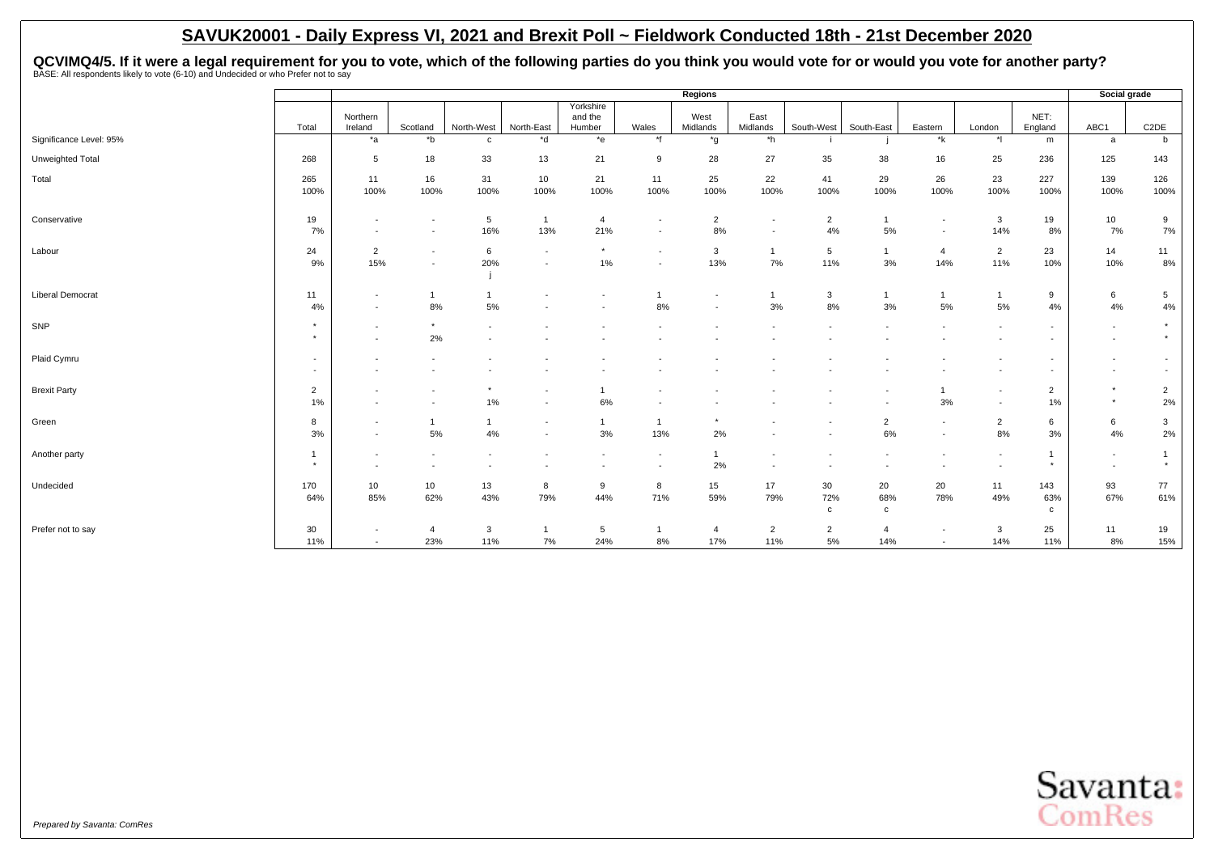## SAVUK20001 - Daily Express VI, 2021 and Brexit Poll ~ Fieldwork Conducted 18th - 21st December 2020

**QCVIMQ4/5. If it were a legal requirement for you to vote, which of the following parties do you think you would vote for or would you vote for another party?**

BASE: All respondents likely to vote (6-10) and Undecided or who Prefer not to say

| | | Regions | | | | | | | | | | | | | Social grade | |
|---|---|---|---|---|---|---|---|---|---|---|---|---|---|---|---|---|
| | Total | Northern Ireland | Scotland | North-West | North-East | Yorkshire and the Humber | Wales | West Midlands | East Midlands | South-West | South-East | Eastern | London | NET: England | ABC1 | C2DE |
| Significance Level: 95% | | *a | *b | c | *d | *e | *f | *g | *h | i | j | *k | *l | m | a | b |
| Unweighted Total | 268 | 5 | 18 | 33 | 13 | 21 | 9 | 28 | 27 | 35 | 38 | 16 | 25 | 236 | 125 | 143 |
| Total | 265<br>100% | 11<br>100% | 16<br>100% | 31<br>100% | 10<br>100% | 21<br>100% | 11<br>100% | 25<br>100% | 22<br>100% | 41<br>100% | 29<br>100% | 26<br>100% | 23<br>100% | 227<br>100% | 139<br>100% | 126<br>100% |
| Conservative | 19<br>7% | -<br>- | -<br>- | 5<br>16% | 1<br>13% | 4<br>21% | -<br>- | 2<br>8% | -<br>- | 2<br>4% | 1<br>5% | -<br>- | 3<br>14% | 19<br>8% | 10<br>7% | 9<br>7% |
| Labour | 24<br>9% | 2<br>15% | -<br>- | 6<br>20%<br>j | -<br>- | *<br>1% | -<br>- | 3<br>13% | 1<br>7% | 5<br>11% | 1<br>3% | 4<br>14% | 2<br>11% | 23<br>10% | 14<br>10% | 11<br>8% |
| Liberal Democrat | 11<br>4% | -<br>- | 1<br>8% | 1<br>5% | -<br>- | -<br>- | 1<br>8% | -<br>- | 1<br>3% | 3<br>8% | 1<br>3% | 1<br>5% | 1<br>5% | 9<br>4% | 6<br>4% | 5<br>4% |
| SNP | *<br>* | -<br>- | *<br>2% | -<br>- | -<br>- | -<br>- | -<br>- | -<br>- | -<br>- | -<br>- | -<br>- | -<br>- | -<br>- | -<br>- | -<br>- | *<br>* |
| Plaid Cymru | -<br>- | -<br>- | -<br>- | -<br>- | -<br>- | -<br>- | -<br>- | -<br>- | -<br>- | -<br>- | -<br>- | -<br>- | -<br>- | -<br>- | -<br>- | -<br>- |
| Brexit Party | 2<br>1% | -<br>- | -<br>- | *<br>1% | -<br>- | 1<br>6% | -<br>- | -<br>- | -<br>- | -<br>- | -<br>- | 1<br>3% | -<br>- | 2<br>1% | *<br>* | 2<br>2% |
| Green | 8<br>3% | -<br>- | 1<br>5% | 1<br>4% | -<br>- | 1<br>3% | 1<br>13% | *<br>2% | -<br>- | -<br>- | 2<br>6% | -<br>- | 2<br>8% | 6<br>3% | 6<br>4% | 3<br>2% |
| Another party | 1<br>* | -<br>- | -<br>- | -<br>- | -<br>- | -<br>- | -<br>- | 1<br>2% | -<br>- | -<br>- | -<br>- | -<br>- | -<br>- | 1<br>* | -<br>- | 1<br>* |
| Undecided | 170<br>64% | 10<br>85% | 10<br>62% | 13<br>43% | 8<br>79% | 9<br>44% | 8<br>71% | 15<br>59% | 17<br>79% | 30<br>72%<br>c | 20<br>68%<br>c | 20<br>78% | 11<br>49% | 143<br>63%<br>c | 93<br>67% | 77<br>61% |
| Prefer not to say | 30<br>11% | -<br>- | 4<br>23% | 3<br>11% | 1<br>7% | 5<br>24% | 1<br>8% | 4<br>17% | 2<br>11% | 2<br>5% | 4<br>14% | -<br>- | 3<br>14% | 25<br>11% | 11<br>8% | 19<br>15% |

*Prepared by Savanta: ComRes*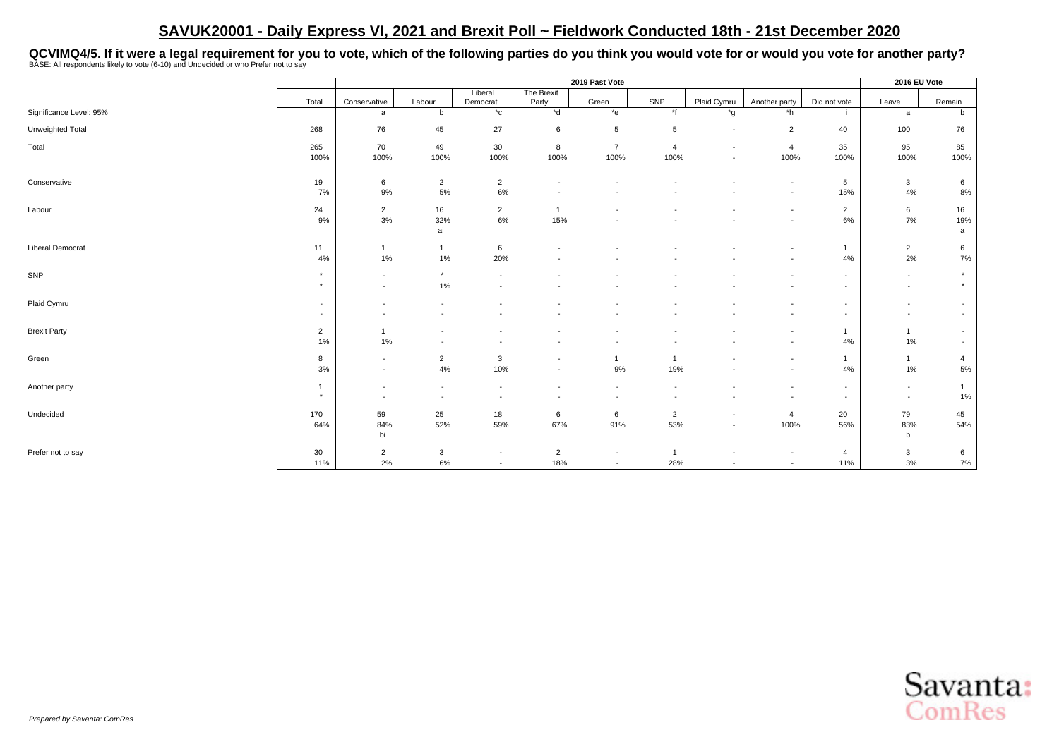## SAVUK20001 - Daily Express VI, 2021 and Brexit Poll ~ Fieldwork Conducted 18th - 21st December 2020

**QCVIMQ4/5. If it were a legal requirement for you to vote, which of the following parties do you think you would vote for or would you vote for another party?**

BASE: All respondents likely to vote (6-10) and Undecided or who Prefer not to say

| | | 2019 Past Vote | | | | | | | | | 2016 EU Vote | |
|---|---|---|---|---|---|---|---|---|---|---|---|---|
| | Total | Conservative | Labour | Liberal Democrat | The Brexit Party | Green | SNP | Plaid Cymru | Another party | Did not vote | Leave | Remain |
| Significance Level: 95% | | a | b | *c | *d | *e | *f | *g | *h | i | a | b |
| Unweighted Total | 268 | 76 | 45 | 27 | 6 | 5 | 5 | - | 2 | 40 | 100 | 76 |
| Total | 265 | 70 | 49 | 30 | 8 | 7 | 4 | - | 4 | 35 | 95 | 85 |
| | 100% | 100% | 100% | 100% | 100% | 100% | 100% | - | 100% | 100% | 100% | 100% |
| Conservative | 19 | 6 | 2 | 2 | - | - | - | - | - | 5 | 3 | 6 |
| | 7% | 9% | 5% | 6% | - | - | - | - | - | 15% | 4% | 8% |
| Labour | 24 | 2 | 16 | 2 | 1 | - | - | - | - | 2 | 6 | 16 |
| | 9% | 3% | 32% | 6% | 15% | - | - | - | - | 6% | 7% | 19% |
| | | | ai | | | | | | | | | a |
| Liberal Democrat | 11 | 1 | 1 | 6 | - | - | - | - | - | 1 | 2 | 6 |
| | 4% | 1% | 1% | 20% | - | - | - | - | - | 4% | 2% | 7% |
| SNP | * | - | * | - | - | - | - | - | - | - | - | * |
| | * | - | 1% | - | - | - | - | - | - | - | - | * |
| Plaid Cymru | - | - | - | - | - | - | - | - | - | - | - | - |
| | - | - | - | - | - | - | - | - | - | - | - | - |
| Brexit Party | 2 | 1 | - | - | - | - | - | - | - | 1 | 1 | - |
| | 1% | 1% | - | - | - | - | - | - | - | 4% | 1% | - |
| Green | 8 | - | 2 | 3 | - | 1 | 1 | - | - | 1 | 1 | 4 |
| | 3% | - | 4% | 10% | - | 9% | 19% | - | - | 4% | 1% | 5% |
| Another party | 1 | - | - | - | - | - | - | - | - | - | - | 1 |
| | * | - | - | - | - | - | - | - | - | - | - | 1% |
| Undecided | 170 | 59 | 25 | 18 | 6 | 6 | 2 | - | 4 | 20 | 79 | 45 |
| | 64% | 84% | 52% | 59% | 67% | 91% | 53% | - | 100% | 56% | 83% | 54% |
| | | bi | | | | | | | | | b | |
| Prefer not to say | 30 | 2 | 3 | - | 2 | - | 1 | - | - | 4 | 3 | 6 |
| | 11% | 2% | 6% | - | 18% | - | 28% | - | - | 11% | 3% | 7% |

*Prepared by Savanta: ComRes*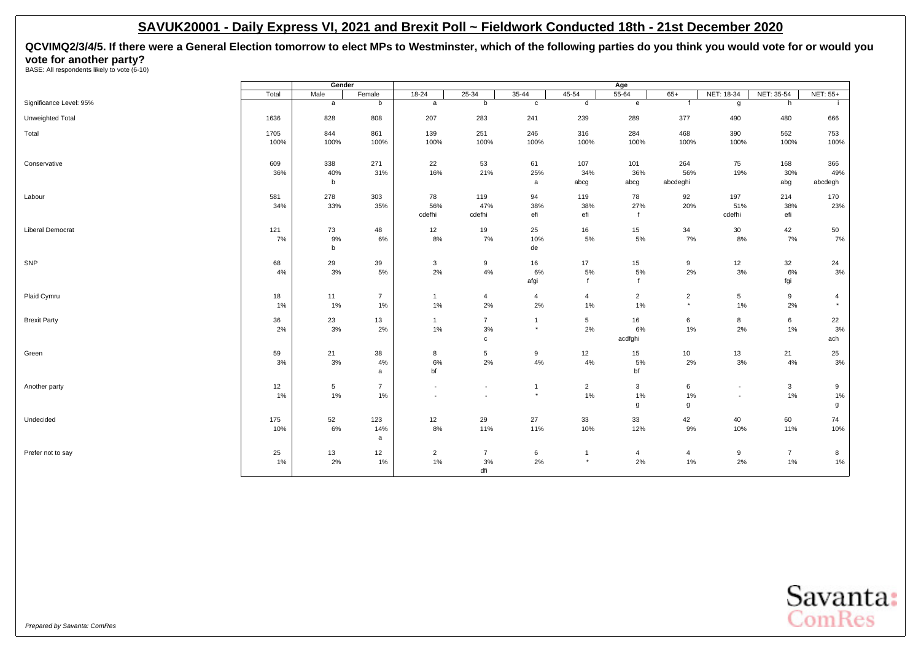## SAVUK20001 - Daily Express VI, 2021 and Brexit Poll ~ Fieldwork Conducted 18th - 21st December 2020

**QCVIMQ2/3/4/5. If there were a General Election tomorrow to elect MPs to Westminster, which of the following parties do you think you would vote for or would you vote for another party?**

BASE: All respondents likely to vote (6-10)

| | Total | Gender | | Age | | | | | | | | |
|---|---|---|---|---|---|---|---|---|---|---|---|---|
| | | Male | Female | 18-24 | 25-34 | 35-44 | 45-54 | 55-64 | 65+ | NET: 18-34 | NET: 35-54 | NET: 55+ |
| Significance Level: 95% | | a | b | a | b | c | d | e | f | g | h | i |
| Unweighted Total | 1636 | 828 | 808 | 207 | 283 | 241 | 239 | 289 | 377 | 490 | 480 | 666 |
| Total | 1705 | 844 | 861 | 139 | 251 | 246 | 316 | 284 | 468 | 390 | 562 | 753 |
| | 100% | 100% | 100% | 100% | 100% | 100% | 100% | 100% | 100% | 100% | 100% | 100% |
| Conservative | 609 | 338 | 271 | 22 | 53 | 61 | 107 | 101 | 264 | 75 | 168 | 366 |
| | 36% | 40% | 31% | 16% | 21% | 25% | 34% | 36% | 56% | 19% | 30% | 49% |
| | | b | | | | a | abcg | abcg | abcdeghi | | abg | abcdegh |
| Labour | 581 | 278 | 303 | 78 | 119 | 94 | 119 | 78 | 92 | 197 | 214 | 170 |
| | 34% | 33% | 35% | 56% | 47% | 38% | 38% | 27% | 20% | 51% | 38% | 23% |
| | | | | cdefhi | cdefhi | efi | efi | f | | cdefhi | efi | |
| Liberal Democrat | 121 | 73 | 48 | 12 | 19 | 25 | 16 | 15 | 34 | 30 | 42 | 50 |
| | 7% | 9% | 6% | 8% | 7% | 10% | 5% | 5% | 7% | 8% | 7% | 7% |
| | | b | | | | de | | | | | | |
| SNP | 68 | 29 | 39 | 3 | 9 | 16 | 17 | 15 | 9 | 12 | 32 | 24 |
| | 4% | 3% | 5% | 2% | 4% | 6% | 5% | 5% | 2% | 3% | 6% | 3% |
| | | | | | | afgi | f | f | | | fgi | |
| Plaid Cymru | 18 | 11 | 7 | 1 | 4 | 4 | 4 | 2 | 2 | 5 | 9 | 4 |
| | 1% | 1% | 1% | 1% | 2% | 2% | 1% | 1% | * | 1% | 2% | * |
| Brexit Party | 36 | 23 | 13 | 1 | 7 | 1 | 5 | 16 | 6 | 8 | 6 | 22 |
| | 2% | 3% | 2% | 1% | 3% | * | 2% | 6% | 1% | 2% | 1% | 3% |
| | | | | | c | | | acdfghi | | | | ach |
| Green | 59 | 21 | 38 | 8 | 5 | 9 | 12 | 15 | 10 | 13 | 21 | 25 |
| | 3% | 3% | 4% | 6% | 2% | 4% | 4% | 5% | 2% | 3% | 4% | 3% |
| | | | a | bf | | | | bf | | | | |
| Another party | 12 | 5 | 7 | - | - | 1 | 2 | 3 | 6 | - | 3 | 9 |
| | 1% | 1% | 1% | - | - | * | 1% | 1% | 1% | - | 1% | 1% |
| | | | | | | | | g | g | | | g |
| Undecided | 175 | 52 | 123 | 12 | 29 | 27 | 33 | 33 | 42 | 40 | 60 | 74 |
| | 10% | 6% | 14% | 8% | 11% | 11% | 10% | 12% | 9% | 10% | 11% | 10% |
| | | | a | | | | | | | | | |
| Prefer not to say | 25 | 13 | 12 | 2 | 7 | 6 | 1 | 4 | 4 | 9 | 7 | 8 |
| | 1% | 2% | 1% | 1% | 3% | 2% | * | 2% | 1% | 2% | 1% | 1% |
| | | | | | dfi | | | | | | | |

*Prepared by Savanta: ComRes*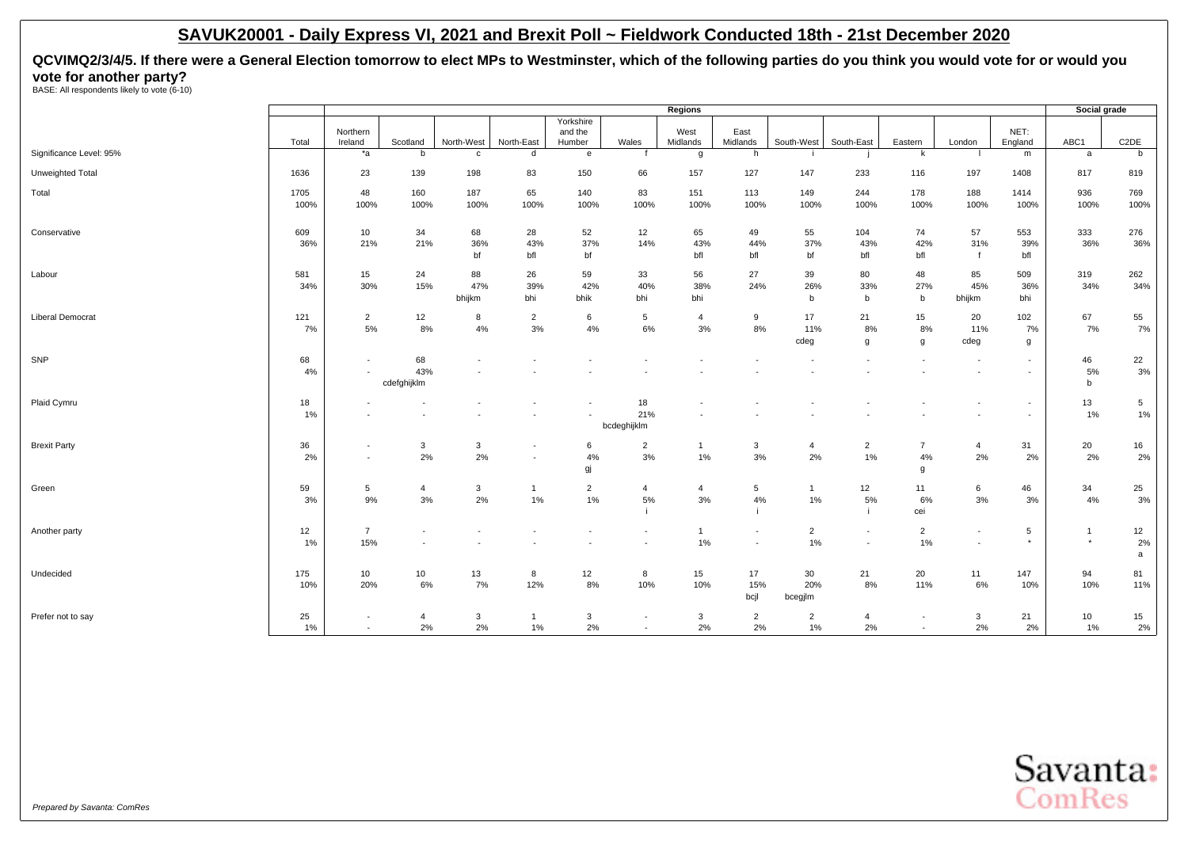## SAVUK20001 - Daily Express VI, 2021 and Brexit Poll ~ Fieldwork Conducted 18th - 21st December 2020

**QCVIMQ2/3/4/5. If there were a General Election tomorrow to elect MPs to Westminster, which of the following parties do you think you would vote for or would you vote for another party?**

BASE: All respondents likely to vote (6-10)

| | | Regions | | | | | | | | | | | | | Social grade | |
|---|---|---|---|---|---|---|---|---|---|---|---|---|---|---|---|---|
| | Total | Northern Ireland | Scotland | North-West | North-East | Yorkshire and the Humber | Wales | West Midlands | East Midlands | South-West | South-East | Eastern | London | NET: England | ABC1 | C2DE |
| Significance Level: 95% | | *a | b | c | d | e | f | g | h | i | j | k | l | m | a | b |
| Unweighted Total | 1636 | 23 | 139 | 198 | 83 | 150 | 66 | 157 | 127 | 147 | 233 | 116 | 197 | 1408 | 817 | 819 |
| Total | 1705 | 48 | 160 | 187 | 65 | 140 | 83 | 151 | 113 | 149 | 244 | 178 | 188 | 1414 | 936 | 769 |
| | 100% | 100% | 100% | 100% | 100% | 100% | 100% | 100% | 100% | 100% | 100% | 100% | 100% | 100% | 100% | 100% |
| Conservative | 609 | 10 | 34 | 68 | 28 | 52 | 12 | 65 | 49 | 55 | 104 | 74 | 57 | 553 | 333 | 276 |
| | 36% | 21% | 21% | 36% | 43% | 37% | 14% | 43% | 44% | 37% | 43% | 42% | 31% | 39% | 36% | 36% |
| | | | | bf | bfl | bf | | bfl | bfl | bf | bfl | bfl | f | bfl | | |
| Labour | 581 | 15 | 24 | 88 | 26 | 59 | 33 | 56 | 27 | 39 | 80 | 48 | 85 | 509 | 319 | 262 |
| | 34% | 30% | 15% | 47% | 39% | 42% | 40% | 38% | 24% | 26% | 33% | 27% | 45% | 36% | 34% | 34% |
| | | | | bhijkm | bhi | bhik | bhi | bhi | | b | b | b | bhijkm | bhi | | |
| Liberal Democrat | 121 | 2 | 12 | 8 | 2 | 6 | 5 | 4 | 9 | 17 | 21 | 15 | 20 | 102 | 67 | 55 |
| | 7% | 5% | 8% | 4% | 3% | 4% | 6% | 3% | 8% | 11% | 8% | 8% | 11% | 7% | 7% | 7% |
| | | | | | | | | | | cdeg | g | g | cdeg | g | | |
| SNP | 68 | - | 68 | - | - | - | - | - | - | - | - | - | - | - | 46 | 22 |
| | 4% | - | 43% | - | - | - | - | - | - | - | - | - | - | - | 5% | 3% |
| | | | cdefghijklm | | | | | | | | | | | | b | |
| Plaid Cymru | 18 | - | - | - | - | - | 18 | - | - | - | - | - | - | - | 13 | 5 |
| | 1% | - | - | - | - | - | 21% | - | - | - | - | - | - | - | 1% | 1% |
| | | | | | | | bcdeghijklm | | | | | | | | | |
| Brexit Party | 36 | - | 3 | 3 | - | 6 | 2 | 1 | 3 | 4 | 2 | 7 | 4 | 31 | 20 | 16 |
| | 2% | - | 2% | 2% | - | 4% | 3% | 1% | 3% | 2% | 1% | 4% | 2% | 2% | 2% | 2% |
| | | | | | | gj | | | | | | g | | | | |
| Green | 59 | 5 | 4 | 3 | 1 | 2 | 4 | 4 | 5 | 1 | 12 | 11 | 6 | 46 | 34 | 25 |
| | 3% | 9% | 3% | 2% | 1% | 1% | 5% | 3% | 4% | 1% | 5% | 6% | 3% | 3% | 4% | 3% |
| | | | | | | | i | | i | | i | cei | | | | |
| Another party | 12 | 7 | - | - | - | - | - | 1 | - | 2 | - | 2 | - | 5 | 1 | 12 |
| | 1% | 15% | - | - | - | - | - | 1% | - | 1% | - | 1% | - | * | * | 2% |
| | | | | | | | | | | | | | | | | a |
| Undecided | 175 | 10 | 10 | 13 | 8 | 12 | 8 | 15 | 17 | 30 | 21 | 20 | 11 | 147 | 94 | 81 |
| | 10% | 20% | 6% | 7% | 12% | 8% | 10% | 10% | 15% | 20% | 8% | 11% | 6% | 10% | 10% | 11% |
| | | | | | | | | | bcjl | bcegjlm | | | | | | |
| Prefer not to say | 25 | - | 4 | 3 | 1 | 3 | - | 3 | 2 | 2 | 4 | - | 3 | 21 | 10 | 15 |
| | 1% | - | 2% | 2% | 1% | 2% | - | 2% | 2% | 1% | 2% | - | 2% | 2% | 1% | 2% |

*Prepared by Savanta: ComRes*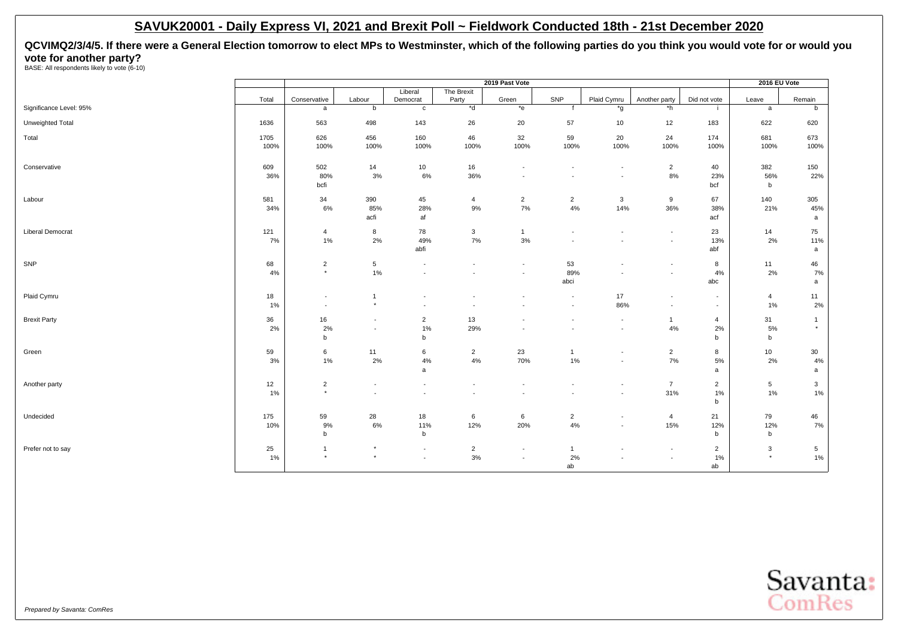## SAVUK20001 - Daily Express VI, 2021 and Brexit Poll ~ Fieldwork Conducted 18th - 21st December 2020

**QCVIMQ2/3/4/5. If there were a General Election tomorrow to elect MPs to Westminster, which of the following parties do you think you would vote for or would you vote for another party?**

BASE: All respondents likely to vote (6-10)

| | | 2019 Past Vote | | | | | | | | | 2016 EU Vote | |
|---|---|---|---|---|---|---|---|---|---|---|---|---|
| | Total | Conservative | Labour | Liberal Democrat | The Brexit Party | Green | SNP | Plaid Cymru | Another party | Did not vote | Leave | Remain |
| Significance Level: 95% | | a | b | c | *d | *e | f | *g | *h | i | a | b |
| Unweighted Total | 1636 | 563 | 498 | 143 | 26 | 20 | 57 | 10 | 12 | 183 | 622 | 620 |
| Total | 1705 | 626 | 456 | 160 | 46 | 32 | 59 | 20 | 24 | 174 | 681 | 673 |
| | 100% | 100% | 100% | 100% | 100% | 100% | 100% | 100% | 100% | 100% | 100% | 100% |
| Conservative | 609 | 502 | 14 | 10 | 16 | - | - | - | 2 | 40 | 382 | 150 |
| | 36% | 80% | 3% | 6% | 36% | - | - | - | 8% | 23% | 56% | 22% |
| | | bcfi | | | | | | | | bcf | b | |
| Labour | 581 | 34 | 390 | 45 | 4 | 2 | 2 | 3 | 9 | 67 | 140 | 305 |
| | 34% | 6% | 85% | 28% | 9% | 7% | 4% | 14% | 36% | 38% | 21% | 45% |
| | | | acfi | af | | | | | | acf | | a |
| Liberal Democrat | 121 | 4 | 8 | 78 | 3 | 1 | - | - | - | 23 | 14 | 75 |
| | 7% | 1% | 2% | 49% | 7% | 3% | - | - | - | 13% | 2% | 11% |
| | | | | abfi | | | | | | abf | | a |
| SNP | 68 | 2 | 5 | - | - | - | 53 | - | - | 8 | 11 | 46 |
| | 4% | * | 1% | - | - | - | 89% | - | - | 4% | 2% | 7% |
| | | | | | | | abci | | | abc | | a |
| Plaid Cymru | 18 | - | 1 | - | - | - | - | 17 | - | - | 4 | 11 |
| | 1% | - | * | - | - | - | - | 86% | - | - | 1% | 2% |
| Brexit Party | 36 | 16 | - | 2 | 13 | - | - | - | 1 | 4 | 31 | 1 |
| | 2% | 2% | - | 1% | 29% | - | - | - | 4% | 2% | 5% | * |
| | | b | | b | | | | | | b | b | |
| Green | 59 | 6 | 11 | 6 | 2 | 23 | 1 | - | 2 | 8 | 10 | 30 |
| | 3% | 1% | 2% | 4% | 4% | 70% | 1% | - | 7% | 5% | 2% | 4% |
| | | | | a | | | | | | a | | a |
| Another party | 12 | 2 | - | - | - | - | - | - | 7 | 2 | 5 | 3 |
| | 1% | * | - | - | - | - | - | - | 31% | 1% | 1% | 1% |
| | | | | | | | | | | b | | |
| Undecided | 175 | 59 | 28 | 18 | 6 | 6 | 2 | - | 4 | 21 | 79 | 46 |
| | 10% | 9% | 6% | 11% | 12% | 20% | 4% | - | 15% | 12% | 12% | 7% |
| | | b | | b | | | | | | b | b | |
| Prefer not to say | 25 | 1 | * | - | 2 | - | 1 | - | - | 2 | 3 | 5 |
| | 1% | * | * | - | 3% | - | 2% | - | - | 1% | * | 1% |
| | | | | | | | ab | | | ab | | |

*Prepared by Savanta: ComRes*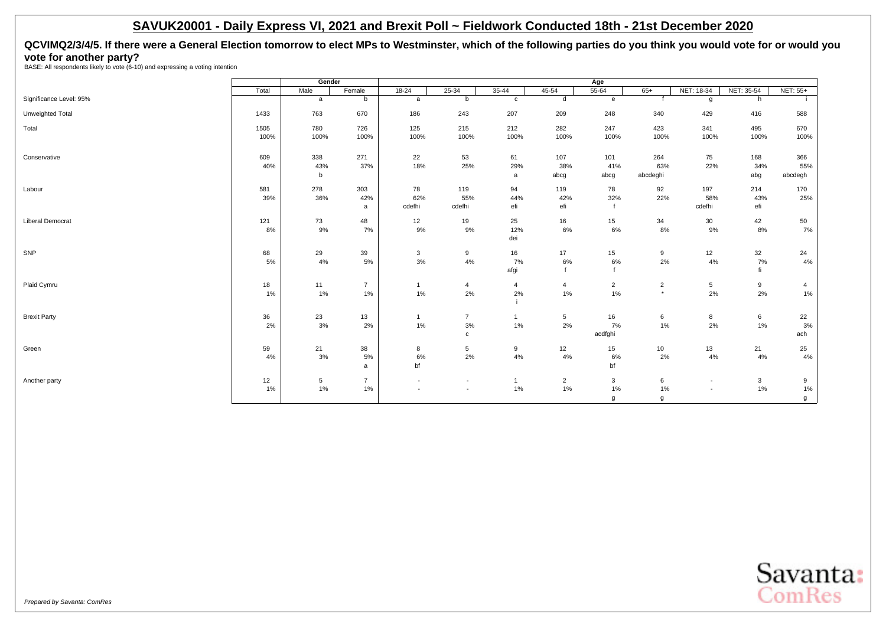## SAVUK20001 - Daily Express VI, 2021 and Brexit Poll ~ Fieldwork Conducted 18th - 21st December 2020

### QCVIMQ2/3/4/5. If there were a General Election tomorrow to elect MPs to Westminster, which of the following parties do you think you would vote for or would you vote for another party?

BASE: All respondents likely to vote (6-10) and expressing a voting intention

| | | Gender | | Age | | | | | | | | |
|---|---|---|---|---|---|---|---|---|---|---|---|---|
| | Total | Male | Female | 18-24 | 25-34 | 35-44 | 45-54 | 55-64 | 65+ | NET: 18-34 | NET: 35-54 | NET: 55+ |
| Significance Level: 95% | | a | b | a | b | c | d | e | f | g | h | i |
| Unweighted Total | 1433 | 763 | 670 | 186 | 243 | 207 | 209 | 248 | 340 | 429 | 416 | 588 |
| Total | 1505 | 780 | 726 | 125 | 215 | 212 | 282 | 247 | 423 | 341 | 495 | 670 |
| | 100% | 100% | 100% | 100% | 100% | 100% | 100% | 100% | 100% | 100% | 100% | 100% |
| Conservative | 609 | 338 | 271 | 22 | 53 | 61 | 107 | 101 | 264 | 75 | 168 | 366 |
| | 40% | 43% | 37% | 18% | 25% | 29% | 38% | 41% | 63% | 22% | 34% | 55% |
| | | b | | | | a | abcg | abcg | abcdeghi | | abg | abcdegh |
| Labour | 581 | 278 | 303 | 78 | 119 | 94 | 119 | 78 | 92 | 197 | 214 | 170 |
| | 39% | 36% | 42% | 62% | 55% | 44% | 42% | 32% | 22% | 58% | 43% | 25% |
| | | | a | cdefhi | cdefhi | efi | efi | f | | cdefhi | efi | |
| Liberal Democrat | 121 | 73 | 48 | 12 | 19 | 25 | 16 | 15 | 34 | 30 | 42 | 50 |
| | 8% | 9% | 7% | 9% | 9% | 12% | 6% | 6% | 8% | 9% | 8% | 7% |
| | | | | | | dei | | | | | | |
| SNP | 68 | 29 | 39 | 3 | 9 | 16 | 17 | 15 | 9 | 12 | 32 | 24 |
| | 5% | 4% | 5% | 3% | 4% | 7% | 6% | 6% | 2% | 4% | 7% | 4% |
| | | | | | | afgi | f | f | | | fi | |
| Plaid Cymru | 18 | 11 | 7 | 1 | 4 | 4 | 4 | 2 | 2 | 5 | 9 | 4 |
| | 1% | 1% | 1% | 1% | 2% | 2% | 1% | 1% | * | 2% | 2% | 1% |
| | | | | | | i | | | | | | |
| Brexit Party | 36 | 23 | 13 | 1 | 7 | 1 | 5 | 16 | 6 | 8 | 6 | 22 |
| | 2% | 3% | 2% | 1% | 3% | 1% | 2% | 7% | 1% | 2% | 1% | 3% |
| | | | | | c | | | acdfghi | | | | ach |
| Green | 59 | 21 | 38 | 8 | 5 | 9 | 12 | 15 | 10 | 13 | 21 | 25 |
| | 4% | 3% | 5% | 6% | 2% | 4% | 4% | 6% | 2% | 4% | 4% | 4% |
| | | | a | bf | | | | bf | | | | |
| Another party | 12 | 5 | 7 | - | - | 1 | 2 | 3 | 6 | - | 3 | 9 |
| | 1% | 1% | 1% | - | - | 1% | 1% | 1% | 1% | - | 1% | 1% |
| | | | | | | | | g | g | | | g |

*Prepared by Savanta: ComRes*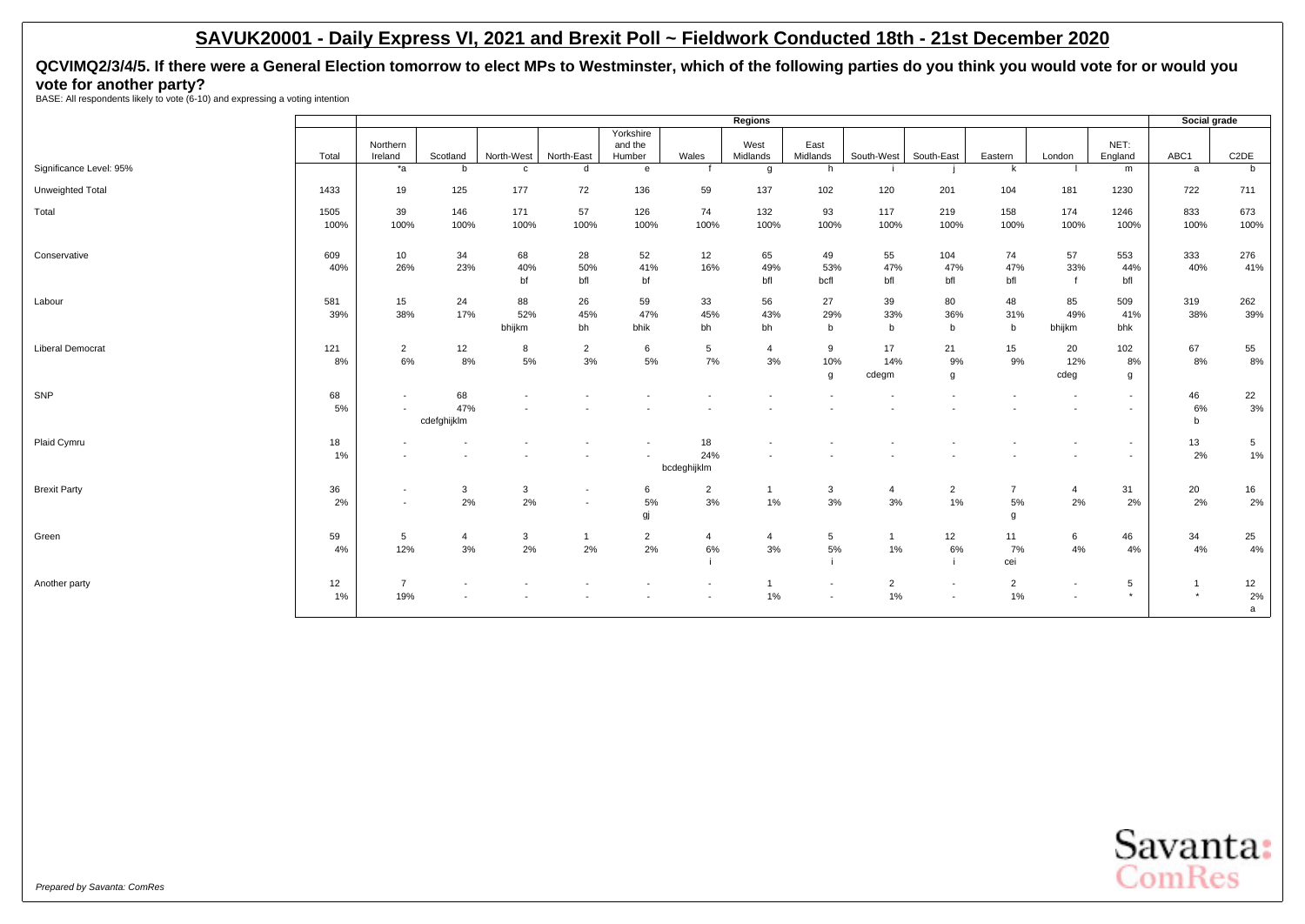# SAVUK20001 - Daily Express VI, 2021 and Brexit Poll ~ Fieldwork Conducted 18th - 21st December 2020

**QCVIMQ2/3/4/5. If there were a General Election tomorrow to elect MPs to Westminster, which of the following parties do you think you would vote for or would you vote for another party?**

BASE: All respondents likely to vote (6-10) and expressing a voting intention

| | | Regions | | | | | | | | | | | | | Social grade | |
|---|---|---|---|---|---|---|---|---|---|---|---|---|---|---|---|---|
| | Total | Northern Ireland | Scotland | North-West | North-East | Yorkshire and the Humber | Wales | West Midlands | East Midlands | South-West | South-East | Eastern | London | NET: England | ABC1 | C2DE |
| Significance Level: 95% | | *a | b | c | d | e | f | g | h | i | j | k | l | m | a | b |
| Unweighted Total | 1433 | 19 | 125 | 177 | 72 | 136 | 59 | 137 | 102 | 120 | 201 | 104 | 181 | 1230 | 722 | 711 |
| Total | 1505<br>100% | 39<br>100% | 146<br>100% | 171<br>100% | 57<br>100% | 126<br>100% | 74<br>100% | 132<br>100% | 93<br>100% | 117<br>100% | 219<br>100% | 158<br>100% | 174<br>100% | 1246<br>100% | 833<br>100% | 673<br>100% |
| Conservative | 609<br>40% | 10<br>26% | 34<br>23% | 68<br>40%<br>bf | 28<br>50%<br>bfl | 52<br>41%<br>bf | 12<br>16% | 65<br>49%<br>bfl | 49<br>53%<br>bcfl | 55<br>47%<br>bfl | 104<br>47%<br>bfl | 74<br>47%<br>bfl | 57<br>33%<br>f | 553<br>44%<br>bfl | 333<br>40% | 276<br>41% |
| Labour | 581<br>39% | 15<br>38% | 24<br>17% | 88<br>52%<br>bhijkm | 26<br>45%<br>bh | 59<br>47%<br>bhik | 33<br>45%<br>bh | 56<br>43%<br>bh | 27<br>29%<br>b | 39<br>33%<br>b | 80<br>36%<br>b | 48<br>31%<br>b | 85<br>49%<br>bhijkm | 509<br>41%<br>bhk | 319<br>38% | 262<br>39% |
| Liberal Democrat | 121<br>8% | 2<br>6% | 12<br>8% | 8<br>5% | 2<br>3% | 6<br>5% | 5<br>7% | 4<br>3% | 9<br>10%<br>g | 17<br>14%<br>cdegm | 21<br>9%<br>g | 15<br>9% | 20<br>12%<br>cdeg | 102<br>8%<br>g | 67<br>8% | 55<br>8% |
| SNP | 68<br>5% | -<br>- | 68<br>47%<br>cdefghijklm | -<br>- | -<br>- | -<br>- | -<br>- | -<br>- | -<br>- | -<br>- | -<br>- | -<br>- | -<br>- | -<br>- | 46<br>6%<br>b | 22<br>3% |
| Plaid Cymru | 18<br>1% | -<br>- | -<br>- | -<br>- | -<br>- | -<br>- | 18<br>24%<br>bcdeghijklm | -<br>- | -<br>- | -<br>- | -<br>- | -<br>- | -<br>- | -<br>- | 13<br>2% | 5<br>1% |
| Brexit Party | 36<br>2% | -<br>- | 3<br>2% | 3<br>2% | -<br>- | 6<br>5%<br>gj | 2<br>3% | 1<br>1% | 3<br>3% | 4<br>3% | 2<br>1% | 7<br>5%<br>g | 4<br>2% | 31<br>2% | 20<br>2% | 16<br>2% |
| Green | 59<br>4% | 5<br>12% | 4<br>3% | 3<br>2% | 1<br>2% | 2<br>2% | 4<br>6%<br>i | 4<br>3% | 5<br>5%<br>i | 1<br>1% | 12<br>6%<br>i | 11<br>7%<br>cei | 6<br>4% | 46<br>4% | 34<br>4% | 25<br>4% |
| Another party | 12<br>1% | 7<br>19% | -<br>- | -<br>- | -<br>- | -<br>- | -<br>- | 1<br>1% | -<br>- | 2<br>1% | -<br>- | 2<br>1% | -<br>- | 5<br>* | 1<br>* | 12<br>2%<br>a |

*Prepared by Savanta: ComRes*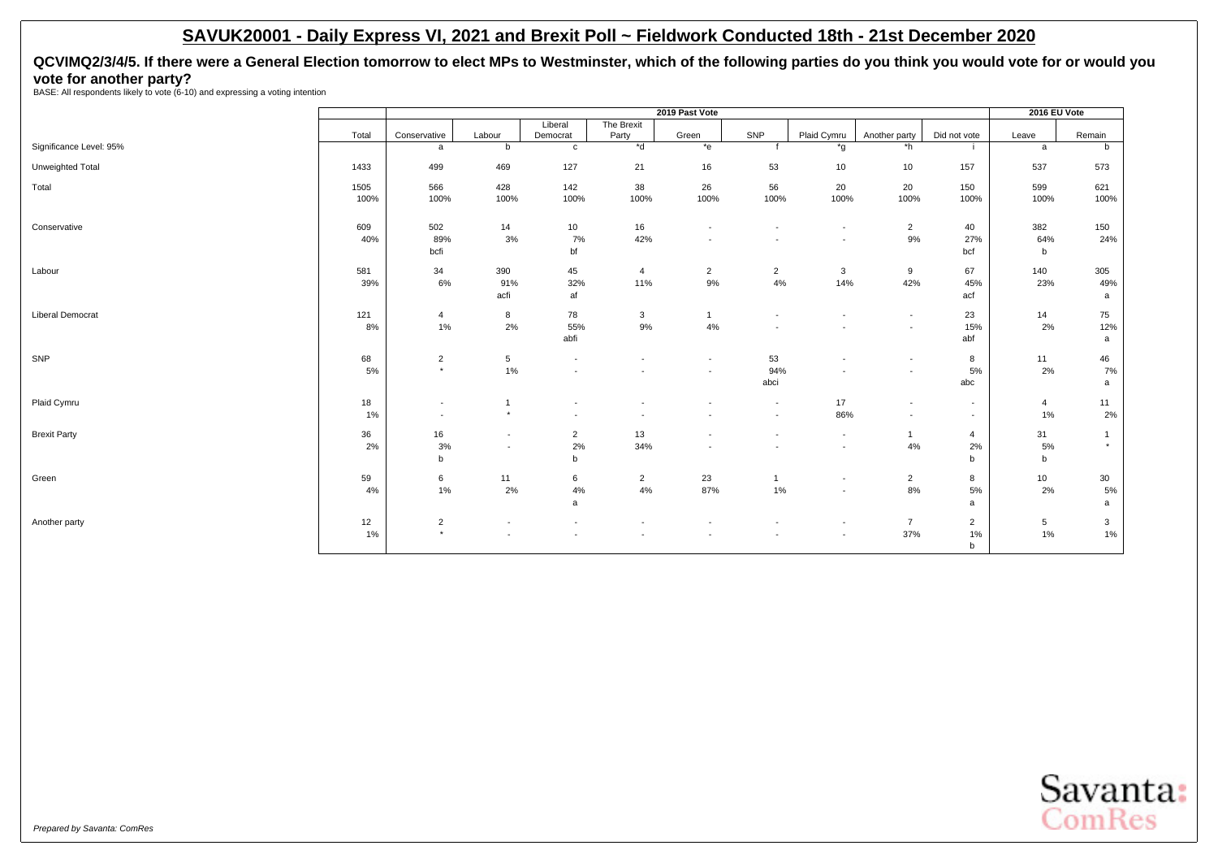## SAVUK20001 - Daily Express VI, 2021 and Brexit Poll ~ Fieldwork Conducted 18th - 21st December 2020

**QCVIMQ2/3/4/5. If there were a General Election tomorrow to elect MPs to Westminster, which of the following parties do you think you would vote for or would you vote for another party?**

BASE: All respondents likely to vote (6-10) and expressing a voting intention

| | | 2019 Past Vote | | | | | | | | | 2016 EU Vote | |
|---|---|---|---|---|---|---|---|---|---|---|---|---|
| | Total | Conservative | Labour | Liberal Democrat | The Brexit Party | Green | SNP | Plaid Cymru | Another party | Did not vote | Leave | Remain |
| Significance Level: 95% | | a | b | c | *d | *e | f | *g | *h | i | a | b |
| Unweighted Total | 1433 | 499 | 469 | 127 | 21 | 16 | 53 | 10 | 10 | 157 | 537 | 573 |
| Total | 1505 | 566 | 428 | 142 | 38 | 26 | 56 | 20 | 20 | 150 | 599 | 621 |
| | 100% | 100% | 100% | 100% | 100% | 100% | 100% | 100% | 100% | 100% | 100% | 100% |
| Conservative | 609 | 502 | 14 | 10 | 16 | - | - | - | 2 | 40 | 382 | 150 |
| | 40% | 89% | 3% | 7% | 42% | - | - | - | 9% | 27% | 64% | 24% |
| | | bcfi | | bf | | | | | | bcf | b | |
| Labour | 581 | 34 | 390 | 45 | 4 | 2 | 2 | 3 | 9 | 67 | 140 | 305 |
| | 39% | 6% | 91% | 32% | 11% | 9% | 4% | 14% | 42% | 45% | 23% | 49% |
| | | | acfi | af | | | | | | acf | | a |
| Liberal Democrat | 121 | 4 | 8 | 78 | 3 | 1 | - | - | - | 23 | 14 | 75 |
| | 8% | 1% | 2% | 55% | 9% | 4% | - | - | - | 15% | 2% | 12% |
| | | | | abfi | | | | | | abf | | a |
| SNP | 68 | 2 | 5 | - | - | - | 53 | - | - | 8 | 11 | 46 |
| | 5% | * | 1% | - | - | - | 94% | - | - | 5% | 2% | 7% |
| | | | | | | | abci | | | abc | | a |
| Plaid Cymru | 18 | - | 1 | - | - | - | - | 17 | - | - | 4 | 11 |
| | 1% | - | * | - | - | - | - | 86% | - | - | 1% | 2% |
| Brexit Party | 36 | 16 | - | 2 | 13 | - | - | - | 1 | 4 | 31 | 1 |
| | 2% | 3% | - | 2% | 34% | - | - | - | 4% | 2% | 5% | * |
| | | b | | b | | | | | | b | b | |
| Green | 59 | 6 | 11 | 6 | 2 | 23 | 1 | - | 2 | 8 | 10 | 30 |
| | 4% | 1% | 2% | 4% | 4% | 87% | 1% | - | 8% | 5% | 2% | 5% |
| | | | | a | | | | | | a | | a |
| Another party | 12 | 2 | - | - | - | - | - | - | 7 | 2 | 5 | 3 |
| | 1% | * | - | - | - | - | - | - | 37% | 1% | 1% | 1% |
| | | | | | | | | | | b | | |

*Prepared by Savanta: ComRes*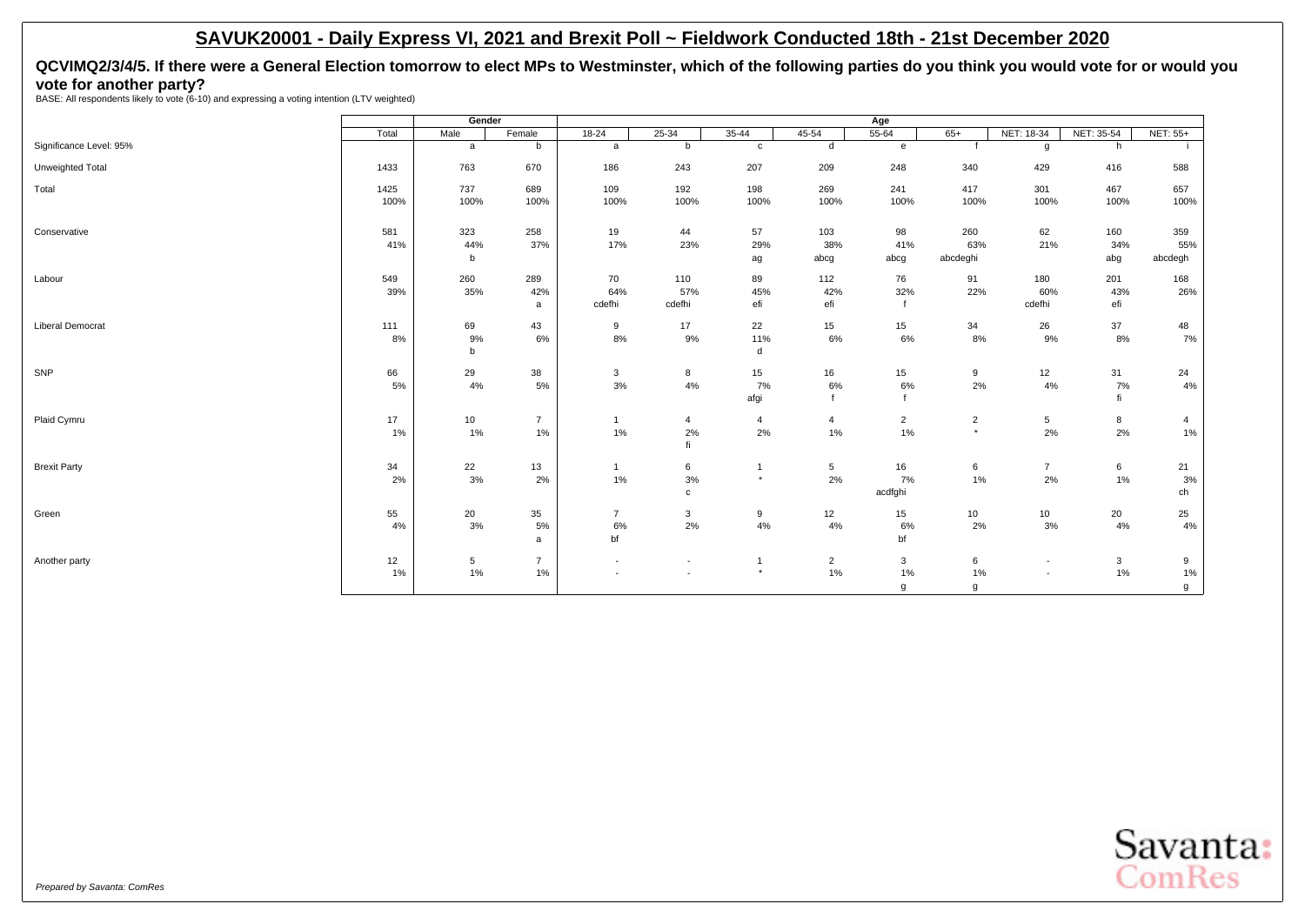# SAVUK20001 - Daily Express VI, 2021 and Brexit Poll ~ Fieldwork Conducted 18th - 21st December 2020

## QCVIMQ2/3/4/5. If there were a General Election tomorrow to elect MPs to Westminster, which of the following parties do you think you would vote for or would you vote for another party?

BASE: All respondents likely to vote (6-10) and expressing a voting intention (LTV weighted)

| | Total | Gender | | Age | | | | | | | | |
|---|---|---|---|---|---|---|---|---|---|---|---|---|
| | Total | Male | Female | 18-24 | 25-34 | 35-44 | 45-54 | 55-64 | 65+ | NET: 18-34 | NET: 35-54 | NET: 55+ |
| Significance Level: 95% | | a | b | a | b | c | d | e | f | g | h | i |
| Unweighted Total | 1433 | 763 | 670 | 186 | 243 | 207 | 209 | 248 | 340 | 429 | 416 | 588 |
| Total | 1425 | 737 | 689 | 109 | 192 | 198 | 269 | 241 | 417 | 301 | 467 | 657 |
| | 100% | 100% | 100% | 100% | 100% | 100% | 100% | 100% | 100% | 100% | 100% | 100% |
| Conservative | 581 | 323 | 258 | 19 | 44 | 57 | 103 | 98 | 260 | 62 | 160 | 359 |
| | 41% | 44% | 37% | 17% | 23% | 29% | 38% | 41% | 63% | 21% | 34% | 55% |
| | | b | | | | ag | abcg | abcg | abcdeghi | | abg | abcdegh |
| Labour | 549 | 260 | 289 | 70 | 110 | 89 | 112 | 76 | 91 | 180 | 201 | 168 |
| | 39% | 35% | 42% | 64% | 57% | 45% | 42% | 32% | 22% | 60% | 43% | 26% |
| | | | a | cdefhi | cdefhi | efi | efi | f | | cdefhi | efi | |
| Liberal Democrat | 111 | 69 | 43 | 9 | 17 | 22 | 15 | 15 | 34 | 26 | 37 | 48 |
| | 8% | 9% | 6% | 8% | 9% | 11% | 6% | 6% | 8% | 9% | 8% | 7% |
| | | b | | | | d | | | | | | |
| SNP | 66 | 29 | 38 | 3 | 8 | 15 | 16 | 15 | 9 | 12 | 31 | 24 |
| | 5% | 4% | 5% | 3% | 4% | 7% | 6% | 6% | 2% | 4% | 7% | 4% |
| | | | | | | afgi | f | f | | | fi | |
| Plaid Cymru | 17 | 10 | 7 | 1 | 4 | 4 | 4 | 2 | 2 | 5 | 8 | 4 |
| | 1% | 1% | 1% | 1% | 2% | 2% | 1% | 1% | * | 2% | 2% | 1% |
| | | | | | fi | | | | | | | |
| Brexit Party | 34 | 22 | 13 | 1 | 6 | 1 | 5 | 16 | 6 | 7 | 6 | 21 |
| | 2% | 3% | 2% | 1% | 3% | * | 2% | 7% | 1% | 2% | 1% | 3% |
| | | | | | c | | | acdfghi | | | | ch |
| Green | 55 | 20 | 35 | 7 | 3 | 9 | 12 | 15 | 10 | 10 | 20 | 25 |
| | 4% | 3% | 5% | 6% | 2% | 4% | 4% | 6% | 2% | 3% | 4% | 4% |
| | | | a | bf | | | | bf | | | | |
| Another party | 12 | 5 | 7 | - | - | 1 | 2 | 3 | 6 | - | 3 | 9 |
| | 1% | 1% | 1% | - | - | * | 1% | 1% | 1% | - | 1% | 1% |
| | | | | | | | | g | g | | | g |

*Prepared by Savanta: ComRes*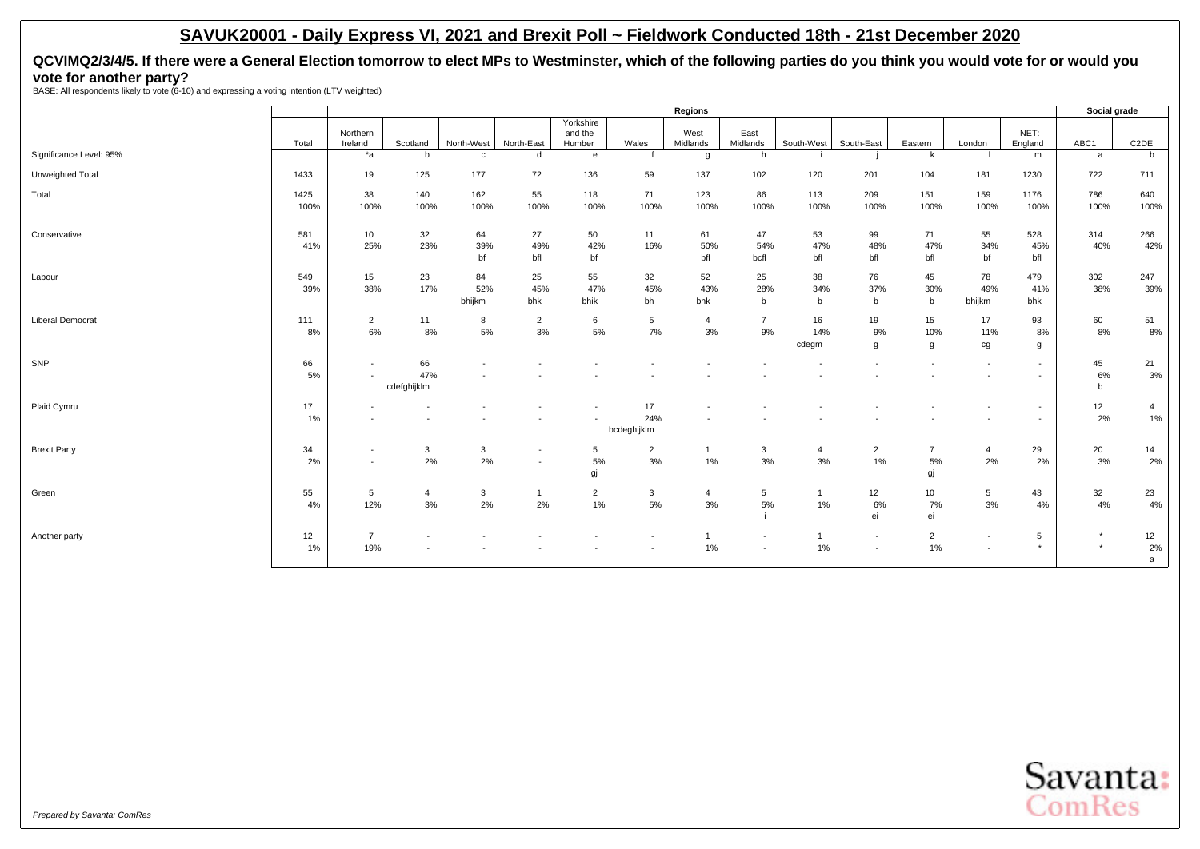## SAVUK20001 - Daily Express VI, 2021 and Brexit Poll ~ Fieldwork Conducted 18th - 21st December 2020

### QCVIMQ2/3/4/5. If there were a General Election tomorrow to elect MPs to Westminster, which of the following parties do you think you would vote for or would you vote for another party?

BASE: All respondents likely to vote (6-10) and expressing a voting intention (LTV weighted)

| | | Regions | | | | | | | | | | | | | | Social grade | |
|---|---|---|---|---|---|---|---|---|---|---|---|---|---|---|---|---|---|
| | Total | Northern Ireland | Scotland | North-West | North-East | Yorkshire and the Humber | Wales | West Midlands | East Midlands | South-West | South-East | Eastern | London | NET: England | ABC1 | C2DE |
| Significance Level: 95% | | *a | b | c | d | e | f | g | h | i | j | k | l | m | a | b |
| Unweighted Total | 1433 | 19 | 125 | 177 | 72 | 136 | 59 | 137 | 102 | 120 | 201 | 104 | 181 | 1230 | 722 | 711 |
| Total | 1425<br>100% | 38<br>100% | 140<br>100% | 162<br>100% | 55<br>100% | 118<br>100% | 71<br>100% | 123<br>100% | 86<br>100% | 113<br>100% | 209<br>100% | 151<br>100% | 159<br>100% | 1176<br>100% | 786<br>100% | 640<br>100% |
| Conservative | 581<br>41% | 10<br>25% | 32<br>23% | 64<br>39%<br>bf | 27<br>49%<br>bfl | 50<br>42%<br>bf | 11<br>16% | 61<br>50%<br>bfl | 47<br>54%<br>bcfl | 53<br>47%<br>bfl | 99<br>48%<br>bfl | 71<br>47%<br>bfl | 55<br>34%<br>bf | 528<br>45%<br>bfl | 314<br>40% | 266<br>42% |
| Labour | 549<br>39% | 15<br>38% | 23<br>17% | 84<br>52%<br>bhijkm | 25<br>45%<br>bhk | 55<br>47%<br>bhik | 32<br>45%<br>bh | 52<br>43%<br>bhk | 25<br>28%<br>b | 38<br>34%<br>b | 76<br>37%<br>b | 45<br>30%<br>b | 78<br>49%<br>bhijkm | 479<br>41%<br>bhk | 302<br>38% | 247<br>39% |
| Liberal Democrat | 111<br>8% | 2<br>6% | 11<br>8% | 8<br>5% | 2<br>3% | 6<br>5% | 5<br>7% | 4<br>3% | 7<br>9% | 16<br>14%<br>cdegm | 19<br>9%<br>g | 15<br>10%<br>g | 17<br>11%<br>cg | 93<br>8%<br>g | 60<br>8% | 51<br>8% |
| SNP | 66<br>5% | -<br>- | 66<br>47%<br>cdefghijklm | -<br>- | -<br>- | -<br>- | -<br>- | -<br>- | -<br>- | -<br>- | -<br>- | -<br>- | -<br>- | -<br>- | 45<br>6%<br>b | 21<br>3% |
| Plaid Cymru | 17<br>1% | -<br>- | -<br>- | -<br>- | -<br>- | -<br>- | 17<br>24%<br>bcdeghijklm | -<br>- | -<br>- | -<br>- | -<br>- | -<br>- | -<br>- | -<br>- | 12<br>2% | 4<br>1% |
| Brexit Party | 34<br>2% | -<br>- | 3<br>2% | 3<br>2% | -<br>- | 5<br>5%<br>gj | 2<br>3% | 1<br>1% | 3<br>3% | 4<br>3% | 2<br>1% | 7<br>5%<br>gj | 4<br>2% | 29<br>2% | 20<br>3% | 14<br>2% |
| Green | 55<br>4% | 5<br>12% | 4<br>3% | 3<br>2% | 1<br>2% | 2<br>1% | 3<br>5% | 4<br>3% | 5<br>5%<br>i | 1<br>1% | 12<br>6%<br>ei | 10<br>7%<br>ei | 5<br>3% | 43<br>4% | 32<br>4% | 23<br>4% |
| Another party | 12<br>1% | 7<br>19% | -<br>- | -<br>- | -<br>- | -<br>- | -<br>- | 1<br>1% | -<br>- | 1<br>1% | -<br>- | 2<br>1% | -<br>- | 5<br>* | *<br>* | 12<br>2%<br>a |

*Prepared by Savanta: ComRes*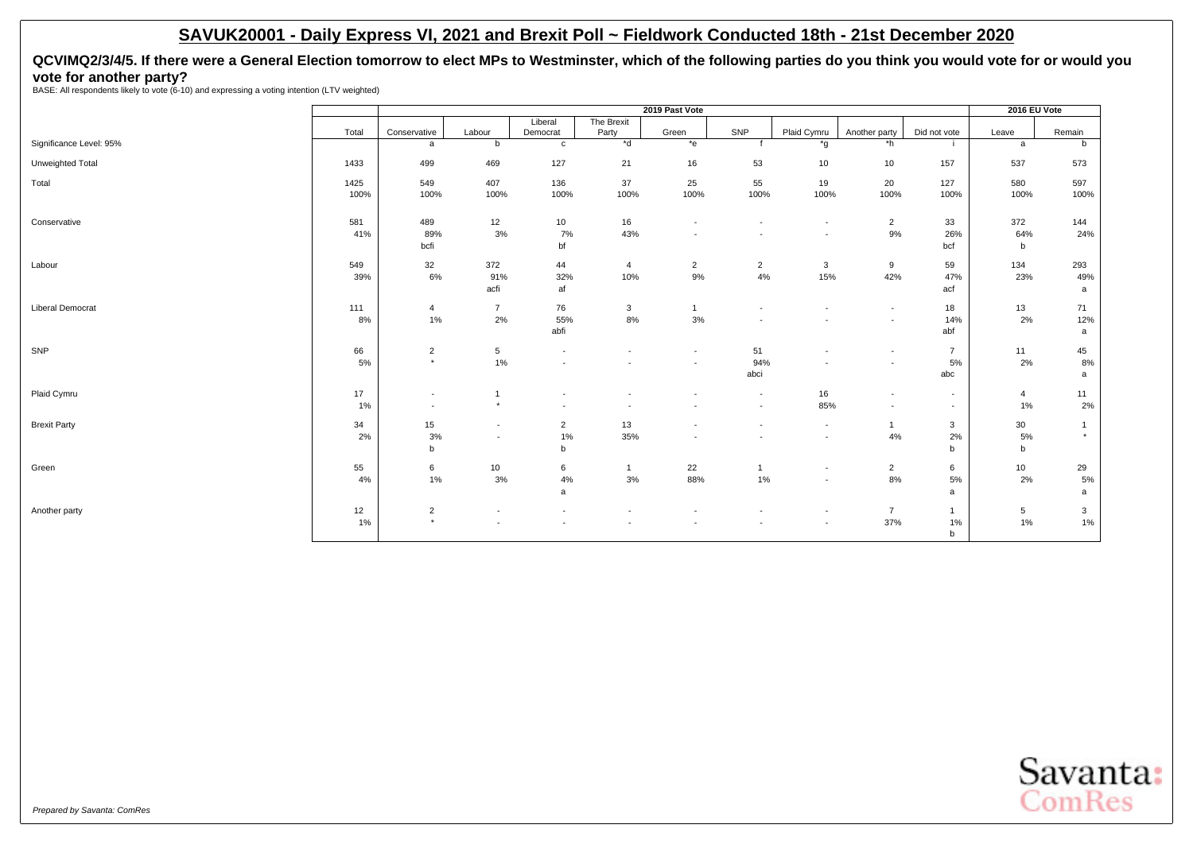## SAVUK20001 - Daily Express VI, 2021 and Brexit Poll ~ Fieldwork Conducted 18th - 21st December 2020

**QCVIMQ2/3/4/5. If there were a General Election tomorrow to elect MPs to Westminster, which of the following parties do you think you would vote for or would you vote for another party?**

BASE: All respondents likely to vote (6-10) and expressing a voting intention (LTV weighted)

| | | 2019 Past Vote | | | | | | | | | 2016 EU Vote | |
|---|---|---|---|---|---|---|---|---|---|---|---|---|
| | Total | Conservative | Labour | Liberal Democrat | The Brexit Party | Green | SNP | Plaid Cymru | Another party | Did not vote | Leave | Remain |
| Significance Level: 95% | | a | b | c | *d | *e | f | *g | *h | i | a | b |
| Unweighted Total | 1433 | 499 | 469 | 127 | 21 | 16 | 53 | 10 | 10 | 157 | 537 | 573 |
| Total | 1425 | 549 | 407 | 136 | 37 | 25 | 55 | 19 | 20 | 127 | 580 | 597 |
| | 100% | 100% | 100% | 100% | 100% | 100% | 100% | 100% | 100% | 100% | 100% | 100% |
| Conservative | 581 | 489 | 12 | 10 | 16 | - | - | - | 2 | 33 | 372 | 144 |
| | 41% | 89% | 3% | 7% | 43% | - | - | - | 9% | 26% | 64% | 24% |
| | | bcfi | | bf | | | | | | bcf | b | |
| Labour | 549 | 32 | 372 | 44 | 4 | 2 | 2 | 3 | 9 | 59 | 134 | 293 |
| | 39% | 6% | 91% | 32% | 10% | 9% | 4% | 15% | 42% | 47% | 23% | 49% |
| | | | acfi | af | | | | | | acf | | a |
| Liberal Democrat | 111 | 4 | 7 | 76 | 3 | 1 | - | - | - | 18 | 13 | 71 |
| | 8% | 1% | 2% | 55% | 8% | 3% | - | - | - | 14% | 2% | 12% |
| | | | | abfi | | | | | | abf | | a |
| SNP | 66 | 2 | 5 | - | - | - | 51 | - | - | 7 | 11 | 45 |
| | 5% | * | 1% | - | - | - | 94% | - | - | 5% | 2% | 8% |
| | | | | | | | abci | | | abc | | a |
| Plaid Cymru | 17 | - | 1 | - | - | - | - | 16 | - | - | 4 | 11 |
| | 1% | - | * | - | - | - | - | 85% | - | - | 1% | 2% |
| Brexit Party | 34 | 15 | - | 2 | 13 | - | - | - | 1 | 3 | 30 | 1 |
| | 2% | 3% | - | 1% | 35% | - | - | - | 4% | 2% | 5% | * |
| | | b | | b | | | | | | b | b | |
| Green | 55 | 6 | 10 | 6 | 1 | 22 | 1 | - | 2 | 6 | 10 | 29 |
| | 4% | 1% | 3% | 4% | 3% | 88% | 1% | - | 8% | 5% | 2% | 5% |
| | | | | a | | | | | | a | | a |
| Another party | 12 | 2 | - | - | - | - | - | - | 7 | 1 | 5 | 3 |
| | 1% | * | - | - | - | - | - | - | 37% | 1% | 1% | 1% |
| | | | | | | | | | | b | | |

*Prepared by Savanta: ComRes*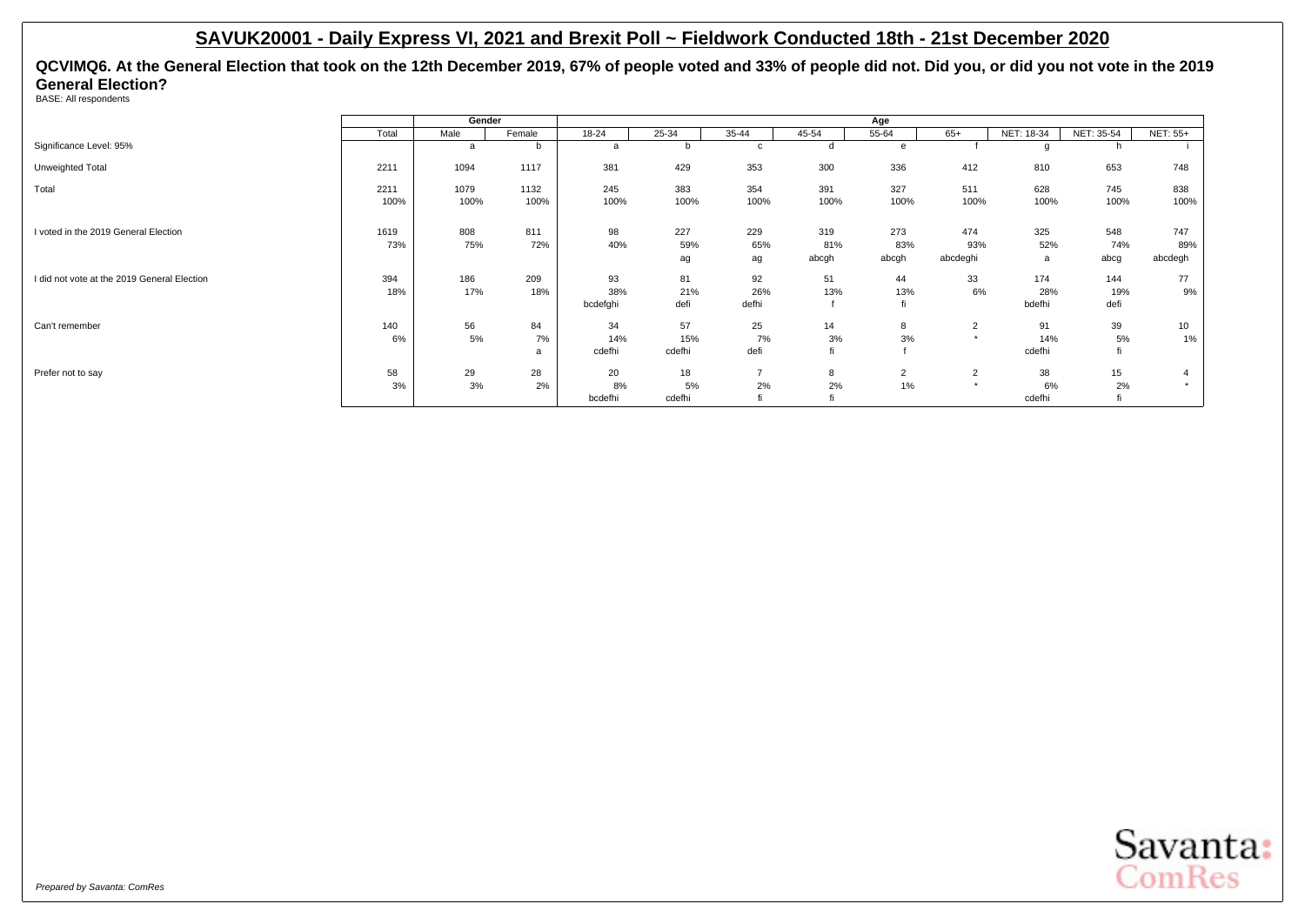## SAVUK20001 - Daily Express VI, 2021 and Brexit Poll ~ Fieldwork Conducted 18th - 21st December 2020

**QCVIMQ6. At the General Election that took on the 12th December 2019, 67% of people voted and 33% of people did not. Did you, or did you not vote in the 2019 General Election?**

BASE: All respondents

| | | Gender | | Age | | | | | | | | |
|---|---|---|---|---|---|---|---|---|---|---|---|---|
| | Total | Male | Female | 18-24 | 25-34 | 35-44 | 45-54 | 55-64 | 65+ | NET: 18-34 | NET: 35-54 | NET: 55+ |
| Significance Level: 95% | | a | b | a | b | c | d | e | f | g | h | i |
| Unweighted Total | 2211 | 1094 | 1117 | 381 | 429 | 353 | 300 | 336 | 412 | 810 | 653 | 748 |
| Total | 2211 | 1079 | 1132 | 245 | 383 | 354 | 391 | 327 | 511 | 628 | 745 | 838 |
| | 100% | 100% | 100% | 100% | 100% | 100% | 100% | 100% | 100% | 100% | 100% | 100% |
| I voted in the 2019 General Election | 1619 | 808 | 811 | 98 | 227 | 229 | 319 | 273 | 474 | 325 | 548 | 747 |
| | 73% | 75% | 72% | 40% | 59% | 65% | 81% | 83% | 93% | 52% | 74% | 89% |
| | | | | | ag | ag | abcgh | abcgh | abcdeghi | a | abcg | abcdegh |
| I did not vote at the 2019 General Election | 394 | 186 | 209 | 93 | 81 | 92 | 51 | 44 | 33 | 174 | 144 | 77 |
| | 18% | 17% | 18% | 38% | 21% | 26% | 13% | 13% | 6% | 28% | 19% | 9% |
| | | | | bcdefghi | defi | defhi | f | fi | | bdefhi | defi | |
| Can't remember | 140 | 56 | 84 | 34 | 57 | 25 | 14 | 8 | 2 | 91 | 39 | 10 |
| | 6% | 5% | 7% | 14% | 15% | 7% | 3% | 3% | * | 14% | 5% | 1% |
| | | | a | cdefhi | cdefhi | defi | fi | f | | cdefhi | fi | |
| Prefer not to say | 58 | 29 | 28 | 20 | 18 | 7 | 8 | 2 | 2 | 38 | 15 | 4 |
| | 3% | 3% | 2% | 8% | 5% | 2% | 2% | 1% | * | 6% | 2% | * |
| | | | | bcdefhi | cdefhi | fi | fi | | | cdefhi | fi | |

*Prepared by Savanta: ComRes*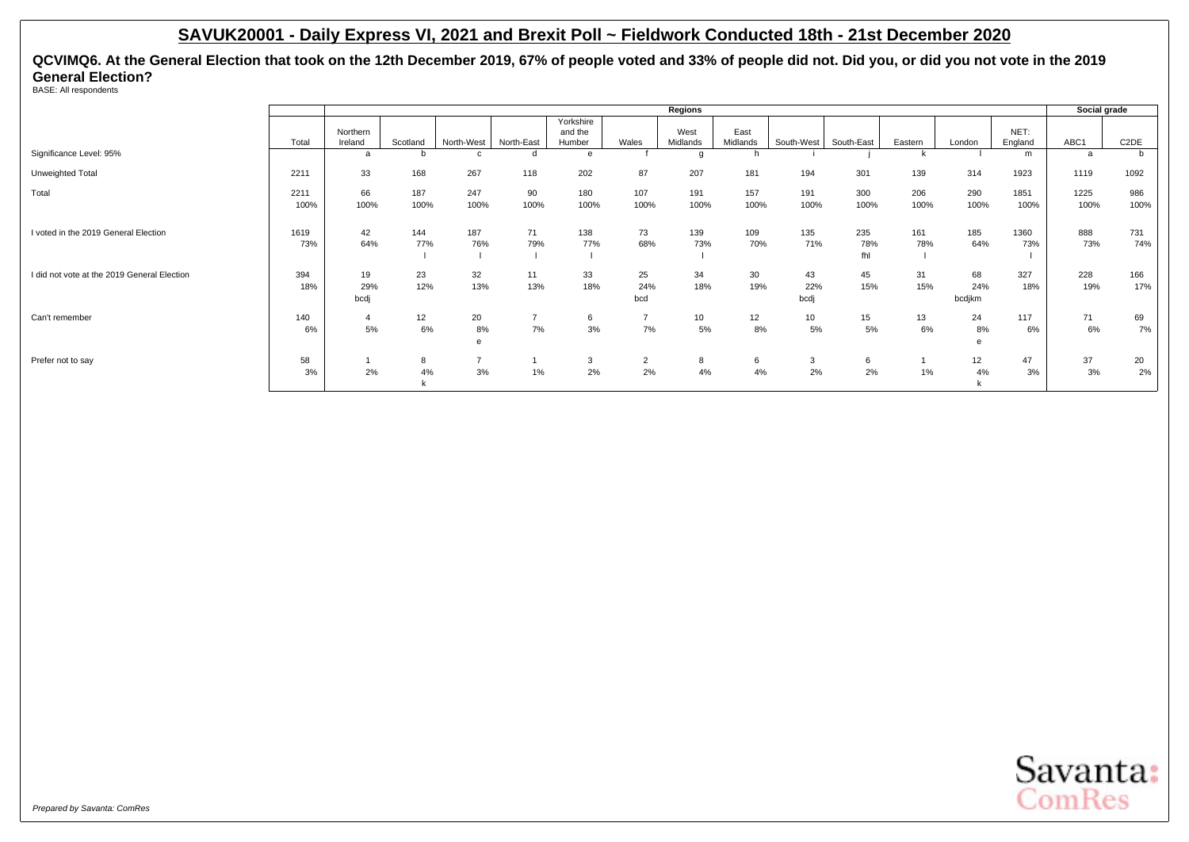## SAVUK20001 - Daily Express VI, 2021 and Brexit Poll ~ Fieldwork Conducted 18th - 21st December 2020

**QCVIMQ6. At the General Election that took on the 12th December 2019, 67% of people voted and 33% of people did not. Did you, or did you not vote in the 2019 General Election?**

BASE: All respondents

| | | Regions | | | | | | | | | | | | | | Social grade | |
|---|---|---|---|---|---|---|---|---|---|---|---|---|---|---|---|---|---|
| | Total | Northern Ireland | Scotland | North-West | North-East | Yorkshire and the Humber | Wales | West Midlands | East Midlands | South-West | South-East | Eastern | London | NET: England | ABC1 | C2DE |
| Significance Level: 95% | | a | b | c | d | e | f | g | h | i | j | k | l | m | a | b |
| Unweighted Total | 2211 | 33 | 168 | 267 | 118 | 202 | 87 | 207 | 181 | 194 | 301 | 139 | 314 | 1923 | 1119 | 1092 |
| Total | 2211 | 66 | 187 | 247 | 90 | 180 | 107 | 191 | 157 | 191 | 300 | 206 | 290 | 1851 | 1225 | 986 |
| | 100% | 100% | 100% | 100% | 100% | 100% | 100% | 100% | 100% | 100% | 100% | 100% | 100% | 100% | 100% | 100% |
| I voted in the 2019 General Election | 1619 | 42 | 144 | 187 | 71 | 138 | 73 | 139 | 109 | 135 | 235 | 161 | 185 | 1360 | 888 | 731 |
| | 73% | 64% | 77% | 76% | 79% | 77% | 68% | 73% | 70% | 71% | 78% | 78% | 64% | 73% | 73% | 74% |
| | | | l | l | l | l | | l | | | fhl | l | | l | | |
| I did not vote at the 2019 General Election | 394 | 19 | 23 | 32 | 11 | 33 | 25 | 34 | 30 | 43 | 45 | 31 | 68 | 327 | 228 | 166 |
| | 18% | 29% | 12% | 13% | 13% | 18% | 24% | 18% | 19% | 22% | 15% | 15% | 24% | 18% | 19% | 17% |
| | | bcdj | | | | | bcd | | | bcdj | | | bcdjkm | | | |
| Can't remember | 140 | 4 | 12 | 20 | 7 | 6 | 7 | 10 | 12 | 10 | 15 | 13 | 24 | 117 | 71 | 69 |
| | 6% | 5% | 6% | 8% | 7% | 3% | 7% | 5% | 8% | 5% | 5% | 6% | 8% | 6% | 6% | 7% |
| | | | | e | | | | | | | | | e | | | |
| Prefer not to say | 58 | 1 | 8 | 7 | 1 | 3 | 2 | 8 | 6 | 3 | 6 | 1 | 12 | 47 | 37 | 20 |
| | 3% | 2% | 4% | 3% | 1% | 2% | 2% | 4% | 4% | 2% | 2% | 1% | 4% | 3% | 3% | 2% |
| | | | k | | | | | | | | | | k | | | |

*Prepared by Savanta: ComRes*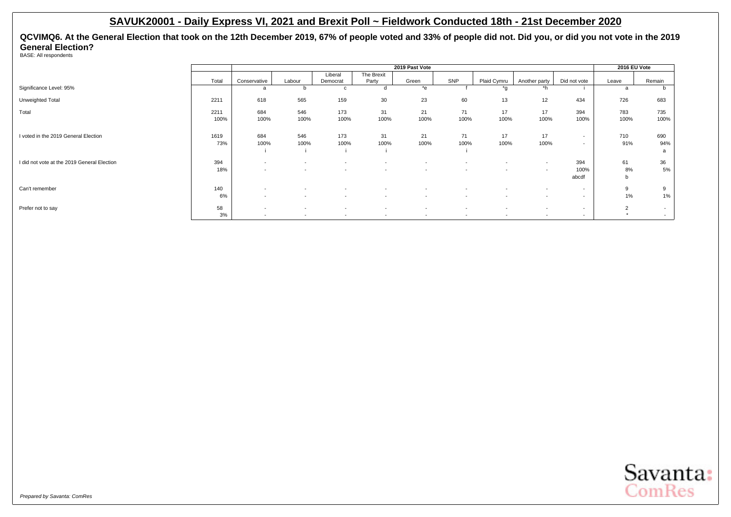## SAVUK20001 - Daily Express VI, 2021 and Brexit Poll ~ Fieldwork Conducted 18th - 21st December 2020

**QCVIMQ6. At the General Election that took on the 12th December 2019, 67% of people voted and 33% of people did not. Did you, or did you not vote in the 2019 General Election?**

BASE: All respondents

| | | 2019 Past Vote | | | | | | | | | 2016 EU Vote | |
|---|---|---|---|---|---|---|---|---|---|---|---|---|
| | Total | Conservative | Labour | Liberal Democrat | The Brexit Party | Green | SNP | Plaid Cymru | Another party | Did not vote | Leave | Remain |
| Significance Level: 95% | | a | b | c | d | *e | f | *g | *h | i | a | b |
| Unweighted Total | 2211 | 618 | 565 | 159 | 30 | 23 | 60 | 13 | 12 | 434 | 726 | 683 |
| Total | 2211 | 684 | 546 | 173 | 31 | 21 | 71 | 17 | 17 | 394 | 783 | 735 |
| | 100% | 100% | 100% | 100% | 100% | 100% | 100% | 100% | 100% | 100% | 100% | 100% |
| I voted in the 2019 General Election | 1619 | 684 | 546 | 173 | 31 | 21 | 71 | 17 | 17 | - | 710 | 690 |
| | 73% | 100% | 100% | 100% | 100% | 100% | 100% | 100% | 100% | - | 91% | 94% |
| | | i | i | i | i | | i | | | | | a |
| I did not vote at the 2019 General Election | 394 | - | - | - | - | - | - | - | - | 394 | 61 | 36 |
| | 18% | - | - | - | - | - | - | - | - | 100% | 8% | 5% |
| | | | | | | | | | | abcdf | b | |
| Can't remember | 140 | - | - | - | - | - | - | - | - | - | 9 | 9 |
| | 6% | - | - | - | - | - | - | - | - | - | 1% | 1% |
| Prefer not to say | 58 | - | - | - | - | - | - | - | - | - | 2 | - |
| | 3% | - | - | - | - | - | - | - | - | - | * | - |

*Prepared by Savanta: ComRes*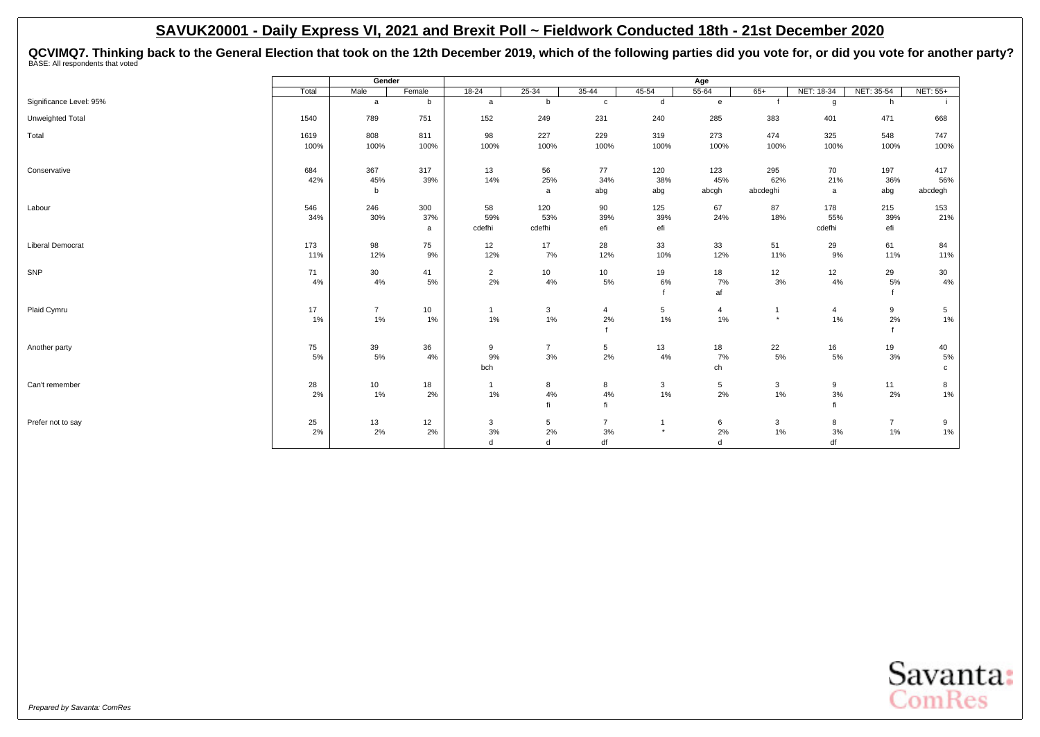## SAVUK20001 - Daily Express VI, 2021 and Brexit Poll ~ Fieldwork Conducted 18th - 21st December 2020

**QCVIMQ7. Thinking back to the General Election that took on the 12th December 2019, which of the following parties did you vote for, or did you vote for another party?**
BASE: All respondents that voted

| | | Gender | | Age | | | | | | | | |
|---|---|---|---|---|---|---|---|---|---|---|---|---|
| | Total | Male | Female | 18-24 | 25-34 | 35-44 | 45-54 | 55-64 | 65+ | NET: 18-34 | NET: 35-54 | NET: 55+ |
| Significance Level: 95% | | a | b | a | b | c | d | e | f | g | h | i |
| Unweighted Total | 1540 | 789 | 751 | 152 | 249 | 231 | 240 | 285 | 383 | 401 | 471 | 668 |
| Total | 1619 | 808 | 811 | 98 | 227 | 229 | 319 | 273 | 474 | 325 | 548 | 747 |
| | 100% | 100% | 100% | 100% | 100% | 100% | 100% | 100% | 100% | 100% | 100% | 100% |
| Conservative | 684 | 367 | 317 | 13 | 56 | 77 | 120 | 123 | 295 | 70 | 197 | 417 |
| | 42% | 45% | 39% | 14% | 25% | 34% | 38% | 45% | 62% | 21% | 36% | 56% |
| | | b | | | a | abg | abg | abcgh | abcdeghi | a | abg | abcdegh |
| Labour | 546 | 246 | 300 | 58 | 120 | 90 | 125 | 67 | 87 | 178 | 215 | 153 |
| | 34% | 30% | 37% | 59% | 53% | 39% | 39% | 24% | 18% | 55% | 39% | 21% |
| | | | a | cdefhi | cdefhi | efi | efi | | | cdefhi | efi | |
| Liberal Democrat | 173 | 98 | 75 | 12 | 17 | 28 | 33 | 33 | 51 | 29 | 61 | 84 |
| | 11% | 12% | 9% | 12% | 7% | 12% | 10% | 12% | 11% | 9% | 11% | 11% |
| SNP | 71 | 30 | 41 | 2 | 10 | 10 | 19 | 18 | 12 | 12 | 29 | 30 |
| | 4% | 4% | 5% | 2% | 4% | 5% | 6% | 7% | 3% | 4% | 5% | 4% |
| | | | | | | | f | af | | | f | |
| Plaid Cymru | 17 | 7 | 10 | 1 | 3 | 4 | 5 | 4 | 1 | 4 | 9 | 5 |
| | 1% | 1% | 1% | 1% | 1% | 2% | 1% | 1% | * | 1% | 2% | 1% |
| | | | | | | f | | | | | f | |
| Another party | 75 | 39 | 36 | 9 | 7 | 5 | 13 | 18 | 22 | 16 | 19 | 40 |
| | 5% | 5% | 4% | 9% | 3% | 2% | 4% | 7% | 5% | 5% | 3% | 5% |
| | | | | bch | | | | ch | | | | c |
| Can't remember | 28 | 10 | 18 | 1 | 8 | 8 | 3 | 5 | 3 | 9 | 11 | 8 |
| | 2% | 1% | 2% | 1% | 4% | 4% | 1% | 2% | 1% | 3% | 2% | 1% |
| | | | | | fi | fi | | | | fi | | |
| Prefer not to say | 25 | 13 | 12 | 3 | 5 | 7 | 1 | 6 | 3 | 8 | 7 | 9 |
| | 2% | 2% | 2% | 3% | 2% | 3% | * | 2% | 1% | 3% | 1% | 1% |
| | | | | d | d | df | | d | | df | | |

*Prepared by Savanta: ComRes*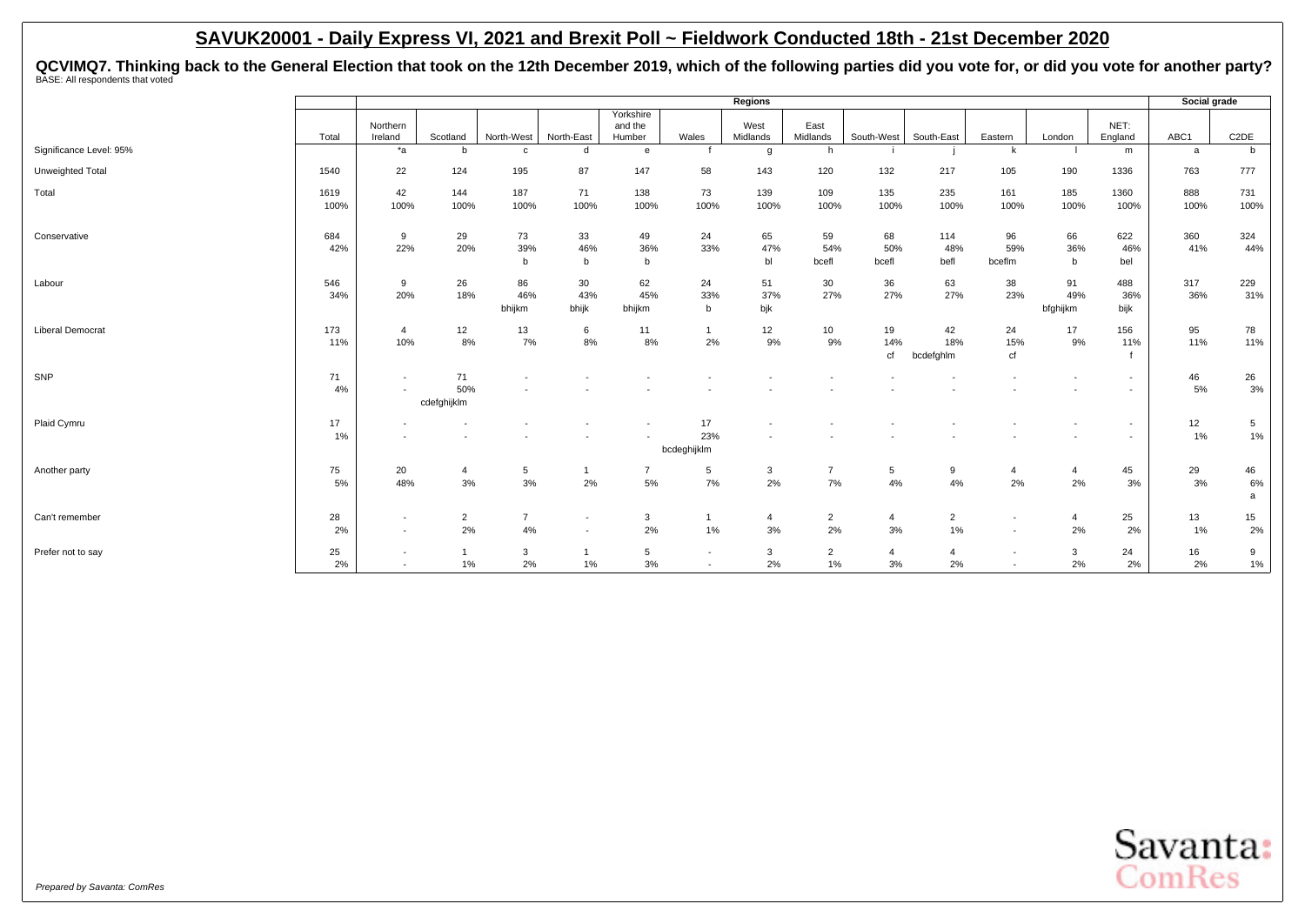## SAVUK20001 - Daily Express VI, 2021 and Brexit Poll ~ Fieldwork Conducted 18th - 21st December 2020

**QCVIMQ7. Thinking back to the General Election that took on the 12th December 2019, which of the following parties did you vote for, or did you vote for another party?**
BASE: All respondents that voted

| | | Regions | | | | | | | | | | | | | | Social grade | |
|---|---|---|---|---|---|---|---|---|---|---|---|---|---|---|---|---|---|
| | Total | Northern Ireland | Scotland | North-West | North-East | Yorkshire and the Humber | Wales | West Midlands | East Midlands | South-West | South-East | Eastern | London | NET: England | ABC1 | C2DE |
| Significance Level: 95% | | *a | b | c | d | e | f | g | h | i | j | k | l | m | a | b |
| Unweighted Total | 1540 | 22 | 124 | 195 | 87 | 147 | 58 | 143 | 120 | 132 | 217 | 105 | 190 | 1336 | 763 | 777 |
| Total | 1619<br>100% | 42<br>100% | 144<br>100% | 187<br>100% | 71<br>100% | 138<br>100% | 73<br>100% | 139<br>100% | 109<br>100% | 135<br>100% | 235<br>100% | 161<br>100% | 185<br>100% | 1360<br>100% | 888<br>100% | 731<br>100% |
| Conservative | 684<br>42% | 9<br>22% | 29<br>20% | 73<br>39%<br>b | 33<br>46%<br>b | 49<br>36%<br>b | 24<br>33% | 65<br>47%<br>bl | 59<br>54%<br>bcefl | 68<br>50%<br>bcefl | 114<br>48%<br>befl | 96<br>59%<br>bceflm | 66<br>36%<br>b | 622<br>46%<br>bel | 360<br>41% | 324<br>44% |
| Labour | 546<br>34% | 9<br>20% | 26<br>18% | 86<br>46%<br>bhijkm | 30<br>43%<br>bhijk | 62<br>45%<br>bhijkm | 24<br>33%<br>b | 51<br>37%<br>bjk | 30<br>27% | 36<br>27% | 63<br>27% | 38<br>23% | 91<br>49%<br>bfghijkm | 488<br>36%<br>bijk | 317<br>36% | 229<br>31% |
| Liberal Democrat | 173<br>11% | 4<br>10% | 12<br>8% | 13<br>7% | 6<br>8% | 11<br>8% | 1<br>2% | 12<br>9% | 10<br>9% | 19<br>14%<br>cf | 42<br>18%<br>bcdefghlm | 24<br>15%<br>cf | 17<br>9% | 156<br>11%<br>f | 95<br>11% | 78<br>11% |
| SNP | 71<br>4% | -<br>- | 71<br>50%<br>cdefghijklm | -<br>- | -<br>- | -<br>- | -<br>- | -<br>- | -<br>- | -<br>- | -<br>- | -<br>- | -<br>- | -<br>- | 46<br>5% | 26<br>3% |
| Plaid Cymru | 17<br>1% | -<br>- | -<br>- | -<br>- | -<br>- | -<br>- | 17<br>23%<br>bcdeghijklm | -<br>- | -<br>- | -<br>- | -<br>- | -<br>- | -<br>- | -<br>- | 12<br>1% | 5<br>1% |
| Another party | 75<br>5% | 20<br>48% | 4<br>3% | 5<br>3% | 1<br>2% | 7<br>5% | 5<br>7% | 3<br>2% | 7<br>7% | 5<br>4% | 9<br>4% | 4<br>2% | 4<br>2% | 45<br>3% | 29<br>3% | 46<br>6%<br>a |
| Can't remember | 28<br>2% | -<br>- | 2<br>2% | 7<br>4% | -<br>- | 3<br>2% | 1<br>1% | 4<br>3% | 2<br>2% | 4<br>3% | 2<br>1% | -<br>- | 4<br>2% | 25<br>2% | 13<br>1% | 15<br>2% |
| Prefer not to say | 25<br>2% | -<br>- | 1<br>1% | 3<br>2% | 1<br>1% | 5<br>3% | -<br>- | 3<br>2% | 2<br>1% | 4<br>3% | 4<br>2% | -<br>- | 3<br>2% | 24<br>2% | 16<br>2% | 9<br>1% |

*Prepared by Savanta: ComRes*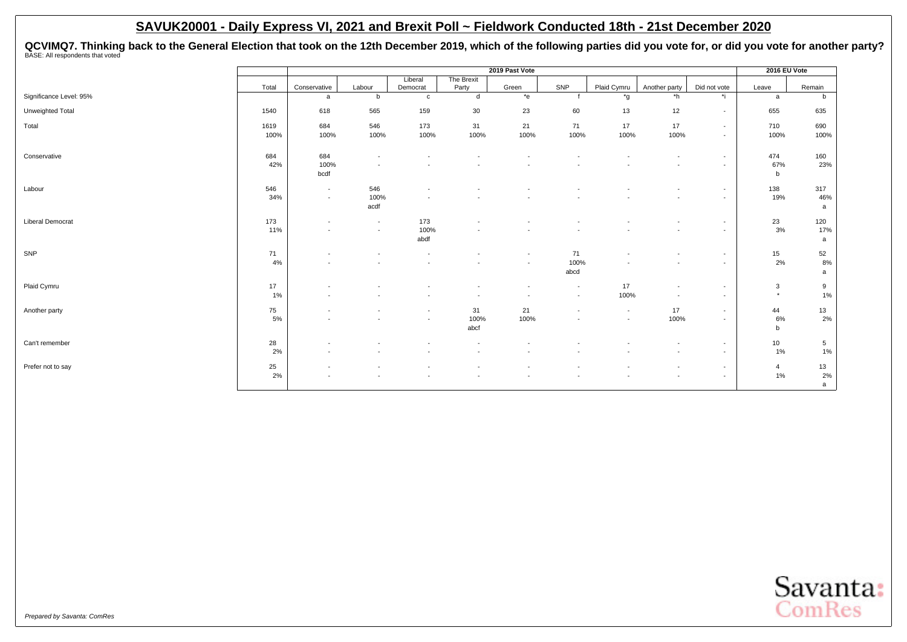# SAVUK20001 - Daily Express VI, 2021 and Brexit Poll ~ Fieldwork Conducted 18th - 21st December 2020

**QCVIMQ7. Thinking back to the General Election that took on the 12th December 2019, which of the following parties did you vote for, or did you vote for another party?**
BASE: All respondents that voted

| | | 2019 Past Vote | | | | | | | | | 2016 EU Vote | |
|---|---|---|---|---|---|---|---|---|---|---|---|---|
| | Total | Conservative | Labour | Liberal Democrat | The Brexit Party | Green | SNP | Plaid Cymru | Another party | Did not vote | Leave | Remain |
| Significance Level: 95% | | a | b | c | d | *e | f | *g | *h | *i | a | b |
| Unweighted Total | 1540 | 618 | 565 | 159 | 30 | 23 | 60 | 13 | 12 | - | 655 | 635 |
| Total | 1619<br>100% | 684<br>100% | 546<br>100% | 173<br>100% | 31<br>100% | 21<br>100% | 71<br>100% | 17<br>100% | 17<br>100% | -<br>- | 710<br>100% | 690<br>100% |
| Conservative | 684<br>42% | 684<br>100%<br>bcdf | -<br>- | -<br>- | -<br>- | -<br>- | -<br>- | -<br>- | -<br>- | -<br>- | 474<br>67%<br>b | 160<br>23% |
| Labour | 546<br>34% | -<br>- | 546<br>100%<br>acdf | -<br>- | -<br>- | -<br>- | -<br>- | -<br>- | -<br>- | -<br>- | 138<br>19% | 317<br>46%<br>a |
| Liberal Democrat | 173<br>11% | -<br>- | -<br>- | 173<br>100%<br>abdf | -<br>- | -<br>- | -<br>- | -<br>- | -<br>- | -<br>- | 23<br>3% | 120<br>17%<br>a |
| SNP | 71<br>4% | -<br>- | -<br>- | -<br>- | -<br>- | -<br>- | 71<br>100%<br>abcd | -<br>- | -<br>- | -<br>- | 15<br>2% | 52<br>8%<br>a |
| Plaid Cymru | 17<br>1% | -<br>- | -<br>- | -<br>- | -<br>- | -<br>- | -<br>- | 17<br>100% | -<br>- | -<br>- | 3<br>* | 9<br>1% |
| Another party | 75<br>5% | -<br>- | -<br>- | -<br>- | 31<br>100%<br>abcf | 21<br>100% | -<br>- | -<br>- | 17<br>100% | -<br>- | 44<br>6%<br>b | 13<br>2% |
| Can't remember | 28<br>2% | -<br>- | -<br>- | -<br>- | -<br>- | -<br>- | -<br>- | -<br>- | -<br>- | -<br>- | 10<br>1% | 5<br>1% |
| Prefer not to say | 25<br>2% | -<br>- | -<br>- | -<br>- | -<br>- | -<br>- | -<br>- | -<br>- | -<br>- | -<br>- | 4<br>1% | 13<br>2%<br>a |

*Prepared by Savanta: ComRes*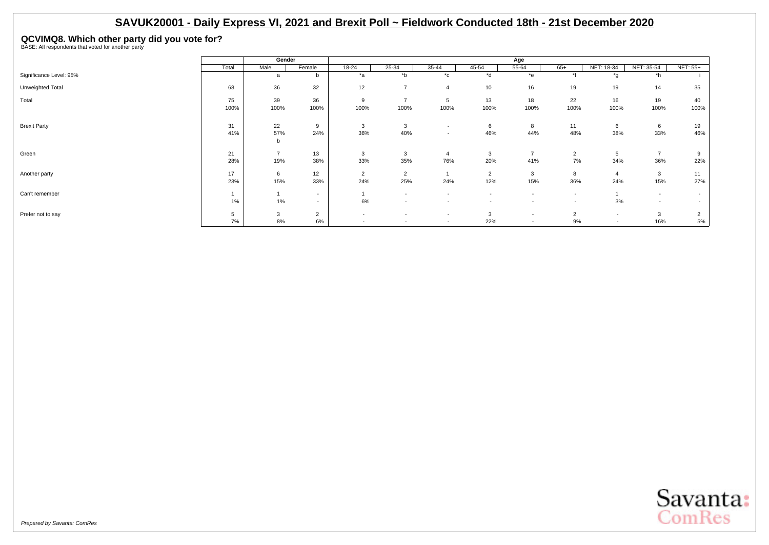# SAVUK20001 - Daily Express VI, 2021 and Brexit Poll ~ Fieldwork Conducted 18th - 21st December 2020

## QCVIMQ8. Which other party did you vote for?

BASE: All respondents that voted for another party

| | Total | Gender | | Age | | | | | | | | |
|---|---|---|---|---|---|---|---|---|---|---|---|---|
| | | Male | Female | 18-24 | 25-34 | 35-44 | 45-54 | 55-64 | 65+ | NET: 18-34 | NET: 35-54 | NET: 55+ |
| Significance Level: 95% | | a | b | *a | *b | *c | *d | *e | *f | *g | *h | i |
| Unweighted Total | 68 | 36 | 32 | 12 | 7 | 4 | 10 | 16 | 19 | 19 | 14 | 35 |
| Total | 75 | 39 | 36 | 9 | 7 | 5 | 13 | 18 | 22 | 16 | 19 | 40 |
| | 100% | 100% | 100% | 100% | 100% | 100% | 100% | 100% | 100% | 100% | 100% | 100% |
| Brexit Party | 31 | 22 | 9 | 3 | 3 | - | 6 | 8 | 11 | 6 | 6 | 19 |
| | 41% | 57% | 24% | 36% | 40% | - | 46% | 44% | 48% | 38% | 33% | 46% |
| | | b | | | | | | | | | | |
| Green | 21 | 7 | 13 | 3 | 3 | 4 | 3 | 7 | 2 | 5 | 7 | 9 |
| | 28% | 19% | 38% | 33% | 35% | 76% | 20% | 41% | 7% | 34% | 36% | 22% |
| Another party | 17 | 6 | 12 | 2 | 2 | 1 | 2 | 3 | 8 | 4 | 3 | 11 |
| | 23% | 15% | 33% | 24% | 25% | 24% | 12% | 15% | 36% | 24% | 15% | 27% |
| Can't remember | 1 | 1 | - | 1 | - | - | - | - | - | 1 | - | - |
| | 1% | 1% | - | 6% | - | - | - | - | - | 3% | - | - |
| Prefer not to say | 5 | 3 | 2 | - | - | - | 3 | - | 2 | - | 3 | 2 |
| | 7% | 8% | 6% | - | - | - | 22% | - | 9% | - | 16% | 5% |

*Prepared by Savanta: ComRes*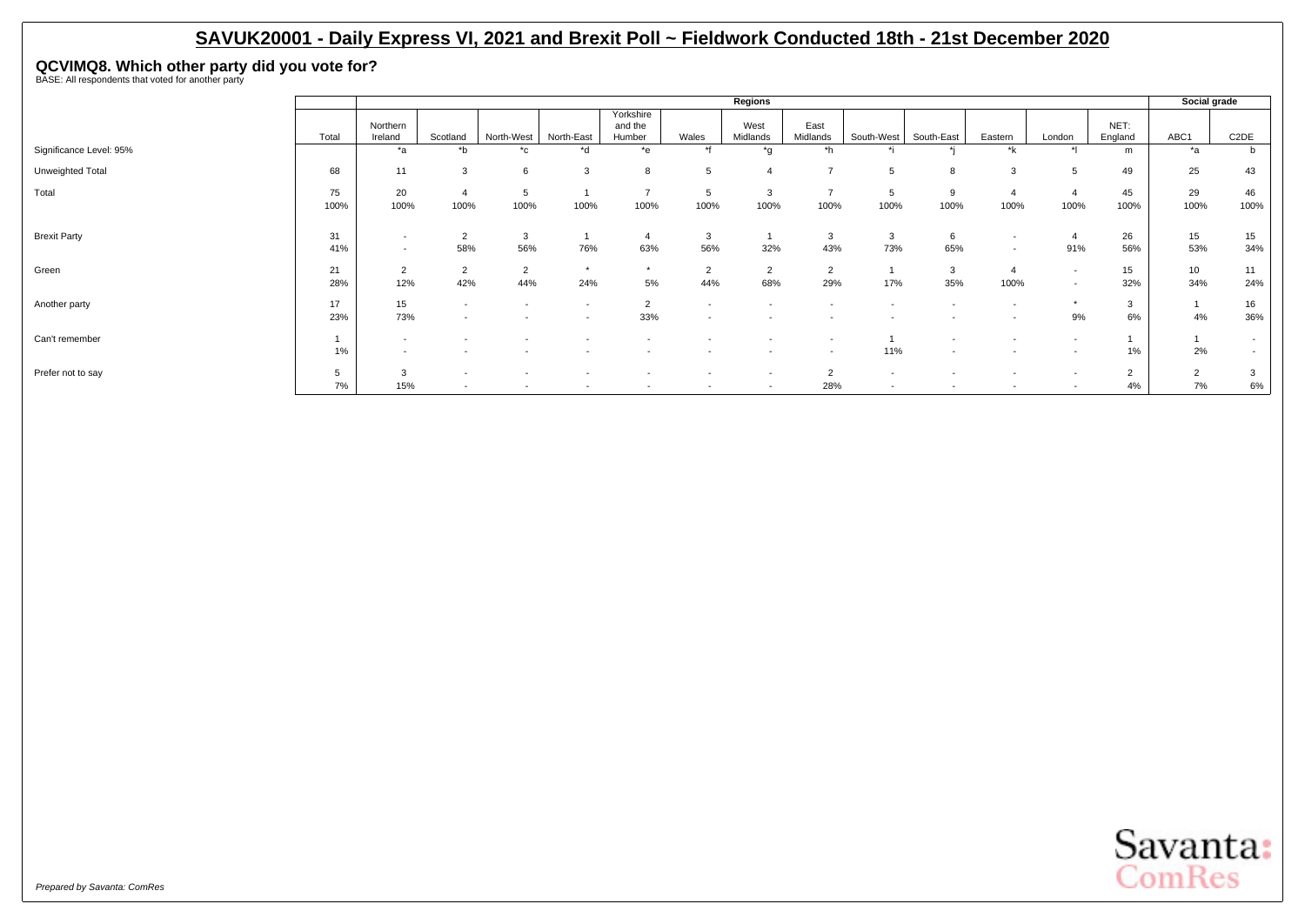# SAVUK20001 - Daily Express VI, 2021 and Brexit Poll ~ Fieldwork Conducted 18th - 21st December 2020

## QCVIMQ8. Which other party did you vote for?

BASE: All respondents that voted for another party

| | | Regions | | | | | | | | | | | | | Social grade | |
|---|---|---|---|---|---|---|---|---|---|---|---|---|---|---|---|---|
| | Total | Northern Ireland | Scotland | North-West | North-East | Yorkshire and the Humber | Wales | West Midlands | East Midlands | South-West | South-East | Eastern | London | NET: England | ABC1 | C2DE |
| Significance Level: 95% | | *a | *b | *c | *d | *e | *f | *g | *h | *i | *j | *k | *l | m | *a | b |
| Unweighted Total | 68 | 11 | 3 | 6 | 3 | 8 | 5 | 4 | 7 | 5 | 8 | 3 | 5 | 49 | 25 | 43 |
| Total | 75 | 20 | 4 | 5 | 1 | 7 | 5 | 3 | 7 | 5 | 9 | 4 | 4 | 45 | 29 | 46 |
| | 100% | 100% | 100% | 100% | 100% | 100% | 100% | 100% | 100% | 100% | 100% | 100% | 100% | 100% | 100% | 100% |
| Brexit Party | 31 | - | 2 | 3 | 1 | 4 | 3 | 1 | 3 | 3 | 6 | - | 4 | 26 | 15 | 15 |
| | 41% | - | 58% | 56% | 76% | 63% | 56% | 32% | 43% | 73% | 65% | - | 91% | 56% | 53% | 34% |
| Green | 21 | 2 | 2 | 2 | * | * | 2 | 2 | 2 | 1 | 3 | 4 | - | 15 | 10 | 11 |
| | 28% | 12% | 42% | 44% | 24% | 5% | 44% | 68% | 29% | 17% | 35% | 100% | - | 32% | 34% | 24% |
| Another party | 17 | 15 | - | - | - | 2 | - | - | - | - | - | - | * | 3 | 1 | 16 |
| | 23% | 73% | - | - | - | 33% | - | - | - | - | - | - | 9% | 6% | 4% | 36% |
| Can't remember | 1 | - | - | - | - | - | - | - | - | 1 | - | - | - | 1 | 1 | - |
| | 1% | - | - | - | - | - | - | - | - | 11% | - | - | - | 1% | 2% | - |
| Prefer not to say | 5 | 3 | - | - | - | - | - | - | 2 | - | - | - | - | 2 | 2 | 3 |
| | 7% | 15% | - | - | - | - | - | - | 28% | - | - | - | - | 4% | 7% | 6% |

*Prepared by Savanta: ComRes*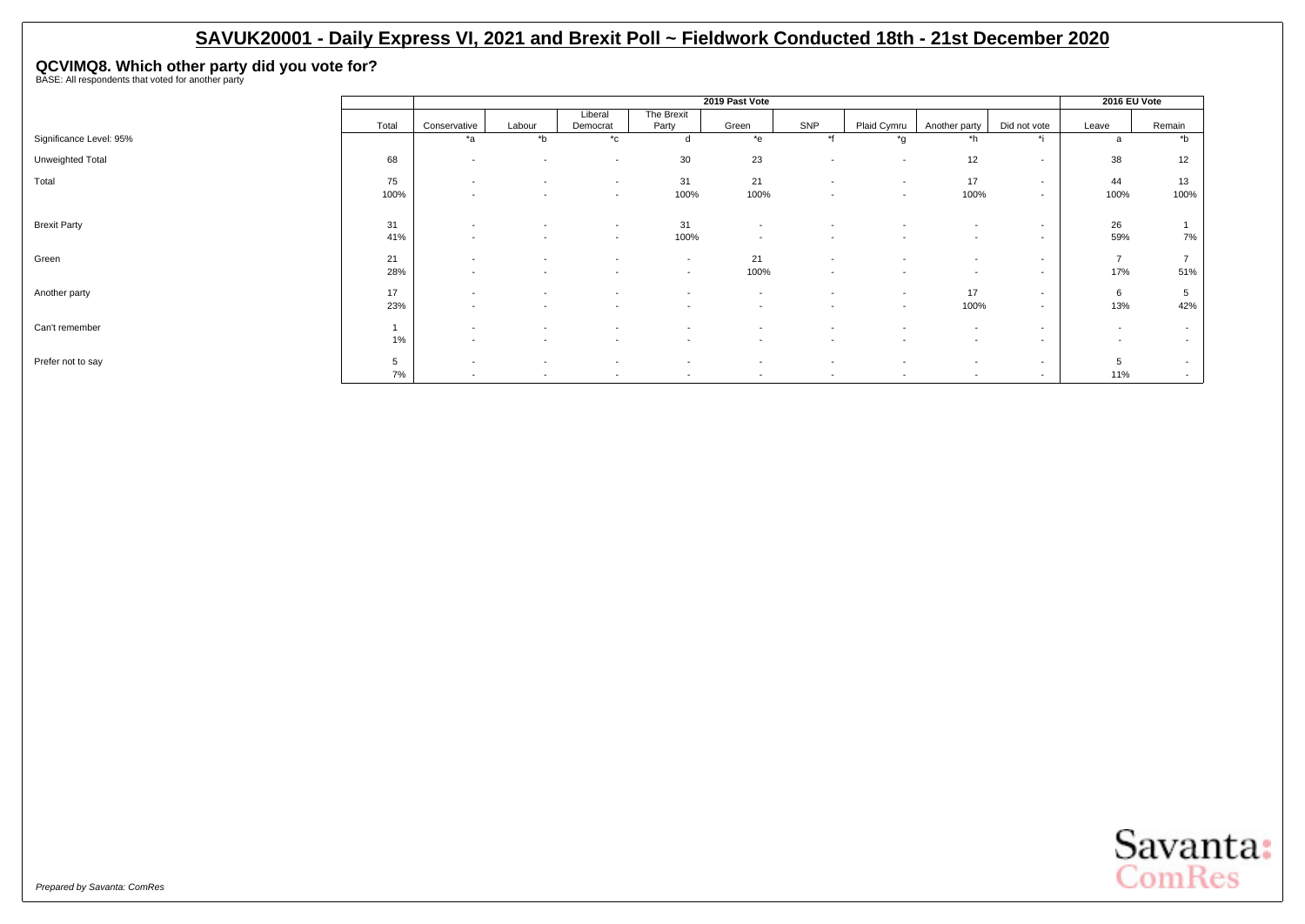# SAVUK20001 - Daily Express VI, 2021 and Brexit Poll ~ Fieldwork Conducted 18th - 21st December 2020

## QCVIMQ8. Which other party did you vote for?

BASE: All respondents that voted for another party

| | | 2019 Past Vote | | | | | | | | | 2016 EU Vote | |
|---|---|---|---|---|---|---|---|---|---|---|---|---|
| | Total | Conservative | Labour | Liberal Democrat | The Brexit Party | Green | SNP | Plaid Cymru | Another party | Did not vote | Leave | Remain |
| Significance Level: 95% | | *a | *b | *c | d | *e | *f | *g | *h | *i | a | *b |
| Unweighted Total | 68 | - | - | - | 30 | 23 | - | - | 12 | - | 38 | 12 |
| Total | 75 | - | - | - | 31 | 21 | - | - | 17 | - | 44 | 13 |
| | 100% | - | - | - | 100% | 100% | - | - | 100% | - | 100% | 100% |
| Brexit Party | 31 | - | - | - | 31 | - | - | - | - | - | 26 | 1 |
| | 41% | - | - | - | 100% | - | - | - | - | - | 59% | 7% |
| Green | 21 | - | - | - | - | 21 | - | - | - | - | 7 | 7 |
| | 28% | - | - | - | - | 100% | - | - | - | - | 17% | 51% |
| Another party | 17 | - | - | - | - | - | - | - | 17 | - | 6 | 5 |
| | 23% | - | - | - | - | - | - | - | 100% | - | 13% | 42% |
| Can't remember | 1 | - | - | - | - | - | - | - | - | - | - | - |
| | 1% | - | - | - | - | - | - | - | - | - | - | - |
| Prefer not to say | 5 | - | - | - | - | - | - | - | - | - | 5 | - |
| | 7% | - | - | - | - | - | - | - | - | - | 11% | - |

*Prepared by Savanta: ComRes*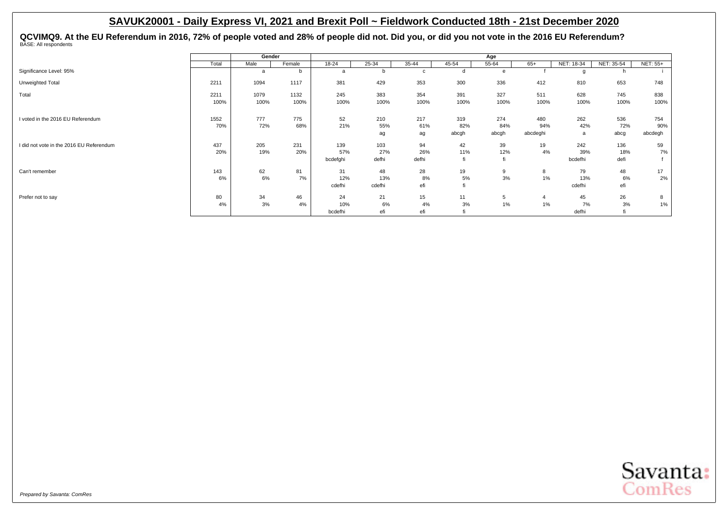## SAVUK20001 - Daily Express VI, 2021 and Brexit Poll ~ Fieldwork Conducted 18th - 21st December 2020

**QCVIMQ9. At the EU Referendum in 2016, 72% of people voted and 28% of people did not. Did you, or did you not vote in the 2016 EU Referendum?**
BASE: All respondents

| | Total | Gender | | Age | | | | | | | | |
|---|---|---|---|---|---|---|---|---|---|---|---|---|
| | | Male | Female | 18-24 | 25-34 | 35-44 | 45-54 | 55-64 | 65+ | NET: 18-34 | NET: 35-54 | NET: 55+ |
| Significance Level: 95% | | a | b | a | b | c | d | e | f | g | h | i |
| Unweighted Total | 2211 | 1094 | 1117 | 381 | 429 | 353 | 300 | 336 | 412 | 810 | 653 | 748 |
| Total | 2211 | 1079 | 1132 | 245 | 383 | 354 | 391 | 327 | 511 | 628 | 745 | 838 |
| | 100% | 100% | 100% | 100% | 100% | 100% | 100% | 100% | 100% | 100% | 100% | 100% |
| I voted in the 2016 EU Referendum | 1552 | 777 | 775 | 52 | 210 | 217 | 319 | 274 | 480 | 262 | 536 | 754 |
| | 70% | 72% | 68% | 21% | 55% | 61% | 82% | 84% | 94% | 42% | 72% | 90% |
| | | | | | ag | ag | abcgh | abcgh | abcdeghi | a | abcg | abcdegh |
| I did not vote in the 2016 EU Referendum | 437 | 205 | 231 | 139 | 103 | 94 | 42 | 39 | 19 | 242 | 136 | 59 |
| | 20% | 19% | 20% | 57% | 27% | 26% | 11% | 12% | 4% | 39% | 18% | 7% |
| | | | | bcdefghi | defhi | defhi | fi | fi | | bcdefhi | defi | f |
| Can't remember | 143 | 62 | 81 | 31 | 48 | 28 | 19 | 9 | 8 | 79 | 48 | 17 |
| | 6% | 6% | 7% | 12% | 13% | 8% | 5% | 3% | 1% | 13% | 6% | 2% |
| | | | | cdefhi | cdefhi | efi | fi | | | cdefhi | efi | |
| Prefer not to say | 80 | 34 | 46 | 24 | 21 | 15 | 11 | 5 | 4 | 45 | 26 | 8 |
| | 4% | 3% | 4% | 10% | 6% | 4% | 3% | 1% | 1% | 7% | 3% | 1% |
| | | | | bcdefhi | efi | efi | fi | | | defhi | fi | |

*Prepared by Savanta: ComRes*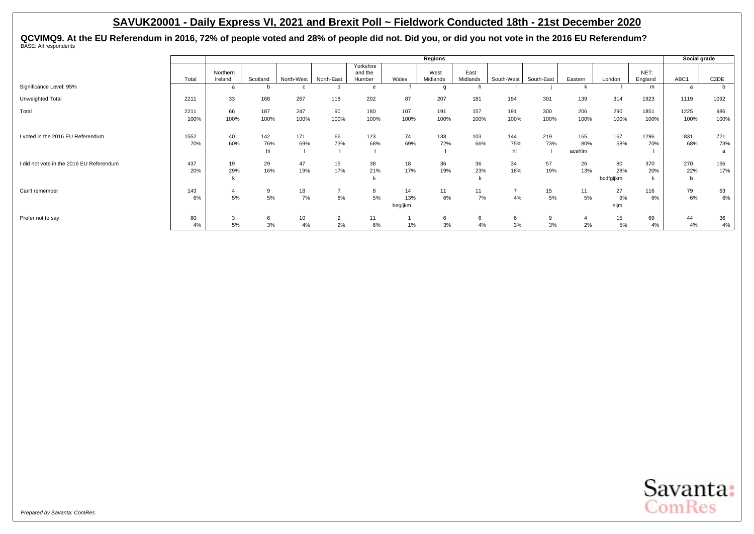# SAVUK20001 - Daily Express VI, 2021 and Brexit Poll ~ Fieldwork Conducted 18th - 21st December 2020

## QCVIMQ9. At the EU Referendum in 2016, 72% of people voted and 28% of people did not. Did you, or did you not vote in the 2016 EU Referendum?

BASE: All respondents

| | | Regions | | | | | | | | | | | | | | Social grade | |
|---|---|---|---|---|---|---|---|---|---|---|---|---|---|---|---|---|---|
| | Total | Northern Ireland | Scotland | North-West | North-East | Yorkshire and the Humber | Wales | West Midlands | East Midlands | South-West | South-East | Eastern | London | NET: England | | ABC1 | C2DE |
| Significance Level: 95% | | a | b | c | d | e | f | g | h | i | j | k | l | m | | a | b |
| Unweighted Total | 2211 | 33 | 168 | 267 | 118 | 202 | 87 | 207 | 181 | 194 | 301 | 139 | 314 | 1923 | | 1119 | 1092 |
| Total | 2211<br>100% | 66<br>100% | 187<br>100% | 247<br>100% | 90<br>100% | 180<br>100% | 107<br>100% | 191<br>100% | 157<br>100% | 191<br>100% | 300<br>100% | 206<br>100% | 290<br>100% | 1851<br>100% | | 1225<br>100% | 986<br>100% |
| I voted in the 2016 EU Referendum | 1552<br>70% | 40<br>60% | 142<br>76%<br>hl | 171<br>69%<br>l | 66<br>73%<br>l | 123<br>68%<br>l | 74<br>69% | 138<br>72%<br>l | 103<br>66% | 144<br>75%<br>hl | 219<br>73%<br>l | 165<br>80%<br>acehlm | 167<br>58% | 1296<br>70%<br>l | | 831<br>68% | 721<br>73%<br>a |
| I did not vote in the 2016 EU Referendum | 437<br>20% | 19<br>29%<br>k | 29<br>16% | 47<br>19% | 15<br>17% | 38<br>21%<br>k | 18<br>17% | 36<br>19% | 36<br>23%<br>k | 34<br>18% | 57<br>19% | 26<br>13% | 80<br>28%<br>bcdfgijkm | 370<br>20%<br>k | | 270<br>22%<br>b | 166<br>17% |
| Can't remember | 143<br>6% | 4<br>5% | 9<br>5% | 18<br>7% | 7<br>8% | 8<br>5% | 14<br>13%<br>begijkm | 11<br>6% | 11<br>7% | 7<br>4% | 15<br>5% | 11<br>5% | 27<br>9%<br>eijm | 116<br>6% | | 79<br>6% | 63<br>6% |
| Prefer not to say | 80<br>4% | 3<br>5% | 6<br>3% | 10<br>4% | 2<br>2% | 11<br>6% | 1<br>1% | 6<br>3% | 6<br>4% | 6<br>3% | 9<br>3% | 4<br>2% | 15<br>5% | 69<br>4% | | 44<br>4% | 36<br>4% |

*Prepared by Savanta: ComRes*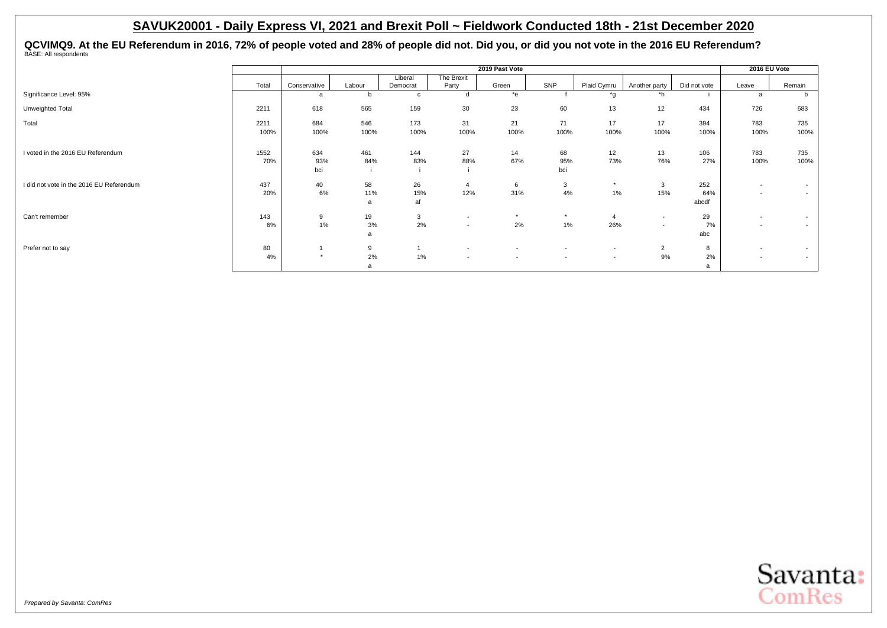# SAVUK20001 - Daily Express VI, 2021 and Brexit Poll ~ Fieldwork Conducted 18th - 21st December 2020

## QCVIMQ9. At the EU Referendum in 2016, 72% of people voted and 28% of people did not. Did you, or did you not vote in the 2016 EU Referendum?

BASE: All respondents

| | | 2019 Past Vote | | | | | | | | | 2016 EU Vote | |
|---|---|---|---|---|---|---|---|---|---|---|---|---|
| | Total | Conservative | Labour | Liberal Democrat | The Brexit Party | Green | SNP | Plaid Cymru | Another party | Did not vote | Leave | Remain |
| Significance Level: 95% | | a | b | c | d | *e | f | *g | *h | i | a | b |
| Unweighted Total | 2211 | 618 | 565 | 159 | 30 | 23 | 60 | 13 | 12 | 434 | 726 | 683 |
| Total | 2211 | 684 | 546 | 173 | 31 | 21 | 71 | 17 | 17 | 394 | 783 | 735 |
| | 100% | 100% | 100% | 100% | 100% | 100% | 100% | 100% | 100% | 100% | 100% | 100% |
| I voted in the 2016 EU Referendum | 1552 | 634 | 461 | 144 | 27 | 14 | 68 | 12 | 13 | 106 | 783 | 735 |
| | 70% | 93% | 84% | 83% | 88% | 67% | 95% | 73% | 76% | 27% | 100% | 100% |
| | | bci | i | i | i | | bci | | | | | |
| I did not vote in the 2016 EU Referendum | 437 | 40 | 58 | 26 | 4 | 6 | 3 | * | 3 | 252 | - | - |
| | 20% | 6% | 11% | 15% | 12% | 31% | 4% | 1% | 15% | 64% | - | - |
| | | | a | af | | | | | | abcdf | | |
| Can't remember | 143 | 9 | 19 | 3 | - | * | * | 4 | - | 29 | - | - |
| | 6% | 1% | 3% | 2% | - | 2% | 1% | 26% | - | 7% | - | - |
| | | | a | | | | | | | abc | | |
| Prefer not to say | 80 | 1 | 9 | 1 | - | - | - | - | 2 | 8 | - | - |
| | 4% | * | 2% | 1% | - | - | - | - | 9% | 2% | - | - |
| | | | a | | | | | | | a | | |

*Prepared by Savanta: ComRes*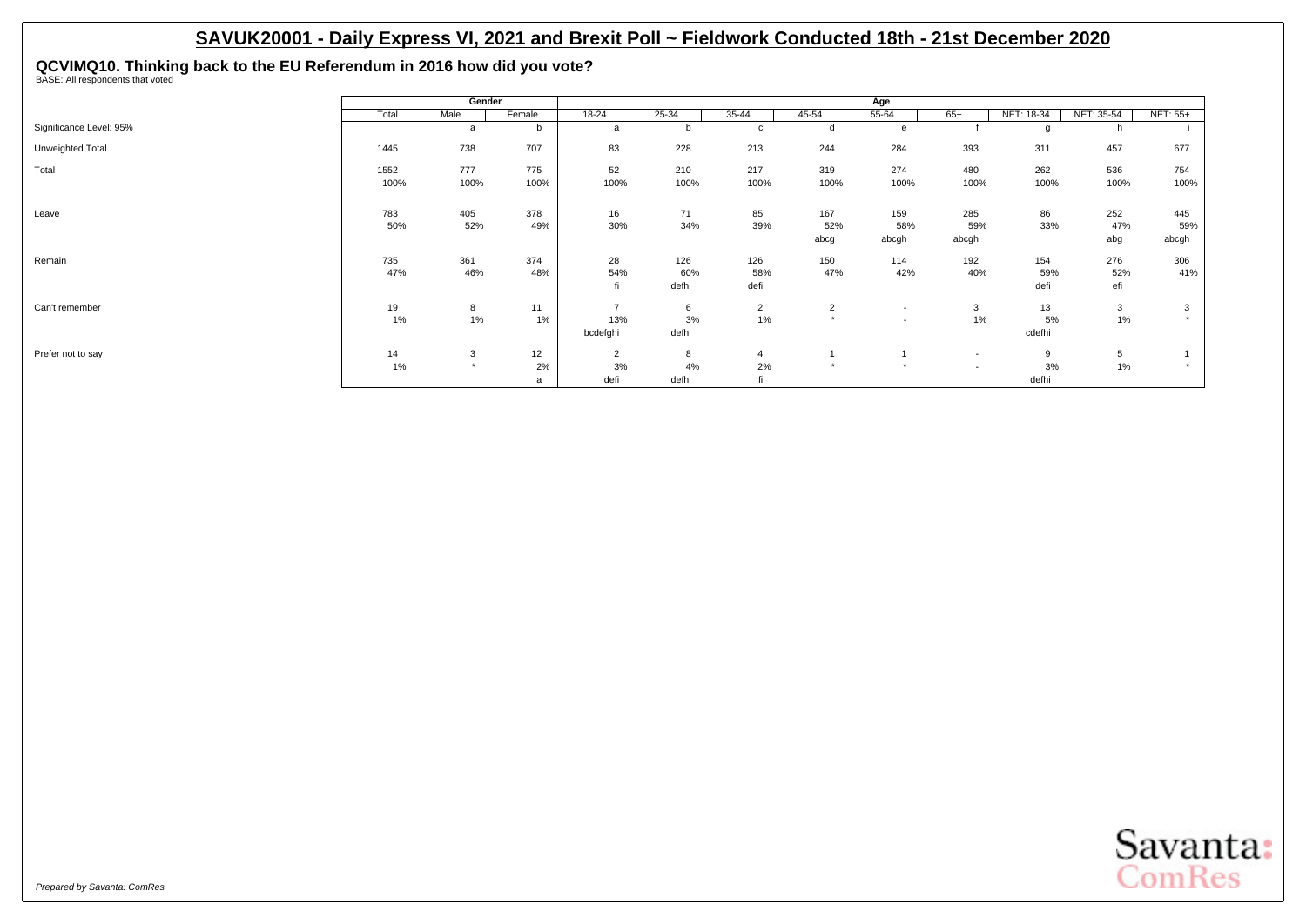## SAVUK20001 - Daily Express VI, 2021 and Brexit Poll ~ Fieldwork Conducted 18th - 21st December 2020

### QCVIMQ10. Thinking back to the EU Referendum in 2016 how did you vote?

BASE: All respondents that voted

| | | Gender | | Age | | | | | | | | |
|---|---|---|---|---|---|---|---|---|---|---|---|---|
| | Total | Male | Female | 18-24 | 25-34 | 35-44 | 45-54 | 55-64 | 65+ | NET: 18-34 | NET: 35-54 | NET: 55+ |
| Significance Level: 95% | | a | b | a | b | c | d | e | f | g | h | i |
| Unweighted Total | 1445 | 738 | 707 | 83 | 228 | 213 | 244 | 284 | 393 | 311 | 457 | 677 |
| Total | 1552 | 777 | 775 | 52 | 210 | 217 | 319 | 274 | 480 | 262 | 536 | 754 |
| | 100% | 100% | 100% | 100% | 100% | 100% | 100% | 100% | 100% | 100% | 100% | 100% |
| Leave | 783 | 405 | 378 | 16 | 71 | 85 | 167 | 159 | 285 | 86 | 252 | 445 |
| | 50% | 52% | 49% | 30% | 34% | 39% | 52% | 58% | 59% | 33% | 47% | 59% |
| | | | | | | | abcg | abcgh | abcgh | | abg | abcgh |
| Remain | 735 | 361 | 374 | 28 | 126 | 126 | 150 | 114 | 192 | 154 | 276 | 306 |
| | 47% | 46% | 48% | 54% | 60% | 58% | 47% | 42% | 40% | 59% | 52% | 41% |
| | | | | fi | defhi | defi | | | | defi | efi | |
| Can't remember | 19 | 8 | 11 | 7 | 6 | 2 | 2 | - | 3 | 13 | 3 | 3 |
| | 1% | 1% | 1% | 13% | 3% | 1% | * | - | 1% | 5% | 1% | * |
| | | | | bcdefghi | defhi | | | | | cdefhi | | |
| Prefer not to say | 14 | 3 | 12 | 2 | 8 | 4 | 1 | 1 | - | 9 | 5 | 1 |
| | 1% | * | 2% | 3% | 4% | 2% | * | * | - | 3% | 1% | * |
| | | | a | defi | defhi | fi | | | | defhi | | |

*Prepared by Savanta: ComRes*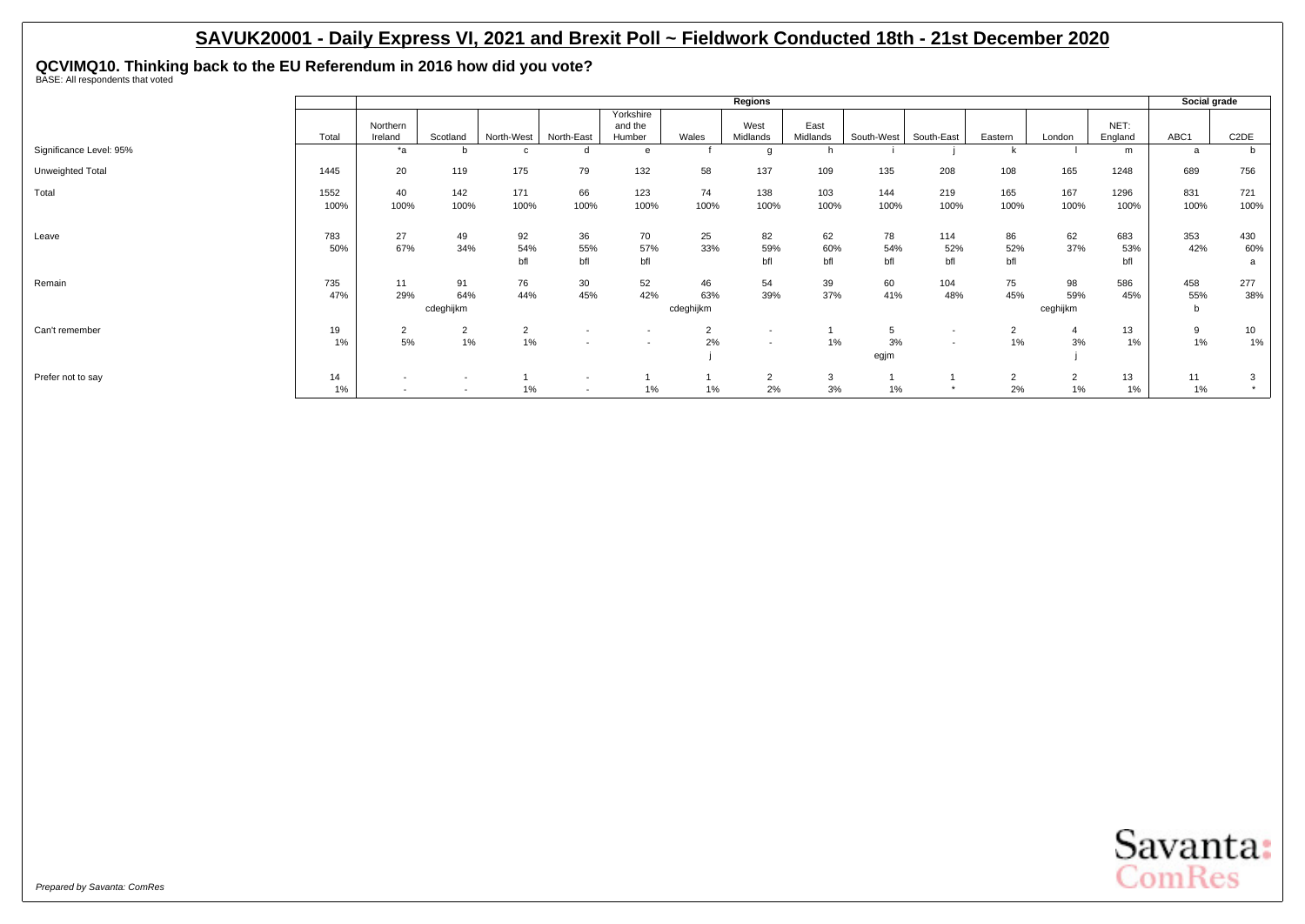## SAVUK20001 - Daily Express VI, 2021 and Brexit Poll ~ Fieldwork Conducted 18th - 21st December 2020

**QCVIMQ10. Thinking back to the EU Referendum in 2016 how did you vote?**
BASE: All respondents that voted

| | | Regions | | | | | | | | | | | | | Social grade | |
|---|---|---|---|---|---|---|---|---|---|---|---|---|---|---|---|---|
| | Total | Northern Ireland | Scotland | North-West | North-East | Yorkshire and the Humber | Wales | West Midlands | East Midlands | South-West | South-East | Eastern | London | NET: England | ABC1 | C2DE |
| Significance Level: 95% | | *a | b | c | d | e | f | g | h | i | j | k | l | m | a | b |
| Unweighted Total | 1445 | 20 | 119 | 175 | 79 | 132 | 58 | 137 | 109 | 135 | 208 | 108 | 165 | 1248 | 689 | 756 |
| Total | 1552 | 40 | 142 | 171 | 66 | 123 | 74 | 138 | 103 | 144 | 219 | 165 | 167 | 1296 | 831 | 721 |
| | 100% | 100% | 100% | 100% | 100% | 100% | 100% | 100% | 100% | 100% | 100% | 100% | 100% | 100% | 100% | 100% |
| Leave | 783 | 27 | 49 | 92 | 36 | 70 | 25 | 82 | 62 | 78 | 114 | 86 | 62 | 683 | 353 | 430 |
| | 50% | 67% | 34% | 54% | 55% | 57% | 33% | 59% | 60% | 54% | 52% | 52% | 37% | 53% | 42% | 60% |
| | | | | bfl | bfl | bfl | | bfl | bfl | bfl | bfl | bfl | | bfl | | a |
| Remain | 735 | 11 | 91 | 76 | 30 | 52 | 46 | 54 | 39 | 60 | 104 | 75 | 98 | 586 | 458 | 277 |
| | 47% | 29% | 64% | 44% | 45% | 42% | 63% | 39% | 37% | 41% | 48% | 45% | 59% | 45% | 55% | 38% |
| | | | cdeghijkm | | | | cdeghijkm | | | | | | ceghijkm | | b | |
| Can't remember | 19 | 2 | 2 | 2 | - | - | 2 | - | 1 | 5 | - | 2 | 4 | 13 | 9 | 10 |
| | 1% | 5% | 1% | 1% | - | - | 2% | - | 1% | 3% | - | 1% | 3% | 1% | 1% | 1% |
| | | | | | | | j | | | egjm | | | j | | | |
| Prefer not to say | 14 | - | - | 1 | - | 1 | 1 | 2 | 3 | 1 | 1 | 2 | 2 | 13 | 11 | 3 |
| | 1% | - | - | 1% | - | 1% | 1% | 2% | 3% | 1% | * | 2% | 1% | 1% | 1% | * |

*Prepared by Savanta: ComRes*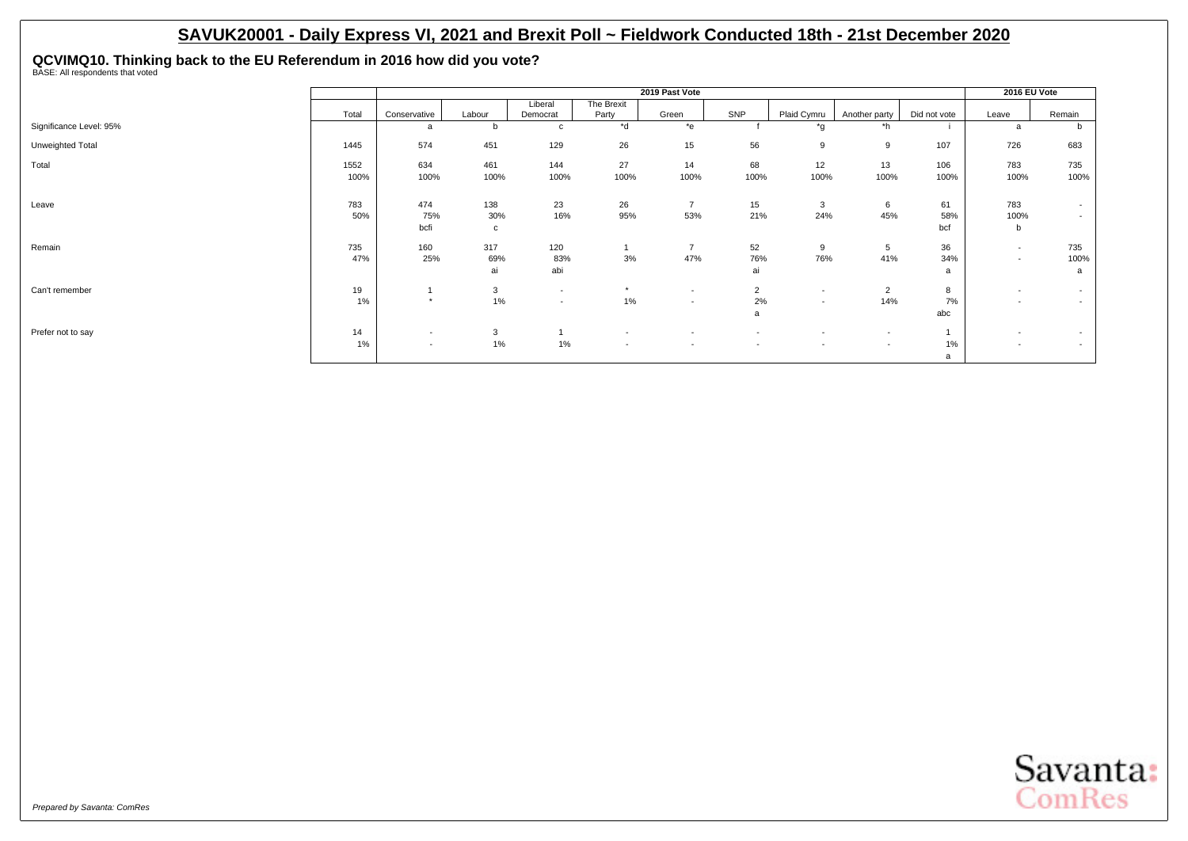# SAVUK20001 - Daily Express VI, 2021 and Brexit Poll ~ Fieldwork Conducted 18th - 21st December 2020

## QCVIMQ10. Thinking back to the EU Referendum in 2016 how did you vote?

BASE: All respondents that voted

| | Total | 2019 Past Vote | | | | | | | | | 2016 EU Vote | |
|---|---|---|---|---|---|---|---|---|---|---|---|---|
| | | Conservative | Labour | Liberal Democrat | The Brexit Party | Green | SNP | Plaid Cymru | Another party | Did not vote | Leave | Remain |
| Significance Level: 95% | | a | b | c | *d | *e | f | *g | *h | i | a | b |
| Unweighted Total | 1445 | 574 | 451 | 129 | 26 | 15 | 56 | 9 | 9 | 107 | 726 | 683 |
| Total | 1552 | 634 | 461 | 144 | 27 | 14 | 68 | 12 | 13 | 106 | 783 | 735 |
| | 100% | 100% | 100% | 100% | 100% | 100% | 100% | 100% | 100% | 100% | 100% | 100% |
| Leave | 783 | 474 | 138 | 23 | 26 | 7 | 15 | 3 | 6 | 61 | 783 | - |
| | 50% | 75% | 30% | 16% | 95% | 53% | 21% | 24% | 45% | 58% | 100% | - |
| | | bcfi | c | | | | | | | bcf | b | |
| Remain | 735 | 160 | 317 | 120 | 1 | 7 | 52 | 9 | 5 | 36 | - | 735 |
| | 47% | 25% | 69% | 83% | 3% | 47% | 76% | 76% | 41% | 34% | - | 100% |
| | | | ai | abi | | | ai | | | a | | a |
| Can't remember | 19 | 1 | 3 | - | * | - | 2 | - | 2 | 8 | - | - |
| | 1% | * | 1% | - | 1% | - | 2% | - | 14% | 7% | - | - |
| | | | | | | | a | | | abc | | |
| Prefer not to say | 14 | - | 3 | 1 | - | - | - | - | - | 1 | - | - |
| | 1% | - | 1% | 1% | - | - | - | - | - | 1% | - | - |
| | | | | | | | | | | a | | |

*Prepared by Savanta: ComRes*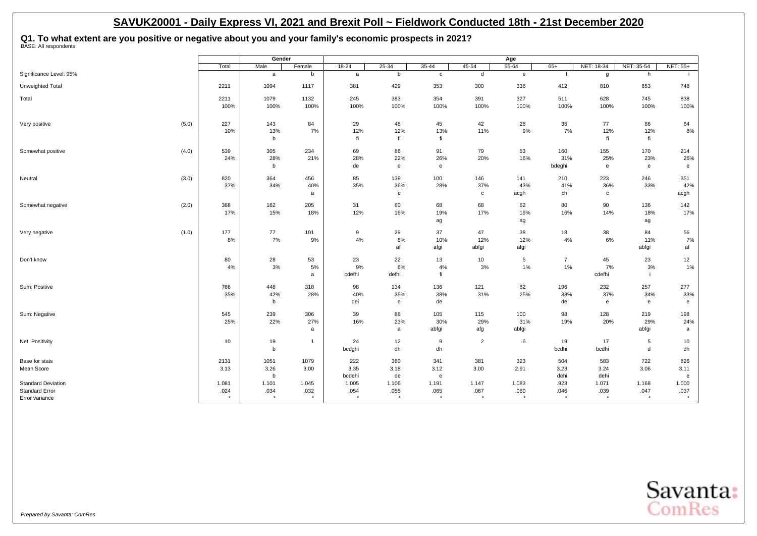# SAVUK20001 - Daily Express VI, 2021 and Brexit Poll ~ Fieldwork Conducted 18th - 21st December 2020

## Q1. To what extent are you positive or negative about you and your family's economic prospects in 2021?

BASE: All respondents

| | | Total | Gender | | Age | | | | | | | | |
|---|---|---|---|---|---|---|---|---|---|---|---|---|---|
| | | | Male | Female | 18-24 | 25-34 | 35-44 | 45-54 | 55-64 | 65+ | NET: 18-34 | NET: 35-54 | NET: 55+ |
| Significance Level: 95% | | | a | b | a | b | c | d | e | f | g | h | i |
| Unweighted Total | | 2211 | 1094 | 1117 | 381 | 429 | 353 | 300 | 336 | 412 | 810 | 653 | 748 |
| Total | | 2211 | 1079 | 1132 | 245 | 383 | 354 | 391 | 327 | 511 | 628 | 745 | 838 |
| | | 100% | 100% | 100% | 100% | 100% | 100% | 100% | 100% | 100% | 100% | 100% | 100% |
| Very positive | (5.0) | 227 | 143 | 84 | 29 | 48 | 45 | 42 | 28 | 35 | 77 | 86 | 64 |
| | | 10% | 13% | 7% | 12% | 12% | 13% | 11% | 9% | 7% | 12% | 12% | 8% |
| | | | b | | fi | fi | fi | | | | fi | fi | |
| Somewhat positive | (4.0) | 539 | 305 | 234 | 69 | 86 | 91 | 79 | 53 | 160 | 155 | 170 | 214 |
| | | 24% | 28% | 21% | 28% | 22% | 26% | 20% | 16% | 31% | 25% | 23% | 26% |
| | | | b | | de | e | e | | | bdeghi | e | e | e |
| Neutral | (3.0) | 820 | 364 | 456 | 85 | 139 | 100 | 146 | 141 | 210 | 223 | 246 | 351 |
| | | 37% | 34% | 40% | 35% | 36% | 28% | 37% | 43% | 41% | 36% | 33% | 42% |
| | | | | a | | c | | c | acgh | ch | c | | acgh |
| Somewhat negative | (2.0) | 368 | 162 | 205 | 31 | 60 | 68 | 68 | 62 | 80 | 90 | 136 | 142 |
| | | 17% | 15% | 18% | 12% | 16% | 19% | 17% | 19% | 16% | 14% | 18% | 17% |
| | | | | | | | ag | | ag | | | ag | |
| Very negative | (1.0) | 177 | 77 | 101 | 9 | 29 | 37 | 47 | 38 | 18 | 38 | 84 | 56 |
| | | 8% | 7% | 9% | 4% | 8% | 10% | 12% | 12% | 4% | 6% | 11% | 7% |
| | | | | | | af | afgi | abfgi | afgi | | | abfgi | af |
| Don't know | | 80 | 28 | 53 | 23 | 22 | 13 | 10 | 5 | 7 | 45 | 23 | 12 |
| | | 4% | 3% | 5% | 9% | 6% | 4% | 3% | 1% | 1% | 7% | 3% | 1% |
| | | | | a | cdefhi | defhi | fi | | | | cdefhi | i | |
| Sum: Positive | | 766 | 448 | 318 | 98 | 134 | 136 | 121 | 82 | 196 | 232 | 257 | 277 |
| | | 35% | 42% | 28% | 40% | 35% | 38% | 31% | 25% | 38% | 37% | 34% | 33% |
| | | | b | | dei | e | de | | | de | e | e | e |
| Sum: Negative | | 545 | 239 | 306 | 39 | 88 | 105 | 115 | 100 | 98 | 128 | 219 | 198 |
| | | 25% | 22% | 27% | 16% | 23% | 30% | 29% | 31% | 19% | 20% | 29% | 24% |
| | | | | a | | a | abfgi | afg | abfgi | | | abfgi | a |
| Net: Positivity | | 10 | 19 | 1 | 24 | 12 | 9 | 2 | -6 | 19 | 17 | 5 | 10 |
| | | | b | | bcdghi | dh | dh | | | bcdhi | bcdhi | d | dh |
| Base for stats | | 2131 | 1051 | 1079 | 222 | 360 | 341 | 381 | 323 | 504 | 583 | 722 | 826 |
| Mean Score | | 3.13 | 3.26 | 3.00 | 3.35 | 3.18 | 3.12 | 3.00 | 2.91 | 3.23 | 3.24 | 3.06 | 3.11 |
| | | | b | | bcdehi | de | e | | | dehi | dehi | | e |
| Standard Deviation | | 1.081 | 1.101 | 1.045 | 1.005 | 1.106 | 1.191 | 1.147 | 1.083 | .923 | 1.071 | 1.168 | 1.000 |
| Standard Error | | .024 | .034 | .032 | .054 | .055 | .065 | .067 | .060 | .046 | .039 | .047 | .037 |
| Error variance | | * | * | * | * | * | * | * | * | * | * | * | * |

*Prepared by Savanta: ComRes*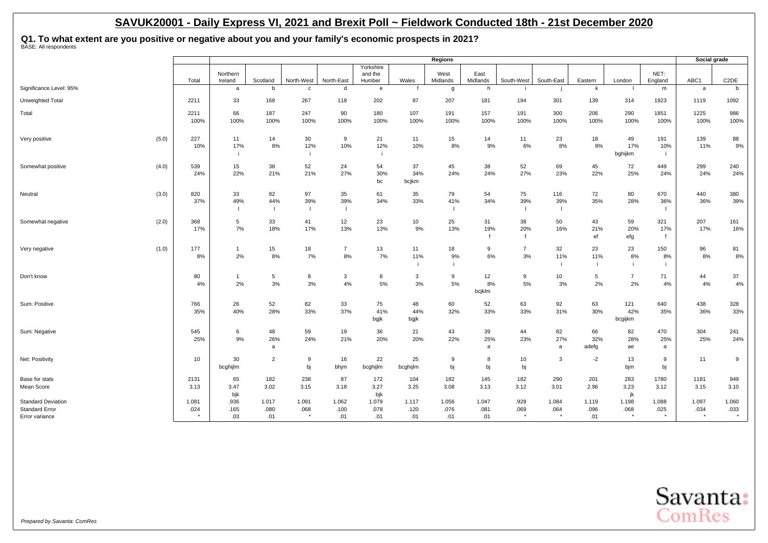## SAVUK20001 - Daily Express VI, 2021 and Brexit Poll ~ Fieldwork Conducted 18th - 21st December 2020

### Q1. To what extent are you positive or negative about you and your family's economic prospects in 2021?

BASE: All respondents

| | | Total | Regions | | | | | | | | | | | | | Social grade | |
|---|---|---|---|---|---|---|---|---|---|---|---|---|---|---|---|---|---|
| | | | Northern Ireland | Scotland | North-West | North-East | Yorkshire and the Humber | Wales | West Midlands | East Midlands | South-West | South-East | Eastern | London | NET: England | ABC1 | C2DE |
| Significance Level: 95% | | | a | b | c | d | e | f | g | h | i | j | k | l | m | a | b |
| Unweighted Total | | 2211 | 33 | 168 | 267 | 118 | 202 | 87 | 207 | 181 | 194 | 301 | 139 | 314 | 1923 | 1119 | 1092 |
| Total | | 2211<br>100% | 66<br>100% | 187<br>100% | 247<br>100% | 90<br>100% | 180<br>100% | 107<br>100% | 191<br>100% | 157<br>100% | 191<br>100% | 300<br>100% | 206<br>100% | 290<br>100% | 1851<br>100% | 1225<br>100% | 986<br>100% |
| Very positive | (5.0) | 227<br>10% | 11<br>17%<br>i | 14<br>8% | 30<br>12%<br>i | 9<br>10% | 21<br>12%<br>i | 11<br>10% | 15<br>8% | 14<br>9% | 11<br>6% | 23<br>8% | 18<br>9% | 49<br>17%<br>bghijkm | 191<br>10%<br>i | 139<br>11% | 88<br>9% |
| Somewhat positive | (4.0) | 539<br>24% | 15<br>22% | 38<br>21% | 52<br>21% | 24<br>27% | 54<br>30%<br>bc | 37<br>34%<br>bcjkm | 45<br>24% | 38<br>24% | 52<br>27% | 69<br>23% | 45<br>22% | 72<br>25% | 449<br>24% | 299<br>24% | 240<br>24% |
| Neutral | (3.0) | 820<br>37% | 33<br>49%<br>l | 82<br>44%<br>l | 97<br>39%<br>l | 35<br>39%<br>l | 61<br>34% | 35<br>33% | 79<br>41%<br>l | 54<br>34% | 75<br>39%<br>l | 116<br>39%<br>l | 72<br>35% | 80<br>28% | 670<br>36%<br>l | 440<br>36% | 380<br>39% |
| Somewhat negative | (2.0) | 368<br>17% | 5<br>7% | 33<br>18% | 41<br>17% | 12<br>13% | 23<br>13% | 10<br>9% | 25<br>13% | 31<br>19%<br>f | 38<br>20%<br>f | 50<br>16% | 43<br>21%<br>ef | 59<br>20%<br>efg | 321<br>17%<br>f | 207<br>17% | 161<br>16% |
| Very negative | (1.0) | 177<br>8% | 1<br>2% | 15<br>8% | 18<br>7% | 7<br>8% | 13<br>7% | 11<br>11%<br>i | 18<br>9%<br>i | 9<br>6% | 7<br>3% | 32<br>11%<br>i | 23<br>11%<br>i | 23<br>8%<br>i | 150<br>8%<br>i | 96<br>8% | 81<br>8% |
| Don't know | | 80<br>4% | 1<br>2% | 5<br>3% | 8<br>3% | 3<br>4% | 8<br>5% | 3<br>3% | 9<br>5% | 12<br>8%<br>bcjklm | 9<br>5% | 10<br>3% | 5<br>2% | 7<br>2% | 71<br>4% | 44<br>4% | 37<br>4% |
| Sum: Positive | | 766<br>35% | 26<br>40% | 52<br>28% | 82<br>33% | 33<br>37% | 75<br>41%<br>bgjk | 48<br>44%<br>bgjk | 60<br>32% | 52<br>33% | 63<br>33% | 92<br>31% | 63<br>30% | 121<br>42%<br>bcgijkm | 640<br>35% | 438<br>36% | 328<br>33% |
| Sum: Negative | | 545<br>25% | 6<br>9% | 48<br>26%<br>a | 59<br>24% | 19<br>21% | 36<br>20% | 21<br>20% | 43<br>22% | 39<br>25%<br>a | 44<br>23% | 82<br>27%<br>a | 66<br>32%<br>adefg | 82<br>28%<br>ae | 470<br>25%<br>a | 304<br>25% | 241<br>24% |
| Net: Positivity | | 10 | 30<br>bcghijlm | 2 | 9<br>bj | 16<br>bhjm | 22<br>bcghijlm | 25<br>bcghijlm | 9<br>bj | 8<br>bj | 10<br>bj | 3 | -2 | 13<br>bjm | 9<br>bj | 11 | 9 |
| Base for stats | | 2131 | 65 | 182 | 238 | 87 | 172 | 104 | 182 | 145 | 182 | 290 | 201 | 283 | 1780 | 1181 | 949 |
| Mean Score | | 3.13 | 3.47<br>bjk | 3.02 | 3.15 | 3.18 | 3.27<br>bjk | 3.25 | 3.08 | 3.13 | 3.12 | 3.01 | 2.96 | 3.23<br>jk | 3.12 | 3.15 | 3.10 |
| Standard Deviation | | 1.081 | .936 | 1.017 | 1.091 | 1.062 | 1.079 | 1.117 | 1.056 | 1.047 | .928 | 1.084 | 1.119 | 1.198 | 1.088 | 1.097 | 1.060 |
| Standard Error | | .024 | .165 | .080 | .068 | .100 | .078 | .120 | .076 | .081 | .069 | .064 | .096 | .068 | .025 | .034 | .033 |
| Error variance | | * | .03 | .01 | * | .01 | .01 | .01 | .01 | .01 | * | * | .01 | * | * | * | * |

*Prepared by Savanta: ComRes*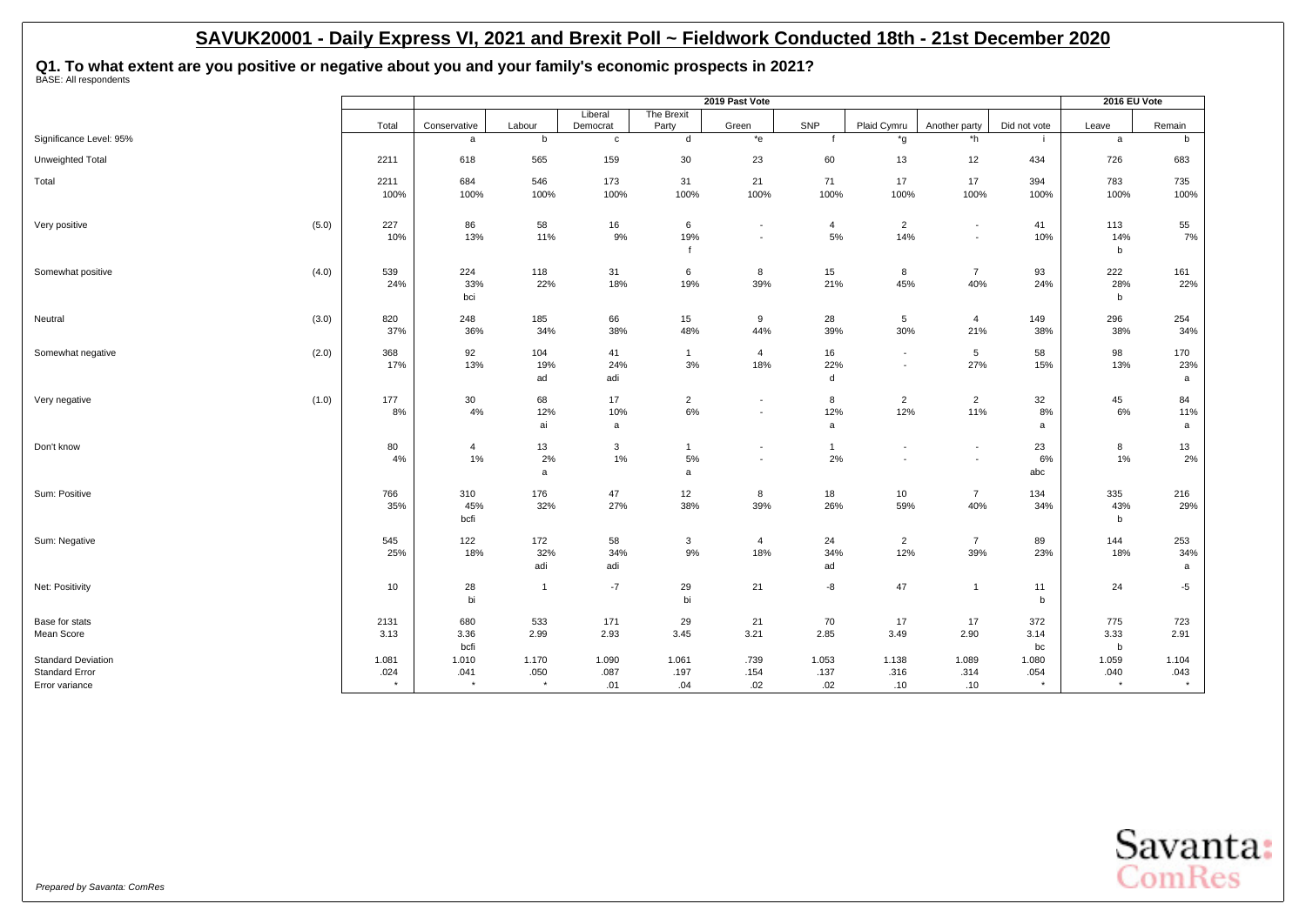# SAVUK20001 - Daily Express VI, 2021 and Brexit Poll ~ Fieldwork Conducted 18th - 21st December 2020

## Q1. To what extent are you positive or negative about you and your family's economic prospects in 2021?

BASE: All respondents

| | | | 2019 Past Vote | | | | | | | | | 2016 EU Vote | |
|---|---|---|---|---|---|---|---|---|---|---|---|---|---|
| | | Total | Conservative | Labour | Liberal Democrat | The Brexit Party | Green | SNP | Plaid Cymru | Another party | Did not vote | Leave | Remain |
| Significance Level: 95% | | | a | b | c | d | *e | f | *g | *h | i | a | b |
| Unweighted Total | | 2211 | 618 | 565 | 159 | 30 | 23 | 60 | 13 | 12 | 434 | 726 | 683 |
| Total | | 2211 | 684 | 546 | 173 | 31 | 21 | 71 | 17 | 17 | 394 | 783 | 735 |
| | | 100% | 100% | 100% | 100% | 100% | 100% | 100% | 100% | 100% | 100% | 100% | 100% |
| Very positive | (5.0) | 227 | 86 | 58 | 16 | 6 | - | 4 | 2 | - | 41 | 113 | 55 |
| | | 10% | 13% | 11% | 9% | 19% | - | 5% | 14% | - | 10% | 14% | 7% |
| | | | | | | f | | | | | | b | |
| Somewhat positive | (4.0) | 539 | 224 | 118 | 31 | 6 | 8 | 15 | 8 | 7 | 93 | 222 | 161 |
| | | 24% | 33% | 22% | 18% | 19% | 39% | 21% | 45% | 40% | 24% | 28% | 22% |
| | | | bci | | | | | | | | | b | |
| Neutral | (3.0) | 820 | 248 | 185 | 66 | 15 | 9 | 28 | 5 | 4 | 149 | 296 | 254 |
| | | 37% | 36% | 34% | 38% | 48% | 44% | 39% | 30% | 21% | 38% | 38% | 34% |
| Somewhat negative | (2.0) | 368 | 92 | 104 | 41 | 1 | 4 | 16 | - | 5 | 58 | 98 | 170 |
| | | 17% | 13% | 19% | 24% | 3% | 18% | 22% | - | 27% | 15% | 13% | 23% |
| | | | | ad | adi | | | d | | | | | a |
| Very negative | (1.0) | 177 | 30 | 68 | 17 | 2 | - | 8 | 2 | 2 | 32 | 45 | 84 |
| | | 8% | 4% | 12% | 10% | 6% | - | 12% | 12% | 11% | 8% | 6% | 11% |
| | | | | ai | a | | | a | | | a | | a |
| Don't know | | 80 | 4 | 13 | 3 | 1 | - | 1 | - | - | 23 | 8 | 13 |
| | | 4% | 1% | 2% | 1% | 5% | - | 2% | - | - | 6% | 1% | 2% |
| | | | | a | | a | | | | | abc | | |
| Sum: Positive | | 766 | 310 | 176 | 47 | 12 | 8 | 18 | 10 | 7 | 134 | 335 | 216 |
| | | 35% | 45% | 32% | 27% | 38% | 39% | 26% | 59% | 40% | 34% | 43% | 29% |
| | | | bcfi | | | | | | | | | b | |
| Sum: Negative | | 545 | 122 | 172 | 58 | 3 | 4 | 24 | 2 | 7 | 89 | 144 | 253 |
| | | 25% | 18% | 32% | 34% | 9% | 18% | 34% | 12% | 39% | 23% | 18% | 34% |
| | | | | adi | adi | | | ad | | | | | a |
| Net: Positivity | | 10 | 28 | 1 | -7 | 29 | 21 | -8 | 47 | 1 | 11 | 24 | -5 |
| | | | bi | | | bi | | | | | b | | |
| Base for stats | | 2131 | 680 | 533 | 171 | 29 | 21 | 70 | 17 | 17 | 372 | 775 | 723 |
| Mean Score | | 3.13 | 3.36 | 2.99 | 2.93 | 3.45 | 3.21 | 2.85 | 3.49 | 2.90 | 3.14 | 3.33 | 2.91 |
| | | | bcfi | | | | | | | | bc | b | |
| Standard Deviation | | 1.081 | 1.010 | 1.170 | 1.090 | 1.061 | .739 | 1.053 | 1.138 | 1.089 | 1.080 | 1.059 | 1.104 |
| Standard Error | | .024 | .041 | .050 | .087 | .197 | .154 | .137 | .316 | .314 | .054 | .040 | .043 |
| Error variance | | * | * | * | .01 | .04 | .02 | .02 | .10 | .10 | * | * | * |

*Prepared by Savanta: ComRes*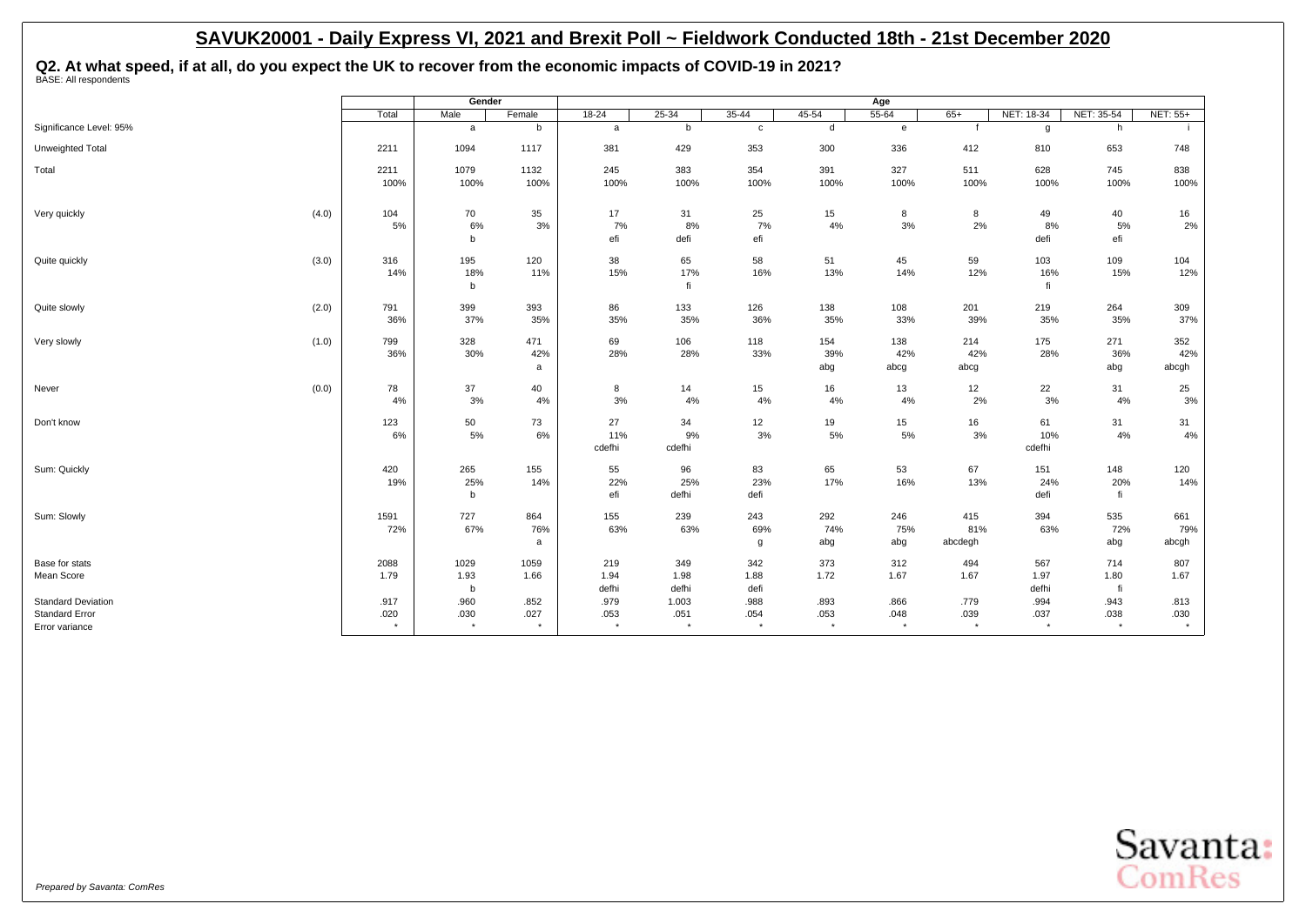## SAVUK20001 - Daily Express VI, 2021 and Brexit Poll ~ Fieldwork Conducted 18th - 21st December 2020

**Q2. At what speed, if at all, do you expect the UK to recover from the economic impacts of COVID-19 in 2021?**
BASE: All respondents

| | | Total | Gender | | Age | | | | | | | | |
|---|---|---|---|---|---|---|---|---|---|---|---|---|---|
| | | | Male | Female | 18-24 | 25-34 | 35-44 | 45-54 | 55-64 | 65+ | NET: 18-34 | NET: 35-54 | NET: 55+ |
| Significance Level: 95% | | | a | b | a | b | c | d | e | f | g | h | i |
| Unweighted Total | | 2211 | 1094 | 1117 | 381 | 429 | 353 | 300 | 336 | 412 | 810 | 653 | 748 |
| Total | | 2211<br>100% | 1079<br>100% | 1132<br>100% | 245<br>100% | 383<br>100% | 354<br>100% | 391<br>100% | 327<br>100% | 511<br>100% | 628<br>100% | 745<br>100% | 838<br>100% |
| Very quickly | (4.0) | 104<br>5% | 70<br>6%<br>b | 35<br>3% | 17<br>7%<br>efi | 31<br>8%<br>defi | 25<br>7%<br>efi | 15<br>4% | 8<br>3% | 8<br>2% | 49<br>8%<br>defi | 40<br>5%<br>efi | 16<br>2% |
| Quite quickly | (3.0) | 316<br>14% | 195<br>18%<br>b | 120<br>11% | 38<br>15% | 65<br>17%<br>fi | 58<br>16% | 51<br>13% | 45<br>14% | 59<br>12% | 103<br>16%<br>fi | 109<br>15% | 104<br>12% |
| Quite slowly | (2.0) | 791<br>36% | 399<br>37% | 393<br>35% | 86<br>35% | 133<br>35% | 126<br>36% | 138<br>35% | 108<br>33% | 201<br>39% | 219<br>35% | 264<br>35% | 309<br>37% |
| Very slowly | (1.0) | 799<br>36% | 328<br>30% | 471<br>42%<br>a | 69<br>28% | 106<br>28% | 118<br>33% | 154<br>39%<br>abg | 138<br>42%<br>abcg | 214<br>42%<br>abcg | 175<br>28% | 271<br>36%<br>abg | 352<br>42%<br>abcgh |
| Never | (0.0) | 78<br>4% | 37<br>3% | 40<br>4% | 8<br>3% | 14<br>4% | 15<br>4% | 16<br>4% | 13<br>4% | 12<br>2% | 22<br>3% | 31<br>4% | 25<br>3% |
| Don't know | | 123<br>6% | 50<br>5% | 73<br>6% | 27<br>11%<br>cdefhi | 34<br>9%<br>cdefhi | 12<br>3% | 19<br>5% | 15<br>5% | 16<br>3% | 61<br>10%<br>cdefhi | 31<br>4% | 31<br>4% |
| Sum: Quickly | | 420<br>19% | 265<br>25%<br>b | 155<br>14% | 55<br>22%<br>efi | 96<br>25%<br>defhi | 83<br>23%<br>defi | 65<br>17% | 53<br>16% | 67<br>13% | 151<br>24%<br>defi | 148<br>20%<br>fi | 120<br>14% |
| Sum: Slowly | | 1591<br>72% | 727<br>67% | 864<br>76%<br>a | 155<br>63% | 239<br>63% | 243<br>69%<br>g | 292<br>74%<br>abg | 246<br>75%<br>abg | 415<br>81%<br>abcdegh | 394<br>63% | 535<br>72%<br>abg | 661<br>79%<br>abcgh |
| Base for stats | | 2088 | 1029 | 1059 | 219 | 349 | 342 | 373 | 312 | 494 | 567 | 714 | 807 |
| Mean Score | | 1.79 | 1.93<br>b | 1.66 | 1.94<br>defhi | 1.98<br>defhi | 1.88<br>defi | 1.72 | 1.67 | 1.67 | 1.97<br>defhi | 1.80<br>fi | 1.67 |
| Standard Deviation | | .917 | .960 | .852 | .979 | 1.003 | .988 | .893 | .866 | .779 | .994 | .943 | .813 |
| Standard Error | | .020 | .030 | .027 | .053 | .051 | .054 | .053 | .048 | .039 | .037 | .038 | .030 |
| Error variance | | * | * | * | * | * | * | * | * | * | * | * | * |

*Prepared by Savanta: ComRes*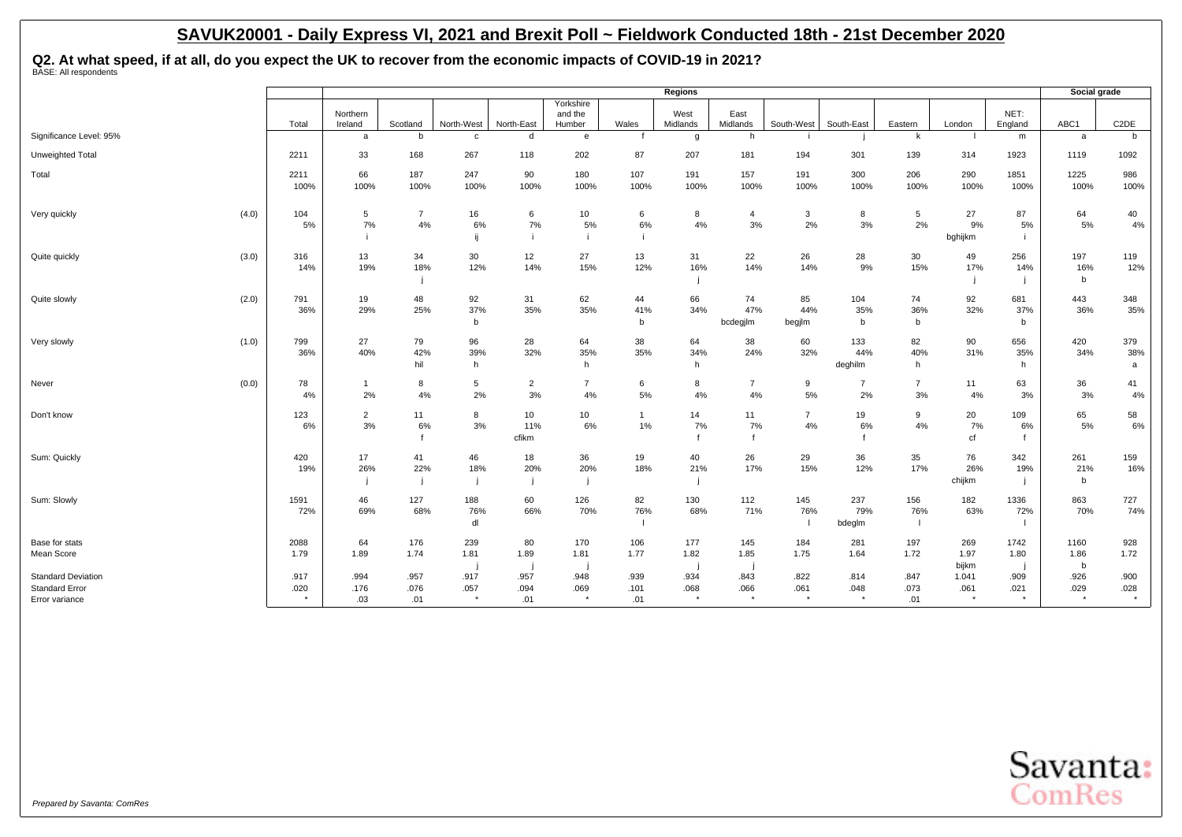## SAVUK20001 - Daily Express VI, 2021 and Brexit Poll ~ Fieldwork Conducted 18th - 21st December 2020

**Q2. At what speed, if at all, do you expect the UK to recover from the economic impacts of COVID-19 in 2021?**
BASE: All respondents

| | | | Regions | | | | | | | | | | | | | Social grade | |
|---|---|---|---|---|---|---|---|---|---|---|---|---|---|---|---|---|---|
| | | Total | Northern Ireland | Scotland | North-West | North-East | Yorkshire and the Humber | Wales | West Midlands | East Midlands | South-West | South-East | Eastern | London | NET: England | ABC1 | C2DE |
| Significance Level: 95% | | | a | b | c | d | e | f | g | h | i | j | k | l | m | a | b |
| Unweighted Total | | 2211 | 33 | 168 | 267 | 118 | 202 | 87 | 207 | 181 | 194 | 301 | 139 | 314 | 1923 | 1119 | 1092 |
| Total | | 2211 | 66 | 187 | 247 | 90 | 180 | 107 | 191 | 157 | 191 | 300 | 206 | 290 | 1851 | 1225 | 986 |
| | | 100% | 100% | 100% | 100% | 100% | 100% | 100% | 100% | 100% | 100% | 100% | 100% | 100% | 100% | 100% | 100% |
| Very quickly | (4.0) | 104 | 5 | 7 | 16 | 6 | 10 | 6 | 8 | 4 | 3 | 8 | 5 | 27 | 87 | 64 | 40 |
| | | 5% | 7% | 4% | 6% | 7% | 5% | 6% | 4% | 3% | 2% | 3% | 2% | 9% | 5% | 5% | 4% |
| | | | i | | ij | i | i | i | | | | | | bghijkm | i | | |
| Quite quickly | (3.0) | 316 | 13 | 34 | 30 | 12 | 27 | 13 | 31 | 22 | 26 | 28 | 30 | 49 | 256 | 197 | 119 |
| | | 14% | 19% | 18% | 12% | 14% | 15% | 12% | 16% | 14% | 14% | 9% | 15% | 17% | 14% | 16% | 12% |
| | | | | j | | | | | j | | | | | j | j | b | |
| Quite slowly | (2.0) | 791 | 19 | 48 | 92 | 31 | 62 | 44 | 66 | 74 | 85 | 104 | 74 | 92 | 681 | 443 | 348 |
| | | 36% | 29% | 25% | 37% | 35% | 35% | 41% | 34% | 47% | 44% | 35% | 36% | 32% | 37% | 36% | 35% |
| | | | | | b | | | b | | bcdegjlm | begjlm | b | b | | b | | |
| Very slowly | (1.0) | 799 | 27 | 79 | 96 | 28 | 64 | 38 | 64 | 38 | 60 | 133 | 82 | 90 | 656 | 420 | 379 |
| | | 36% | 40% | 42% | 39% | 32% | 35% | 35% | 34% | 24% | 32% | 44% | 40% | 31% | 35% | 34% | 38% |
| | | | | hil | h | | h | | h | | | deghilm | h | | h | | a |
| Never | (0.0) | 78 | 1 | 8 | 5 | 2 | 7 | 6 | 8 | 7 | 9 | 7 | 7 | 11 | 63 | 36 | 41 |
| | | 4% | 2% | 4% | 2% | 3% | 4% | 5% | 4% | 4% | 5% | 2% | 3% | 4% | 3% | 3% | 4% |
| Don't know | | 123 | 2 | 11 | 8 | 10 | 10 | 1 | 14 | 11 | 7 | 19 | 9 | 20 | 109 | 65 | 58 |
| | | 6% | 3% | 6% | 3% | 11% | 6% | 1% | 7% | 7% | 4% | 6% | 4% | 7% | 6% | 5% | 6% |
| | | | | f | | cfikm | | | f | f | | f | | cf | f | | |
| Sum: Quickly | | 420 | 17 | 41 | 46 | 18 | 36 | 19 | 40 | 26 | 29 | 36 | 35 | 76 | 342 | 261 | 159 |
| | | 19% | 26% | 22% | 18% | 20% | 20% | 18% | 21% | 17% | 15% | 12% | 17% | 26% | 19% | 21% | 16% |
| | | | j | j | j | j | j | | j | | | | | chijkm | j | b | |
| Sum: Slowly | | 1591 | 46 | 127 | 188 | 60 | 126 | 82 | 130 | 112 | 145 | 237 | 156 | 182 | 1336 | 863 | 727 |
| | | 72% | 69% | 68% | 76% | 66% | 70% | 76% | 68% | 71% | 76% | 79% | 76% | 63% | 72% | 70% | 74% |
| | | | | | dl | | | l | | | l | bdeglm | l | | l | | |
| Base for stats | | 2088 | 64 | 176 | 239 | 80 | 170 | 106 | 177 | 145 | 184 | 281 | 197 | 269 | 1742 | 1160 | 928 |
| Mean Score | | 1.79 | 1.89 | 1.74 | 1.81 | 1.89 | 1.81 | 1.77 | 1.82 | 1.85 | 1.75 | 1.64 | 1.72 | 1.97 | 1.80 | 1.86 | 1.72 |
| | | | | | j | j | j | | j | j | | | | bijkm | j | b | |
| Standard Deviation | | .917 | .994 | .957 | .917 | .957 | .948 | .939 | .934 | .843 | .822 | .814 | .847 | 1.041 | .909 | .926 | .900 |
| Standard Error | | .020 | .176 | .076 | .057 | .094 | .069 | .101 | .068 | .066 | .061 | .048 | .073 | .061 | .021 | .029 | .028 |
| Error variance | | * | .03 | .01 | * | .01 | * | .01 | * | * | * | * | .01 | * | * | * | * |

*Prepared by Savanta: ComRes*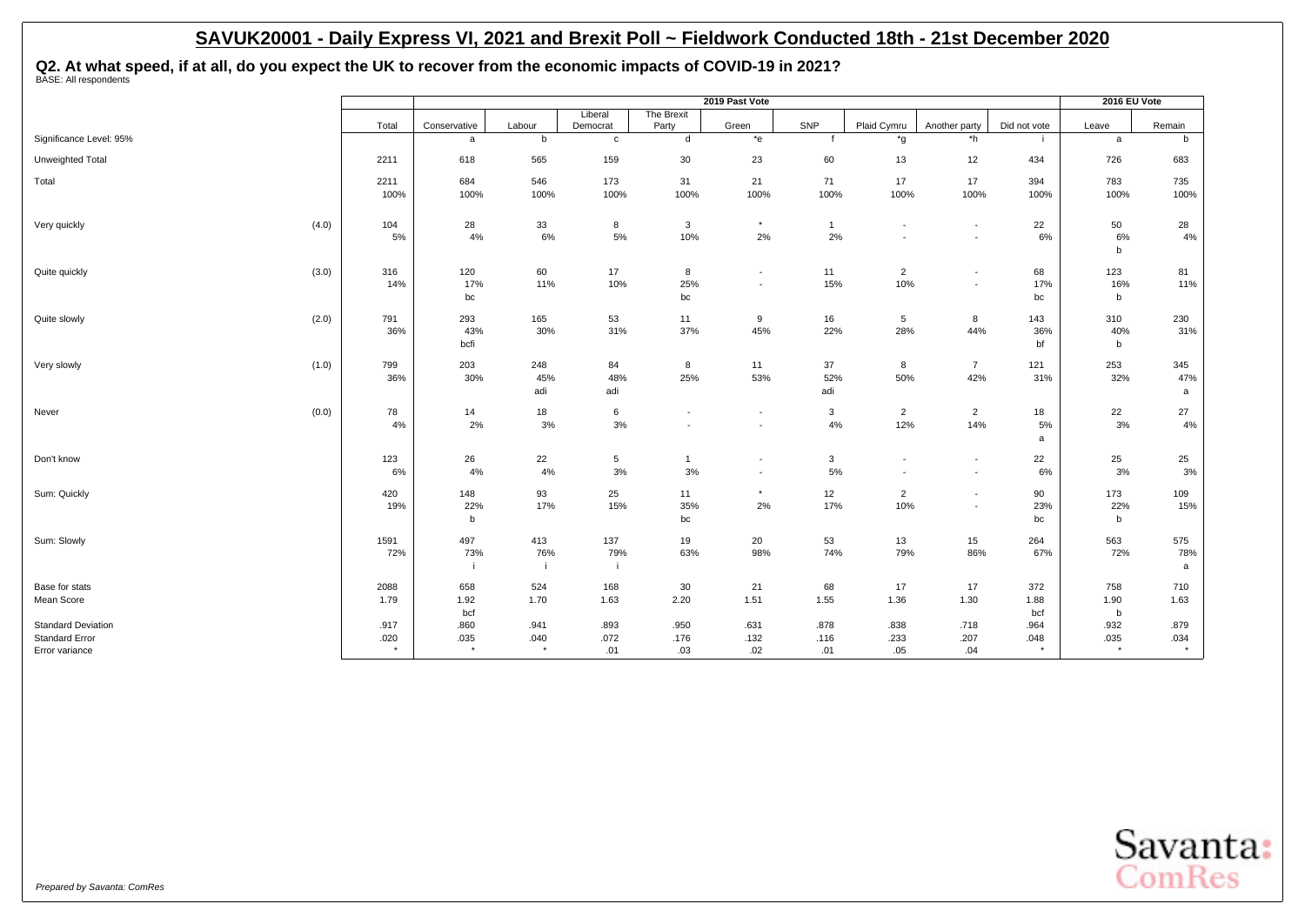# SAVUK20001 - Daily Express VI, 2021 and Brexit Poll ~ Fieldwork Conducted 18th - 21st December 2020

## Q2. At what speed, if at all, do you expect the UK to recover from the economic impacts of COVID-19 in 2021?

BASE: All respondents

| | | | 2019 Past Vote | | | | | | | | | 2016 EU Vote | |
|---|---|---|---|---|---|---|---|---|---|---|---|---|---|
| | | Total | Conservative | Labour | Liberal Democrat | The Brexit Party | Green | SNP | Plaid Cymru | Another party | Did not vote | Leave | Remain |
| Significance Level: 95% | | | a | b | c | d | *e | f | *g | *h | i | a | b |
| Unweighted Total | | 2211 | 618 | 565 | 159 | 30 | 23 | 60 | 13 | 12 | 434 | 726 | 683 |
| Total | | 2211 | 684 | 546 | 173 | 31 | 21 | 71 | 17 | 17 | 394 | 783 | 735 |
| | | 100% | 100% | 100% | 100% | 100% | 100% | 100% | 100% | 100% | 100% | 100% | 100% |
| Very quickly | (4.0) | 104 | 28 | 33 | 8 | 3 | * | 1 | - | - | 22 | 50 | 28 |
| | | 5% | 4% | 6% | 5% | 10% | 2% | 2% | - | - | 6% | 6% | 4% |
| | | | | | | | | | | | | b | |
| Quite quickly | (3.0) | 316 | 120 | 60 | 17 | 8 | - | 11 | 2 | - | 68 | 123 | 81 |
| | | 14% | 17% | 11% | 10% | 25% | - | 15% | 10% | - | 17% | 16% | 11% |
| | | | bc | | | bc | | | | | bc | b | |
| Quite slowly | (2.0) | 791 | 293 | 165 | 53 | 11 | 9 | 16 | 5 | 8 | 143 | 310 | 230 |
| | | 36% | 43% | 30% | 31% | 37% | 45% | 22% | 28% | 44% | 36% | 40% | 31% |
| | | | bcfi | | | | | | | | bf | b | |
| Very slowly | (1.0) | 799 | 203 | 248 | 84 | 8 | 11 | 37 | 8 | 7 | 121 | 253 | 345 |
| | | 36% | 30% | 45% | 48% | 25% | 53% | 52% | 50% | 42% | 31% | 32% | 47% |
| | | | | adi | adi | | | adi | | | | | a |
| Never | (0.0) | 78 | 14 | 18 | 6 | - | - | 3 | 2 | 2 | 18 | 22 | 27 |
| | | 4% | 2% | 3% | 3% | - | - | 4% | 12% | 14% | 5% | 3% | 4% |
| | | | | | | | | | | | a | | |
| Don't know | | 123 | 26 | 22 | 5 | 1 | - | 3 | - | - | 22 | 25 | 25 |
| | | 6% | 4% | 4% | 3% | 3% | - | 5% | - | - | 6% | 3% | 3% |
| Sum: Quickly | | 420 | 148 | 93 | 25 | 11 | * | 12 | 2 | - | 90 | 173 | 109 |
| | | 19% | 22% | 17% | 15% | 35% | 2% | 17% | 10% | - | 23% | 22% | 15% |
| | | | b | | | bc | | | | | bc | b | |
| Sum: Slowly | | 1591 | 497 | 413 | 137 | 19 | 20 | 53 | 13 | 15 | 264 | 563 | 575 |
| | | 72% | 73% | 76% | 79% | 63% | 98% | 74% | 79% | 86% | 67% | 72% | 78% |
| | | | i | i | i | | | | | | | | a |
| Base for stats | | 2088 | 658 | 524 | 168 | 30 | 21 | 68 | 17 | 17 | 372 | 758 | 710 |
| Mean Score | | 1.79 | 1.92 | 1.70 | 1.63 | 2.20 | 1.51 | 1.55 | 1.36 | 1.30 | 1.88 | 1.90 | 1.63 |
| | | | bcf | | | | | | | | bcf | b | |
| Standard Deviation | | .917 | .860 | .941 | .893 | .950 | .631 | .878 | .838 | .718 | .964 | .932 | .879 |
| Standard Error | | .020 | .035 | .040 | .072 | .176 | .132 | .116 | .233 | .207 | .048 | .035 | .034 |
| Error variance | | * | * | * | .01 | .03 | .02 | .01 | .05 | .04 | * | * | * |

*Prepared by Savanta: ComRes*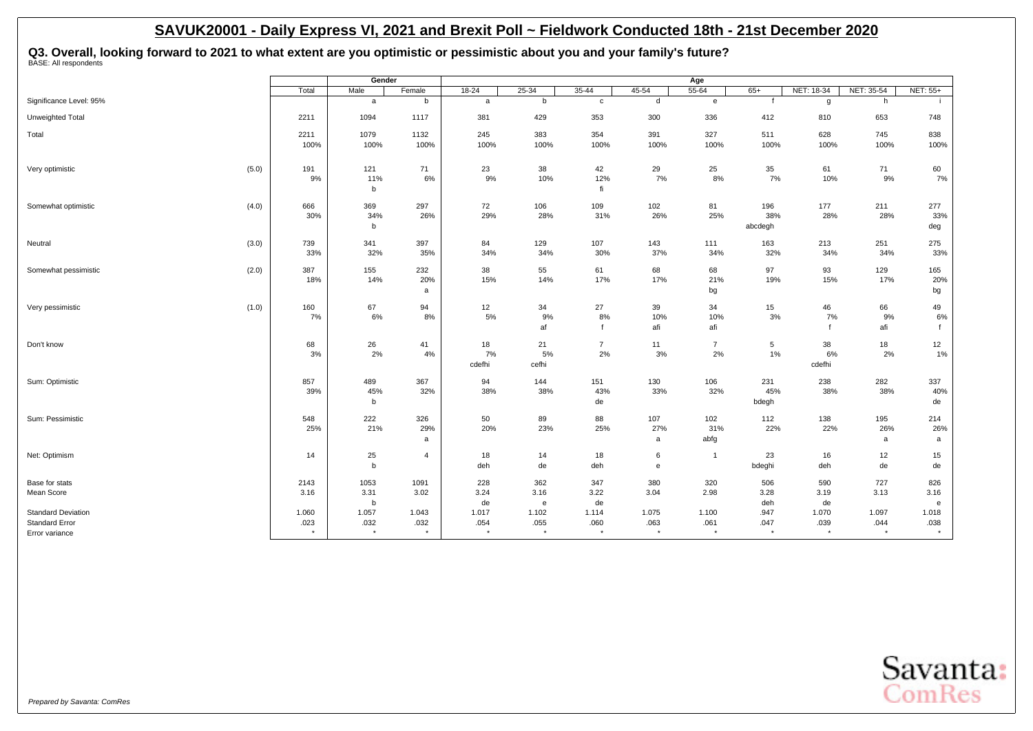# SAVUK20001 - Daily Express VI, 2021 and Brexit Poll ~ Fieldwork Conducted 18th - 21st December 2020

## Q3. Overall, looking forward to 2021 to what extent are you optimistic or pessimistic about you and your family's future?

BASE: All respondents

| | | | Gender | | Age | | | | | | | | | |
|---|---|---|---|---|---|---|---|---|---|---|---|---|---|---|
| | | Total | Male | Female | 18-24 | 25-34 | 35-44 | 45-54 | 55-64 | 65+ | NET: 18-34 | NET: 35-54 | NET: 55+ |
| Significance Level: 95% | | | a | b | a | b | c | d | e | f | g | h | i |
| Unweighted Total | | 2211 | 1094 | 1117 | 381 | 429 | 353 | 300 | 336 | 412 | 810 | 653 | 748 |
| Total | | 2211 | 1079 | 1132 | 245 | 383 | 354 | 391 | 327 | 511 | 628 | 745 | 838 |
| | | 100% | 100% | 100% | 100% | 100% | 100% | 100% | 100% | 100% | 100% | 100% | 100% |
| Very optimistic | (5.0) | 191 | 121 | 71 | 23 | 38 | 42 | 29 | 25 | 35 | 61 | 71 | 60 |
| | | 9% | 11% | 6% | 9% | 10% | 12% | 7% | 8% | 7% | 10% | 9% | 7% |
| | | | b | | | | fi | | | | | | |
| Somewhat optimistic | (4.0) | 666 | 369 | 297 | 72 | 106 | 109 | 102 | 81 | 196 | 177 | 211 | 277 |
| | | 30% | 34% | 26% | 29% | 28% | 31% | 26% | 25% | 38% | 28% | 28% | 33% |
| | | | b | | | | | | | abcdegh | | | deg |
| Neutral | (3.0) | 739 | 341 | 397 | 84 | 129 | 107 | 143 | 111 | 163 | 213 | 251 | 275 |
| | | 33% | 32% | 35% | 34% | 34% | 30% | 37% | 34% | 32% | 34% | 34% | 33% |
| Somewhat pessimistic | (2.0) | 387 | 155 | 232 | 38 | 55 | 61 | 68 | 68 | 97 | 93 | 129 | 165 |
| | | 18% | 14% | 20% | 15% | 14% | 17% | 17% | 21% | 19% | 15% | 17% | 20% |
| | | | | a | | | | | bg | | | | bg |
| Very pessimistic | (1.0) | 160 | 67 | 94 | 12 | 34 | 27 | 39 | 34 | 15 | 46 | 66 | 49 |
| | | 7% | 6% | 8% | 5% | 9% | 8% | 10% | 10% | 3% | 7% | 9% | 6% |
| | | | | | | af | f | afi | afi | | f | afi | f |
| Don't know | | 68 | 26 | 41 | 18 | 21 | 7 | 11 | 7 | 5 | 38 | 18 | 12 |
| | | 3% | 2% | 4% | 7% | 5% | 2% | 3% | 2% | 1% | 6% | 2% | 1% |
| | | | | | cdefhi | cefhi | | | | | cdefhi | | |
| Sum: Optimistic | | 857 | 489 | 367 | 94 | 144 | 151 | 130 | 106 | 231 | 238 | 282 | 337 |
| | | 39% | 45% | 32% | 38% | 38% | 43% | 33% | 32% | 45% | 38% | 38% | 40% |
| | | | b | | | | de | | | bdegh | | | de |
| Sum: Pessimistic | | 548 | 222 | 326 | 50 | 89 | 88 | 107 | 102 | 112 | 138 | 195 | 214 |
| | | 25% | 21% | 29% | 20% | 23% | 25% | 27% | 31% | 22% | 22% | 26% | 26% |
| | | | | a | | | | a | abfg | | | a | a |
| Net: Optimism | | 14 | 25 | 4 | 18 | 14 | 18 | 6 | 1 | 23 | 16 | 12 | 15 |
| | | | b | | deh | de | deh | e | | bdeghi | deh | de | de |
| Base for stats | | 2143 | 1053 | 1091 | 228 | 362 | 347 | 380 | 320 | 506 | 590 | 727 | 826 |
| Mean Score | | 3.16 | 3.31 | 3.02 | 3.24 | 3.16 | 3.22 | 3.04 | 2.98 | 3.28 | 3.19 | 3.13 | 3.16 |
| | | | b | | de | e | de | | | deh | de | | e |
| Standard Deviation | | 1.060 | 1.057 | 1.043 | 1.017 | 1.102 | 1.114 | 1.075 | 1.100 | .947 | 1.070 | 1.097 | 1.018 |
| Standard Error | | .023 | .032 | .032 | .054 | .055 | .060 | .063 | .061 | .047 | .039 | .044 | .038 |
| Error variance | | * | * | * | * | * | * | * | * | * | * | * | * |

*Prepared by Savanta: ComRes*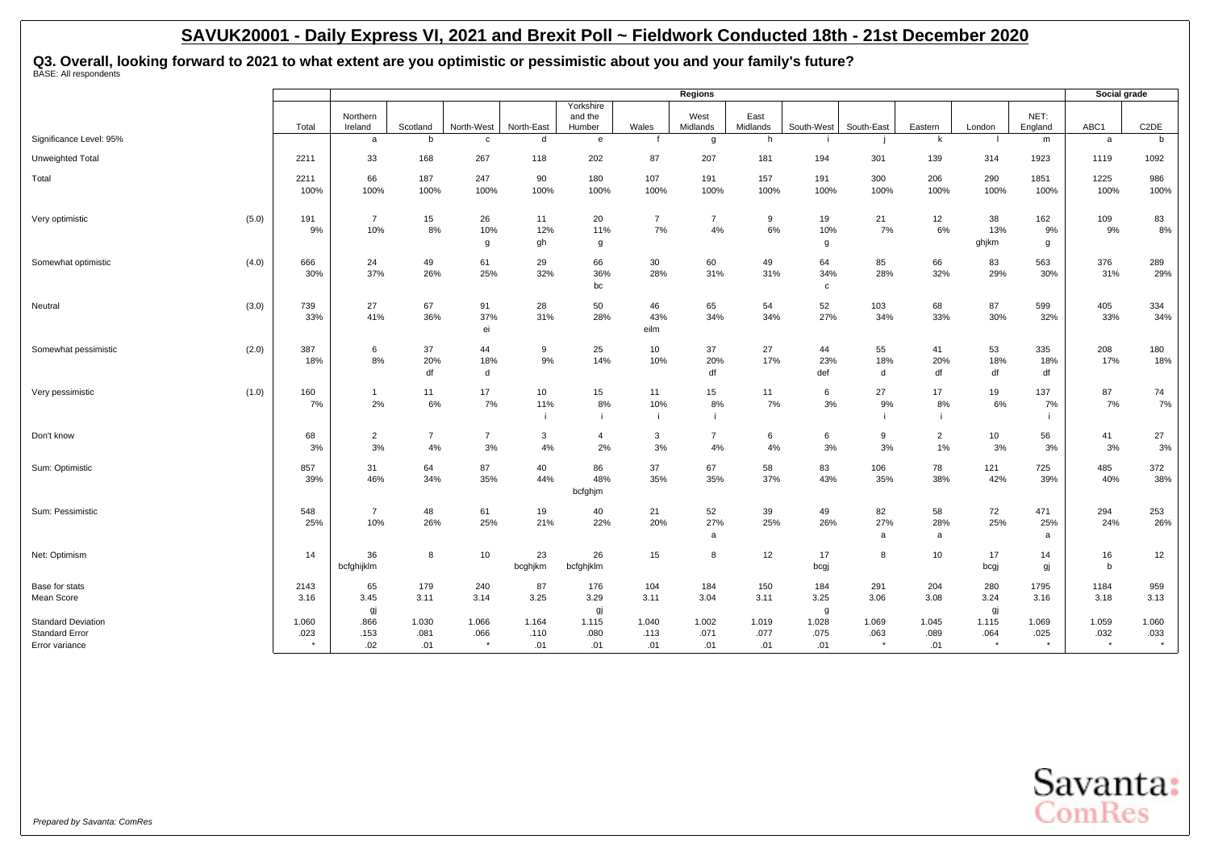## SAVUK20001 - Daily Express VI, 2021 and Brexit Poll ~ Fieldwork Conducted 18th - 21st December 2020

**Q3. Overall, looking forward to 2021 to what extent are you optimistic or pessimistic about you and your family's future?**
BASE: All respondents

| | | | Regions | | | | | | | | | | | | | | Social grade | |
|---|---|---|---|---|---|---|---|---|---|---|---|---|---|---|---|---|---|---|
| | | Total | Northern Ireland | Scotland | North-West | North-East | Yorkshire and the Humber | Wales | West Midlands | East Midlands | South-West | South-East | Eastern | London | NET: England | ABC1 | C2DE |
| Significance Level: 95% | | | a | b | c | d | e | f | g | h | i | j | k | l | m | a | b |
| Unweighted Total | | 2211 | 33 | 168 | 267 | 118 | 202 | 87 | 207 | 181 | 194 | 301 | 139 | 314 | 1923 | 1119 | 1092 |
| Total | | 2211<br>100% | 66<br>100% | 187<br>100% | 247<br>100% | 90<br>100% | 180<br>100% | 107<br>100% | 191<br>100% | 157<br>100% | 191<br>100% | 300<br>100% | 206<br>100% | 290<br>100% | 1851<br>100% | 1225<br>100% | 986<br>100% |
| Very optimistic | (5.0) | 191<br>9% | 7<br>10% | 15<br>8% | 26<br>10%<br>g | 11<br>12%<br>gh | 20<br>11%<br>g | 7<br>7% | 7<br>4% | 9<br>6% | 19<br>10%<br>g | 21<br>7% | 12<br>6% | 38<br>13%<br>ghjkm | 162<br>9%<br>g | 109<br>9% | 83<br>8% |
| Somewhat optimistic | (4.0) | 666<br>30% | 24<br>37% | 49<br>26% | 61<br>25% | 29<br>32% | 66<br>36%<br>bc | 30<br>28% | 60<br>31% | 49<br>31% | 64<br>34%<br>c | 85<br>28% | 66<br>32% | 83<br>29% | 563<br>30% | 376<br>31% | 289<br>29% |
| Neutral | (3.0) | 739<br>33% | 27<br>41% | 67<br>36% | 91<br>37%<br>ei | 28<br>31% | 50<br>28% | 46<br>43%<br>eilm | 65<br>34% | 54<br>34% | 52<br>27% | 103<br>34% | 68<br>33% | 87<br>30% | 599<br>32% | 405<br>33% | 334<br>34% |
| Somewhat pessimistic | (2.0) | 387<br>18% | 6<br>8% | 37<br>20%<br>df | 44<br>18%<br>d | 9<br>9% | 25<br>14% | 10<br>10% | 37<br>20%<br>df | 27<br>17% | 44<br>23%<br>def | 55<br>18%<br>d | 41<br>20%<br>df | 53<br>18%<br>df | 335<br>18%<br>df | 208<br>17% | 180<br>18% |
| Very pessimistic | (1.0) | 160<br>7% | 1<br>2% | 11<br>6% | 17<br>7% | 10<br>11%<br>i | 15<br>8%<br>i | 11<br>10%<br>i | 15<br>8%<br>i | 11<br>7% | 6<br>3% | 27<br>9%<br>i | 17<br>8%<br>i | 19<br>6% | 137<br>7%<br>i | 87<br>7% | 74<br>7% |
| Don't know | | 68<br>3% | 2<br>3% | 7<br>4% | 7<br>3% | 3<br>4% | 4<br>2% | 3<br>3% | 7<br>4% | 6<br>4% | 6<br>3% | 9<br>3% | 2<br>1% | 10<br>3% | 56<br>3% | 41<br>3% | 27<br>3% |
| Sum: Optimistic | | 857<br>39% | 31<br>46% | 64<br>34% | 87<br>35% | 40<br>44% | 86<br>48%<br>bcfghjm | 37<br>35% | 67<br>35% | 58<br>37% | 83<br>43% | 106<br>35% | 78<br>38% | 121<br>42% | 725<br>39% | 485<br>40% | 372<br>38% |
| Sum: Pessimistic | | 548<br>25% | 7<br>10% | 48<br>26% | 61<br>25% | 19<br>21% | 40<br>22% | 21<br>20% | 52<br>27%<br>a | 39<br>25% | 49<br>26% | 82<br>27%<br>a | 58<br>28%<br>a | 72<br>25% | 471<br>25%<br>a | 294<br>24% | 253<br>26% |
| Net: Optimism | | 14 | 36<br>bcfghijklm | 8 | 10 | 23<br>bcghjkm | 26<br>bcfghjklm | 15 | 8 | 12 | 17<br>bcgj | 8 | 10 | 17<br>bcgj | 14<br>gj | 16<br>b | 12 |
| Base for stats | | 2143 | 65 | 179 | 240 | 87 | 176 | 104 | 184 | 150 | 184 | 291 | 204 | 280 | 1795 | 1184 | 959 |
| Mean Score | | 3.16 | 3.45<br>gj | 3.11 | 3.14 | 3.25 | 3.29<br>gj | 3.11 | 3.04 | 3.11 | 3.25<br>g | 3.06 | 3.08 | 3.24<br>gj | 3.16 | 3.18 | 3.13 |
| Standard Deviation | | 1.060 | .866 | 1.030 | 1.066 | 1.164 | 1.115 | 1.040 | 1.002 | 1.019 | 1.028 | 1.069 | 1.045 | 1.115 | 1.069 | 1.059 | 1.060 |
| Standard Error | | .023 | .153 | .081 | .066 | .110 | .080 | .113 | .071 | .077 | .075 | .063 | .089 | .064 | .025 | .032 | .033 |
| Error variance | | * | .02 | .01 | * | .01 | .01 | .01 | .01 | .01 | .01 | * | .01 | * | * | * | * |

*Prepared by Savanta: ComRes*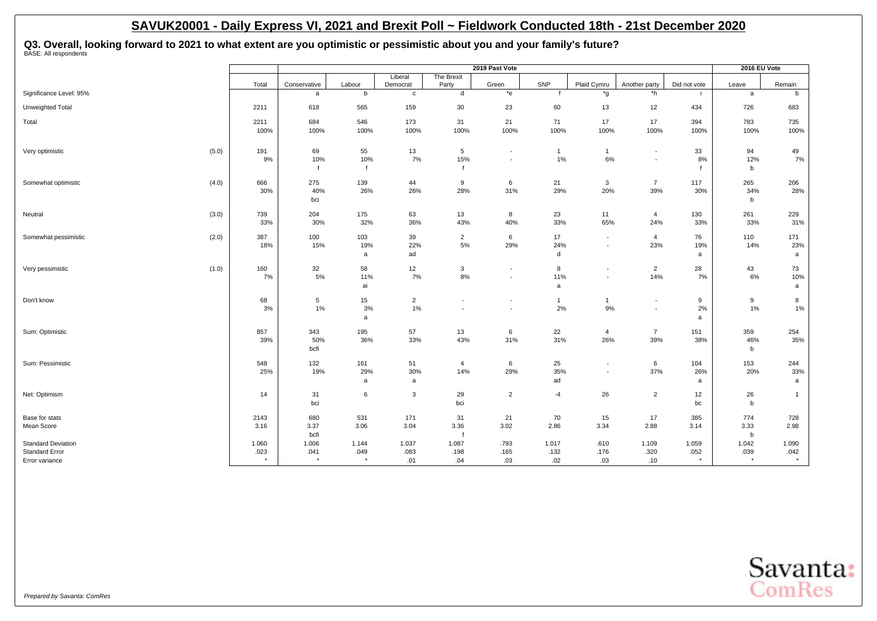# SAVUK20001 - Daily Express VI, 2021 and Brexit Poll ~ Fieldwork Conducted 18th - 21st December 2020

**Q3. Overall, looking forward to 2021 to what extent are you optimistic or pessimistic about you and your family's future?**
BASE: All respondents

| | | | 2019 Past Vote | | | | | | | | | 2016 EU Vote | |
|---|---|---|---|---|---|---|---|---|---|---|---|---|---|
| | | Total | Conservative | Labour | Liberal Democrat | The Brexit Party | Green | SNP | Plaid Cymru | Another party | Did not vote | Leave | Remain |
| Significance Level: 95% | | | a | b | c | d | *e | f | *g | *h | i | a | b |
| Unweighted Total | | 2211 | 618 | 565 | 159 | 30 | 23 | 60 | 13 | 12 | 434 | 726 | 683 |
| Total | | 2211 | 684 | 546 | 173 | 31 | 21 | 71 | 17 | 17 | 394 | 783 | 735 |
| | | 100% | 100% | 100% | 100% | 100% | 100% | 100% | 100% | 100% | 100% | 100% | 100% |
| Very optimistic | (5.0) | 191 | 69 | 55 | 13 | 5 | - | 1 | 1 | - | 33 | 94 | 49 |
| | | 9% | 10% | 10% | 7% | 15% | - | 1% | 6% | - | 8% | 12% | 7% |
| | | | f | f | | f | | | | | f | b | |
| Somewhat optimistic | (4.0) | 666 | 275 | 139 | 44 | 9 | 6 | 21 | 3 | 7 | 117 | 265 | 206 |
| | | 30% | 40% | 26% | 26% | 28% | 31% | 29% | 20% | 39% | 30% | 34% | 28% |
| | | | bci | | | | | | | | | b | |
| Neutral | (3.0) | 739 | 204 | 175 | 63 | 13 | 8 | 23 | 11 | 4 | 130 | 261 | 229 |
| | | 33% | 30% | 32% | 36% | 43% | 40% | 33% | 65% | 24% | 33% | 33% | 31% |
| Somewhat pessimistic | (2.0) | 387 | 100 | 103 | 39 | 2 | 6 | 17 | - | 4 | 76 | 110 | 171 |
| | | 18% | 15% | 19% | 22% | 5% | 29% | 24% | - | 23% | 19% | 14% | 23% |
| | | | | a | ad | | | d | | | a | | a |
| Very pessimistic | (1.0) | 160 | 32 | 58 | 12 | 3 | - | 8 | - | 2 | 28 | 43 | 73 |
| | | 7% | 5% | 11% | 7% | 8% | - | 11% | - | 14% | 7% | 6% | 10% |
| | | | | ai | | | | a | | | | | a |
| Don't know | | 68 | 5 | 15 | 2 | - | - | 1 | 1 | - | 9 | 9 | 8 |
| | | 3% | 1% | 3% | 1% | - | - | 2% | 9% | - | 2% | 1% | 1% |
| | | | | a | | | | | | | a | | |
| Sum: Optimistic | | 857 | 343 | 195 | 57 | 13 | 6 | 22 | 4 | 7 | 151 | 359 | 254 |
| | | 39% | 50% | 36% | 33% | 43% | 31% | 31% | 26% | 39% | 38% | 46% | 35% |
| | | | bcfi | | | | | | | | | b | |
| Sum: Pessimistic | | 548 | 132 | 161 | 51 | 4 | 6 | 25 | - | 6 | 104 | 153 | 244 |
| | | 25% | 19% | 29% | 30% | 14% | 29% | 35% | - | 37% | 26% | 20% | 33% |
| | | | | a | a | | | ad | | | a | | a |
| Net: Optimism | | 14 | 31 | 6 | 3 | 29 | 2 | -4 | 26 | 2 | 12 | 26 | 1 |
| | | | bci | | | bci | | | | | bc | b | |
| Base for stats | | 2143 | 680 | 531 | 171 | 31 | 21 | 70 | 15 | 17 | 385 | 774 | 728 |
| Mean Score | | 3.16 | 3.37 | 3.06 | 3.04 | 3.36 | 3.02 | 2.86 | 3.34 | 2.88 | 3.14 | 3.33 | 2.98 |
| | | | bcfi | | | f | | | | | | b | |
| Standard Deviation | | 1.060 | 1.006 | 1.144 | 1.037 | 1.087 | .793 | 1.017 | .610 | 1.109 | 1.059 | 1.042 | 1.090 |
| Standard Error | | .023 | .041 | .049 | .083 | .198 | .165 | .132 | .176 | .320 | .052 | .039 | .042 |
| Error variance | | * | * | * | .01 | .04 | .03 | .02 | .03 | .10 | * | * | * |

*Prepared by Savanta: ComRes*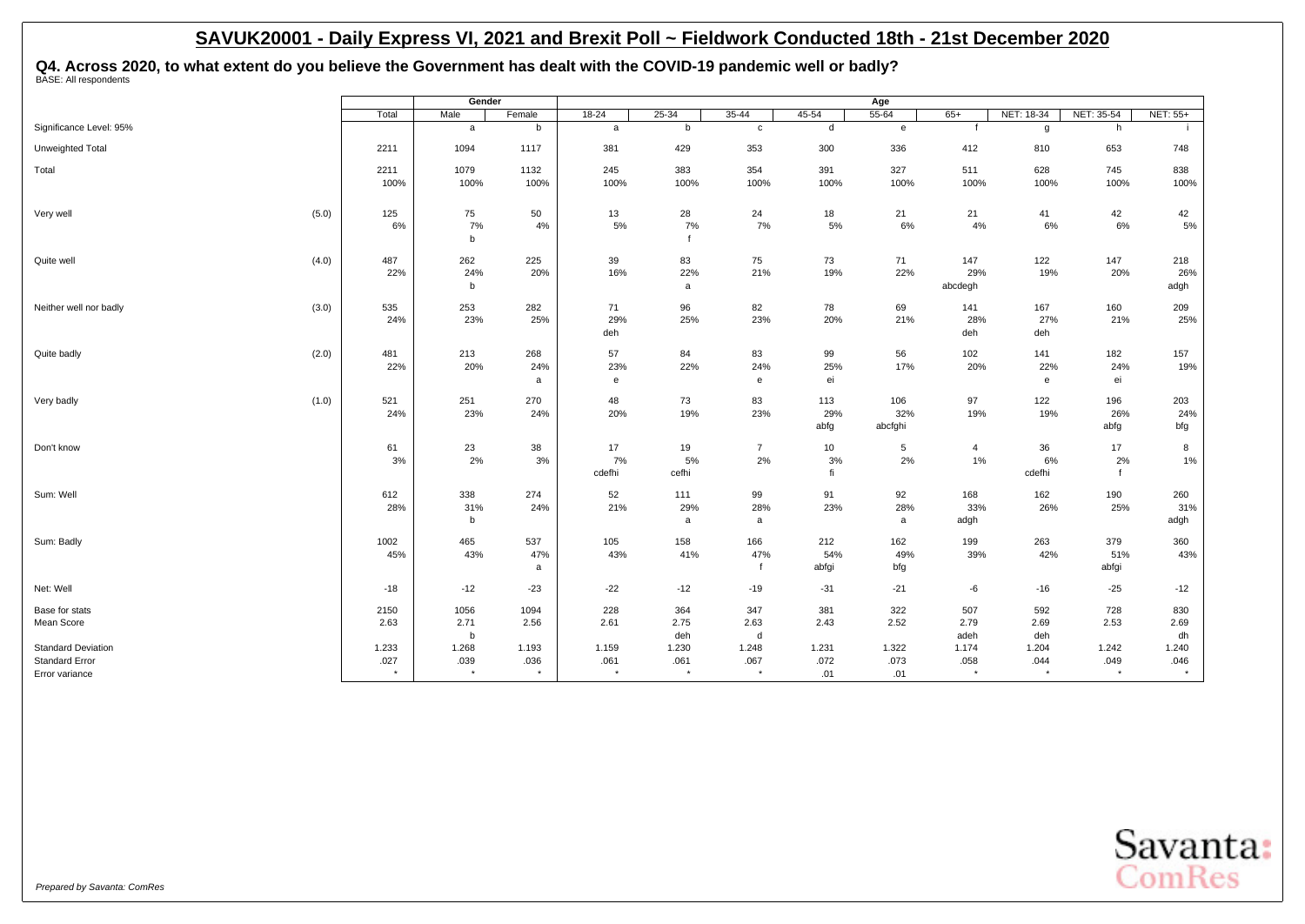## SAVUK20001 - Daily Express VI, 2021 and Brexit Poll ~ Fieldwork Conducted 18th - 21st December 2020

### Q4. Across 2020, to what extent do you believe the Government has dealt with the COVID-19 pandemic well or badly?

BASE: All respondents

| | | Total | Gender | | Age | | | | | | | | |
|---|---|---|---|---|---|---|---|---|---|---|---|---|---|
| | | | Male | Female | 18-24 | 25-34 | 35-44 | 45-54 | 55-64 | 65+ | NET: 18-34 | NET: 35-54 | NET: 55+ |
| Significance Level: 95% | | | a | b | a | b | c | d | e | f | g | h | i |
| Unweighted Total | | 2211 | 1094 | 1117 | 381 | 429 | 353 | 300 | 336 | 412 | 810 | 653 | 748 |
| Total | | 2211<br>100% | 1079<br>100% | 1132<br>100% | 245<br>100% | 383<br>100% | 354<br>100% | 391<br>100% | 327<br>100% | 511<br>100% | 628<br>100% | 745<br>100% | 838<br>100% |
| Very well | (5.0) | 125<br>6% | 75<br>7%<br>b | 50<br>4% | 13<br>5% | 28<br>7%<br>f | 24<br>7% | 18<br>5% | 21<br>6% | 21<br>4% | 41<br>6% | 42<br>6% | 42<br>5% |
| Quite well | (4.0) | 487<br>22% | 262<br>24%<br>b | 225<br>20% | 39<br>16% | 83<br>22%<br>a | 75<br>21% | 73<br>19% | 71<br>22% | 147<br>29%<br>abcdegh | 122<br>19% | 147<br>20% | 218<br>26%<br>adgh |
| Neither well nor badly | (3.0) | 535<br>24% | 253<br>23% | 282<br>25% | 71<br>29%<br>deh | 96<br>25% | 82<br>23% | 78<br>20% | 69<br>21% | 141<br>28%<br>deh | 167<br>27%<br>deh | 160<br>21% | 209<br>25% |
| Quite badly | (2.0) | 481<br>22% | 213<br>20% | 268<br>24%<br>a | 57<br>23%<br>e | 84<br>22% | 83<br>24%<br>e | 99<br>25%<br>ei | 56<br>17% | 102<br>20% | 141<br>22%<br>e | 182<br>24%<br>ei | 157<br>19% |
| Very badly | (1.0) | 521<br>24% | 251<br>23% | 270<br>24% | 48<br>20% | 73<br>19% | 83<br>23% | 113<br>29%<br>abfg | 106<br>32%<br>abcfghi | 97<br>19% | 122<br>19% | 196<br>26%<br>abfg | 203<br>24%<br>bfg |
| Don't know | | 61<br>3% | 23<br>2% | 38<br>3% | 17<br>7%<br>cdefhi | 19<br>5%<br>cefhi | 7<br>2% | 10<br>3%<br>fi | 5<br>2% | 4<br>1% | 36<br>6%<br>cdefhi | 17<br>2%<br>f | 8<br>1% |
| Sum: Well | | 612<br>28% | 338<br>31%<br>b | 274<br>24% | 52<br>21% | 111<br>29%<br>a | 99<br>28%<br>a | 91<br>23% | 92<br>28%<br>a | 168<br>33%<br>adgh | 162<br>26% | 190<br>25% | 260<br>31%<br>adgh |
| Sum: Badly | | 1002<br>45% | 465<br>43% | 537<br>47%<br>a | 105<br>43% | 158<br>41% | 166<br>47%<br>f | 212<br>54%<br>abfgi | 162<br>49%<br>bfg | 199<br>39% | 263<br>42% | 379<br>51%<br>abfgi | 360<br>43% |
| Net: Well | | -18 | -12 | -23 | -22 | -12 | -19 | -31 | -21 | -6 | -16 | -25 | -12 |
| Base for stats | | 2150 | 1056 | 1094 | 228 | 364 | 347 | 381 | 322 | 507 | 592 | 728 | 830 |
| Mean Score | | 2.63 | 2.71<br>b | 2.56 | 2.61 | 2.75<br>deh | 2.63<br>d | 2.43 | 2.52 | 2.79<br>adeh | 2.69<br>deh | 2.53 | 2.69<br>dh |
| Standard Deviation | | 1.233 | 1.268 | 1.193 | 1.159 | 1.230 | 1.248 | 1.231 | 1.322 | 1.174 | 1.204 | 1.242 | 1.240 |
| Standard Error | | .027 | .039 | .036 | .061 | .061 | .067 | .072 | .073 | .058 | .044 | .049 | .046 |
| Error variance | | * | * | * | * | * | * | .01 | .01 | * | * | * | * |

*Prepared by Savanta: ComRes*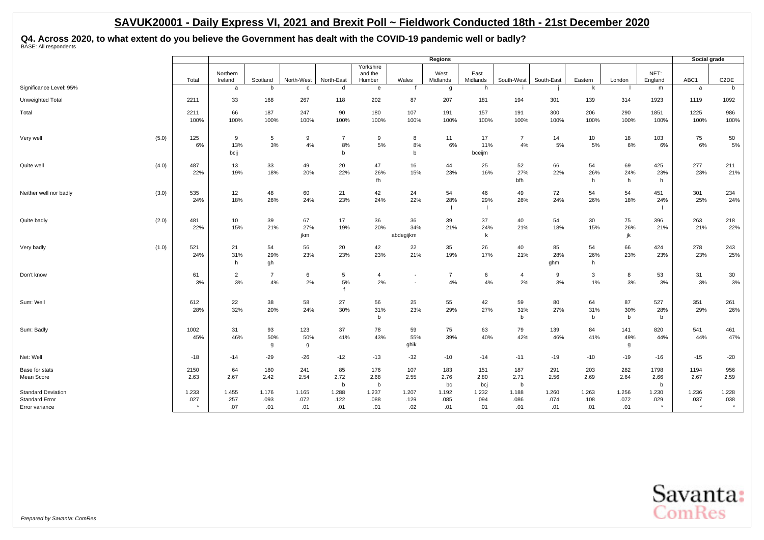## SAVUK20001 - Daily Express VI, 2021 and Brexit Poll ~ Fieldwork Conducted 18th - 21st December 2020

### Q4. Across 2020, to what extent do you believe the Government has dealt with the COVID-19 pandemic well or badly?

BASE: All respondents

| | | | Regions | | | | | | | | | | | | | | Social grade | |
|---|---|---|---|---|---|---|---|---|---|---|---|---|---|---|---|---|---|---|
| | | Total | Northern Ireland | Scotland | North-West | North-East | Yorkshire and the Humber | Wales | West Midlands | East Midlands | South-West | South-East | Eastern | London | NET: England | ABC1 | C2DE |
| Significance Level: 95% | | | a | b | c | d | e | f | g | h | i | j | k | l | m | a | b |
| Unweighted Total | | 2211 | 33 | 168 | 267 | 118 | 202 | 87 | 207 | 181 | 194 | 301 | 139 | 314 | 1923 | 1119 | 1092 |
| Total | | 2211 | 66 | 187 | 247 | 90 | 180 | 107 | 191 | 157 | 191 | 300 | 206 | 290 | 1851 | 1225 | 986 |
| | | 100% | 100% | 100% | 100% | 100% | 100% | 100% | 100% | 100% | 100% | 100% | 100% | 100% | 100% | 100% | 100% |
| Very well | (5.0) | 125 | 9 | 5 | 9 | 7 | 9 | 8 | 11 | 17 | 7 | 14 | 10 | 18 | 103 | 75 | 50 |
| | | 6% | 13% | 3% | 4% | 8% | 5% | 8% | 6% | 11% | 4% | 5% | 5% | 6% | 6% | 6% | 5% |
| | | | bcij | | | b | | b | | bceijm | | | | | | | |
| Quite well | (4.0) | 487 | 13 | 33 | 49 | 20 | 47 | 16 | 44 | 25 | 52 | 66 | 54 | 69 | 425 | 277 | 211 |
| | | 22% | 19% | 18% | 20% | 22% | 26% | 15% | 23% | 16% | 27% | 22% | 26% | 24% | 23% | 23% | 21% |
| | | | | | | | fh | | | | bfh | | h | h | h | | |
| Neither well nor badly | (3.0) | 535 | 12 | 48 | 60 | 21 | 42 | 24 | 54 | 46 | 49 | 72 | 54 | 54 | 451 | 301 | 234 |
| | | 24% | 18% | 26% | 24% | 23% | 24% | 22% | 28% | 29% | 26% | 24% | 26% | 18% | 24% | 25% | 24% |
| | | | | | | | | | l | l | | | | | l | | |
| Quite badly | (2.0) | 481 | 10 | 39 | 67 | 17 | 36 | 36 | 39 | 37 | 40 | 54 | 30 | 75 | 396 | 263 | 218 |
| | | 22% | 15% | 21% | 27% | 19% | 20% | 34% | 21% | 24% | 21% | 18% | 15% | 26% | 21% | 21% | 22% |
| | | | | | jkm | | | abdegijkm | | k | | | | jk | | | |
| Very badly | (1.0) | 521 | 21 | 54 | 56 | 20 | 42 | 22 | 35 | 26 | 40 | 85 | 54 | 66 | 424 | 278 | 243 |
| | | 24% | 31% | 29% | 23% | 23% | 23% | 21% | 19% | 17% | 21% | 28% | 26% | 23% | 23% | 23% | 25% |
| | | | h | gh | | | | | | | | ghm | h | | | | |
| Don't know | | 61 | 2 | 7 | 6 | 5 | 4 | - | 7 | 6 | 4 | 9 | 3 | 8 | 53 | 31 | 30 |
| | | 3% | 3% | 4% | 2% | 5% | 2% | - | 4% | 4% | 2% | 3% | 1% | 3% | 3% | 3% | 3% |
| | | | | | | f | | | | | | | | | | | |
| Sum: Well | | 612 | 22 | 38 | 58 | 27 | 56 | 25 | 55 | 42 | 59 | 80 | 64 | 87 | 527 | 351 | 261 |
| | | 28% | 32% | 20% | 24% | 30% | 31% | 23% | 29% | 27% | 31% | 27% | 31% | 30% | 28% | 29% | 26% |
| | | | | | | | b | | | | b | | b | b | b | | |
| Sum: Badly | | 1002 | 31 | 93 | 123 | 37 | 78 | 59 | 75 | 63 | 79 | 139 | 84 | 141 | 820 | 541 | 461 |
| | | 45% | 46% | 50% | 50% | 41% | 43% | 55% | 39% | 40% | 42% | 46% | 41% | 49% | 44% | 44% | 47% |
| | | | | g | g | | | ghik | | | | | | g | | | |
| Net: Well | | -18 | -14 | -29 | -26 | -12 | -13 | -32 | -10 | -14 | -11 | -19 | -10 | -19 | -16 | -15 | -20 |
| Base for stats | | 2150 | 64 | 180 | 241 | 85 | 176 | 107 | 183 | 151 | 187 | 291 | 203 | 282 | 1798 | 1194 | 956 |
| Mean Score | | 2.63 | 2.67 | 2.42 | 2.54 | 2.72 | 2.68 | 2.55 | 2.76 | 2.80 | 2.71 | 2.56 | 2.69 | 2.64 | 2.66 | 2.67 | 2.59 |
| | | | | | | b | b | | bc | bcj | b | | | | b | | |
| Standard Deviation | | 1.233 | 1.455 | 1.176 | 1.165 | 1.288 | 1.237 | 1.207 | 1.192 | 1.232 | 1.188 | 1.260 | 1.263 | 1.256 | 1.230 | 1.236 | 1.228 |
| Standard Error | | .027 | .257 | .093 | .072 | .122 | .088 | .129 | .085 | .094 | .086 | .074 | .108 | .072 | .029 | .037 | .038 |
| Error variance | | * | .07 | .01 | .01 | .01 | .01 | .02 | .01 | .01 | .01 | .01 | .01 | .01 | * | * | * |

*Prepared by Savanta: ComRes*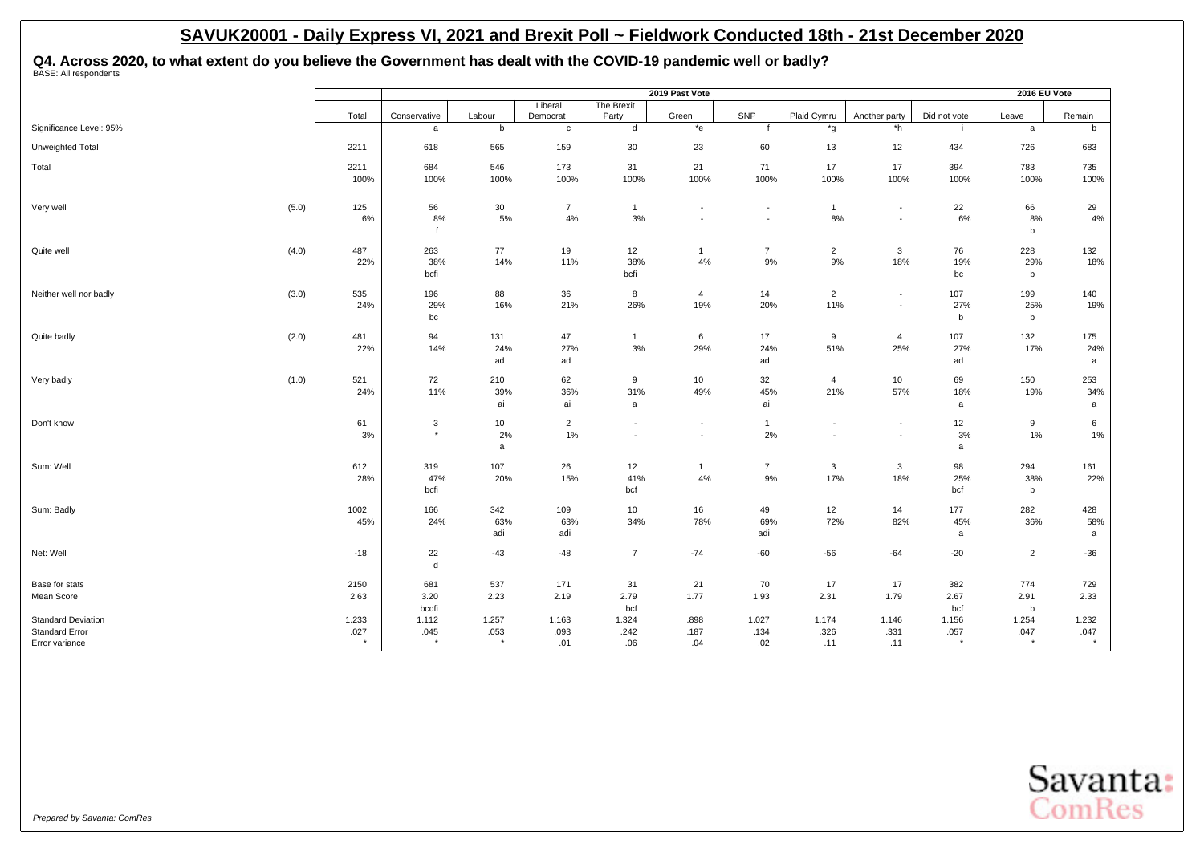## SAVUK20001 - Daily Express VI, 2021 and Brexit Poll ~ Fieldwork Conducted 18th - 21st December 2020

### Q4. Across 2020, to what extent do you believe the Government has dealt with the COVID-19 pandemic well or badly?

BASE: All respondents

| | | | 2019 Past Vote | | | | | | | | | | 2016 EU Vote | |
|---|---|---|---|---|---|---|---|---|---|---|---|---|---|---|
| | | Total | Conservative | Labour | Liberal Democrat | The Brexit Party | Green | SNP | Plaid Cymru | Another party | Did not vote | Leave | Remain |
| Significance Level: 95% | | | a | b | c | d | *e | f | *g | *h | i | a | b |
| Unweighted Total | | 2211 | 618 | 565 | 159 | 30 | 23 | 60 | 13 | 12 | 434 | 726 | 683 |
| Total | | 2211 | 684 | 546 | 173 | 31 | 21 | 71 | 17 | 17 | 394 | 783 | 735 |
| | | 100% | 100% | 100% | 100% | 100% | 100% | 100% | 100% | 100% | 100% | 100% | 100% |
| Very well | (5.0) | 125 | 56 | 30 | 7 | 1 | - | - | 1 | - | 22 | 66 | 29 |
| | | 6% | 8% | 5% | 4% | 3% | - | - | 8% | - | 6% | 8% | 4% |
| | | | f | | | | | | | | | b | |
| Quite well | (4.0) | 487 | 263 | 77 | 19 | 12 | 1 | 7 | 2 | 3 | 76 | 228 | 132 |
| | | 22% | 38% | 14% | 11% | 38% | 4% | 9% | 9% | 18% | 19% | 29% | 18% |
| | | | bcfi | | | bcfi | | | | | bc | b | |
| Neither well nor badly | (3.0) | 535 | 196 | 88 | 36 | 8 | 4 | 14 | 2 | - | 107 | 199 | 140 |
| | | 24% | 29% | 16% | 21% | 26% | 19% | 20% | 11% | - | 27% | 25% | 19% |
| | | | bc | | | | | | | | b | b | |
| Quite badly | (2.0) | 481 | 94 | 131 | 47 | 1 | 6 | 17 | 9 | 4 | 107 | 132 | 175 |
| | | 22% | 14% | 24% | 27% | 3% | 29% | 24% | 51% | 25% | 27% | 17% | 24% |
| | | | | ad | ad | | | ad | | | ad | | a |
| Very badly | (1.0) | 521 | 72 | 210 | 62 | 9 | 10 | 32 | 4 | 10 | 69 | 150 | 253 |
| | | 24% | 11% | 39% | 36% | 31% | 49% | 45% | 21% | 57% | 18% | 19% | 34% |
| | | | | ai | ai | a | | ai | | | a | | a |
| Don't know | | 61 | 3 | 10 | 2 | - | - | 1 | - | - | 12 | 9 | 6 |
| | | 3% | * | 2% | 1% | - | - | 2% | - | - | 3% | 1% | 1% |
| | | | | a | | | | | | | a | | |
| Sum: Well | | 612 | 319 | 107 | 26 | 12 | 1 | 7 | 3 | 3 | 98 | 294 | 161 |
| | | 28% | 47% | 20% | 15% | 41% | 4% | 9% | 17% | 18% | 25% | 38% | 22% |
| | | | bcfi | | | bcf | | | | | bcf | b | |
| Sum: Badly | | 1002 | 166 | 342 | 109 | 10 | 16 | 49 | 12 | 14 | 177 | 282 | 428 |
| | | 45% | 24% | 63% | 63% | 34% | 78% | 69% | 72% | 82% | 45% | 36% | 58% |
| | | | | adi | adi | | | adi | | | a | | a |
| Net: Well | | -18 | 22 | -43 | -48 | 7 | -74 | -60 | -56 | -64 | -20 | 2 | -36 |
| | | | d | | | | | | | | | | |
| Base for stats | | 2150 | 681 | 537 | 171 | 31 | 21 | 70 | 17 | 17 | 382 | 774 | 729 |
| Mean Score | | 2.63 | 3.20 | 2.23 | 2.19 | 2.79 | 1.77 | 1.93 | 2.31 | 1.79 | 2.67 | 2.91 | 2.33 |
| | | | bcdfi | | | bcf | | | | | bcf | b | |
| Standard Deviation | | 1.233 | 1.112 | 1.257 | 1.163 | 1.324 | .898 | 1.027 | 1.174 | 1.146 | 1.156 | 1.254 | 1.232 |
| Standard Error | | .027 | .045 | .053 | .093 | .242 | .187 | .134 | .326 | .331 | .057 | .047 | .047 |
| Error variance | | * | * | * | .01 | .06 | .04 | .02 | .11 | .11 | * | * | * |

*Prepared by Savanta: ComRes*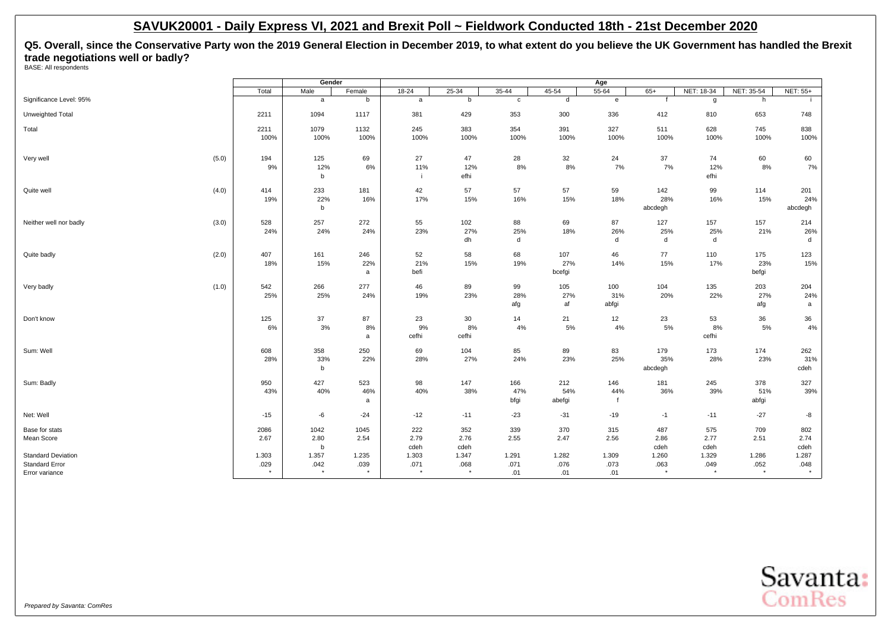# SAVUK20001 - Daily Express VI, 2021 and Brexit Poll ~ Fieldwork Conducted 18th - 21st December 2020

**Q5. Overall, since the Conservative Party won the 2019 General Election in December 2019, to what extent do you believe the UK Government has handled the Brexit trade negotiations well or badly?**

BASE: All respondents

| | | | Gender | | Age | | | | | | | | |
|---|---|---|---|---|---|---|---|---|---|---|---|---|---|
| | | Total | Male | Female | 18-24 | 25-34 | 35-44 | 45-54 | 55-64 | 65+ | NET: 18-34 | NET: 35-54 | NET: 55+ |
| Significance Level: 95% | | | a | b | a | b | c | d | e | f | g | h | i |
| Unweighted Total | | 2211 | 1094 | 1117 | 381 | 429 | 353 | 300 | 336 | 412 | 810 | 653 | 748 |
| Total | | 2211 | 1079 | 1132 | 245 | 383 | 354 | 391 | 327 | 511 | 628 | 745 | 838 |
| | | 100% | 100% | 100% | 100% | 100% | 100% | 100% | 100% | 100% | 100% | 100% | 100% |
| Very well | (5.0) | 194 | 125 | 69 | 27 | 47 | 28 | 32 | 24 | 37 | 74 | 60 | 60 |
| | | 9% | 12% | 6% | 11% | 12% | 8% | 8% | 7% | 7% | 12% | 8% | 7% |
| | | | b | | i | efhi | | | | | efhi | | |
| Quite well | (4.0) | 414 | 233 | 181 | 42 | 57 | 57 | 57 | 59 | 142 | 99 | 114 | 201 |
| | | 19% | 22% | 16% | 17% | 15% | 16% | 15% | 18% | 28% | 16% | 15% | 24% |
| | | | b | | | | | | | abcdegh | | | abcdegh |
| Neither well nor badly | (3.0) | 528 | 257 | 272 | 55 | 102 | 88 | 69 | 87 | 127 | 157 | 157 | 214 |
| | | 24% | 24% | 24% | 23% | 27% | 25% | 18% | 26% | 25% | 25% | 21% | 26% |
| | | | | | | dh | d | | d | d | d | | d |
| Quite badly | (2.0) | 407 | 161 | 246 | 52 | 58 | 68 | 107 | 46 | 77 | 110 | 175 | 123 |
| | | 18% | 15% | 22% | 21% | 15% | 19% | 27% | 14% | 15% | 17% | 23% | 15% |
| | | | | a | befi | | | bcefgi | | | | befgi | |
| Very badly | (1.0) | 542 | 266 | 277 | 46 | 89 | 99 | 105 | 100 | 104 | 135 | 203 | 204 |
| | | 25% | 25% | 24% | 19% | 23% | 28% | 27% | 31% | 20% | 22% | 27% | 24% |
| | | | | | | | afg | af | abfgi | | | afg | a |
| Don't know | | 125 | 37 | 87 | 23 | 30 | 14 | 21 | 12 | 23 | 53 | 36 | 36 |
| | | 6% | 3% | 8% | 9% | 8% | 4% | 5% | 4% | 5% | 8% | 5% | 4% |
| | | | | a | cefhi | cefhi | | | | | cefhi | | |
| Sum: Well | | 608 | 358 | 250 | 69 | 104 | 85 | 89 | 83 | 179 | 173 | 174 | 262 |
| | | 28% | 33% | 22% | 28% | 27% | 24% | 23% | 25% | 35% | 28% | 23% | 31% |
| | | | b | | | | | | | abcdegh | | | cdeh |
| Sum: Badly | | 950 | 427 | 523 | 98 | 147 | 166 | 212 | 146 | 181 | 245 | 378 | 327 |
| | | 43% | 40% | 46% | 40% | 38% | 47% | 54% | 44% | 36% | 39% | 51% | 39% |
| | | | | a | | | bfgi | abefgi | f | | | abfgi | |
| Net: Well | | -15 | -6 | -24 | -12 | -11 | -23 | -31 | -19 | -1 | -11 | -27 | -8 |
| Base for stats | | 2086 | 1042 | 1045 | 222 | 352 | 339 | 370 | 315 | 487 | 575 | 709 | 802 |
| Mean Score | | 2.67 | 2.80 | 2.54 | 2.79 | 2.76 | 2.55 | 2.47 | 2.56 | 2.86 | 2.77 | 2.51 | 2.74 |
| | | | b | | cdeh | cdeh | | | | cdeh | cdeh | | cdeh |
| Standard Deviation | | 1.303 | 1.357 | 1.235 | 1.303 | 1.347 | 1.291 | 1.282 | 1.309 | 1.260 | 1.329 | 1.286 | 1.287 |
| Standard Error | | .029 | .042 | .039 | .071 | .068 | .071 | .076 | .073 | .063 | .049 | .052 | .048 |
| Error variance | | * | * | * | * | * | .01 | .01 | .01 | * | * | * | * |

*Prepared by Savanta: ComRes*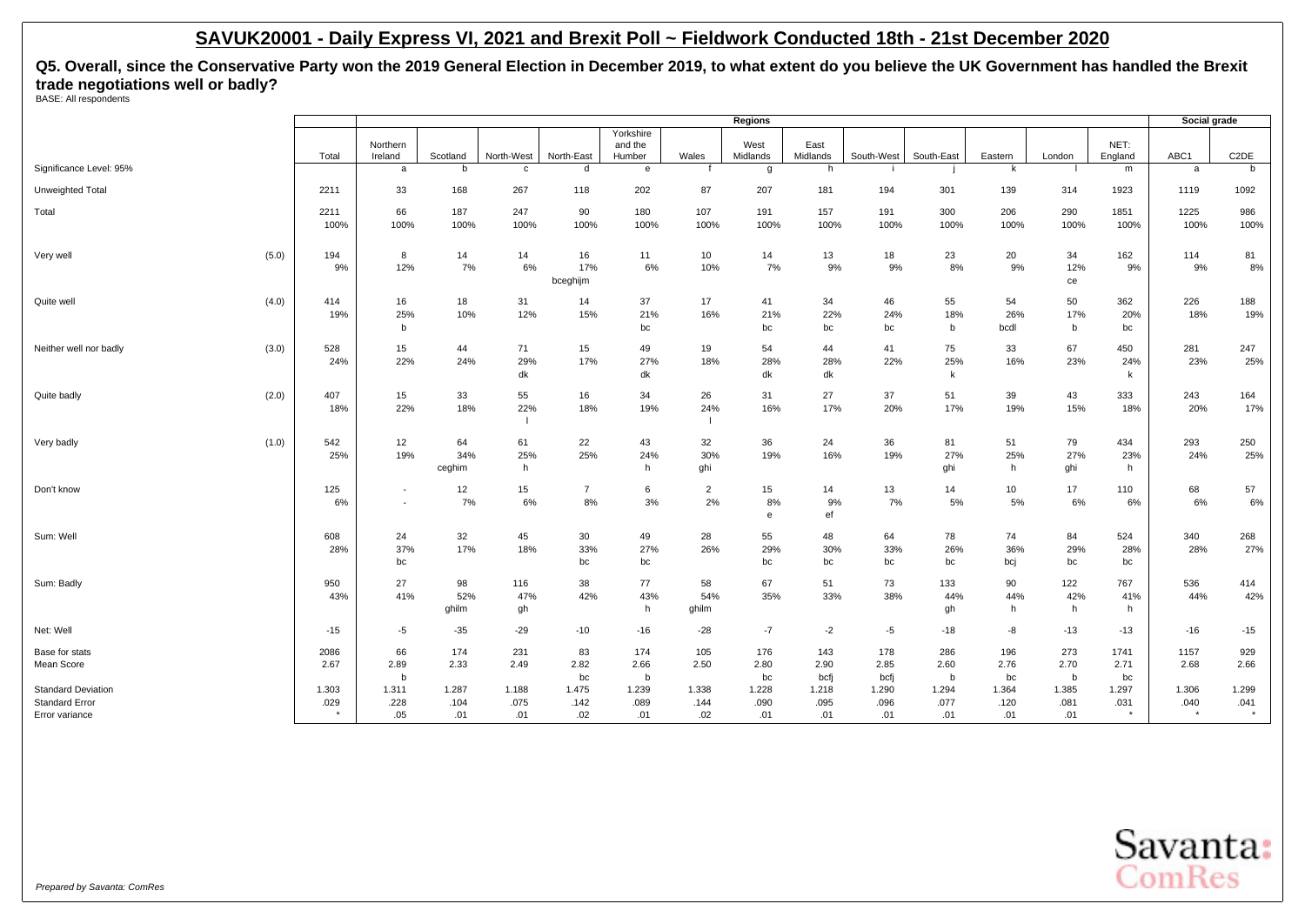## SAVUK20001 - Daily Express VI, 2021 and Brexit Poll ~ Fieldwork Conducted 18th - 21st December 2020

**Q5. Overall, since the Conservative Party won the 2019 General Election in December 2019, to what extent do you believe the UK Government has handled the Brexit trade negotiations well or badly?**

BASE: All respondents

| | | | Regions | | | | | | | | | | | | | Social grade | |
|---|---|---|---|---|---|---|---|---|---|---|---|---|---|---|---|---|---|
| | | Total | Northern Ireland | Scotland | North-West | North-East | Yorkshire and the Humber | Wales | West Midlands | East Midlands | South-West | South-East | Eastern | London | NET: England | ABC1 | C2DE |
| Significance Level: 95% | | | a | b | c | d | e | f | g | h | i | j | k | l | m | a | b |
| Unweighted Total | | 2211 | 33 | 168 | 267 | 118 | 202 | 87 | 207 | 181 | 194 | 301 | 139 | 314 | 1923 | 1119 | 1092 |
| Total | | 2211 | 66 | 187 | 247 | 90 | 180 | 107 | 191 | 157 | 191 | 300 | 206 | 290 | 1851 | 1225 | 986 |
| | | 100% | 100% | 100% | 100% | 100% | 100% | 100% | 100% | 100% | 100% | 100% | 100% | 100% | 100% | 100% | 100% |
| Very well | (5.0) | 194 | 8 | 14 | 14 | 16 | 11 | 10 | 14 | 13 | 18 | 23 | 20 | 34 | 162 | 114 | 81 |
| | | 9% | 12% | 7% | 6% | 17% | 6% | 10% | 7% | 9% | 9% | 8% | 9% | 12% | 9% | 9% | 8% |
| | | | | | | bceghijm | | | | | | | | ce | | | |
| Quite well | (4.0) | 414 | 16 | 18 | 31 | 14 | 37 | 17 | 41 | 34 | 46 | 55 | 54 | 50 | 362 | 226 | 188 |
| | | 19% | 25% | 10% | 12% | 15% | 21% | 16% | 21% | 22% | 24% | 18% | 26% | 17% | 20% | 18% | 19% |
| | | | b | | | | bc | | bc | bc | bc | b | bcdl | b | bc | | |
| Neither well nor badly | (3.0) | 528 | 15 | 44 | 71 | 15 | 49 | 19 | 54 | 44 | 41 | 75 | 33 | 67 | 450 | 281 | 247 |
| | | 24% | 22% | 24% | 29% | 17% | 27% | 18% | 28% | 28% | 22% | 25% | 16% | 23% | 24% | 23% | 25% |
| | | | | | dk | | dk | | dk | dk | | k | | | k | | |
| Quite badly | (2.0) | 407 | 15 | 33 | 55 | 16 | 34 | 26 | 31 | 27 | 37 | 51 | 39 | 43 | 333 | 243 | 164 |
| | | 18% | 22% | 18% | 22% | 18% | 19% | 24% | 16% | 17% | 20% | 17% | 19% | 15% | 18% | 20% | 17% |
| | | | | | l | | | l | | | | | | | | | |
| Very badly | (1.0) | 542 | 12 | 64 | 61 | 22 | 43 | 32 | 36 | 24 | 36 | 81 | 51 | 79 | 434 | 293 | 250 |
| | | 25% | 19% | 34% | 25% | 25% | 24% | 30% | 19% | 16% | 19% | 27% | 25% | 27% | 23% | 24% | 25% |
| | | | | ceghim | h | | h | ghi | | | | ghi | h | ghi | h | | |
| Don't know | | 125 | - | 12 | 15 | 7 | 6 | 2 | 15 | 14 | 13 | 14 | 10 | 17 | 110 | 68 | 57 |
| | | 6% | - | 7% | 6% | 8% | 3% | 2% | 8% | 9% | 7% | 5% | 5% | 6% | 6% | 6% | 6% |
| | | | | | | | | | e | ef | | | | | | | |
| Sum: Well | | 608 | 24 | 32 | 45 | 30 | 49 | 28 | 55 | 48 | 64 | 78 | 74 | 84 | 524 | 340 | 268 |
| | | 28% | 37% | 17% | 18% | 33% | 27% | 26% | 29% | 30% | 33% | 26% | 36% | 29% | 28% | 28% | 27% |
| | | | bc | | | bc | bc | | bc | bc | bc | bc | bcj | bc | bc | | |
| Sum: Badly | | 950 | 27 | 98 | 116 | 38 | 77 | 58 | 67 | 51 | 73 | 133 | 90 | 122 | 767 | 536 | 414 |
| | | 43% | 41% | 52% | 47% | 42% | 43% | 54% | 35% | 33% | 38% | 44% | 44% | 42% | 41% | 44% | 42% |
| | | | | ghilm | gh | | h | ghilm | | | | gh | h | h | h | | |
| Net: Well | | -15 | -5 | -35 | -29 | -10 | -16 | -28 | -7 | -2 | -5 | -18 | -8 | -13 | -13 | -16 | -15 |
| Base for stats | | 2086 | 66 | 174 | 231 | 83 | 174 | 105 | 176 | 143 | 178 | 286 | 196 | 273 | 1741 | 1157 | 929 |
| Mean Score | | 2.67 | 2.89 | 2.33 | 2.49 | 2.82 | 2.66 | 2.50 | 2.80 | 2.90 | 2.85 | 2.60 | 2.76 | 2.70 | 2.71 | 2.68 | 2.66 |
| | | | b | | | bc | b | | bc | bcfj | bcfj | b | bc | b | bc | | |
| Standard Deviation | | 1.303 | 1.311 | 1.287 | 1.188 | 1.475 | 1.239 | 1.338 | 1.228 | 1.218 | 1.290 | 1.294 | 1.364 | 1.385 | 1.297 | 1.306 | 1.299 |
| Standard Error | | .029 | .228 | .104 | .075 | .142 | .089 | .144 | .090 | .095 | .096 | .077 | .120 | .081 | .031 | .040 | .041 |
| Error variance | | * | .05 | .01 | .01 | .02 | .01 | .02 | .01 | .01 | .01 | .01 | .01 | .01 | * | * | * |

*Prepared by Savanta: ComRes*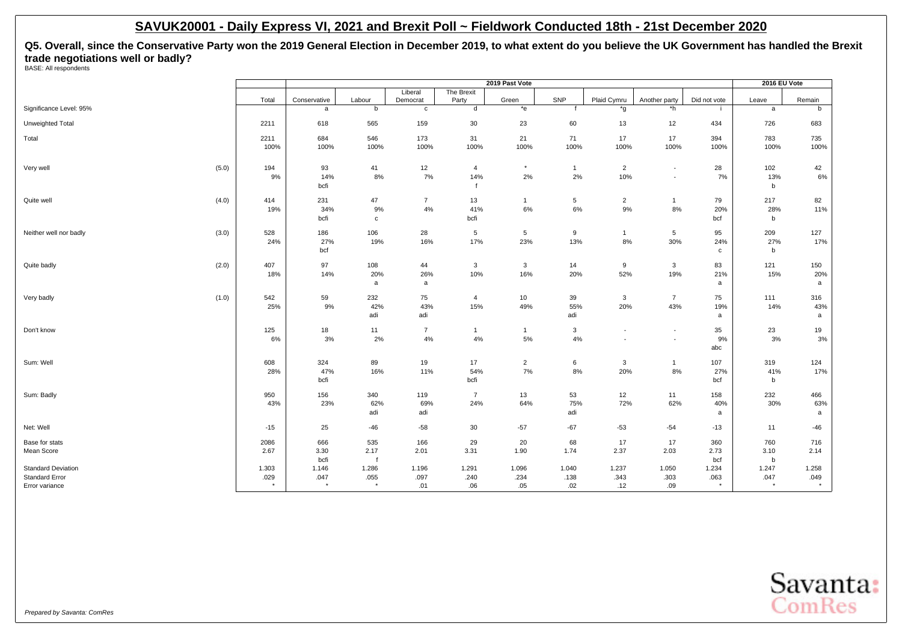## SAVUK20001 - Daily Express VI, 2021 and Brexit Poll ~ Fieldwork Conducted 18th - 21st December 2020

**Q5. Overall, since the Conservative Party won the 2019 General Election in December 2019, to what extent do you believe the UK Government has handled the Brexit trade negotiations well or badly?**

BASE: All respondents

| | | | 2019 Past Vote | | | | | | | | | | 2016 EU Vote | |
|---|---|---|---|---|---|---|---|---|---|---|---|---|---|---|
| | | Total | Conservative | Labour | Liberal Democrat | The Brexit Party | Green | SNP | Plaid Cymru | Another party | Did not vote | Leave | Remain |
| Significance Level: 95% | | | a | b | c | d | *e | f | *g | *h | i | a | b |
| Unweighted Total | | 2211 | 618 | 565 | 159 | 30 | 23 | 60 | 13 | 12 | 434 | 726 | 683 |
| Total | | 2211 | 684 | 546 | 173 | 31 | 21 | 71 | 17 | 17 | 394 | 783 | 735 |
| | | 100% | 100% | 100% | 100% | 100% | 100% | 100% | 100% | 100% | 100% | 100% | 100% |
| Very well | (5.0) | 194 | 93 | 41 | 12 | 4 | * | 1 | 2 | - | 28 | 102 | 42 |
| | | 9% | 14% | 8% | 7% | 14% | 2% | 2% | 10% | - | 7% | 13% | 6% |
| | | | bcfi | | | f | | | | | | b | |
| Quite well | (4.0) | 414 | 231 | 47 | 7 | 13 | 1 | 5 | 2 | 1 | 79 | 217 | 82 |
| | | 19% | 34% | 9% | 4% | 41% | 6% | 6% | 9% | 8% | 20% | 28% | 11% |
| | | | bcfi | c | | bcfi | | | | | bcf | b | |
| Neither well nor badly | (3.0) | 528 | 186 | 106 | 28 | 5 | 5 | 9 | 1 | 5 | 95 | 209 | 127 |
| | | 24% | 27% | 19% | 16% | 17% | 23% | 13% | 8% | 30% | 24% | 27% | 17% |
| | | | bcf | | | | | | | | c | b | |
| Quite badly | (2.0) | 407 | 97 | 108 | 44 | 3 | 3 | 14 | 9 | 3 | 83 | 121 | 150 |
| | | 18% | 14% | 20% | 26% | 10% | 16% | 20% | 52% | 19% | 21% | 15% | 20% |
| | | | | a | a | | | | | | a | | a |
| Very badly | (1.0) | 542 | 59 | 232 | 75 | 4 | 10 | 39 | 3 | 7 | 75 | 111 | 316 |
| | | 25% | 9% | 42% | 43% | 15% | 49% | 55% | 20% | 43% | 19% | 14% | 43% |
| | | | | adi | adi | | | adi | | | a | | a |
| Don't know | | 125 | 18 | 11 | 7 | 1 | 1 | 3 | - | - | 35 | 23 | 19 |
| | | 6% | 3% | 2% | 4% | 4% | 5% | 4% | - | - | 9% | 3% | 3% |
| | | | | | | | | | | | abc | | |
| Sum: Well | | 608 | 324 | 89 | 19 | 17 | 2 | 6 | 3 | 1 | 107 | 319 | 124 |
| | | 28% | 47% | 16% | 11% | 54% | 7% | 8% | 20% | 8% | 27% | 41% | 17% |
| | | | bcfi | | | bcfi | | | | | bcf | b | |
| Sum: Badly | | 950 | 156 | 340 | 119 | 7 | 13 | 53 | 12 | 11 | 158 | 232 | 466 |
| | | 43% | 23% | 62% | 69% | 24% | 64% | 75% | 72% | 62% | 40% | 30% | 63% |
| | | | | adi | adi | | | adi | | | a | | a |
| Net: Well | | -15 | 25 | -46 | -58 | 30 | -57 | -67 | -53 | -54 | -13 | 11 | -46 |
| Base for stats | | 2086 | 666 | 535 | 166 | 29 | 20 | 68 | 17 | 17 | 360 | 760 | 716 |
| Mean Score | | 2.67 | 3.30 | 2.17 | 2.01 | 3.31 | 1.90 | 1.74 | 2.37 | 2.03 | 2.73 | 3.10 | 2.14 |
| | | | bcfi | f | | | | | | | bcf | b | |
| Standard Deviation | | 1.303 | 1.146 | 1.286 | 1.196 | 1.291 | 1.096 | 1.040 | 1.237 | 1.050 | 1.234 | 1.247 | 1.258 |
| Standard Error | | .029 | .047 | .055 | .097 | .240 | .234 | .138 | .343 | .303 | .063 | .047 | .049 |
| Error variance | | * | * | * | .01 | .06 | .05 | .02 | .12 | .09 | * | * | * |

*Prepared by Savanta: ComRes*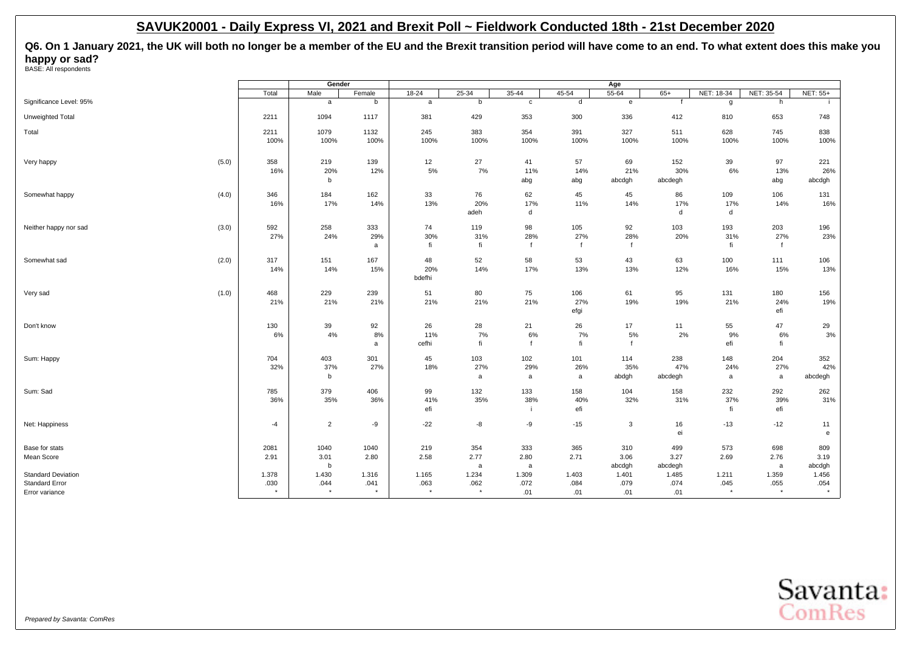# SAVUK20001 - Daily Express VI, 2021 and Brexit Poll ~ Fieldwork Conducted 18th - 21st December 2020

**Q6. On 1 January 2021, the UK will both no longer be a member of the EU and the Brexit transition period will have come to an end. To what extent does this make you happy or sad?**

BASE: All respondents

| | | Total | Gender | | Age | | | | | | | | |
|---|---|---|---|---|---|---|---|---|---|---|---|---|---|
| | | | Male | Female | 18-24 | 25-34 | 35-44 | 45-54 | 55-64 | 65+ | NET: 18-34 | NET: 35-54 | NET: 55+ |
| Significance Level: 95% | | | a | b | a | b | c | d | e | f | g | h | i |
| Unweighted Total | | 2211 | 1094 | 1117 | 381 | 429 | 353 | 300 | 336 | 412 | 810 | 653 | 748 |
| Total | | 2211 | 1079 | 1132 | 245 | 383 | 354 | 391 | 327 | 511 | 628 | 745 | 838 |
| | | 100% | 100% | 100% | 100% | 100% | 100% | 100% | 100% | 100% | 100% | 100% | 100% |
| Very happy | (5.0) | 358 | 219 | 139 | 12 | 27 | 41 | 57 | 69 | 152 | 39 | 97 | 221 |
| | | 16% | 20% | 12% | 5% | 7% | 11% | 14% | 21% | 30% | 6% | 13% | 26% |
| | | | b | | | | abg | abg | abcdgh | abcdegh | | abg | abcdgh |
| Somewhat happy | (4.0) | 346 | 184 | 162 | 33 | 76 | 62 | 45 | 45 | 86 | 109 | 106 | 131 |
| | | 16% | 17% | 14% | 13% | 20% | 17% | 11% | 14% | 17% | 17% | 14% | 16% |
| | | | | | | adeh | d | | | d | d | | |
| Neither happy nor sad | (3.0) | 592 | 258 | 333 | 74 | 119 | 98 | 105 | 92 | 103 | 193 | 203 | 196 |
| | | 27% | 24% | 29% | 30% | 31% | 28% | 27% | 28% | 20% | 31% | 27% | 23% |
| | | | | a | fi | fi | f | f | f | | fi | f | |
| Somewhat sad | (2.0) | 317 | 151 | 167 | 48 | 52 | 58 | 53 | 43 | 63 | 100 | 111 | 106 |
| | | 14% | 14% | 15% | 20% | 14% | 17% | 13% | 13% | 12% | 16% | 15% | 13% |
| | | | | | bdefhi | | | | | | | | |
| Very sad | (1.0) | 468 | 229 | 239 | 51 | 80 | 75 | 106 | 61 | 95 | 131 | 180 | 156 |
| | | 21% | 21% | 21% | 21% | 21% | 21% | 27% | 19% | 19% | 21% | 24% | 19% |
| | | | | | | | | efgi | | | | efi | |
| Don't know | | 130 | 39 | 92 | 26 | 28 | 21 | 26 | 17 | 11 | 55 | 47 | 29 |
| | | 6% | 4% | 8% | 11% | 7% | 6% | 7% | 5% | 2% | 9% | 6% | 3% |
| | | | | a | cefhi | fi | f | fi | f | | efi | fi | |
| Sum: Happy | | 704 | 403 | 301 | 45 | 103 | 102 | 101 | 114 | 238 | 148 | 204 | 352 |
| | | 32% | 37% | 27% | 18% | 27% | 29% | 26% | 35% | 47% | 24% | 27% | 42% |
| | | | b | | | a | a | a | abdgh | abcdegh | a | a | abcdegh |
| Sum: Sad | | 785 | 379 | 406 | 99 | 132 | 133 | 158 | 104 | 158 | 232 | 292 | 262 |
| | | 36% | 35% | 36% | 41% | 35% | 38% | 40% | 32% | 31% | 37% | 39% | 31% |
| | | | | | efi | | i | efi | | | fi | efi | |
| Net: Happiness | | -4 | 2 | -9 | -22 | -8 | -9 | -15 | 3 | 16 | -13 | -12 | 11 |
| | | | | | | | | | | ei | | | e |
| Base for stats | | 2081 | 1040 | 1040 | 219 | 354 | 333 | 365 | 310 | 499 | 573 | 698 | 809 |
| Mean Score | | 2.91 | 3.01 | 2.80 | 2.58 | 2.77 | 2.80 | 2.71 | 3.06 | 3.27 | 2.69 | 2.76 | 3.19 |
| | | | b | | | a | a | | abcdgh | abcdegh | | a | abcdgh |
| Standard Deviation | | 1.378 | 1.430 | 1.316 | 1.165 | 1.234 | 1.309 | 1.403 | 1.401 | 1.485 | 1.211 | 1.359 | 1.456 |
| Standard Error | | .030 | .044 | .041 | .063 | .062 | .072 | .084 | .079 | .074 | .045 | .055 | .054 |
| Error variance | | * | * | * | * | * | .01 | .01 | .01 | .01 | * | * | * |

*Prepared by Savanta: ComRes*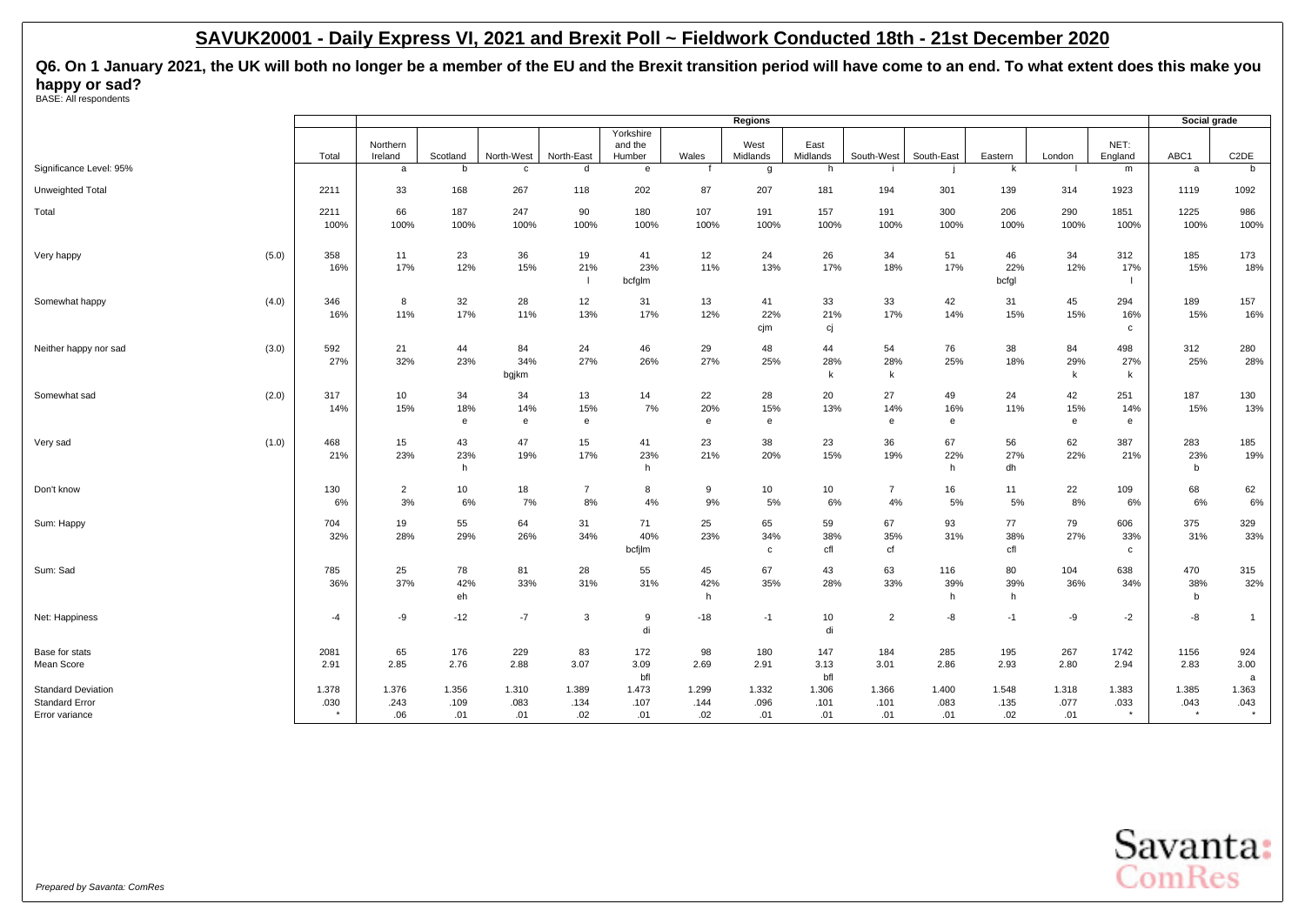## SAVUK20001 - Daily Express VI, 2021 and Brexit Poll ~ Fieldwork Conducted 18th - 21st December 2020

**Q6. On 1 January 2021, the UK will both no longer be a member of the EU and the Brexit transition period will have come to an end. To what extent does this make you happy or sad?**

BASE: All respondents

| | | | Regions | | | | | | | | | | | | | | Social grade | |
|---|---|---|---|---|---|---|---|---|---|---|---|---|---|---|---|---|---|---|
| | | Total | Northern Ireland | Scotland | North-West | North-East | Yorkshire and the Humber | Wales | West Midlands | East Midlands | South-West | South-East | Eastern | London | NET: England | ABC1 | C2DE |
| Significance Level: 95% | | | a | b | c | d | e | f | g | h | i | j | k | l | m | a | b |
| Unweighted Total | | 2211 | 33 | 168 | 267 | 118 | 202 | 87 | 207 | 181 | 194 | 301 | 139 | 314 | 1923 | 1119 | 1092 |
| Total | | 2211 | 66 | 187 | 247 | 90 | 180 | 107 | 191 | 157 | 191 | 300 | 206 | 290 | 1851 | 1225 | 986 |
| | | 100% | 100% | 100% | 100% | 100% | 100% | 100% | 100% | 100% | 100% | 100% | 100% | 100% | 100% | 100% | 100% |
| Very happy | (5.0) | 358 | 11 | 23 | 36 | 19 | 41 | 12 | 24 | 26 | 34 | 51 | 46 | 34 | 312 | 185 | 173 |
| | | 16% | 17% | 12% | 15% | 21% | 23% | 11% | 13% | 17% | 18% | 17% | 22% | 12% | 17% | 15% | 18% |
| | | | | | | l | bcfglm | | | | | | bcfgl | | l | | |
| Somewhat happy | (4.0) | 346 | 8 | 32 | 28 | 12 | 31 | 13 | 41 | 33 | 33 | 42 | 31 | 45 | 294 | 189 | 157 |
| | | 16% | 11% | 17% | 11% | 13% | 17% | 12% | 22% | 21% | 17% | 14% | 15% | 15% | 16% | 15% | 16% |
| | | | | | | | | | cjm | cj | | | | | c | | |
| Neither happy nor sad | (3.0) | 592 | 21 | 44 | 84 | 24 | 46 | 29 | 48 | 44 | 54 | 76 | 38 | 84 | 498 | 312 | 280 |
| | | 27% | 32% | 23% | 34% | 27% | 26% | 27% | 25% | 28% | 28% | 25% | 18% | 29% | 27% | 25% | 28% |
| | | | | | bgjkm | | | | | k | k | | | k | k | | |
| Somewhat sad | (2.0) | 317 | 10 | 34 | 34 | 13 | 14 | 22 | 28 | 20 | 27 | 49 | 24 | 42 | 251 | 187 | 130 |
| | | 14% | 15% | 18% | 14% | 15% | 7% | 20% | 15% | 13% | 14% | 16% | 11% | 15% | 14% | 15% | 13% |
| | | | | e | e | e | | e | e | | e | e | | e | e | | |
| Very sad | (1.0) | 468 | 15 | 43 | 47 | 15 | 41 | 23 | 38 | 23 | 36 | 67 | 56 | 62 | 387 | 283 | 185 |
| | | 21% | 23% | 23% | 19% | 17% | 23% | 21% | 20% | 15% | 19% | 22% | 27% | 22% | 21% | 23% | 19% |
| | | | | h | | | h | | | | | h | dh | | | b | |
| Don't know | | 130 | 2 | 10 | 18 | 7 | 8 | 9 | 10 | 10 | 7 | 16 | 11 | 22 | 109 | 68 | 62 |
| | | 6% | 3% | 6% | 7% | 8% | 4% | 9% | 5% | 6% | 4% | 5% | 5% | 8% | 6% | 6% | 6% |
| Sum: Happy | | 704 | 19 | 55 | 64 | 31 | 71 | 25 | 65 | 59 | 67 | 93 | 77 | 79 | 606 | 375 | 329 |
| | | 32% | 28% | 29% | 26% | 34% | 40% | 23% | 34% | 38% | 35% | 31% | 38% | 27% | 33% | 31% | 33% |
| | | | | | | | bcfjlm | | c | cfl | cf | | cfl | | c | | |
| Sum: Sad | | 785 | 25 | 78 | 81 | 28 | 55 | 45 | 67 | 43 | 63 | 116 | 80 | 104 | 638 | 470 | 315 |
| | | 36% | 37% | 42% | 33% | 31% | 31% | 42% | 35% | 28% | 33% | 39% | 39% | 36% | 34% | 38% | 32% |
| | | | | eh | | | | h | | | | h | h | | | b | |
| Net: Happiness | | -4 | -9 | -12 | -7 | 3 | 9 | -18 | -1 | 10 | 2 | -8 | -1 | -9 | -2 | -8 | 1 |
| | | | | | | | di | | | di | | | | | | | |
| Base for stats | | 2081 | 65 | 176 | 229 | 83 | 172 | 98 | 180 | 147 | 184 | 285 | 195 | 267 | 1742 | 1156 | 924 |
| Mean Score | | 2.91 | 2.85 | 2.76 | 2.88 | 3.07 | 3.09 | 2.69 | 2.91 | 3.13 | 3.01 | 2.86 | 2.93 | 2.80 | 2.94 | 2.83 | 3.00 |
| | | | | | | | bfl | | | bfl | | | | | | | a |
| Standard Deviation | | 1.378 | 1.376 | 1.356 | 1.310 | 1.389 | 1.473 | 1.299 | 1.332 | 1.306 | 1.366 | 1.400 | 1.548 | 1.318 | 1.383 | 1.385 | 1.363 |
| Standard Error | | .030 | .243 | .109 | .083 | .134 | .107 | .144 | .096 | .101 | .101 | .083 | .135 | .077 | .033 | .043 | .043 |
| Error variance | | * | .06 | .01 | .01 | .02 | .01 | .02 | .01 | .01 | .01 | .01 | .02 | .01 | * | * | * |

*Prepared by Savanta: ComRes*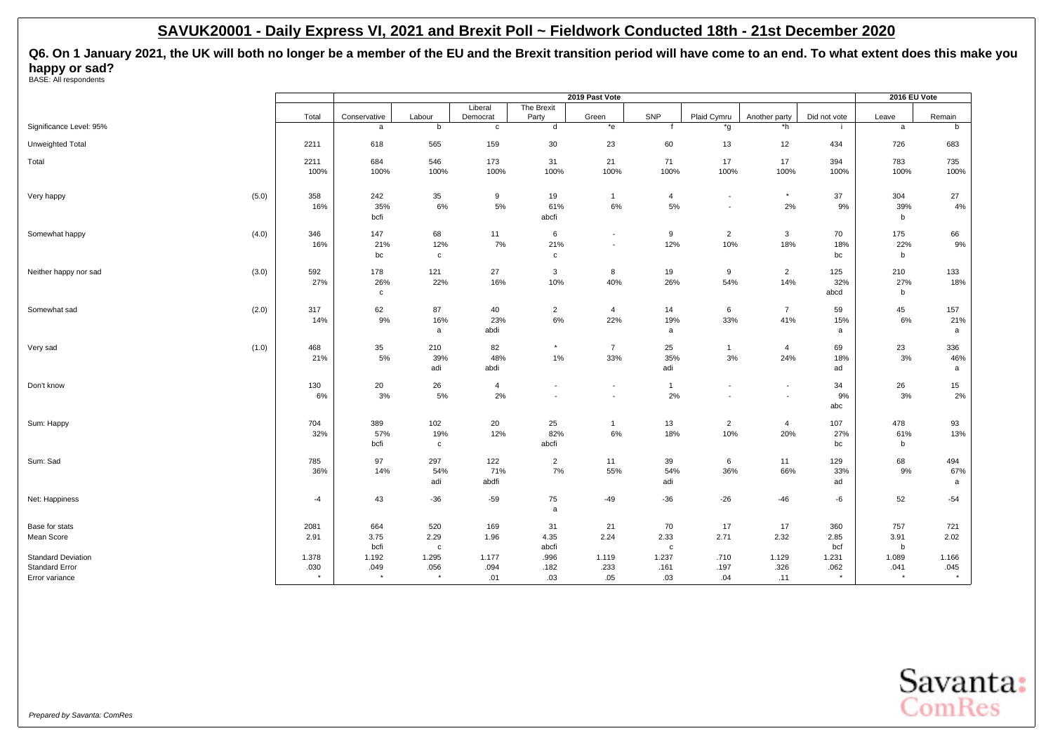# SAVUK20001 - Daily Express VI, 2021 and Brexit Poll ~ Fieldwork Conducted 18th - 21st December 2020

**Q6. On 1 January 2021, the UK will both no longer be a member of the EU and the Brexit transition period will have come to an end. To what extent does this make you happy or sad?**

BASE: All respondents

| | | | 2019 Past Vote | | | | | | | | | | 2016 EU Vote | |
|---|---|---|---|---|---|---|---|---|---|---|---|---|---|---|
| | | Total | Conservative | Labour | Liberal Democrat | The Brexit Party | Green | SNP | Plaid Cymru | Another party | Did not vote | Leave | Remain |
| Significance Level: 95% | | | a | b | c | d | *e | f | *g | *h | i | a | b |
| Unweighted Total | | 2211 | 618 | 565 | 159 | 30 | 23 | 60 | 13 | 12 | 434 | 726 | 683 |
| Total | | 2211 | 684 | 546 | 173 | 31 | 21 | 71 | 17 | 17 | 394 | 783 | 735 |
| | | 100% | 100% | 100% | 100% | 100% | 100% | 100% | 100% | 100% | 100% | 100% | 100% |
| Very happy | (5.0) | 358 | 242 | 35 | 9 | 19 | 1 | 4 | - | * | 37 | 304 | 27 |
| | | 16% | 35% | 6% | 5% | 61% | 6% | 5% | - | 2% | 9% | 39% | 4% |
| | | | bcfi | | | abcfi | | | | | | b | |
| Somewhat happy | (4.0) | 346 | 147 | 68 | 11 | 6 | - | 9 | 2 | 3 | 70 | 175 | 66 |
| | | 16% | 21% | 12% | 7% | 21% | - | 12% | 10% | 18% | 18% | 22% | 9% |
| | | | bc | c | | c | | | | | bc | b | |
| Neither happy nor sad | (3.0) | 592 | 178 | 121 | 27 | 3 | 8 | 19 | 9 | 2 | 125 | 210 | 133 |
| | | 27% | 26% | 22% | 16% | 10% | 40% | 26% | 54% | 14% | 32% | 27% | 18% |
| | | | c | | | | | | | | abcd | b | |
| Somewhat sad | (2.0) | 317 | 62 | 87 | 40 | 2 | 4 | 14 | 6 | 7 | 59 | 45 | 157 |
| | | 14% | 9% | 16% | 23% | 6% | 22% | 19% | 33% | 41% | 15% | 6% | 21% |
| | | | | a | abdi | | | a | | | a | | a |
| Very sad | (1.0) | 468 | 35 | 210 | 82 | * | 7 | 25 | 1 | 4 | 69 | 23 | 336 |
| | | 21% | 5% | 39% | 48% | 1% | 33% | 35% | 3% | 24% | 18% | 3% | 46% |
| | | | | adi | abdi | | | adi | | | ad | | a |
| Don't know | | 130 | 20 | 26 | 4 | - | - | 1 | - | - | 34 | 26 | 15 |
| | | 6% | 3% | 5% | 2% | - | - | 2% | - | - | 9% | 3% | 2% |
| | | | | | | | | | | | abc | | |
| Sum: Happy | | 704 | 389 | 102 | 20 | 25 | 1 | 13 | 2 | 4 | 107 | 478 | 93 |
| | | 32% | 57% | 19% | 12% | 82% | 6% | 18% | 10% | 20% | 27% | 61% | 13% |
| | | | bcfi | c | | abcfi | | | | | bc | b | |
| Sum: Sad | | 785 | 97 | 297 | 122 | 2 | 11 | 39 | 6 | 11 | 129 | 68 | 494 |
| | | 36% | 14% | 54% | 71% | 7% | 55% | 54% | 36% | 66% | 33% | 9% | 67% |
| | | | | adi | abdfi | | | adi | | | ad | | a |
| Net: Happiness | | -4 | 43 | -36 | -59 | 75 | -49 | -36 | -26 | -46 | -6 | 52 | -54 |
| | | | | | | a | | | | | | | |
| Base for stats | | 2081 | 664 | 520 | 169 | 31 | 21 | 70 | 17 | 17 | 360 | 757 | 721 |
| Mean Score | | 2.91 | 3.75 | 2.29 | 1.96 | 4.35 | 2.24 | 2.33 | 2.71 | 2.32 | 2.85 | 3.91 | 2.02 |
| | | | bcfi | c | | abcfi | | c | | | bcf | b | |
| Standard Deviation | | 1.378 | 1.192 | 1.295 | 1.177 | .996 | 1.119 | 1.237 | .710 | 1.129 | 1.231 | 1.089 | 1.166 |
| Standard Error | | .030 | .049 | .056 | .094 | .182 | .233 | .161 | .197 | .326 | .062 | .041 | .045 |
| Error variance | | * | * | * | .01 | .03 | .05 | .03 | .04 | .11 | * | * | * |

*Prepared by Savanta: ComRes*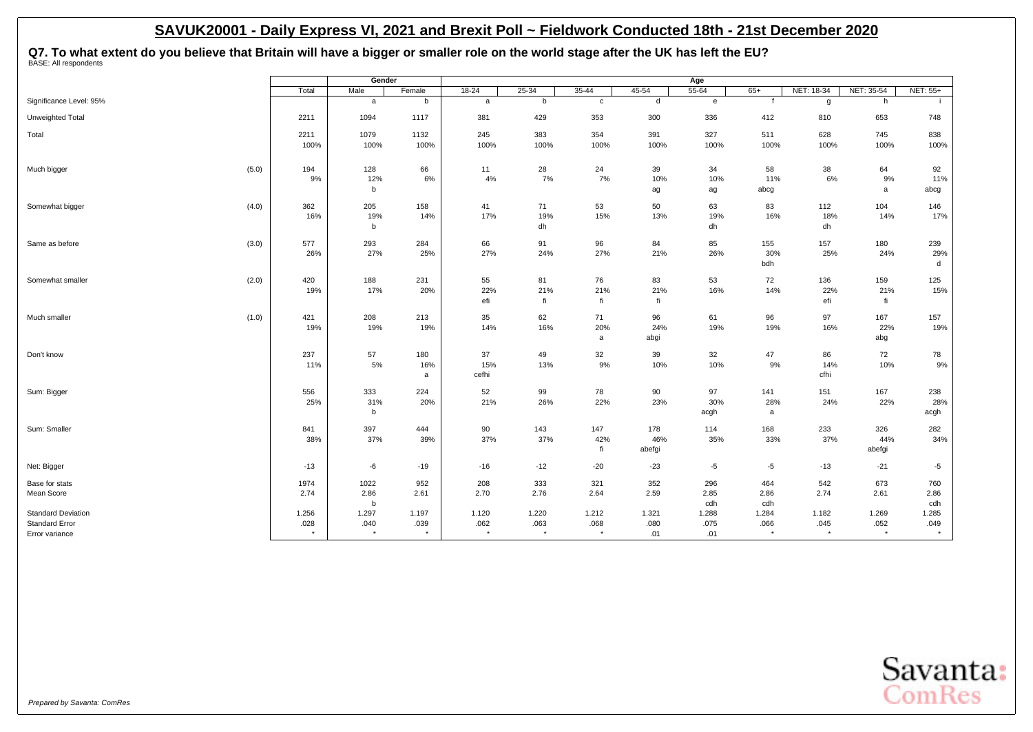# SAVUK20001 - Daily Express VI, 2021 and Brexit Poll ~ Fieldwork Conducted 18th - 21st December 2020

**Q7. To what extent do you believe that Britain will have a bigger or smaller role on the world stage after the UK has left the EU?**
BASE: All respondents

| | | Total | Gender | | Age | | | | | | | | |
|---|---|---|---|---|---|---|---|---|---|---|---|---|---|
| | | | Male | Female | 18-24 | 25-34 | 35-44 | 45-54 | 55-64 | 65+ | NET: 18-34 | NET: 35-54 | NET: 55+ |
| Significance Level: 95% | | | a | b | a | b | c | d | e | f | g | h | i |
| Unweighted Total | | 2211 | 1094 | 1117 | 381 | 429 | 353 | 300 | 336 | 412 | 810 | 653 | 748 |
| Total | | 2211 | 1079 | 1132 | 245 | 383 | 354 | 391 | 327 | 511 | 628 | 745 | 838 |
| | | 100% | 100% | 100% | 100% | 100% | 100% | 100% | 100% | 100% | 100% | 100% | 100% |
| Much bigger | (5.0) | 194 | 128 | 66 | 11 | 28 | 24 | 39 | 34 | 58 | 38 | 64 | 92 |
| | | 9% | 12% | 6% | 4% | 7% | 7% | 10% | 10% | 11% | 6% | 9% | 11% |
| | | | b | | | | | ag | ag | abcg | | a | abcg |
| Somewhat bigger | (4.0) | 362 | 205 | 158 | 41 | 71 | 53 | 50 | 63 | 83 | 112 | 104 | 146 |
| | | 16% | 19% | 14% | 17% | 19% | 15% | 13% | 19% | 16% | 18% | 14% | 17% |
| | | | b | | | dh | | | dh | | dh | | |
| Same as before | (3.0) | 577 | 293 | 284 | 66 | 91 | 96 | 84 | 85 | 155 | 157 | 180 | 239 |
| | | 26% | 27% | 25% | 27% | 24% | 27% | 21% | 26% | 30% | 25% | 24% | 29% |
| | | | | | | | | | | bdh | | | d |
| Somewhat smaller | (2.0) | 420 | 188 | 231 | 55 | 81 | 76 | 83 | 53 | 72 | 136 | 159 | 125 |
| | | 19% | 17% | 20% | 22% | 21% | 21% | 21% | 16% | 14% | 22% | 21% | 15% |
| | | | | | efi | fi | fi | fi | | | efi | fi | |
| Much smaller | (1.0) | 421 | 208 | 213 | 35 | 62 | 71 | 96 | 61 | 96 | 97 | 167 | 157 |
| | | 19% | 19% | 19% | 14% | 16% | 20% | 24% | 19% | 19% | 16% | 22% | 19% |
| | | | | | | | a | abgi | | | | abg | |
| Don't know | | 237 | 57 | 180 | 37 | 49 | 32 | 39 | 32 | 47 | 86 | 72 | 78 |
| | | 11% | 5% | 16% | 15% | 13% | 9% | 10% | 10% | 9% | 14% | 10% | 9% |
| | | | | a | cefhi | | | | | | cfhi | | |
| Sum: Bigger | | 556 | 333 | 224 | 52 | 99 | 78 | 90 | 97 | 141 | 151 | 167 | 238 |
| | | 25% | 31% | 20% | 21% | 26% | 22% | 23% | 30% | 28% | 24% | 22% | 28% |
| | | | b | | | | | | acgh | a | | | acgh |
| Sum: Smaller | | 841 | 397 | 444 | 90 | 143 | 147 | 178 | 114 | 168 | 233 | 326 | 282 |
| | | 38% | 37% | 39% | 37% | 37% | 42% | 46% | 35% | 33% | 37% | 44% | 34% |
| | | | | | | | fi | abefgi | | | | abefgi | |
| Net: Bigger | | -13 | -6 | -19 | -16 | -12 | -20 | -23 | -5 | -5 | -13 | -21 | -5 |
| Base for stats | | 1974 | 1022 | 952 | 208 | 333 | 321 | 352 | 296 | 464 | 542 | 673 | 760 |
| Mean Score | | 2.74 | 2.86 | 2.61 | 2.70 | 2.76 | 2.64 | 2.59 | 2.85 | 2.86 | 2.74 | 2.61 | 2.86 |
| | | | b | | | | | | cdh | cdh | | | cdh |
| Standard Deviation | | 1.256 | 1.297 | 1.197 | 1.120 | 1.220 | 1.212 | 1.321 | 1.288 | 1.284 | 1.182 | 1.269 | 1.285 |
| Standard Error | | .028 | .040 | .039 | .062 | .063 | .068 | .080 | .075 | .066 | .045 | .052 | .049 |
| Error variance | | * | * | * | * | * | * | .01 | .01 | * | * | * | * |

*Prepared by Savanta: ComRes*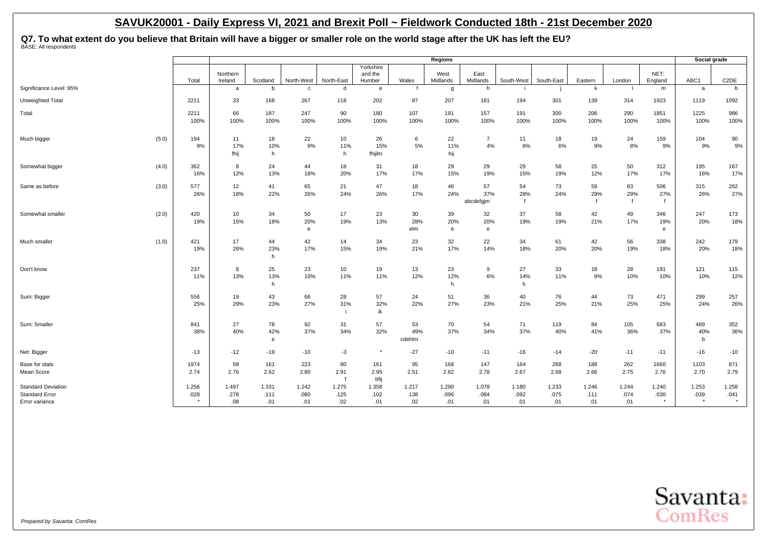# SAVUK20001 - Daily Express VI, 2021 and Brexit Poll ~ Fieldwork Conducted 18th - 21st December 2020

**Q7. To what extent do you believe that Britain will have a bigger or smaller role on the world stage after the UK has left the EU?**
BASE: All respondents

| | | | Regions | | | | | | | | | | | | | | Social grade | |
|---|---|---|---|---|---|---|---|---|---|---|---|---|---|---|---|---|---|---|
| | | Total | Northern Ireland | Scotland | North-West | North-East | Yorkshire and the Humber | Wales | West Midlands | East Midlands | South-West | South-East | Eastern | London | NET: England | ABC1 | C2DE |
| Significance Level: 95% | | | a | b | c | d | e | f | g | h | i | j | k | l | m | a | b |
| Unweighted Total | | 2211 | 33 | 168 | 267 | 118 | 202 | 87 | 207 | 181 | 194 | 301 | 139 | 314 | 1923 | 1119 | 1092 |
| Total | | 2211<br>100% | 66<br>100% | 187<br>100% | 247<br>100% | 90<br>100% | 180<br>100% | 107<br>100% | 191<br>100% | 157<br>100% | 191<br>100% | 300<br>100% | 206<br>100% | 290<br>100% | 1851<br>100% | 1225<br>100% | 986<br>100% |
| Much bigger | (5.0) | 194<br>9% | 11<br>17%<br>fhij | 18<br>10%<br>h | 22<br>9% | 10<br>11%<br>h | 26<br>15%<br>fhijlm | 6<br>5% | 22<br>11%<br>hij | 7<br>4% | 11<br>6% | 18<br>6% | 19<br>9% | 24<br>8% | 159<br>9% | 104<br>9% | 90<br>9% |
| Somewhat bigger | (4.0) | 362<br>16% | 8<br>12% | 24<br>13% | 44<br>18% | 18<br>20% | 31<br>17% | 18<br>17% | 29<br>15% | 29<br>19% | 29<br>15% | 58<br>19% | 25<br>12% | 50<br>17% | 312<br>17% | 195<br>16% | 167<br>17% |
| Same as before | (3.0) | 577<br>26% | 12<br>18% | 41<br>22% | 65<br>26% | 21<br>24% | 47<br>26% | 18<br>17% | 46<br>24% | 57<br>37%<br>abcdefgjm | 54<br>28%<br>f | 73<br>24% | 59<br>29%<br>f | 83<br>29%<br>f | 506<br>27%<br>f | 315<br>26% | 262<br>27% |
| Somewhat smaller | (2.0) | 420<br>19% | 10<br>15% | 34<br>18% | 50<br>20%<br>e | 17<br>19% | 23<br>13% | 30<br>28%<br>elm | 39<br>20%<br>e | 32<br>20%<br>e | 37<br>19% | 58<br>19% | 42<br>21% | 49<br>17% | 346<br>19%<br>e | 247<br>20% | 173<br>18% |
| Much smaller | (1.0) | 421<br>19% | 17<br>26% | 44<br>23%<br>h | 42<br>17% | 14<br>15% | 34<br>19% | 23<br>21% | 32<br>17% | 22<br>14% | 34<br>18% | 61<br>20% | 42<br>20% | 56<br>19% | 338<br>18% | 242<br>20% | 179<br>18% |
| Don't know | | 237<br>11% | 8<br>13% | 25<br>13%<br>h | 23<br>10% | 10<br>11% | 19<br>11% | 13<br>12% | 23<br>12%<br>h | 9<br>6% | 27<br>14%<br>h | 33<br>11% | 18<br>9% | 28<br>10% | 191<br>10% | 121<br>10% | 115<br>12% |
| Sum: Bigger | | 556<br>25% | 19<br>29% | 43<br>23% | 66<br>27% | 28<br>31%<br>i | 57<br>32%<br>ik | 24<br>22% | 51<br>27% | 36<br>23% | 40<br>21% | 76<br>25% | 44<br>21% | 73<br>25% | 471<br>25% | 299<br>24% | 257<br>26% |
| Sum: Smaller | | 841<br>38% | 27<br>40% | 78<br>42%<br>e | 92<br>37% | 31<br>34% | 57<br>32% | 53<br>49%<br>cdehlm | 70<br>37% | 54<br>34% | 71<br>37% | 119<br>40% | 84<br>41% | 105<br>36% | 683<br>37% | 489<br>40%<br>b | 352<br>36% |
| Net: Bigger | | -13 | -12 | -19 | -10 | -3 | * | -27 | -10 | -11 | -16 | -14 | -20 | -11 | -11 | -16 | -10 |
| Base for stats | | 1974 | 58 | 161 | 223 | 80 | 161 | 95 | 168 | 147 | 164 | 268 | 188 | 262 | 1660 | 1103 | 871 |
| Mean Score | | 2.74 | 2.76 | 2.62 | 2.80 | 2.91<br>f | 2.95<br>bfij | 2.51 | 2.82 | 2.78 | 2.67 | 2.68 | 2.66 | 2.75 | 2.76 | 2.70 | 2.79 |
| Standard Deviation | | 1.256 | 1.497 | 1.331 | 1.242 | 1.275 | 1.358 | 1.217 | 1.290 | 1.078 | 1.180 | 1.233 | 1.246 | 1.244 | 1.240 | 1.253 | 1.258 |
| Standard Error | | .028 | .278 | .111 | .080 | .125 | .102 | .138 | .096 | .084 | .092 | .075 | .111 | .074 | .030 | .039 | .041 |
| Error variance | | * | .08 | .01 | .01 | .02 | .01 | .02 | .01 | .01 | .01 | .01 | .01 | .01 | * | * | * |

*Prepared by Savanta: ComRes*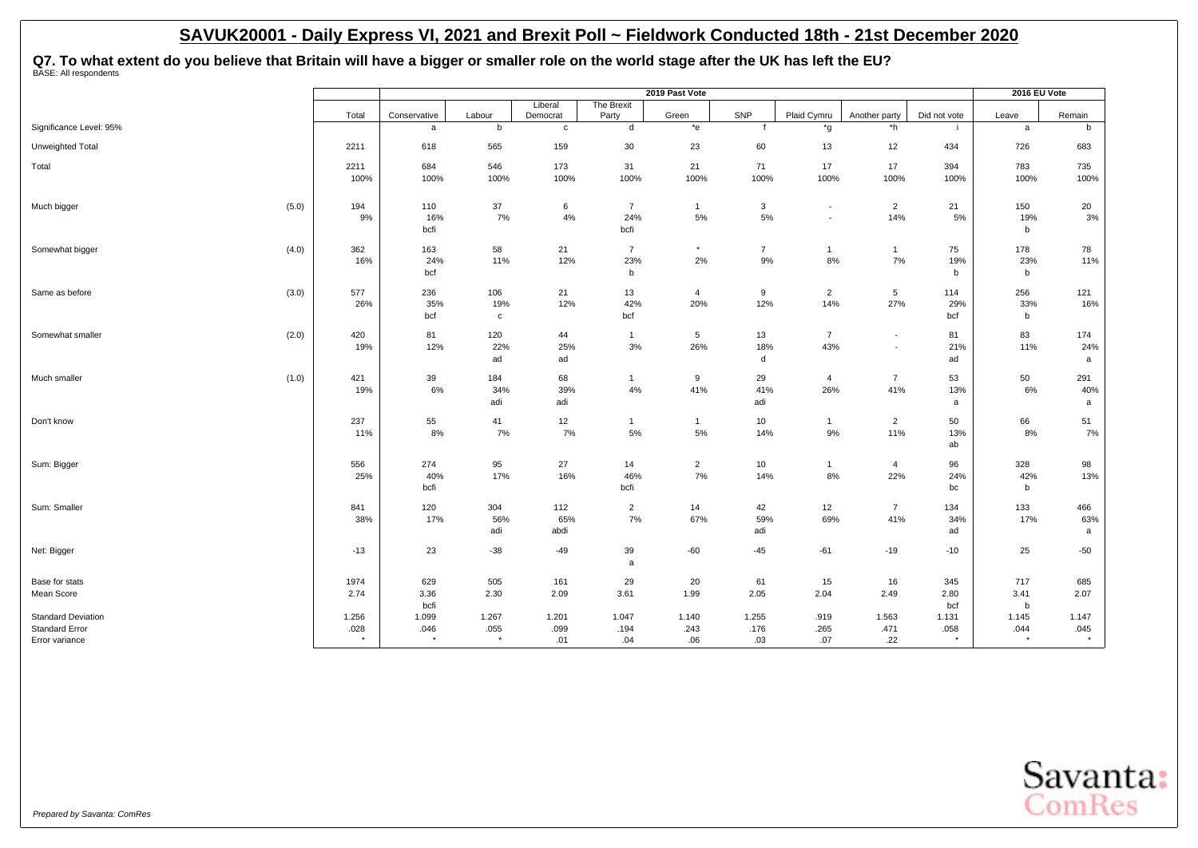# SAVUK20001 - Daily Express VI, 2021 and Brexit Poll ~ Fieldwork Conducted 18th - 21st December 2020

**Q7. To what extent do you believe that Britain will have a bigger or smaller role on the world stage after the UK has left the EU?**
BASE: All respondents

| | | | 2019 Past Vote | | | | | | | | | | 2016 EU Vote | |
|---|---|---|---|---|---|---|---|---|---|---|---|---|---|---|
| | | Total | Conservative | Labour | Liberal Democrat | The Brexit Party | Green | SNP | Plaid Cymru | Another party | Did not vote | Leave | Remain |
| Significance Level: 95% | | | a | b | c | d | *e | f | *g | *h | i | a | b |
| Unweighted Total | | 2211 | 618 | 565 | 159 | 30 | 23 | 60 | 13 | 12 | 434 | 726 | 683 |
| Total | | 2211 | 684 | 546 | 173 | 31 | 21 | 71 | 17 | 17 | 394 | 783 | 735 |
| | | 100% | 100% | 100% | 100% | 100% | 100% | 100% | 100% | 100% | 100% | 100% | 100% |
| Much bigger | (5.0) | 194 | 110 | 37 | 6 | 7 | 1 | 3 | - | 2 | 21 | 150 | 20 |
| | | 9% | 16% | 7% | 4% | 24% | 5% | 5% | - | 14% | 5% | 19% | 3% |
| | | | bcfi | | | bcfi | | | | | | b | |
| Somewhat bigger | (4.0) | 362 | 163 | 58 | 21 | 7 | * | 7 | 1 | 1 | 75 | 178 | 78 |
| | | 16% | 24% | 11% | 12% | 23% | 2% | 9% | 8% | 7% | 19% | 23% | 11% |
| | | | bcf | | | b | | | | | b | b | |
| Same as before | (3.0) | 577 | 236 | 106 | 21 | 13 | 4 | 9 | 2 | 5 | 114 | 256 | 121 |
| | | 26% | 35% | 19% | 12% | 42% | 20% | 12% | 14% | 27% | 29% | 33% | 16% |
| | | | bcf | c | | bcf | | | | | bcf | b | |
| Somewhat smaller | (2.0) | 420 | 81 | 120 | 44 | 1 | 5 | 13 | 7 | - | 81 | 83 | 174 |
| | | 19% | 12% | 22% | 25% | 3% | 26% | 18% | 43% | - | 21% | 11% | 24% |
| | | | | ad | ad | | | d | | | ad | | a |
| Much smaller | (1.0) | 421 | 39 | 184 | 68 | 1 | 9 | 29 | 4 | 7 | 53 | 50 | 291 |
| | | 19% | 6% | 34% | 39% | 4% | 41% | 41% | 26% | 41% | 13% | 6% | 40% |
| | | | | adi | adi | | | adi | | | a | | a |
| Don't know | | 237 | 55 | 41 | 12 | 1 | 1 | 10 | 1 | 2 | 50 | 66 | 51 |
| | | 11% | 8% | 7% | 7% | 5% | 5% | 14% | 9% | 11% | 13% | 8% | 7% |
| | | | | | | | | | | | ab | | |
| Sum: Bigger | | 556 | 274 | 95 | 27 | 14 | 2 | 10 | 1 | 4 | 96 | 328 | 98 |
| | | 25% | 40% | 17% | 16% | 46% | 7% | 14% | 8% | 22% | 24% | 42% | 13% |
| | | | bcfi | | | bcfi | | | | | bc | b | |
| Sum: Smaller | | 841 | 120 | 304 | 112 | 2 | 14 | 42 | 12 | 7 | 134 | 133 | 466 |
| | | 38% | 17% | 56% | 65% | 7% | 67% | 59% | 69% | 41% | 34% | 17% | 63% |
| | | | | adi | abdi | | | adi | | | ad | | a |
| Net: Bigger | | -13 | 23 | -38 | -49 | 39 | -60 | -45 | -61 | -19 | -10 | 25 | -50 |
| | | | | | | a | | | | | | | |
| Base for stats | | 1974 | 629 | 505 | 161 | 29 | 20 | 61 | 15 | 16 | 345 | 717 | 685 |
| Mean Score | | 2.74 | 3.36 | 2.30 | 2.09 | 3.61 | 1.99 | 2.05 | 2.04 | 2.49 | 2.80 | 3.41 | 2.07 |
| | | | bcfi | | | | | | | | bcf | b | |
| Standard Deviation | | 1.256 | 1.099 | 1.267 | 1.201 | 1.047 | 1.140 | 1.255 | .919 | 1.563 | 1.131 | 1.145 | 1.147 |
| Standard Error | | .028 | .046 | .055 | .099 | .194 | .243 | .176 | .265 | .471 | .058 | .044 | .045 |
| Error variance | | * | * | * | .01 | .04 | .06 | .03 | .07 | .22 | * | * | * |

*Prepared by Savanta: ComRes*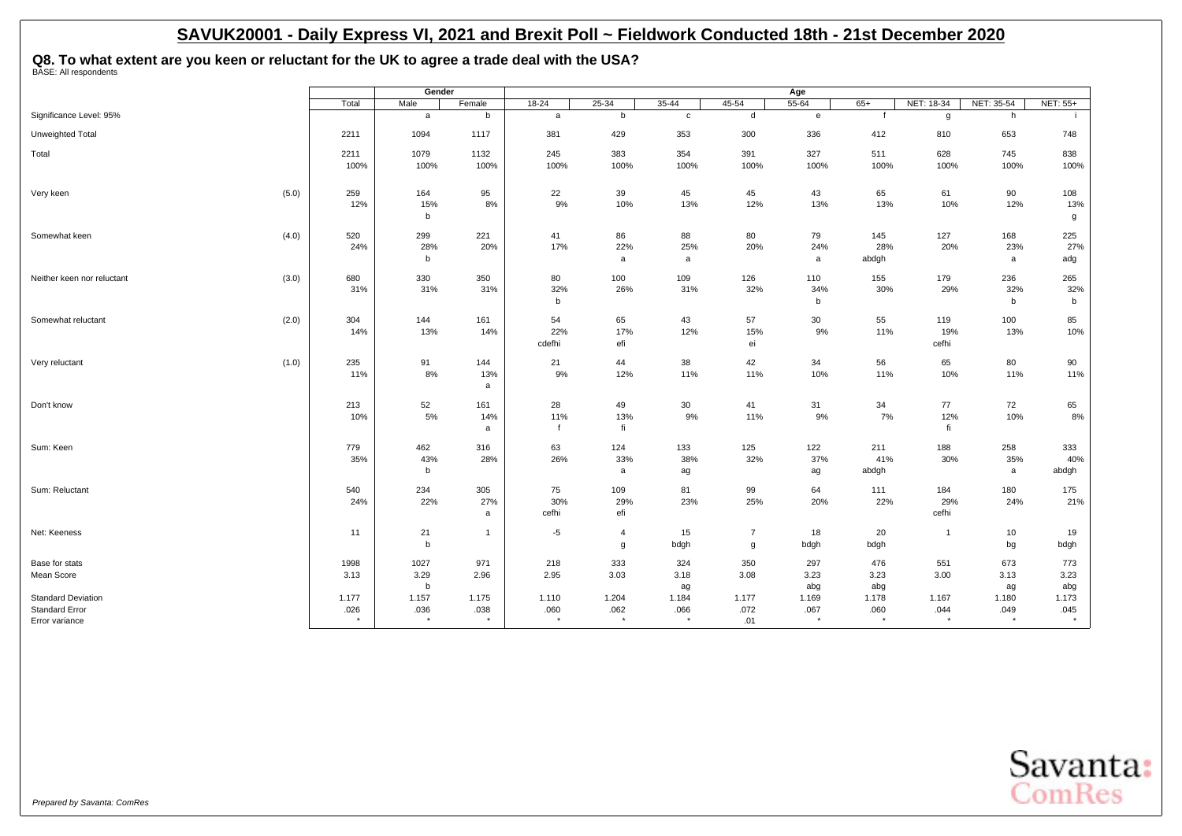# SAVUK20001 - Daily Express VI, 2021 and Brexit Poll ~ Fieldwork Conducted 18th - 21st December 2020

## Q8. To what extent are you keen or reluctant for the UK to agree a trade deal with the USA?

BASE: All respondents

| | | Total | Gender | | Age | | | | | | | | |
|---|---|---|---|---|---|---|---|---|---|---|---|---|---|
| | | | Male | Female | 18-24 | 25-34 | 35-44 | 45-54 | 55-64 | 65+ | NET: 18-34 | NET: 35-54 | NET: 55+ |
| Significance Level: 95% | | | a | b | a | b | c | d | e | f | g | h | i |
| Unweighted Total | | 2211 | 1094 | 1117 | 381 | 429 | 353 | 300 | 336 | 412 | 810 | 653 | 748 |
| Total | | 2211 | 1079 | 1132 | 245 | 383 | 354 | 391 | 327 | 511 | 628 | 745 | 838 |
| | | 100% | 100% | 100% | 100% | 100% | 100% | 100% | 100% | 100% | 100% | 100% | 100% |
| Very keen | (5.0) | 259 | 164 | 95 | 22 | 39 | 45 | 45 | 43 | 65 | 61 | 90 | 108 |
| | | 12% | 15% | 8% | 9% | 10% | 13% | 12% | 13% | 13% | 10% | 12% | 13% |
| | | | b | | | | | | | | | | g |
| Somewhat keen | (4.0) | 520 | 299 | 221 | 41 | 86 | 88 | 80 | 79 | 145 | 127 | 168 | 225 |
| | | 24% | 28% | 20% | 17% | 22% | 25% | 20% | 24% | 28% | 20% | 23% | 27% |
| | | | b | | | a | a | | a | abdgh | | a | adg |
| Neither keen nor reluctant | (3.0) | 680 | 330 | 350 | 80 | 100 | 109 | 126 | 110 | 155 | 179 | 236 | 265 |
| | | 31% | 31% | 31% | 32% | 26% | 31% | 32% | 34% | 30% | 29% | 32% | 32% |
| | | | | | b | | | | b | | | b | b |
| Somewhat reluctant | (2.0) | 304 | 144 | 161 | 54 | 65 | 43 | 57 | 30 | 55 | 119 | 100 | 85 |
| | | 14% | 13% | 14% | 22% | 17% | 12% | 15% | 9% | 11% | 19% | 13% | 10% |
| | | | | | cdefhi | efi | | ei | | | cefhi | | |
| Very reluctant | (1.0) | 235 | 91 | 144 | 21 | 44 | 38 | 42 | 34 | 56 | 65 | 80 | 90 |
| | | 11% | 8% | 13% | 9% | 12% | 11% | 11% | 10% | 11% | 10% | 11% | 11% |
| | | | | a | | | | | | | | | |
| Don't know | | 213 | 52 | 161 | 28 | 49 | 30 | 41 | 31 | 34 | 77 | 72 | 65 |
| | | 10% | 5% | 14% | 11% | 13% | 9% | 11% | 9% | 7% | 12% | 10% | 8% |
| | | | | a | f | fi | | | | | fi | | |
| Sum: Keen | | 779 | 462 | 316 | 63 | 124 | 133 | 125 | 122 | 211 | 188 | 258 | 333 |
| | | 35% | 43% | 28% | 26% | 33% | 38% | 32% | 37% | 41% | 30% | 35% | 40% |
| | | | b | | | a | ag | | ag | abdgh | | a | abdgh |
| Sum: Reluctant | | 540 | 234 | 305 | 75 | 109 | 81 | 99 | 64 | 111 | 184 | 180 | 175 |
| | | 24% | 22% | 27% | 30% | 29% | 23% | 25% | 20% | 22% | 29% | 24% | 21% |
| | | | | a | cefhi | efi | | | | | cefhi | | |
| Net: Keeness | | 11 | 21 | 1 | -5 | 4 | 15 | 7 | 18 | 20 | 1 | 10 | 19 |
| | | | b | | | g | bdgh | g | bdgh | bdgh | | bg | bdgh |
| Base for stats | | 1998 | 1027 | 971 | 218 | 333 | 324 | 350 | 297 | 476 | 551 | 673 | 773 |
| Mean Score | | 3.13 | 3.29 | 2.96 | 2.95 | 3.03 | 3.18 | 3.08 | 3.23 | 3.23 | 3.00 | 3.13 | 3.23 |
| | | | b | | | | ag | | abg | abg | | ag | abg |
| Standard Deviation | | 1.177 | 1.157 | 1.175 | 1.110 | 1.204 | 1.184 | 1.177 | 1.169 | 1.178 | 1.167 | 1.180 | 1.173 |
| Standard Error | | .026 | .036 | .038 | .060 | .062 | .066 | .072 | .067 | .060 | .044 | .049 | .045 |
| Error variance | | * | * | * | * | * | * | .01 | * | * | * | * | * |

*Prepared by Savanta: ComRes*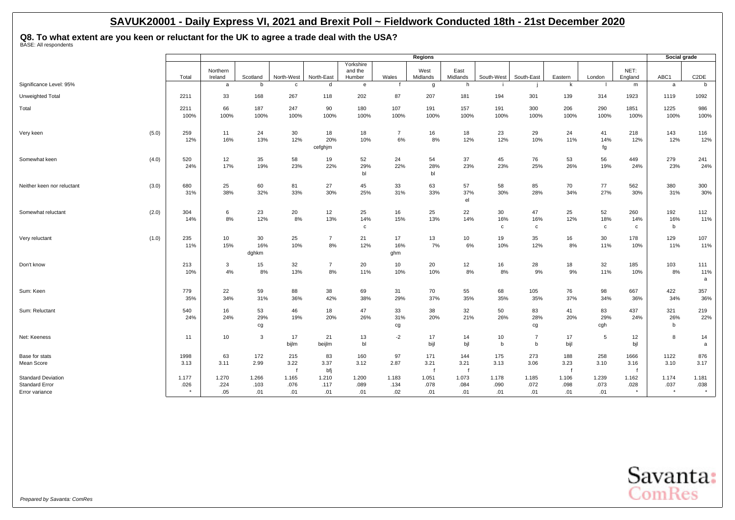# SAVUK20001 - Daily Express VI, 2021 and Brexit Poll ~ Fieldwork Conducted 18th - 21st December 2020

## Q8. To what extent are you keen or reluctant for the UK to agree a trade deal with the USA?

BASE: All respondents

| | | | Regions | | | | | | | | | | | | | | Social grade | |
|---|---|---|---|---|---|---|---|---|---|---|---|---|---|---|---|---|---|---|
| | | Total | Northern Ireland | Scotland | North-West | North-East | Yorkshire and the Humber | Wales | West Midlands | East Midlands | South-West | South-East | Eastern | London | NET: England | ABC1 | C2DE |
| Significance Level: 95% | | | a | b | c | d | e | f | g | h | i | j | k | l | m | a | b |
| Unweighted Total | | 2211 | 33 | 168 | 267 | 118 | 202 | 87 | 207 | 181 | 194 | 301 | 139 | 314 | 1923 | 1119 | 1092 |
| Total | | 2211<br>100% | 66<br>100% | 187<br>100% | 247<br>100% | 90<br>100% | 180<br>100% | 107<br>100% | 191<br>100% | 157<br>100% | 191<br>100% | 300<br>100% | 206<br>100% | 290<br>100% | 1851<br>100% | 1225<br>100% | 986<br>100% |
| Very keen | (5.0) | 259<br>12% | 11<br>16% | 24<br>13% | 30<br>12% | 18<br>20%<br>cefghjm | 18<br>10% | 7<br>6% | 16<br>8% | 18<br>12% | 23<br>12% | 29<br>10% | 24<br>11% | 41<br>14%<br>fg | 218<br>12% | 143<br>12% | 116<br>12% |
| Somewhat keen | (4.0) | 520<br>24% | 12<br>17% | 35<br>19% | 58<br>23% | 19<br>22% | 52<br>29%<br>bl | 24<br>22% | 54<br>28%<br>bl | 37<br>23% | 45<br>23% | 76<br>25% | 53<br>26% | 56<br>19% | 449<br>24% | 279<br>23% | 241<br>24% |
| Neither keen nor reluctant | (3.0) | 680<br>31% | 25<br>38% | 60<br>32% | 81<br>33% | 27<br>30% | 45<br>25% | 33<br>31% | 63<br>33% | 57<br>37%<br>el | 58<br>30% | 85<br>28% | 70<br>34% | 77<br>27% | 562<br>30% | 380<br>31% | 300<br>30% |
| Somewhat reluctant | (2.0) | 304<br>14% | 6<br>8% | 23<br>12% | 20<br>8% | 12<br>13% | 25<br>14%<br>c | 16<br>15% | 25<br>13% | 22<br>14% | 30<br>16%<br>c | 47<br>16%<br>c | 25<br>12% | 52<br>18%<br>c | 260<br>14%<br>c | 192<br>16%<br>b | 112<br>11% |
| Very reluctant | (1.0) | 235<br>11% | 10<br>15% | 30<br>16%<br>dghkm | 25<br>10% | 7<br>8% | 21<br>12% | 17<br>16%<br>ghm | 13<br>7% | 10<br>6% | 19<br>10% | 35<br>12% | 16<br>8% | 30<br>11% | 178<br>10% | 129<br>11% | 107<br>11% |
| Don't know | | 213<br>10% | 3<br>4% | 15<br>8% | 32<br>13% | 7<br>8% | 20<br>11% | 10<br>10% | 20<br>10% | 12<br>8% | 16<br>8% | 28<br>9% | 18<br>9% | 32<br>11% | 185<br>10% | 103<br>8% | 111<br>11%<br>a |
| Sum: Keen | | 779<br>35% | 22<br>34% | 59<br>31% | 88<br>36% | 38<br>42% | 69<br>38% | 31<br>29% | 70<br>37% | 55<br>35% | 68<br>35% | 105<br>35% | 76<br>37% | 98<br>34% | 667<br>36% | 422<br>34% | 357<br>36% |
| Sum: Reluctant | | 540<br>24% | 16<br>24% | 53<br>29%<br>cg | 46<br>19% | 18<br>20% | 47<br>26% | 33<br>31%<br>cg | 38<br>20% | 32<br>21% | 50<br>26% | 83<br>28%<br>cg | 41<br>20% | 83<br>29%<br>cgh | 437<br>24% | 321<br>26%<br>b | 219<br>22% |
| Net: Keeness | | 11 | 10 | 3 | 17<br>bijlm | 21<br>beijlm | 13<br>bl | -2 | 17<br>bijl | 14<br>bjl | 10<br>b | 7<br>b | 17<br>bijl | 5 | 12<br>bjl | 8 | 14<br>a |
| Base for stats | | 1998 | 63 | 172 | 215 | 83 | 160 | 97 | 171 | 144 | 175 | 273 | 188 | 258 | 1666 | 1122 | 876 |
| Mean Score | | 3.13 | 3.11 | 2.99 | 3.22<br>f | 3.37<br>bfj | 3.12 | 2.87 | 3.21<br>f | 3.21<br>f | 3.13 | 3.06 | 3.23<br>f | 3.10 | 3.16<br>f | 3.10 | 3.17 |
| Standard Deviation | | 1.177 | 1.270 | 1.266 | 1.165 | 1.210 | 1.200 | 1.183 | 1.051 | 1.073 | 1.178 | 1.185 | 1.106 | 1.239 | 1.162 | 1.174 | 1.181 |
| Standard Error | | .026 | .224 | .103 | .076 | .117 | .089 | .134 | .078 | .084 | .090 | .072 | .098 | .073 | .028 | .037 | .038 |
| Error variance | | * | .05 | .01 | .01 | .01 | .01 | .02 | .01 | .01 | .01 | .01 | .01 | .01 | * | * | * |

*Prepared by Savanta: ComRes*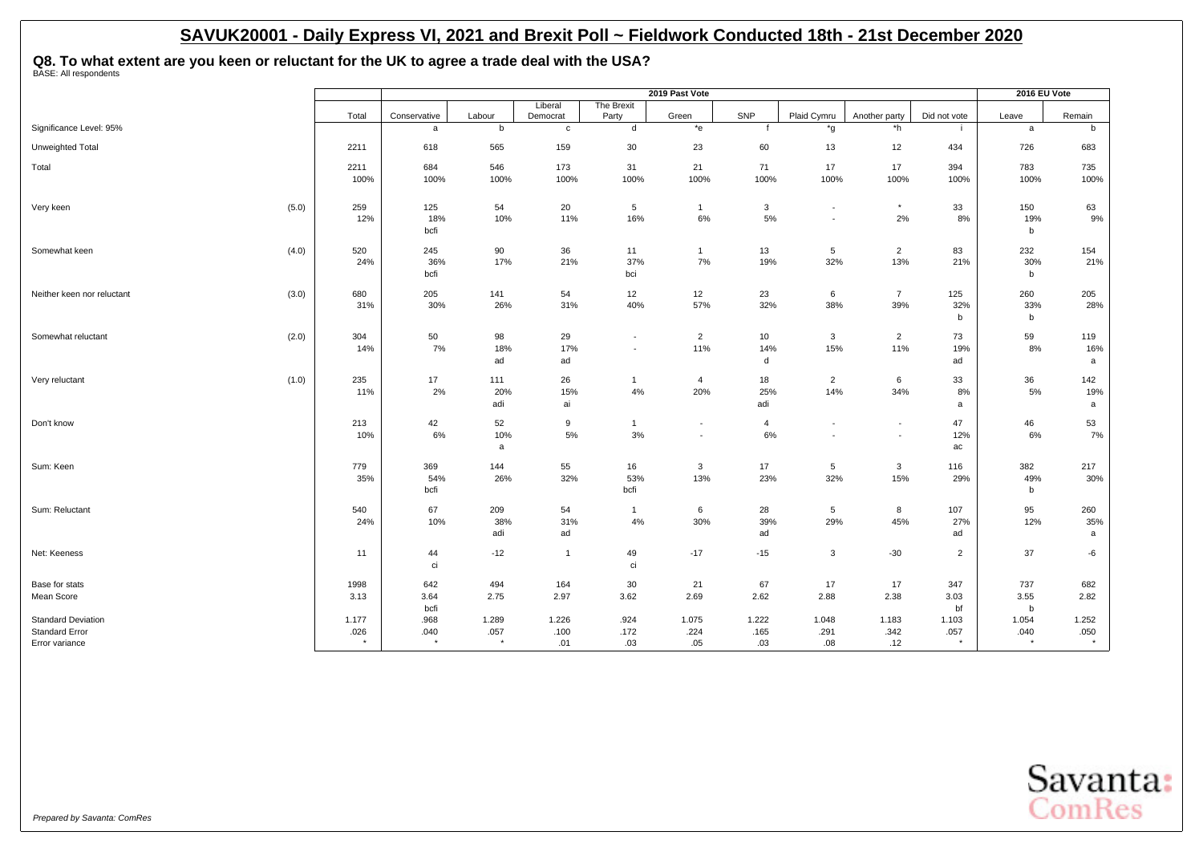# SAVUK20001 - Daily Express VI, 2021 and Brexit Poll ~ Fieldwork Conducted 18th - 21st December 2020

**Q8. To what extent are you keen or reluctant for the UK to agree a trade deal with the USA?**
BASE: All respondents

| | | | 2019 Past Vote | | | | | | | | | | 2016 EU Vote | |
|---|---|---|---|---|---|---|---|---|---|---|---|---|---|---|
| | | Total | Conservative | Labour | Liberal Democrat | The Brexit Party | Green | SNP | Plaid Cymru | Another party | Did not vote | Leave | Remain |
| Significance Level: 95% | | | a | b | c | d | *e | f | *g | *h | i | a | b |
| Unweighted Total | | 2211 | 618 | 565 | 159 | 30 | 23 | 60 | 13 | 12 | 434 | 726 | 683 |
| Total | | 2211 | 684 | 546 | 173 | 31 | 21 | 71 | 17 | 17 | 394 | 783 | 735 |
| | | 100% | 100% | 100% | 100% | 100% | 100% | 100% | 100% | 100% | 100% | 100% | 100% |
| Very keen | (5.0) | 259 | 125 | 54 | 20 | 5 | 1 | 3 | - | * | 33 | 150 | 63 |
| | | 12% | 18% | 10% | 11% | 16% | 6% | 5% | - | 2% | 8% | 19% | 9% |
| | | | bcfi | | | | | | | | | b | |
| Somewhat keen | (4.0) | 520 | 245 | 90 | 36 | 11 | 1 | 13 | 5 | 2 | 83 | 232 | 154 |
| | | 24% | 36% | 17% | 21% | 37% | 7% | 19% | 32% | 13% | 21% | 30% | 21% |
| | | | bcfi | | | bci | | | | | | b | |
| Neither keen nor reluctant | (3.0) | 680 | 205 | 141 | 54 | 12 | 12 | 23 | 6 | 7 | 125 | 260 | 205 |
| | | 31% | 30% | 26% | 31% | 40% | 57% | 32% | 38% | 39% | 32% | 33% | 28% |
| | | | | | | | | | | | b | b | |
| Somewhat reluctant | (2.0) | 304 | 50 | 98 | 29 | - | 2 | 10 | 3 | 2 | 73 | 59 | 119 |
| | | 14% | 7% | 18% | 17% | - | 11% | 14% | 15% | 11% | 19% | 8% | 16% |
| | | | | ad | ad | | | d | | | ad | | a |
| Very reluctant | (1.0) | 235 | 17 | 111 | 26 | 1 | 4 | 18 | 2 | 6 | 33 | 36 | 142 |
| | | 11% | 2% | 20% | 15% | 4% | 20% | 25% | 14% | 34% | 8% | 5% | 19% |
| | | | | adi | ai | | | adi | | | a | | a |
| Don't know | | 213 | 42 | 52 | 9 | 1 | - | 4 | - | - | 47 | 46 | 53 |
| | | 10% | 6% | 10% | 5% | 3% | - | 6% | - | - | 12% | 6% | 7% |
| | | | | a | | | | | | | ac | | |
| Sum: Keen | | 779 | 369 | 144 | 55 | 16 | 3 | 17 | 5 | 3 | 116 | 382 | 217 |
| | | 35% | 54% | 26% | 32% | 53% | 13% | 23% | 32% | 15% | 29% | 49% | 30% |
| | | | bcfi | | | bcfi | | | | | | b | |
| Sum: Reluctant | | 540 | 67 | 209 | 54 | 1 | 6 | 28 | 5 | 8 | 107 | 95 | 260 |
| | | 24% | 10% | 38% | 31% | 4% | 30% | 39% | 29% | 45% | 27% | 12% | 35% |
| | | | | adi | ad | | | ad | | | ad | | a |
| Net: Keeness | | 11 | 44 | -12 | 1 | 49 | -17 | -15 | 3 | -30 | 2 | 37 | -6 |
| | | | ci | | | ci | | | | | | | |
| Base for stats | | 1998 | 642 | 494 | 164 | 30 | 21 | 67 | 17 | 17 | 347 | 737 | 682 |
| Mean Score | | 3.13 | 3.64 | 2.75 | 2.97 | 3.62 | 2.69 | 2.62 | 2.88 | 2.38 | 3.03 | 3.55 | 2.82 |
| | | | bcfi | | | | | | | | bf | b | |
| Standard Deviation | | 1.177 | .968 | 1.289 | 1.226 | .924 | 1.075 | 1.222 | 1.048 | 1.183 | 1.103 | 1.054 | 1.252 |
| Standard Error | | .026 | .040 | .057 | .100 | .172 | .224 | .165 | .291 | .342 | .057 | .040 | .050 |
| Error variance | | * | * | * | .01 | .03 | .05 | .03 | .08 | .12 | * | * | * |

*Prepared by Savanta: ComRes*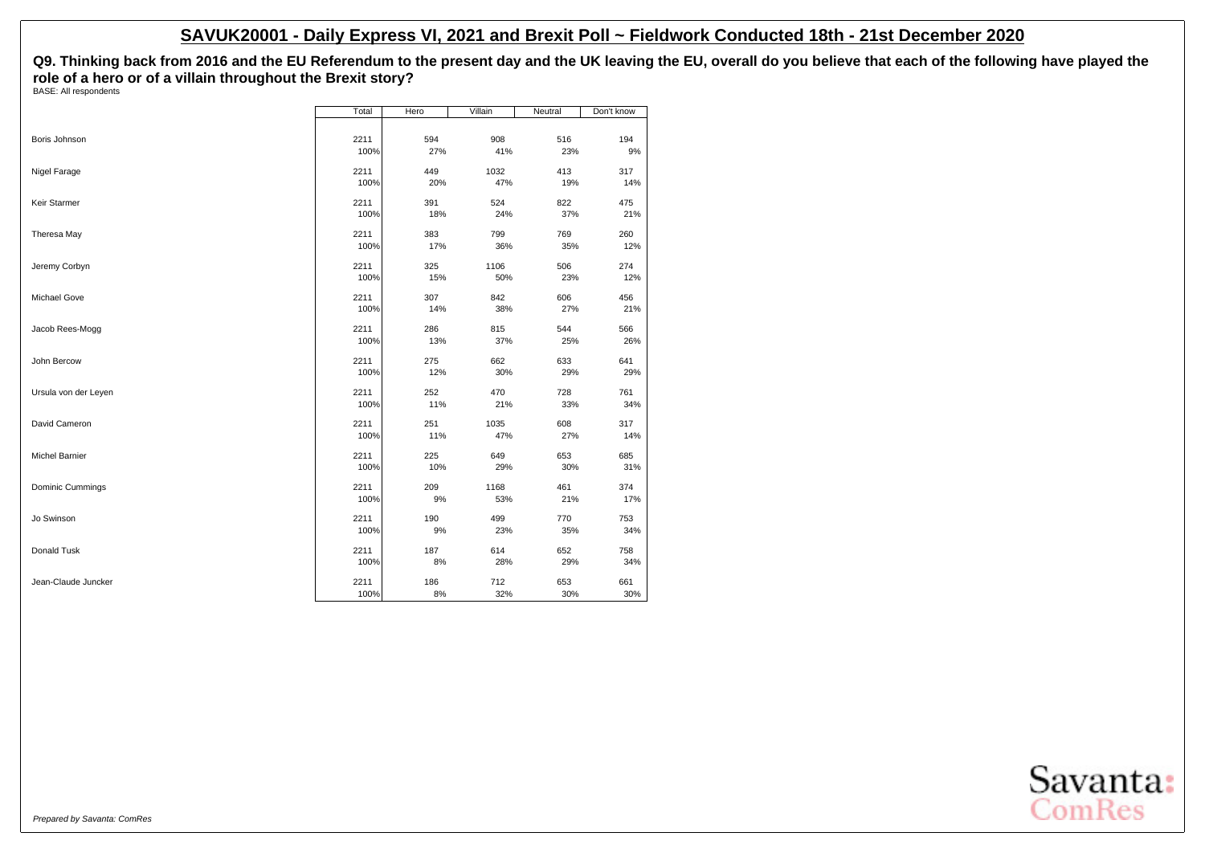## SAVUK20001 - Daily Express VI, 2021 and Brexit Poll ~ Fieldwork Conducted 18th - 21st December 2020

**Q9. Thinking back from 2016 and the EU Referendum to the present day and the UK leaving the EU, overall do you believe that each of the following have played the role of a hero or of a villain throughout the Brexit story?**

BASE: All respondents

| | Total | Hero | Villain | Neutral | Don't know |
|---|---|---|---|---|---|
| Boris Johnson | 2211 | 594 | 908 | 516 | 194 |
| | 100% | 27% | 41% | 23% | 9% |
| Nigel Farage | 2211 | 449 | 1032 | 413 | 317 |
| | 100% | 20% | 47% | 19% | 14% |
| Keir Starmer | 2211 | 391 | 524 | 822 | 475 |
| | 100% | 18% | 24% | 37% | 21% |
| Theresa May | 2211 | 383 | 799 | 769 | 260 |
| | 100% | 17% | 36% | 35% | 12% |
| Jeremy Corbyn | 2211 | 325 | 1106 | 506 | 274 |
| | 100% | 15% | 50% | 23% | 12% |
| Michael Gove | 2211 | 307 | 842 | 606 | 456 |
| | 100% | 14% | 38% | 27% | 21% |
| Jacob Rees-Mogg | 2211 | 286 | 815 | 544 | 566 |
| | 100% | 13% | 37% | 25% | 26% |
| John Bercow | 2211 | 275 | 662 | 633 | 641 |
| | 100% | 12% | 30% | 29% | 29% |
| Ursula von der Leyen | 2211 | 252 | 470 | 728 | 761 |
| | 100% | 11% | 21% | 33% | 34% |
| David Cameron | 2211 | 251 | 1035 | 608 | 317 |
| | 100% | 11% | 47% | 27% | 14% |
| Michel Barnier | 2211 | 225 | 649 | 653 | 685 |
| | 100% | 10% | 29% | 30% | 31% |
| Dominic Cummings | 2211 | 209 | 1168 | 461 | 374 |
| | 100% | 9% | 53% | 21% | 17% |
| Jo Swinson | 2211 | 190 | 499 | 770 | 753 |
| | 100% | 9% | 23% | 35% | 34% |
| Donald Tusk | 2211 | 187 | 614 | 652 | 758 |
| | 100% | 8% | 28% | 29% | 34% |
| Jean-Claude Juncker | 2211 | 186 | 712 | 653 | 661 |
| | 100% | 8% | 32% | 30% | 30% |

*Prepared by Savanta: ComRes*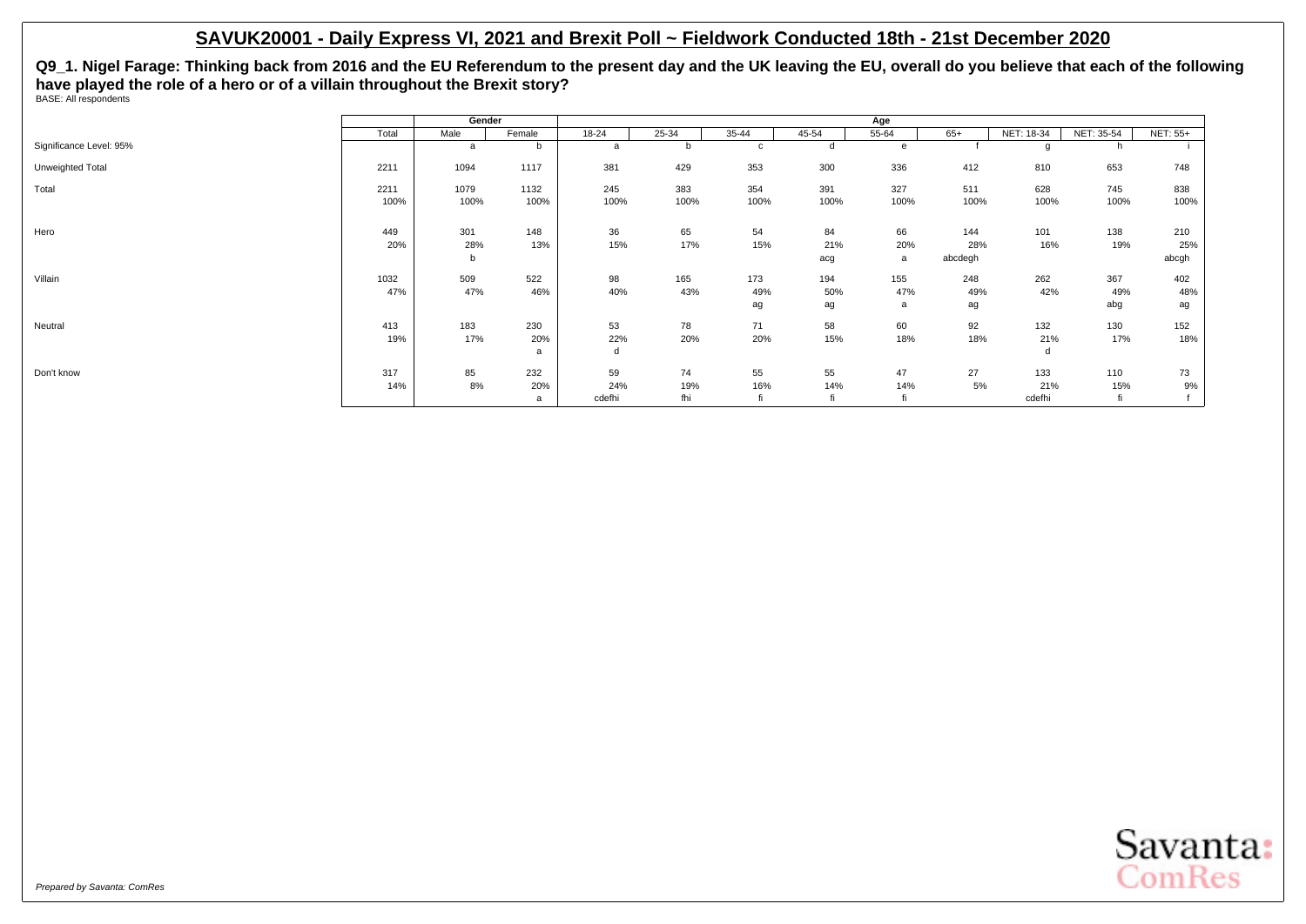## SAVUK20001 - Daily Express VI, 2021 and Brexit Poll ~ Fieldwork Conducted 18th - 21st December 2020

**Q9_1. Nigel Farage: Thinking back from 2016 and the EU Referendum to the present day and the UK leaving the EU, overall do you believe that each of the following have played the role of a hero or of a villain throughout the Brexit story?**

BASE: All respondents

| | | Gender | | Age | | | | | | | | |
|---|---|---|---|---|---|---|---|---|---|---|---|---|
| | Total | Male | Female | 18-24 | 25-34 | 35-44 | 45-54 | 55-64 | 65+ | NET: 18-34 | NET: 35-54 | NET: 55+ |
| Significance Level: 95% | | a | b | a | b | c | d | e | f | g | h | i |
| Unweighted Total | 2211 | 1094 | 1117 | 381 | 429 | 353 | 300 | 336 | 412 | 810 | 653 | 748 |
| Total | 2211 | 1079 | 1132 | 245 | 383 | 354 | 391 | 327 | 511 | 628 | 745 | 838 |
| | 100% | 100% | 100% | 100% | 100% | 100% | 100% | 100% | 100% | 100% | 100% | 100% |
| Hero | 449 | 301 | 148 | 36 | 65 | 54 | 84 | 66 | 144 | 101 | 138 | 210 |
| | 20% | 28% | 13% | 15% | 17% | 15% | 21% | 20% | 28% | 16% | 19% | 25% |
| | | b | | | | | acg | a | abcdegh | | | abcgh |
| Villain | 1032 | 509 | 522 | 98 | 165 | 173 | 194 | 155 | 248 | 262 | 367 | 402 |
| | 47% | 47% | 46% | 40% | 43% | 49% | 50% | 47% | 49% | 42% | 49% | 48% |
| | | | | | | ag | ag | a | ag | | abg | ag |
| Neutral | 413 | 183 | 230 | 53 | 78 | 71 | 58 | 60 | 92 | 132 | 130 | 152 |
| | 19% | 17% | 20% | 22% | 20% | 20% | 15% | 18% | 18% | 21% | 17% | 18% |
| | | | a | d | | | | | | d | | |
| Don't know | 317 | 85 | 232 | 59 | 74 | 55 | 55 | 47 | 27 | 133 | 110 | 73 |
| | 14% | 8% | 20% | 24% | 19% | 16% | 14% | 14% | 5% | 21% | 15% | 9% |
| | | | a | cdefhi | fhi | fi | fi | fi | | cdefhi | fi | f |

*Prepared by Savanta: ComRes*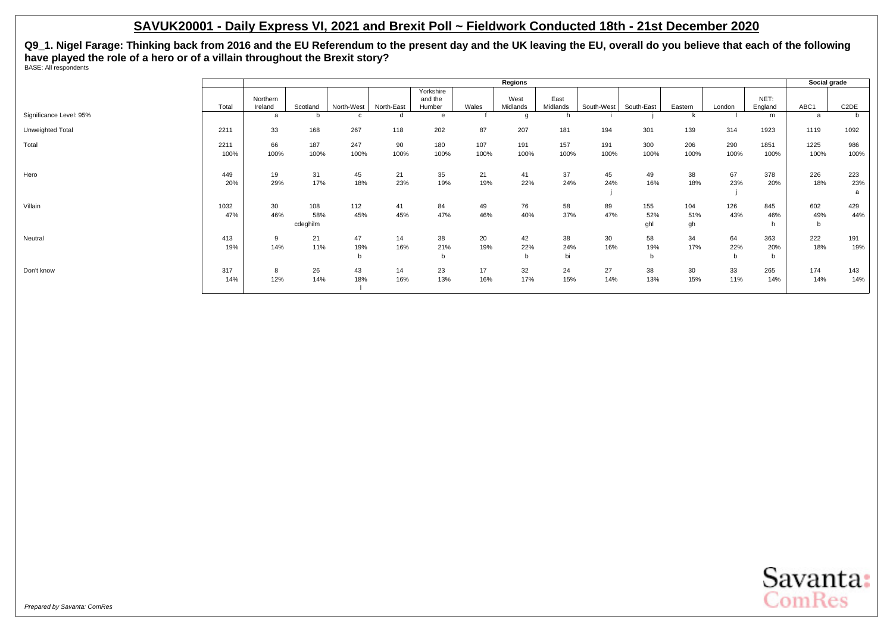# SAVUK20001 - Daily Express VI, 2021 and Brexit Poll ~ Fieldwork Conducted 18th - 21st December 2020

**Q9_1. Nigel Farage: Thinking back from 2016 and the EU Referendum to the present day and the UK leaving the EU, overall do you believe that each of the following have played the role of a hero or of a villain throughout the Brexit story?**

BASE: All respondents

| | | Regions | | | | | | | | | | | | | | Social grade | |
|---|---|---|---|---|---|---|---|---|---|---|---|---|---|---|---|---|---|
| | Total | Northern Ireland | Scotland | North-West | North-East | Yorkshire and the Humber | Wales | West Midlands | East Midlands | South-West | South-East | Eastern | London | NET: England | | ABC1 | C2DE |
| Significance Level: 95% | | a | b | c | d | e | f | g | h | i | j | k | l | m | | a | b |
| Unweighted Total | 2211 | 33 | 168 | 267 | 118 | 202 | 87 | 207 | 181 | 194 | 301 | 139 | 314 | 1923 | | 1119 | 1092 |
| Total | 2211 | 66 | 187 | 247 | 90 | 180 | 107 | 191 | 157 | 191 | 300 | 206 | 290 | 1851 | | 1225 | 986 |
| | 100% | 100% | 100% | 100% | 100% | 100% | 100% | 100% | 100% | 100% | 100% | 100% | 100% | 100% | | 100% | 100% |
| Hero | 449 | 19 | 31 | 45 | 21 | 35 | 21 | 41 | 37 | 45 | 49 | 38 | 67 | 378 | | 226 | 223 |
| | 20% | 29% | 17% | 18% | 23% | 19% | 19% | 22% | 24% | 24% | 16% | 18% | 23% | 20% | | 18% | 23% |
| | | | | | | | | | | j | | | j | | | | a |
| Villain | 1032 | 30 | 108 | 112 | 41 | 84 | 49 | 76 | 58 | 89 | 155 | 104 | 126 | 845 | | 602 | 429 |
| | 47% | 46% | 58% | 45% | 45% | 47% | 46% | 40% | 37% | 47% | 52% | 51% | 43% | 46% | | 49% | 44% |
| | | | cdeghilm | | | | | | | | ghl | gh | | h | | b | |
| Neutral | 413 | 9 | 21 | 47 | 14 | 38 | 20 | 42 | 38 | 30 | 58 | 34 | 64 | 363 | | 222 | 191 |
| | 19% | 14% | 11% | 19% | 16% | 21% | 19% | 22% | 24% | 16% | 19% | 17% | 22% | 20% | | 18% | 19% |
| | | | | b | | b | | b | bi | | b | | b | b | | | |
| Don't know | 317 | 8 | 26 | 43 | 14 | 23 | 17 | 32 | 24 | 27 | 38 | 30 | 33 | 265 | | 174 | 143 |
| | 14% | 12% | 14% | 18% | 16% | 13% | 16% | 17% | 15% | 14% | 13% | 15% | 11% | 14% | | 14% | 14% |
| | | | | l | | | | | | | | | | | | | |

*Prepared by Savanta: ComRes*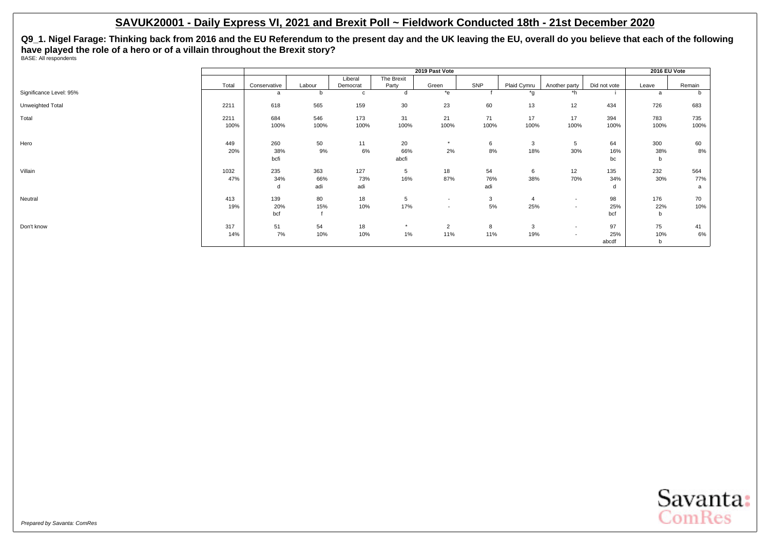# SAVUK20001 - Daily Express VI, 2021 and Brexit Poll ~ Fieldwork Conducted 18th - 21st December 2020

**Q9_1. Nigel Farage: Thinking back from 2016 and the EU Referendum to the present day and the UK leaving the EU, overall do you believe that each of the following have played the role of a hero or of a villain throughout the Brexit story?**

BASE: All respondents

| | Total | 2019 Past Vote | | | | | | | | | 2016 EU Vote | |
|---|---|---|---|---|---|---|---|---|---|---|---|---|
| | | Conservative | Labour | Liberal Democrat | The Brexit Party | Green | SNP | Plaid Cymru | Another party | Did not vote | Leave | Remain |
| Significance Level: 95% | | a | b | c | d | *e | f | *g | *h | i | a | b |
| Unweighted Total | 2211 | 618 | 565 | 159 | 30 | 23 | 60 | 13 | 12 | 434 | 726 | 683 |
| Total | 2211 | 684 | 546 | 173 | 31 | 21 | 71 | 17 | 17 | 394 | 783 | 735 |
| | 100% | 100% | 100% | 100% | 100% | 100% | 100% | 100% | 100% | 100% | 100% | 100% |
| Hero | 449 | 260 | 50 | 11 | 20 | * | 6 | 3 | 5 | 64 | 300 | 60 |
| | 20% | 38% | 9% | 6% | 66% | 2% | 8% | 18% | 30% | 16% | 38% | 8% |
| | | bcfi | | | abcfi | | | | | bc | b | |
| Villain | 1032 | 235 | 363 | 127 | 5 | 18 | 54 | 6 | 12 | 135 | 232 | 564 |
| | 47% | 34% | 66% | 73% | 16% | 87% | 76% | 38% | 70% | 34% | 30% | 77% |
| | | d | adi | adi | | | adi | | | d | | a |
| Neutral | 413 | 139 | 80 | 18 | 5 | - | 3 | 4 | - | 98 | 176 | 70 |
| | 19% | 20% | 15% | 10% | 17% | - | 5% | 25% | - | 25% | 22% | 10% |
| | | bcf | f | | | | | | | bcf | b | |
| Don't know | 317 | 51 | 54 | 18 | * | 2 | 8 | 3 | - | 97 | 75 | 41 |
| | 14% | 7% | 10% | 10% | 1% | 11% | 11% | 19% | - | 25% | 10% | 6% |
| | | | | | | | | | | abcdf | b | |

*Prepared by Savanta: ComRes*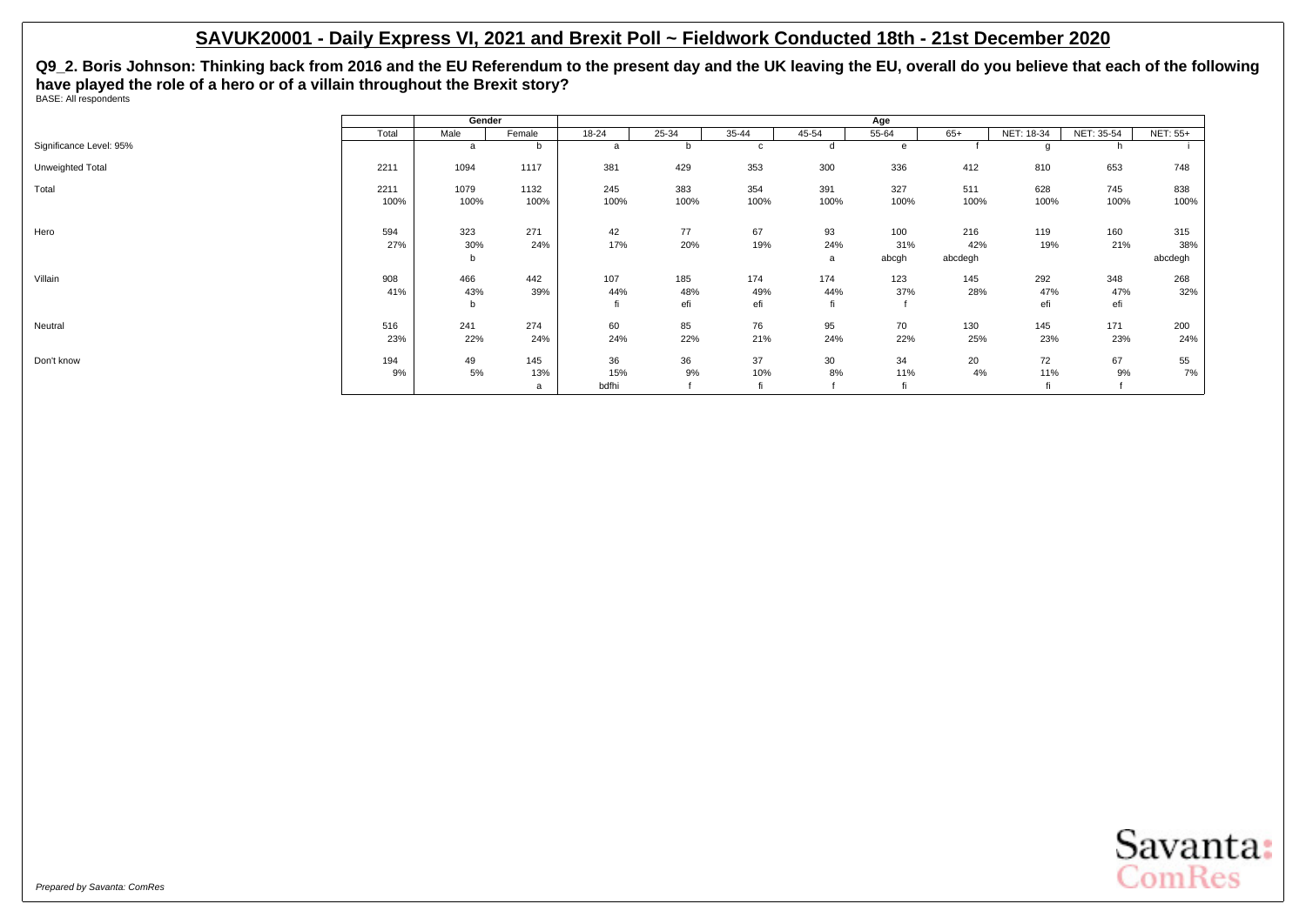## SAVUK20001 - Daily Express VI, 2021 and Brexit Poll ~ Fieldwork Conducted 18th - 21st December 2020

**Q9_2. Boris Johnson: Thinking back from 2016 and the EU Referendum to the present day and the UK leaving the EU, overall do you believe that each of the following have played the role of a hero or of a villain throughout the Brexit story?**

BASE: All respondents

| | | Gender | | Age | | | | | | | | |
|---|---|---|---|---|---|---|---|---|---|---|---|---|
| | Total | Male | Female | 18-24 | 25-34 | 35-44 | 45-54 | 55-64 | 65+ | NET: 18-34 | NET: 35-54 | NET: 55+ |
| Significance Level: 95% | | a | b | a | b | c | d | e | f | g | h | i |
| Unweighted Total | 2211 | 1094 | 1117 | 381 | 429 | 353 | 300 | 336 | 412 | 810 | 653 | 748 |
| Total | 2211 | 1079 | 1132 | 245 | 383 | 354 | 391 | 327 | 511 | 628 | 745 | 838 |
| | 100% | 100% | 100% | 100% | 100% | 100% | 100% | 100% | 100% | 100% | 100% | 100% |
| Hero | 594 | 323 | 271 | 42 | 77 | 67 | 93 | 100 | 216 | 119 | 160 | 315 |
| | 27% | 30% | 24% | 17% | 20% | 19% | 24% | 31% | 42% | 19% | 21% | 38% |
| | | b | | | | | a | abcgh | abcdegh | | | abcdegh |
| Villain | 908 | 466 | 442 | 107 | 185 | 174 | 174 | 123 | 145 | 292 | 348 | 268 |
| | 41% | 43% | 39% | 44% | 48% | 49% | 44% | 37% | 28% | 47% | 47% | 32% |
| | | b | | fi | efi | efi | fi | f | | efi | efi | |
| Neutral | 516 | 241 | 274 | 60 | 85 | 76 | 95 | 70 | 130 | 145 | 171 | 200 |
| | 23% | 22% | 24% | 24% | 22% | 21% | 24% | 22% | 25% | 23% | 23% | 24% |
| Don't know | 194 | 49 | 145 | 36 | 36 | 37 | 30 | 34 | 20 | 72 | 67 | 55 |
| | 9% | 5% | 13% | 15% | 9% | 10% | 8% | 11% | 4% | 11% | 9% | 7% |
| | | | a | bdfhi | f | fi | f | fi | | fi | f | |

*Prepared by Savanta: ComRes*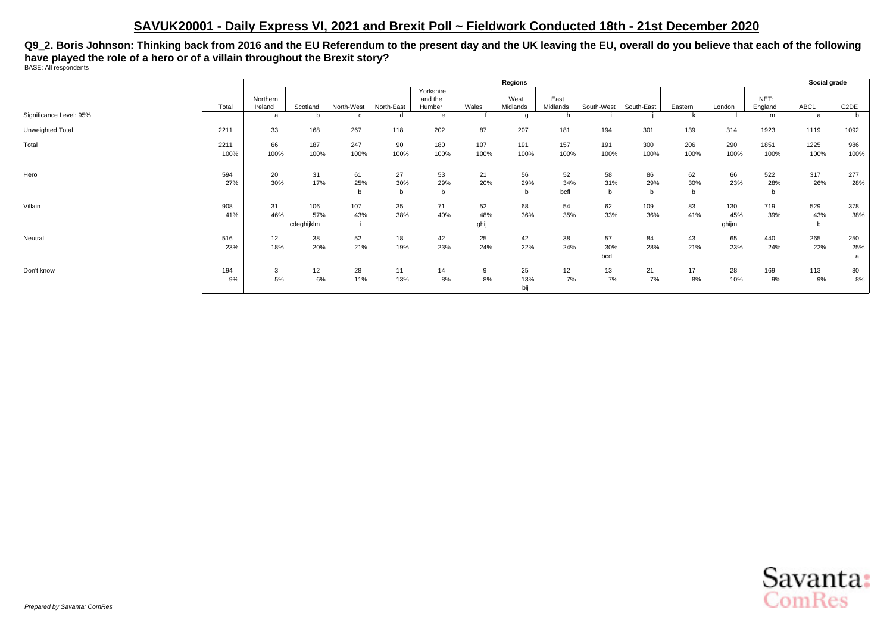# SAVUK20001 - Daily Express VI, 2021 and Brexit Poll ~ Fieldwork Conducted 18th - 21st December 2020

**Q9_2. Boris Johnson: Thinking back from 2016 and the EU Referendum to the present day and the UK leaving the EU, overall do you believe that each of the following have played the role of a hero or of a villain throughout the Brexit story?**

BASE: All respondents

| | | Regions | | | | | | | | | | | | | Social grade | |
|---|---|---|---|---|---|---|---|---|---|---|---|---|---|---|---|---|
| | Total | Northern Ireland | Scotland | North-West | North-East | Yorkshire and the Humber | Wales | West Midlands | East Midlands | South-West | South-East | Eastern | London | NET: England | ABC1 | C2DE |
| Significance Level: 95% | | a | b | c | d | e | f | g | h | i | j | k | l | m | a | b |
| Unweighted Total | 2211 | 33 | 168 | 267 | 118 | 202 | 87 | 207 | 181 | 194 | 301 | 139 | 314 | 1923 | 1119 | 1092 |
| Total | 2211 | 66 | 187 | 247 | 90 | 180 | 107 | 191 | 157 | 191 | 300 | 206 | 290 | 1851 | 1225 | 986 |
| | 100% | 100% | 100% | 100% | 100% | 100% | 100% | 100% | 100% | 100% | 100% | 100% | 100% | 100% | 100% | 100% |
| Hero | 594 | 20 | 31 | 61 | 27 | 53 | 21 | 56 | 52 | 58 | 86 | 62 | 66 | 522 | 317 | 277 |
| | 27% | 30% | 17% | 25% | 30% | 29% | 20% | 29% | 34% | 31% | 29% | 30% | 23% | 28% | 26% | 28% |
| | | | | b | b | b | | b | bcfl | b | b | b | | b | | |
| Villain | 908 | 31 | 106 | 107 | 35 | 71 | 52 | 68 | 54 | 62 | 109 | 83 | 130 | 719 | 529 | 378 |
| | 41% | 46% | 57% | 43% | 38% | 40% | 48% | 36% | 35% | 33% | 36% | 41% | 45% | 39% | 43% | 38% |
| | | | cdeghijklm | i | | | ghij | | | | | | ghijm | | b | |
| Neutral | 516 | 12 | 38 | 52 | 18 | 42 | 25 | 42 | 38 | 57 | 84 | 43 | 65 | 440 | 265 | 250 |
| | 23% | 18% | 20% | 21% | 19% | 23% | 24% | 22% | 24% | 30% | 28% | 21% | 23% | 24% | 22% | 25% |
| | | | | | | | | | | bcd | | | | | | a |
| Don't know | 194 | 3 | 12 | 28 | 11 | 14 | 9 | 25 | 12 | 13 | 21 | 17 | 28 | 169 | 113 | 80 |
| | 9% | 5% | 6% | 11% | 13% | 8% | 8% | 13% | 7% | 7% | 7% | 8% | 10% | 9% | 9% | 8% |
| | | | | | | | | bij | | | | | | | | |

*Prepared by Savanta: ComRes*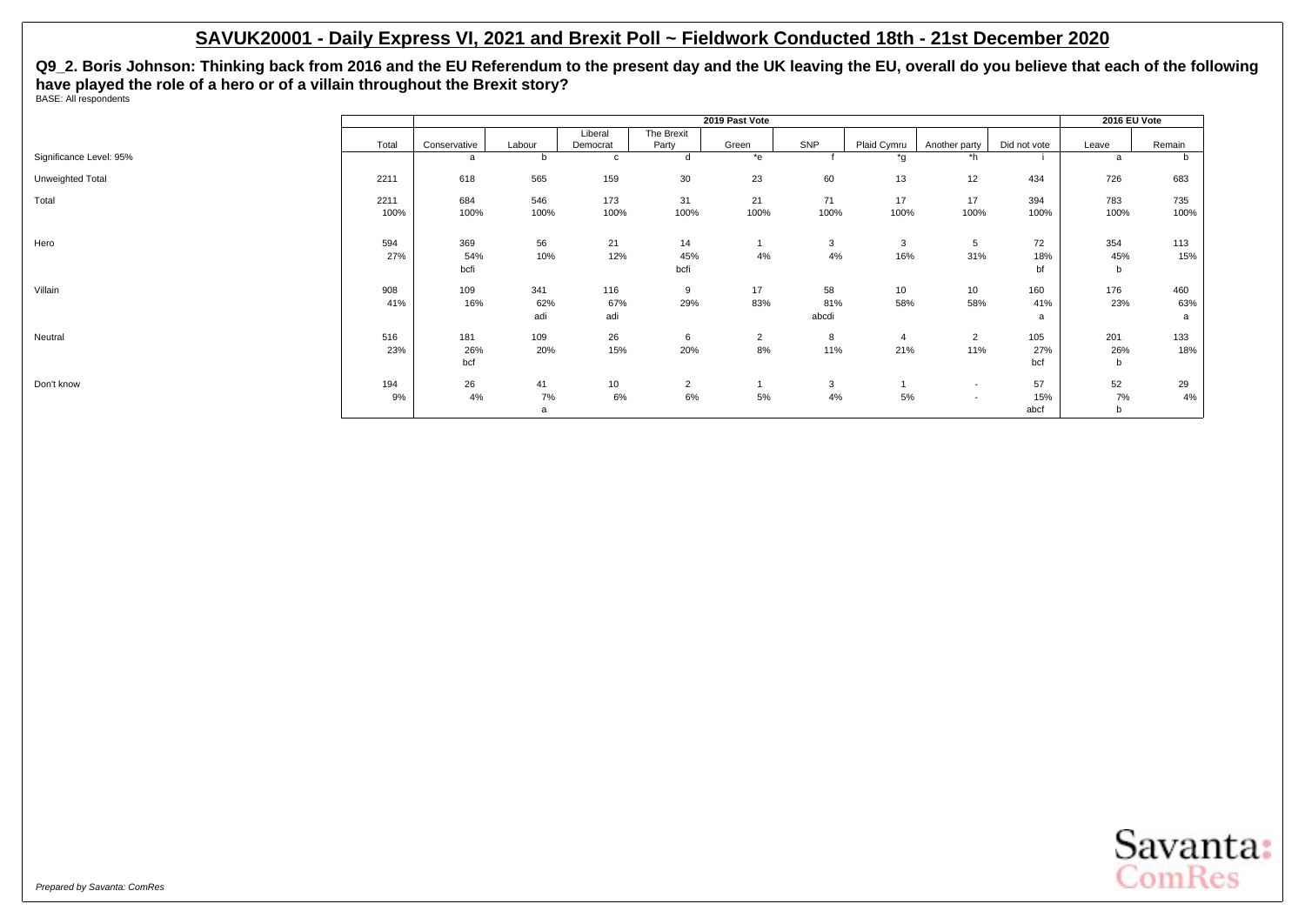## SAVUK20001 - Daily Express VI, 2021 and Brexit Poll ~ Fieldwork Conducted 18th - 21st December 2020

**Q9_2. Boris Johnson: Thinking back from 2016 and the EU Referendum to the present day and the UK leaving the EU, overall do you believe that each of the following have played the role of a hero or of a villain throughout the Brexit story?**

BASE: All respondents

| | | 2019 Past Vote | | | | | | | | | 2016 EU Vote | |
|---|---|---|---|---|---|---|---|---|---|---|---|---|
| | Total | Conservative | Labour | Liberal Democrat | The Brexit Party | Green | SNP | Plaid Cymru | Another party | Did not vote | Leave | Remain |
| Significance Level: 95% | | a | b | c | d | *e | f | *g | *h | i | a | b |
| Unweighted Total | 2211 | 618 | 565 | 159 | 30 | 23 | 60 | 13 | 12 | 434 | 726 | 683 |
| Total | 2211 | 684 | 546 | 173 | 31 | 21 | 71 | 17 | 17 | 394 | 783 | 735 |
| | 100% | 100% | 100% | 100% | 100% | 100% | 100% | 100% | 100% | 100% | 100% | 100% |
| Hero | 594 | 369 | 56 | 21 | 14 | 1 | 3 | 3 | 5 | 72 | 354 | 113 |
| | 27% | 54% | 10% | 12% | 45% | 4% | 4% | 16% | 31% | 18% | 45% | 15% |
| | | bcfi | | | bcfi | | | | | bf | b | |
| Villain | 908 | 109 | 341 | 116 | 9 | 17 | 58 | 10 | 10 | 160 | 176 | 460 |
| | 41% | 16% | 62% | 67% | 29% | 83% | 81% | 58% | 58% | 41% | 23% | 63% |
| | | | adi | adi | | | abcdi | | | a | | a |
| Neutral | 516 | 181 | 109 | 26 | 6 | 2 | 8 | 4 | 2 | 105 | 201 | 133 |
| | 23% | 26% | 20% | 15% | 20% | 8% | 11% | 21% | 11% | 27% | 26% | 18% |
| | | bcf | | | | | | | | bcf | b | |
| Don't know | 194 | 26 | 41 | 10 | 2 | 1 | 3 | 1 | - | 57 | 52 | 29 |
| | 9% | 4% | 7% | 6% | 6% | 5% | 4% | 5% | - | 15% | 7% | 4% |
| | | | a | | | | | | | abcf | b | |

*Prepared by Savanta: ComRes*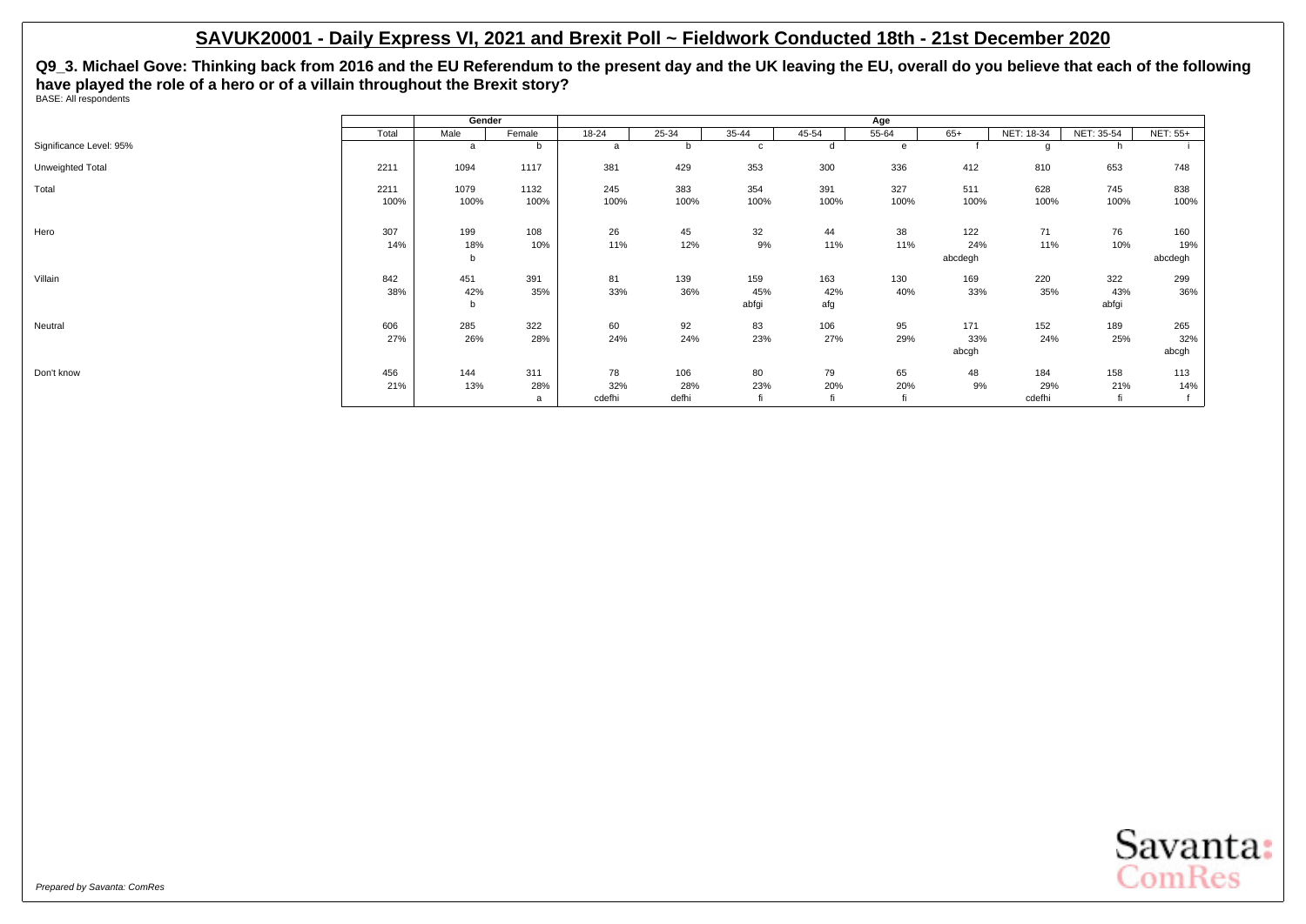# SAVUK20001 - Daily Express VI, 2021 and Brexit Poll ~ Fieldwork Conducted 18th - 21st December 2020

**Q9_3. Michael Gove: Thinking back from 2016 and the EU Referendum to the present day and the UK leaving the EU, overall do you believe that each of the following have played the role of a hero or of a villain throughout the Brexit story?**

BASE: All respondents

| | Total | Gender | | Age | | | | | | | | |
|---|---|---|---|---|---|---|---|---|---|---|---|---|
| | | Male | Female | 18-24 | 25-34 | 35-44 | 45-54 | 55-64 | 65+ | NET: 18-34 | NET: 35-54 | NET: 55+ |
| Significance Level: 95% | | a | b | a | b | c | d | e | f | g | h | i |
| Unweighted Total | 2211 | 1094 | 1117 | 381 | 429 | 353 | 300 | 336 | 412 | 810 | 653 | 748 |
| Total | 2211 | 1079 | 1132 | 245 | 383 | 354 | 391 | 327 | 511 | 628 | 745 | 838 |
| | 100% | 100% | 100% | 100% | 100% | 100% | 100% | 100% | 100% | 100% | 100% | 100% |
| Hero | 307 | 199 | 108 | 26 | 45 | 32 | 44 | 38 | 122 | 71 | 76 | 160 |
| | 14% | 18% | 10% | 11% | 12% | 9% | 11% | 11% | 24% | 11% | 10% | 19% |
| | | b | | | | | | | abcdegh | | | abcdegh |
| Villain | 842 | 451 | 391 | 81 | 139 | 159 | 163 | 130 | 169 | 220 | 322 | 299 |
| | 38% | 42% | 35% | 33% | 36% | 45% | 42% | 40% | 33% | 35% | 43% | 36% |
| | | b | | | | abfgi | afg | | | | abfgi | |
| Neutral | 606 | 285 | 322 | 60 | 92 | 83 | 106 | 95 | 171 | 152 | 189 | 265 |
| | 27% | 26% | 28% | 24% | 24% | 23% | 27% | 29% | 33% | 24% | 25% | 32% |
| | | | | | | | | | abcgh | | | abcgh |
| Don't know | 456 | 144 | 311 | 78 | 106 | 80 | 79 | 65 | 48 | 184 | 158 | 113 |
| | 21% | 13% | 28% | 32% | 28% | 23% | 20% | 20% | 9% | 29% | 21% | 14% |
| | | | a | cdefhi | defhi | fi | fi | fi | | cdefhi | fi | f |

*Prepared by Savanta: ComRes*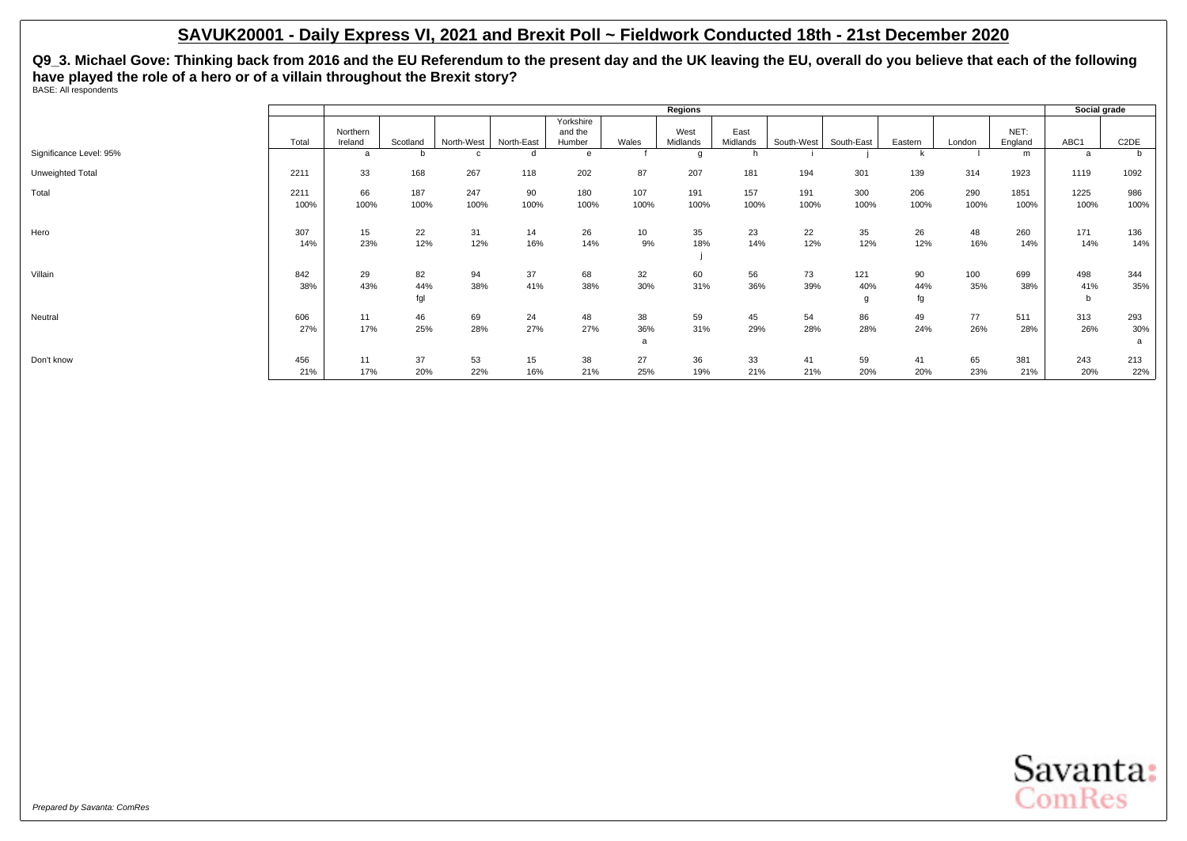## SAVUK20001 - Daily Express VI, 2021 and Brexit Poll ~ Fieldwork Conducted 18th - 21st December 2020

**Q9_3. Michael Gove: Thinking back from 2016 and the EU Referendum to the present day and the UK leaving the EU, overall do you believe that each of the following have played the role of a hero or of a villain throughout the Brexit story?**

BASE: All respondents

| | | Regions | | | | | | | | | | | | | Social grade | |
|---|---|---|---|---|---|---|---|---|---|---|---|---|---|---|---|---|
| | Total | Northern Ireland | Scotland | North-West | North-East | Yorkshire and the Humber | Wales | West Midlands | East Midlands | South-West | South-East | Eastern | London | NET: England | ABC1 | C2DE |
| Significance Level: 95% | | a | b | c | d | e | f | g | h | i | j | k | l | m | a | b |
| Unweighted Total | 2211 | 33 | 168 | 267 | 118 | 202 | 87 | 207 | 181 | 194 | 301 | 139 | 314 | 1923 | 1119 | 1092 |
| Total | 2211 | 66 | 187 | 247 | 90 | 180 | 107 | 191 | 157 | 191 | 300 | 206 | 290 | 1851 | 1225 | 986 |
| | 100% | 100% | 100% | 100% | 100% | 100% | 100% | 100% | 100% | 100% | 100% | 100% | 100% | 100% | 100% | 100% |
| Hero | 307 | 15 | 22 | 31 | 14 | 26 | 10 | 35 | 23 | 22 | 35 | 26 | 48 | 260 | 171 | 136 |
| | 14% | 23% | 12% | 12% | 16% | 14% | 9% | 18% | 14% | 12% | 12% | 12% | 16% | 14% | 14% | 14% |
| | | | | | | | | j | | | | | | | | |
| Villain | 842 | 29 | 82 | 94 | 37 | 68 | 32 | 60 | 56 | 73 | 121 | 90 | 100 | 699 | 498 | 344 |
| | 38% | 43% | 44% | 38% | 41% | 38% | 30% | 31% | 36% | 39% | 40% | 44% | 35% | 38% | 41% | 35% |
| | | | fgl | | | | | | | | g | fg | | | b | |
| Neutral | 606 | 11 | 46 | 69 | 24 | 48 | 38 | 59 | 45 | 54 | 86 | 49 | 77 | 511 | 313 | 293 |
| | 27% | 17% | 25% | 28% | 27% | 27% | 36% | 31% | 29% | 28% | 28% | 24% | 26% | 28% | 26% | 30% |
| | | | | | | | a | | | | | | | | | a |
| Don't know | 456 | 11 | 37 | 53 | 15 | 38 | 27 | 36 | 33 | 41 | 59 | 41 | 65 | 381 | 243 | 213 |
| | 21% | 17% | 20% | 22% | 16% | 21% | 25% | 19% | 21% | 21% | 20% | 20% | 23% | 21% | 20% | 22% |

*Prepared by Savanta: ComRes*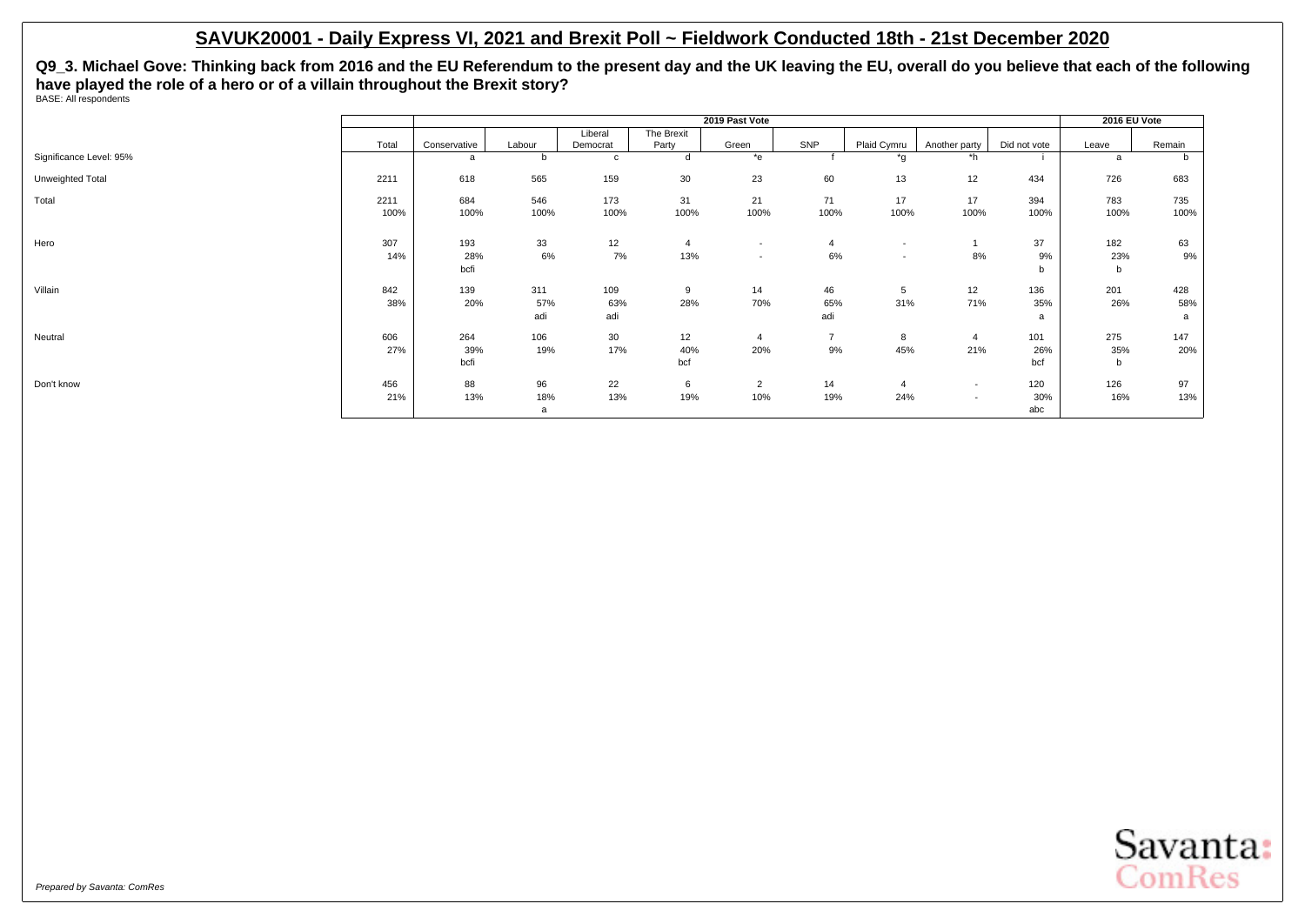## SAVUK20001 - Daily Express VI, 2021 and Brexit Poll ~ Fieldwork Conducted 18th - 21st December 2020

**Q9_3. Michael Gove: Thinking back from 2016 and the EU Referendum to the present day and the UK leaving the EU, overall do you believe that each of the following have played the role of a hero or of a villain throughout the Brexit story?**

BASE: All respondents

| | | 2019 Past Vote | | | | | | | | | 2016 EU Vote | |
|---|---|---|---|---|---|---|---|---|---|---|---|---|
| | Total | Conservative | Labour | Liberal Democrat | The Brexit Party | Green | SNP | Plaid Cymru | Another party | Did not vote | Leave | Remain |
| Significance Level: 95% | | a | b | c | d | *e | f | *g | *h | i | a | b |
| Unweighted Total | 2211 | 618 | 565 | 159 | 30 | 23 | 60 | 13 | 12 | 434 | 726 | 683 |
| Total | 2211 | 684 | 546 | 173 | 31 | 21 | 71 | 17 | 17 | 394 | 783 | 735 |
| | 100% | 100% | 100% | 100% | 100% | 100% | 100% | 100% | 100% | 100% | 100% | 100% |
| Hero | 307 | 193 | 33 | 12 | 4 | - | 4 | - | 1 | 37 | 182 | 63 |
| | 14% | 28% | 6% | 7% | 13% | - | 6% | - | 8% | 9% | 23% | 9% |
| | | bcfi | | | | | | | | b | b | |
| Villain | 842 | 139 | 311 | 109 | 9 | 14 | 46 | 5 | 12 | 136 | 201 | 428 |
| | 38% | 20% | 57% | 63% | 28% | 70% | 65% | 31% | 71% | 35% | 26% | 58% |
| | | | adi | adi | | | adi | | | a | | a |
| Neutral | 606 | 264 | 106 | 30 | 12 | 4 | 7 | 8 | 4 | 101 | 275 | 147 |
| | 27% | 39% | 19% | 17% | 40% | 20% | 9% | 45% | 21% | 26% | 35% | 20% |
| | | bcfi | | | bcf | | | | | bcf | b | |
| Don't know | 456 | 88 | 96 | 22 | 6 | 2 | 14 | 4 | - | 120 | 126 | 97 |
| | 21% | 13% | 18% | 13% | 19% | 10% | 19% | 24% | - | 30% | 16% | 13% |
| | | | a | | | | | | | abc | | |

*Prepared by Savanta: ComRes*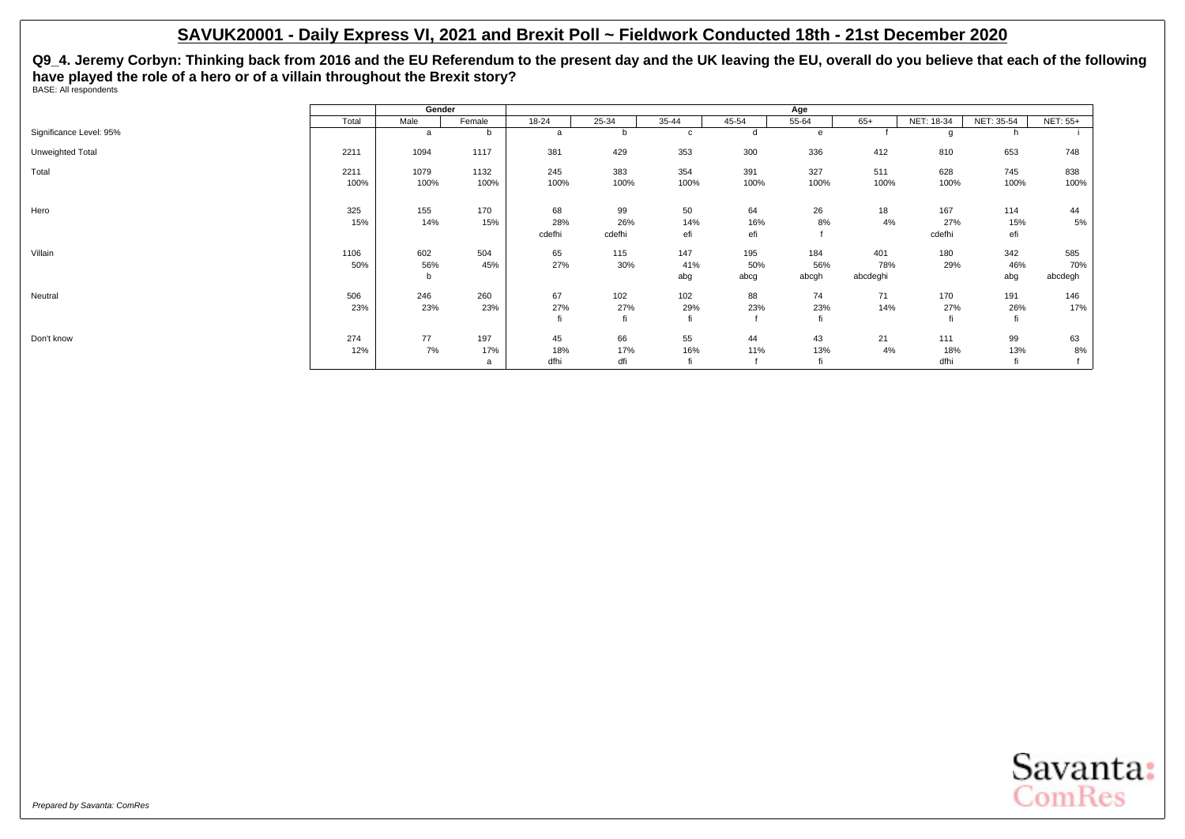## SAVUK20001 - Daily Express VI, 2021 and Brexit Poll ~ Fieldwork Conducted 18th - 21st December 2020

**Q9_4. Jeremy Corbyn: Thinking back from 2016 and the EU Referendum to the present day and the UK leaving the EU, overall do you believe that each of the following have played the role of a hero or of a villain throughout the Brexit story?**

BASE: All respondents

| | | Gender | | Age | | | | | | | | |
|---|---|---|---|---|---|---|---|---|---|---|---|---|
| | Total | Male | Female | 18-24 | 25-34 | 35-44 | 45-54 | 55-64 | 65+ | NET: 18-34 | NET: 35-54 | NET: 55+ |
| Significance Level: 95% | | a | b | a | b | c | d | e | f | g | h | i |
| Unweighted Total | 2211 | 1094 | 1117 | 381 | 429 | 353 | 300 | 336 | 412 | 810 | 653 | 748 |
| Total | 2211 | 1079 | 1132 | 245 | 383 | 354 | 391 | 327 | 511 | 628 | 745 | 838 |
| | 100% | 100% | 100% | 100% | 100% | 100% | 100% | 100% | 100% | 100% | 100% | 100% |
| Hero | 325 | 155 | 170 | 68 | 99 | 50 | 64 | 26 | 18 | 167 | 114 | 44 |
| | 15% | 14% | 15% | 28% | 26% | 14% | 16% | 8% | 4% | 27% | 15% | 5% |
| | | | | cdefhi | cdefhi | efi | efi | f | | cdefhi | efi | |
| Villain | 1106 | 602 | 504 | 65 | 115 | 147 | 195 | 184 | 401 | 180 | 342 | 585 |
| | 50% | 56% | 45% | 27% | 30% | 41% | 50% | 56% | 78% | 29% | 46% | 70% |
| | | b | | | | abg | abcg | abcgh | abcdeghi | | abg | abcdegh |
| Neutral | 506 | 246 | 260 | 67 | 102 | 102 | 88 | 74 | 71 | 170 | 191 | 146 |
| | 23% | 23% | 23% | 27% | 27% | 29% | 23% | 23% | 14% | 27% | 26% | 17% |
| | | | | fi | fi | fi | f | fi | | fi | fi | |
| Don't know | 274 | 77 | 197 | 45 | 66 | 55 | 44 | 43 | 21 | 111 | 99 | 63 |
| | 12% | 7% | 17% | 18% | 17% | 16% | 11% | 13% | 4% | 18% | 13% | 8% |
| | | | a | dfhi | dfi | fi | f | fi | | dfhi | fi | f |

*Prepared by Savanta: ComRes*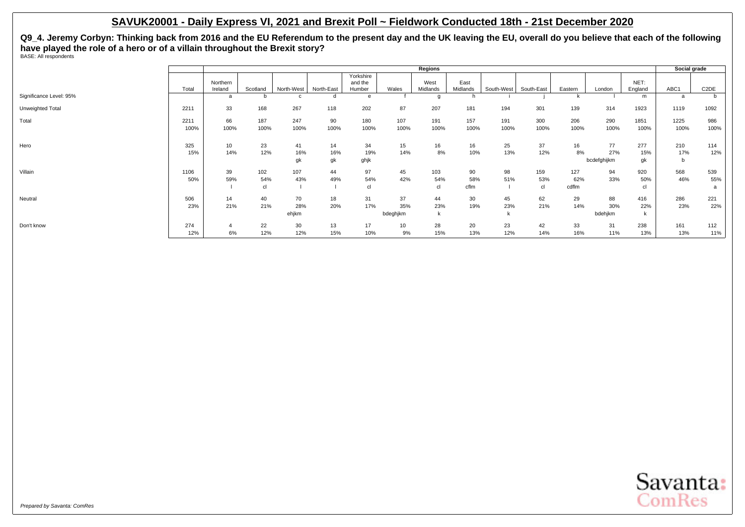# SAVUK20001 - Daily Express VI, 2021 and Brexit Poll ~ Fieldwork Conducted 18th - 21st December 2020

**Q9_4. Jeremy Corbyn: Thinking back from 2016 and the EU Referendum to the present day and the UK leaving the EU, overall do you believe that each of the following have played the role of a hero or of a villain throughout the Brexit story?**

BASE: All respondents

| | | Regions | | | | | | | | | | | | | Social grade | |
|---|---|---|---|---|---|---|---|---|---|---|---|---|---|---|---|---|
| | Total | Northern Ireland | Scotland | North-West | North-East | Yorkshire and the Humber | Wales | West Midlands | East Midlands | South-West | South-East | Eastern | London | NET: England | ABC1 | C2DE |
| Significance Level: 95% | | a | b | c | d | e | f | g | h | i | j | k | l | m | a | b |
| Unweighted Total | 2211 | 33 | 168 | 267 | 118 | 202 | 87 | 207 | 181 | 194 | 301 | 139 | 314 | 1923 | 1119 | 1092 |
| Total | 2211 | 66 | 187 | 247 | 90 | 180 | 107 | 191 | 157 | 191 | 300 | 206 | 290 | 1851 | 1225 | 986 |
| | 100% | 100% | 100% | 100% | 100% | 100% | 100% | 100% | 100% | 100% | 100% | 100% | 100% | 100% | 100% | 100% |
| Hero | 325 | 10 | 23 | 41 | 14 | 34 | 15 | 16 | 16 | 25 | 37 | 16 | 77 | 277 | 210 | 114 |
| | 15% | 14% | 12% | 16% | 16% | 19% | 14% | 8% | 10% | 13% | 12% | 8% | 27% | 15% | 17% | 12% |
| | | | | gk | gk | ghjk | | | | | | | bcdefghijkm | gk | b | |
| Villain | 1106 | 39 | 102 | 107 | 44 | 97 | 45 | 103 | 90 | 98 | 159 | 127 | 94 | 920 | 568 | 539 |
| | 50% | 59% | 54% | 43% | 49% | 54% | 42% | 54% | 58% | 51% | 53% | 62% | 33% | 50% | 46% | 55% |
| | | l | cl | l | l | cl | | cl | cflm | l | cl | cdflm | | cl | | a |
| Neutral | 506 | 14 | 40 | 70 | 18 | 31 | 37 | 44 | 30 | 45 | 62 | 29 | 88 | 416 | 286 | 221 |
| | 23% | 21% | 21% | 28% | 20% | 17% | 35% | 23% | 19% | 23% | 21% | 14% | 30% | 22% | 23% | 22% |
| | | | | ehjkm | | | bdeghjkm | k | | k | | | bdehjkm | k | | |
| Don't know | 274 | 4 | 22 | 30 | 13 | 17 | 10 | 28 | 20 | 23 | 42 | 33 | 31 | 238 | 161 | 112 |
| | 12% | 6% | 12% | 12% | 15% | 10% | 9% | 15% | 13% | 12% | 14% | 16% | 11% | 13% | 13% | 11% |

*Prepared by Savanta: ComRes*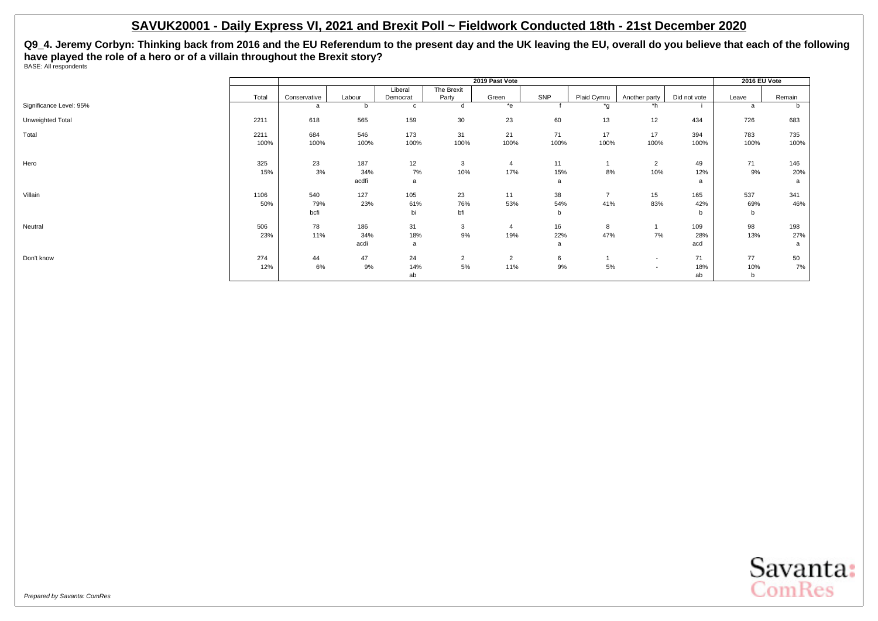## SAVUK20001 - Daily Express VI, 2021 and Brexit Poll ~ Fieldwork Conducted 18th - 21st December 2020

**Q9_4. Jeremy Corbyn: Thinking back from 2016 and the EU Referendum to the present day and the UK leaving the EU, overall do you believe that each of the following have played the role of a hero or of a villain throughout the Brexit story?**

BASE: All respondents

| | | 2019 Past Vote | | | | | | | | | 2016 EU Vote | |
|---|---|---|---|---|---|---|---|---|---|---|---|---|
| | Total | Conservative | Labour | Liberal Democrat | The Brexit Party | Green | SNP | Plaid Cymru | Another party | Did not vote | Leave | Remain |
| Significance Level: 95% | | a | b | c | d | *e | f | *g | *h | i | a | b |
| Unweighted Total | 2211 | 618 | 565 | 159 | 30 | 23 | 60 | 13 | 12 | 434 | 726 | 683 |
| Total | 2211 | 684 | 546 | 173 | 31 | 21 | 71 | 17 | 17 | 394 | 783 | 735 |
| | 100% | 100% | 100% | 100% | 100% | 100% | 100% | 100% | 100% | 100% | 100% | 100% |
| Hero | 325 | 23 | 187 | 12 | 3 | 4 | 11 | 1 | 2 | 49 | 71 | 146 |
| | 15% | 3% | 34% | 7% | 10% | 17% | 15% | 8% | 10% | 12% | 9% | 20% |
| | | | acdfi | a | | | a | | | a | | a |
| Villain | 1106 | 540 | 127 | 105 | 23 | 11 | 38 | 7 | 15 | 165 | 537 | 341 |
| | 50% | 79% | 23% | 61% | 76% | 53% | 54% | 41% | 83% | 42% | 69% | 46% |
| | | bcfi | | bi | bfi | | b | | | b | b | |
| Neutral | 506 | 78 | 186 | 31 | 3 | 4 | 16 | 8 | 1 | 109 | 98 | 198 |
| | 23% | 11% | 34% | 18% | 9% | 19% | 22% | 47% | 7% | 28% | 13% | 27% |
| | | | acdi | a | | | a | | | acd | | a |
| Don't know | 274 | 44 | 47 | 24 | 2 | 2 | 6 | 1 | - | 71 | 77 | 50 |
| | 12% | 6% | 9% | 14% | 5% | 11% | 9% | 5% | - | 18% | 10% | 7% |
| | | | | ab | | | | | | ab | b | |

*Prepared by Savanta: ComRes*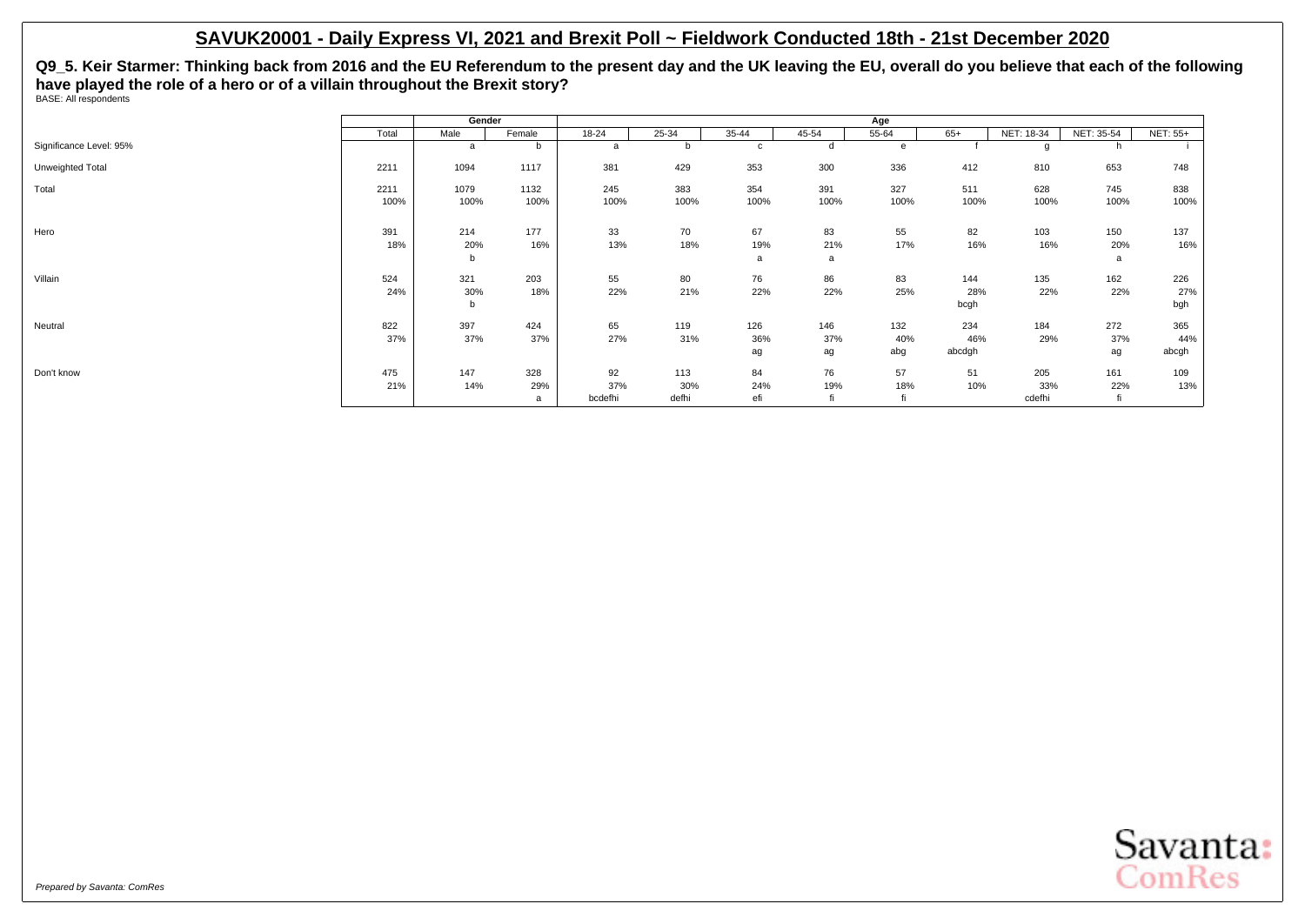# SAVUK20001 - Daily Express VI, 2021 and Brexit Poll ~ Fieldwork Conducted 18th - 21st December 2020

**Q9_5. Keir Starmer: Thinking back from 2016 and the EU Referendum to the present day and the UK leaving the EU, overall do you believe that each of the following have played the role of a hero or of a villain throughout the Brexit story?**

BASE: All respondents

| | Total | Gender | | Age | | | | | | | | |
|---|---|---|---|---|---|---|---|---|---|---|---|---|
| | | Male | Female | 18-24 | 25-34 | 35-44 | 45-54 | 55-64 | 65+ | NET: 18-34 | NET: 35-54 | NET: 55+ |
| Significance Level: 95% | | a | b | a | b | c | d | e | f | g | h | i |
| Unweighted Total | 2211 | 1094 | 1117 | 381 | 429 | 353 | 300 | 336 | 412 | 810 | 653 | 748 |
| Total | 2211 | 1079 | 1132 | 245 | 383 | 354 | 391 | 327 | 511 | 628 | 745 | 838 |
| | 100% | 100% | 100% | 100% | 100% | 100% | 100% | 100% | 100% | 100% | 100% | 100% |
| Hero | 391 | 214 | 177 | 33 | 70 | 67 | 83 | 55 | 82 | 103 | 150 | 137 |
| | 18% | 20% | 16% | 13% | 18% | 19% | 21% | 17% | 16% | 16% | 20% | 16% |
| | | b | | | | a | a | | | | a | |
| Villain | 524 | 321 | 203 | 55 | 80 | 76 | 86 | 83 | 144 | 135 | 162 | 226 |
| | 24% | 30% | 18% | 22% | 21% | 22% | 22% | 25% | 28% | 22% | 22% | 27% |
| | | b | | | | | | | bcgh | | | bgh |
| Neutral | 822 | 397 | 424 | 65 | 119 | 126 | 146 | 132 | 234 | 184 | 272 | 365 |
| | 37% | 37% | 37% | 27% | 31% | 36% | 37% | 40% | 46% | 29% | 37% | 44% |
| | | | | | | ag | ag | abg | abcdgh | | ag | abcgh |
| Don't know | 475 | 147 | 328 | 92 | 113 | 84 | 76 | 57 | 51 | 205 | 161 | 109 |
| | 21% | 14% | 29% | 37% | 30% | 24% | 19% | 18% | 10% | 33% | 22% | 13% |
| | | | a | bcdefhi | defhi | efi | fi | fi | | cdefhi | fi | |

*Prepared by Savanta: ComRes*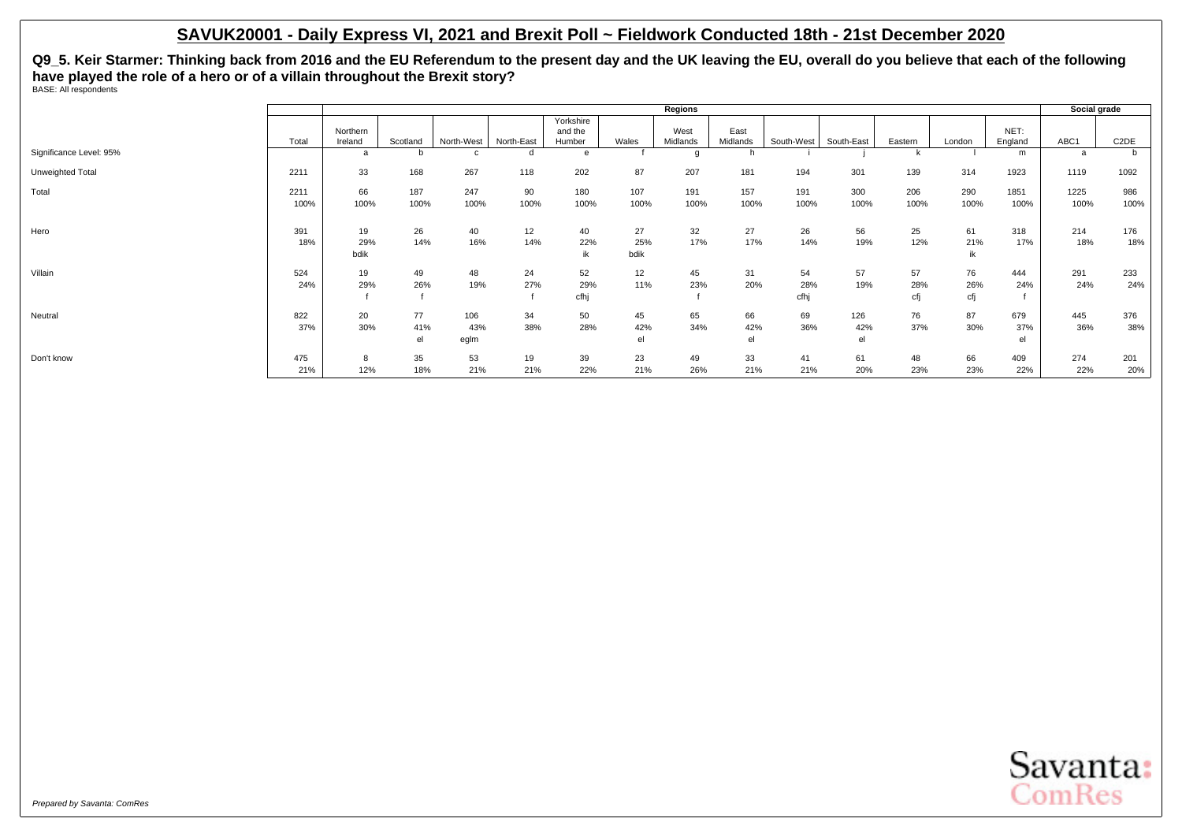## SAVUK20001 - Daily Express VI, 2021 and Brexit Poll ~ Fieldwork Conducted 18th - 21st December 2020

**Q9_5. Keir Starmer: Thinking back from 2016 and the EU Referendum to the present day and the UK leaving the EU, overall do you believe that each of the following have played the role of a hero or of a villain throughout the Brexit story?**

BASE: All respondents

| | | Regions | | | | | | | | | | | | | | Social grade | |
|---|---|---|---|---|---|---|---|---|---|---|---|---|---|---|---|---|---|
| | Total | Northern Ireland | Scotland | North-West | North-East | Yorkshire and the Humber | Wales | West Midlands | East Midlands | South-West | South-East | Eastern | London | NET: England | ABC1 | C2DE |
| Significance Level: 95% | | a | b | c | d | e | f | g | h | i | j | k | l | m | a | b |
| Unweighted Total | 2211 | 33 | 168 | 267 | 118 | 202 | 87 | 207 | 181 | 194 | 301 | 139 | 314 | 1923 | 1119 | 1092 |
| Total | 2211 | 66 | 187 | 247 | 90 | 180 | 107 | 191 | 157 | 191 | 300 | 206 | 290 | 1851 | 1225 | 986 |
| | 100% | 100% | 100% | 100% | 100% | 100% | 100% | 100% | 100% | 100% | 100% | 100% | 100% | 100% | 100% | 100% |
| Hero | 391 | 19 | 26 | 40 | 12 | 40 | 27 | 32 | 27 | 26 | 56 | 25 | 61 | 318 | 214 | 176 |
| | 18% | 29% | 14% | 16% | 14% | 22% | 25% | 17% | 17% | 14% | 19% | 12% | 21% | 17% | 18% | 18% |
| | | bdik | | | | ik | bdik | | | | | | ik | | | |
| Villain | 524 | 19 | 49 | 48 | 24 | 52 | 12 | 45 | 31 | 54 | 57 | 57 | 76 | 444 | 291 | 233 |
| | 24% | 29% | 26% | 19% | 27% | 29% | 11% | 23% | 20% | 28% | 19% | 28% | 26% | 24% | 24% | 24% |
| | | f | f | | f | cfhj | | f | | cfhj | | cfj | cfj | f | | |
| Neutral | 822 | 20 | 77 | 106 | 34 | 50 | 45 | 65 | 66 | 69 | 126 | 76 | 87 | 679 | 445 | 376 |
| | 37% | 30% | 41% | 43% | 38% | 28% | 42% | 34% | 42% | 36% | 42% | 37% | 30% | 37% | 36% | 38% |
| | | | el | eglm | | | el | | el | | el | | | el | | |
| Don't know | 475 | 8 | 35 | 53 | 19 | 39 | 23 | 49 | 33 | 41 | 61 | 48 | 66 | 409 | 274 | 201 |
| | 21% | 12% | 18% | 21% | 21% | 22% | 21% | 26% | 21% | 21% | 20% | 23% | 23% | 22% | 22% | 20% |

*Prepared by Savanta: ComRes*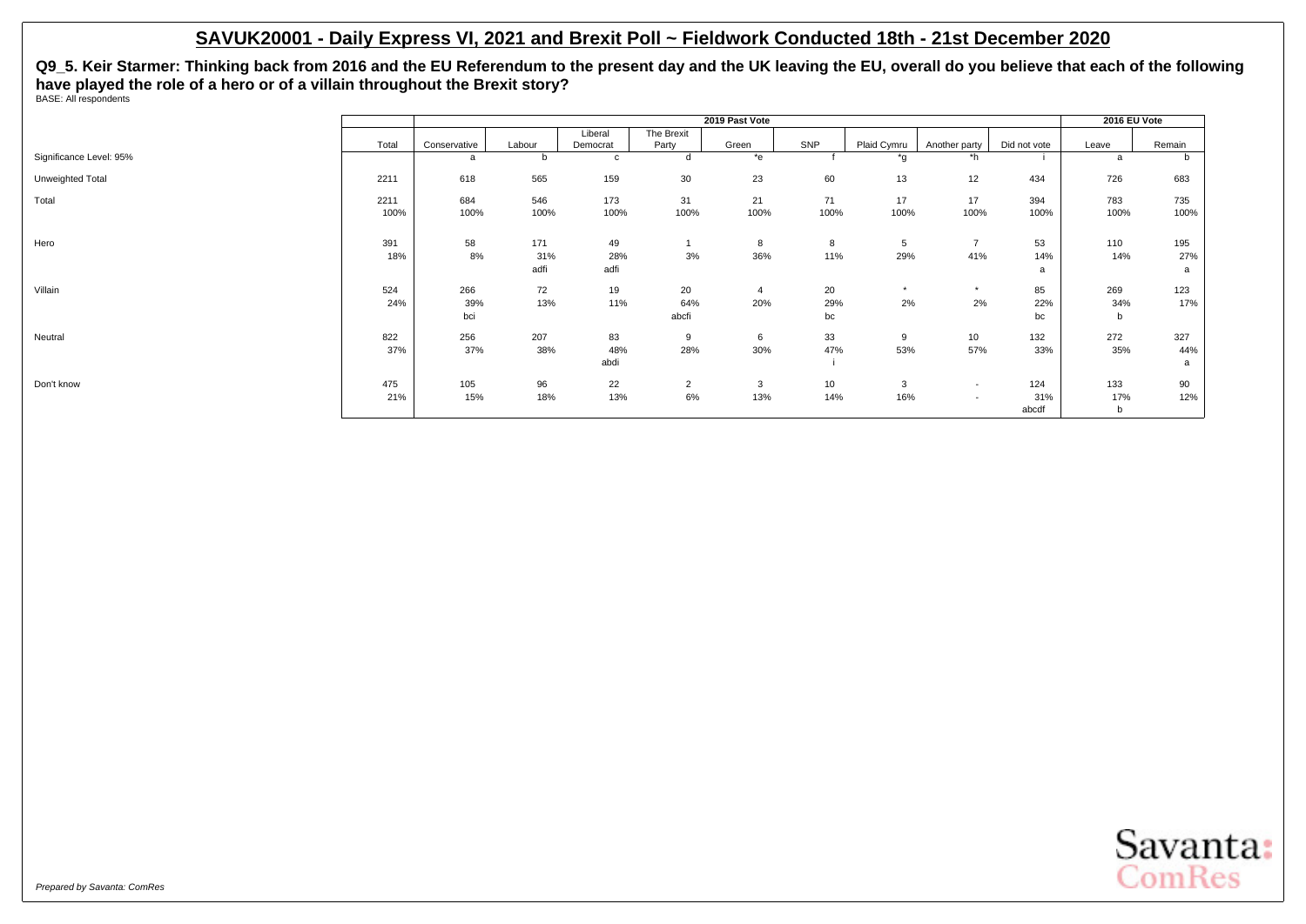# SAVUK20001 - Daily Express VI, 2021 and Brexit Poll ~ Fieldwork Conducted 18th - 21st December 2020

**Q9_5. Keir Starmer: Thinking back from 2016 and the EU Referendum to the present day and the UK leaving the EU, overall do you believe that each of the following have played the role of a hero or of a villain throughout the Brexit story?**

BASE: All respondents

| | | 2019 Past Vote | | | | | | | | | | 2016 EU Vote | |
|---|---|---|---|---|---|---|---|---|---|---|---|---|---|
| | Total | Conservative | Labour | Liberal Democrat | The Brexit Party | Green | SNP | Plaid Cymru | Another party | Did not vote | | Leave | Remain |
| Significance Level: 95% | | a | b | c | d | *e | f | *g | *h | i | | a | b |
| Unweighted Total | 2211 | 618 | 565 | 159 | 30 | 23 | 60 | 13 | 12 | 434 | | 726 | 683 |
| Total | 2211 | 684 | 546 | 173 | 31 | 21 | 71 | 17 | 17 | 394 | | 783 | 735 |
| | 100% | 100% | 100% | 100% | 100% | 100% | 100% | 100% | 100% | 100% | | 100% | 100% |
| Hero | 391 | 58 | 171 | 49 | 1 | 8 | 8 | 5 | 7 | 53 | | 110 | 195 |
| | 18% | 8% | 31% | 28% | 3% | 36% | 11% | 29% | 41% | 14% | | 14% | 27% |
| | | | adfi | adfi | | | | | | a | | | a |
| Villain | 524 | 266 | 72 | 19 | 20 | 4 | 20 | * | * | 85 | | 269 | 123 |
| | 24% | 39% | 13% | 11% | 64% | 20% | 29% | 2% | 2% | 22% | | 34% | 17% |
| | | bci | | | abcfi | | bc | | | bc | | b | |
| Neutral | 822 | 256 | 207 | 83 | 9 | 6 | 33 | 9 | 10 | 132 | | 272 | 327 |
| | 37% | 37% | 38% | 48% | 28% | 30% | 47% | 53% | 57% | 33% | | 35% | 44% |
| | | | | abdi | | | i | | | | | | a |
| Don't know | 475 | 105 | 96 | 22 | 2 | 3 | 10 | 3 | - | 124 | | 133 | 90 |
| | 21% | 15% | 18% | 13% | 6% | 13% | 14% | 16% | - | 31% | | 17% | 12% |
| | | | | | | | | | | abcdf | | b | |

*Prepared by Savanta: ComRes*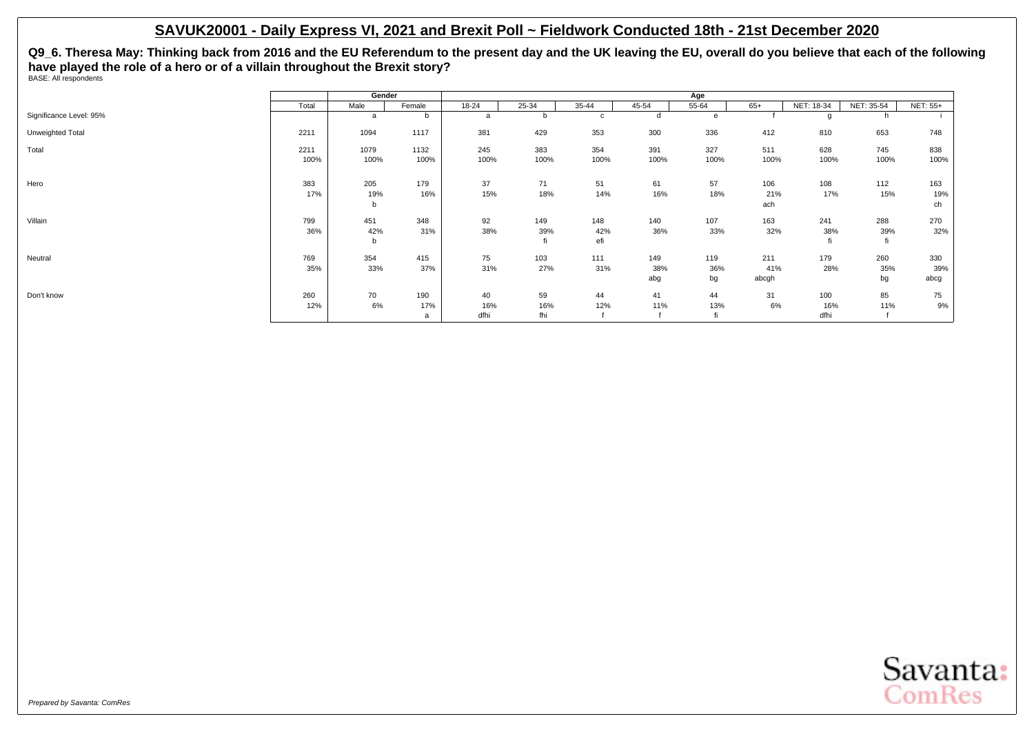## SAVUK20001 - Daily Express VI, 2021 and Brexit Poll ~ Fieldwork Conducted 18th - 21st December 2020

**Q9_6. Theresa May: Thinking back from 2016 and the EU Referendum to the present day and the UK leaving the EU, overall do you believe that each of the following have played the role of a hero or of a villain throughout the Brexit story?**

BASE: All respondents

| | | Gender | | Age | | | | | | | | |
|---|---|---|---|---|---|---|---|---|---|---|---|---|
| | Total | Male | Female | 18-24 | 25-34 | 35-44 | 45-54 | 55-64 | 65+ | NET: 18-34 | NET: 35-54 | NET: 55+ |
| Significance Level: 95% | | a | b | a | b | c | d | e | f | g | h | i |
| Unweighted Total | 2211 | 1094 | 1117 | 381 | 429 | 353 | 300 | 336 | 412 | 810 | 653 | 748 |
| Total | 2211 | 1079 | 1132 | 245 | 383 | 354 | 391 | 327 | 511 | 628 | 745 | 838 |
| | 100% | 100% | 100% | 100% | 100% | 100% | 100% | 100% | 100% | 100% | 100% | 100% |
| Hero | 383 | 205 | 179 | 37 | 71 | 51 | 61 | 57 | 106 | 108 | 112 | 163 |
| | 17% | 19% | 16% | 15% | 18% | 14% | 16% | 18% | 21% | 17% | 15% | 19% |
| | | b | | | | | | | ach | | | ch |
| Villain | 799 | 451 | 348 | 92 | 149 | 148 | 140 | 107 | 163 | 241 | 288 | 270 |
| | 36% | 42% | 31% | 38% | 39% | 42% | 36% | 33% | 32% | 38% | 39% | 32% |
| | | b | | | fi | efi | | | | fi | fi | |
| Neutral | 769 | 354 | 415 | 75 | 103 | 111 | 149 | 119 | 211 | 179 | 260 | 330 |
| | 35% | 33% | 37% | 31% | 27% | 31% | 38% | 36% | 41% | 28% | 35% | 39% |
| | | | | | | | abg | bg | abcgh | | bg | abcg |
| Don't know | 260 | 70 | 190 | 40 | 59 | 44 | 41 | 44 | 31 | 100 | 85 | 75 |
| | 12% | 6% | 17% | 16% | 16% | 12% | 11% | 13% | 6% | 16% | 11% | 9% |
| | | | a | dfhi | fhi | f | f | fi | | dfhi | f | |

*Prepared by Savanta: ComRes*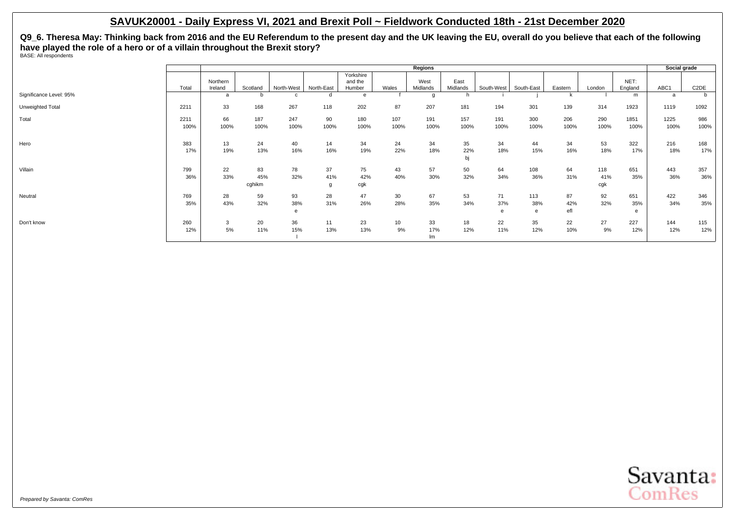# SAVUK20001 - Daily Express VI, 2021 and Brexit Poll ~ Fieldwork Conducted 18th - 21st December 2020

**Q9_6. Theresa May: Thinking back from 2016 and the EU Referendum to the present day and the UK leaving the EU, overall do you believe that each of the following have played the role of a hero or of a villain throughout the Brexit story?**

BASE: All respondents

| | | Regions | | | | | | | | | | | | | | Social grade | |
|---|---|---|---|---|---|---|---|---|---|---|---|---|---|---|---|---|---|
| | Total | Northern Ireland | Scotland | North-West | North-East | Yorkshire and the Humber | Wales | West Midlands | East Midlands | South-West | South-East | Eastern | London | NET: England | ABC1 | C2DE |
| Significance Level: 95% | | a | b | c | d | e | f | g | h | i | j | k | l | m | a | b |
| Unweighted Total | 2211 | 33 | 168 | 267 | 118 | 202 | 87 | 207 | 181 | 194 | 301 | 139 | 314 | 1923 | 1119 | 1092 |
| Total | 2211 | 66 | 187 | 247 | 90 | 180 | 107 | 191 | 157 | 191 | 300 | 206 | 290 | 1851 | 1225 | 986 |
| | 100% | 100% | 100% | 100% | 100% | 100% | 100% | 100% | 100% | 100% | 100% | 100% | 100% | 100% | 100% | 100% |
| Hero | 383 | 13 | 24 | 40 | 14 | 34 | 24 | 34 | 35 | 34 | 44 | 34 | 53 | 322 | 216 | 168 |
| | 17% | 19% | 13% | 16% | 16% | 19% | 22% | 18% | 22% | 18% | 15% | 16% | 18% | 17% | 18% | 17% |
| | | | | | | | | | bj | | | | | | | |
| Villain | 799 | 22 | 83 | 78 | 37 | 75 | 43 | 57 | 50 | 64 | 108 | 64 | 118 | 651 | 443 | 357 |
| | 36% | 33% | 45% | 32% | 41% | 42% | 40% | 30% | 32% | 34% | 36% | 31% | 41% | 35% | 36% | 36% |
| | | | cghikm | | g | cgk | | | | | | | cgk | | | |
| Neutral | 769 | 28 | 59 | 93 | 28 | 47 | 30 | 67 | 53 | 71 | 113 | 87 | 92 | 651 | 422 | 346 |
| | 35% | 43% | 32% | 38% | 31% | 26% | 28% | 35% | 34% | 37% | 38% | 42% | 32% | 35% | 34% | 35% |
| | | | | e | | | | | | e | e | efl | | e | | |
| Don't know | 260 | 3 | 20 | 36 | 11 | 23 | 10 | 33 | 18 | 22 | 35 | 22 | 27 | 227 | 144 | 115 |
| | 12% | 5% | 11% | 15% | 13% | 13% | 9% | 17% | 12% | 11% | 12% | 10% | 9% | 12% | 12% | 12% |
| | | | | l | | | | lm | | | | | | | | |

*Prepared by Savanta: ComRes*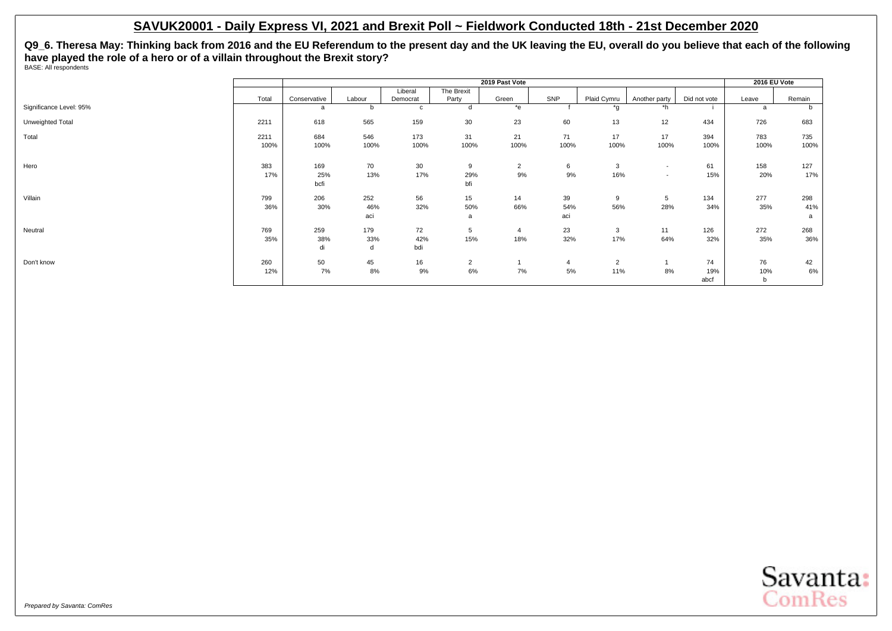# SAVUK20001 - Daily Express VI, 2021 and Brexit Poll ~ Fieldwork Conducted 18th - 21st December 2020

**Q9_6. Theresa May: Thinking back from 2016 and the EU Referendum to the present day and the UK leaving the EU, overall do you believe that each of the following have played the role of a hero or of a villain throughout the Brexit story?**

BASE: All respondents

| | Total | 2019 Past Vote | | | | | | | | | 2016 EU Vote | |
|---|---|---|---|---|---|---|---|---|---|---|---|---|
| | | Conservative | Labour | Liberal Democrat | The Brexit Party | Green | SNP | Plaid Cymru | Another party | Did not vote | Leave | Remain |
| Significance Level: 95% | | a | b | c | d | *e | f | *g | *h | i | a | b |
| Unweighted Total | 2211 | 618 | 565 | 159 | 30 | 23 | 60 | 13 | 12 | 434 | 726 | 683 |
| Total | 2211 | 684 | 546 | 173 | 31 | 21 | 71 | 17 | 17 | 394 | 783 | 735 |
| | 100% | 100% | 100% | 100% | 100% | 100% | 100% | 100% | 100% | 100% | 100% | 100% |
| Hero | 383 | 169 | 70 | 30 | 9 | 2 | 6 | 3 | - | 61 | 158 | 127 |
| | 17% | 25% | 13% | 17% | 29% | 9% | 9% | 16% | - | 15% | 20% | 17% |
| | | bcfi | | | bfi | | | | | | | |
| Villain | 799 | 206 | 252 | 56 | 15 | 14 | 39 | 9 | 5 | 134 | 277 | 298 |
| | 36% | 30% | 46% | 32% | 50% | 66% | 54% | 56% | 28% | 34% | 35% | 41% |
| | | | aci | | a | | aci | | | | | a |
| Neutral | 769 | 259 | 179 | 72 | 5 | 4 | 23 | 3 | 11 | 126 | 272 | 268 |
| | 35% | 38% | 33% | 42% | 15% | 18% | 32% | 17% | 64% | 32% | 35% | 36% |
| | | di | d | bdi | | | | | | | | |
| Don't know | 260 | 50 | 45 | 16 | 2 | 1 | 4 | 2 | 1 | 74 | 76 | 42 |
| | 12% | 7% | 8% | 9% | 6% | 7% | 5% | 11% | 8% | 19% | 10% | 6% |
| | | | | | | | | | | abcf | b | |

*Prepared by Savanta: ComRes*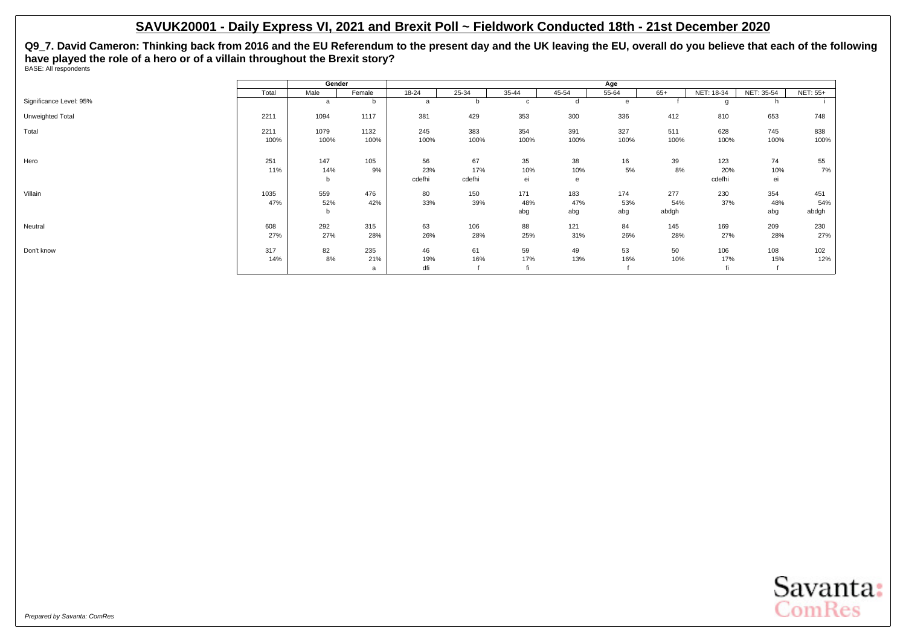# SAVUK20001 - Daily Express VI, 2021 and Brexit Poll ~ Fieldwork Conducted 18th - 21st December 2020

**Q9_7. David Cameron: Thinking back from 2016 and the EU Referendum to the present day and the UK leaving the EU, overall do you believe that each of the following have played the role of a hero or of a villain throughout the Brexit story?**

BASE: All respondents

| | Total | Gender | | Age | | | | | | | | |
|---|---|---|---|---|---|---|---|---|---|---|---|---|
| | | Male | Female | 18-24 | 25-34 | 35-44 | 45-54 | 55-64 | 65+ | NET: 18-34 | NET: 35-54 | NET: 55+ |
| Significance Level: 95% | | a | b | a | b | c | d | e | f | g | h | i |
| Unweighted Total | 2211 | 1094 | 1117 | 381 | 429 | 353 | 300 | 336 | 412 | 810 | 653 | 748 |
| Total | 2211 | 1079 | 1132 | 245 | 383 | 354 | 391 | 327 | 511 | 628 | 745 | 838 |
| | 100% | 100% | 100% | 100% | 100% | 100% | 100% | 100% | 100% | 100% | 100% | 100% |
| Hero | 251 | 147 | 105 | 56 | 67 | 35 | 38 | 16 | 39 | 123 | 74 | 55 |
| | 11% | 14% | 9% | 23% | 17% | 10% | 10% | 5% | 8% | 20% | 10% | 7% |
| | | b | | cdefhi | cdefhi | ei | e | | | cdefhi | ei | |
| Villain | 1035 | 559 | 476 | 80 | 150 | 171 | 183 | 174 | 277 | 230 | 354 | 451 |
| | 47% | 52% | 42% | 33% | 39% | 48% | 47% | 53% | 54% | 37% | 48% | 54% |
| | | b | | | | abg | abg | abg | abdgh | | abg | abdgh |
| Neutral | 608 | 292 | 315 | 63 | 106 | 88 | 121 | 84 | 145 | 169 | 209 | 230 |
| | 27% | 27% | 28% | 26% | 28% | 25% | 31% | 26% | 28% | 27% | 28% | 27% |
| Don't know | 317 | 82 | 235 | 46 | 61 | 59 | 49 | 53 | 50 | 106 | 108 | 102 |
| | 14% | 8% | 21% | 19% | 16% | 17% | 13% | 16% | 10% | 17% | 15% | 12% |
| | | | a | dfi | f | fi | | f | | fi | f | |

*Prepared by Savanta: ComRes*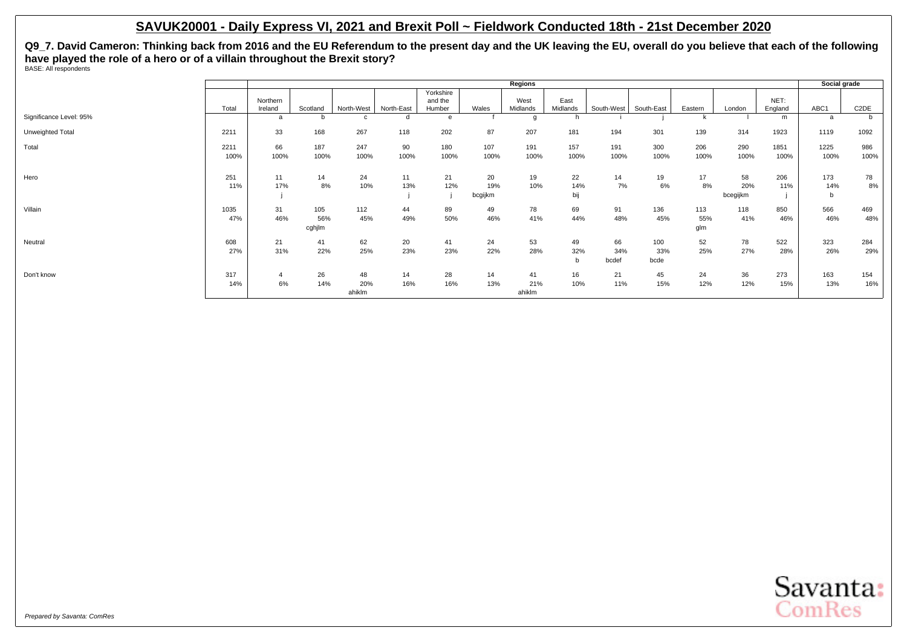## SAVUK20001 - Daily Express VI, 2021 and Brexit Poll ~ Fieldwork Conducted 18th - 21st December 2020

**Q9_7. David Cameron: Thinking back from 2016 and the EU Referendum to the present day and the UK leaving the EU, overall do you believe that each of the following have played the role of a hero or of a villain throughout the Brexit story?**

BASE: All respondents

| | | Regions | | | | | | | | | | | | | | Social grade | |
|---|---|---|---|---|---|---|---|---|---|---|---|---|---|---|---|---|---|
| | Total | Northern Ireland | Scotland | North-West | North-East | Yorkshire and the Humber | Wales | West Midlands | East Midlands | South-West | South-East | Eastern | London | NET: England | ABC1 | C2DE |
| Significance Level: 95% | | a | b | c | d | e | f | g | h | i | j | k | l | m | a | b |
| Unweighted Total | 2211 | 33 | 168 | 267 | 118 | 202 | 87 | 207 | 181 | 194 | 301 | 139 | 314 | 1923 | 1119 | 1092 |
| Total | 2211 | 66 | 187 | 247 | 90 | 180 | 107 | 191 | 157 | 191 | 300 | 206 | 290 | 1851 | 1225 | 986 |
| | 100% | 100% | 100% | 100% | 100% | 100% | 100% | 100% | 100% | 100% | 100% | 100% | 100% | 100% | 100% | 100% |
| Hero | 251 | 11 | 14 | 24 | 11 | 21 | 20 | 19 | 22 | 14 | 19 | 17 | 58 | 206 | 173 | 78 |
| | 11% | 17% | 8% | 10% | 13% | 12% | 19% | 10% | 14% | 7% | 6% | 8% | 20% | 11% | 14% | 8% |
| | | j | | | j | j | bcgijkm | | bij | | | | bcegijkm | j | b | |
| Villain | 1035 | 31 | 105 | 112 | 44 | 89 | 49 | 78 | 69 | 91 | 136 | 113 | 118 | 850 | 566 | 469 |
| | 47% | 46% | 56% | 45% | 49% | 50% | 46% | 41% | 44% | 48% | 45% | 55% | 41% | 46% | 46% | 48% |
| | | | cghjlm | | | | | | | | | glm | | | | |
| Neutral | 608 | 21 | 41 | 62 | 20 | 41 | 24 | 53 | 49 | 66 | 100 | 52 | 78 | 522 | 323 | 284 |
| | 27% | 31% | 22% | 25% | 23% | 23% | 22% | 28% | 32% | 34% | 33% | 25% | 27% | 28% | 26% | 29% |
| | | | | | | | | | b | bcdef | bcde | | | | | |
| Don't know | 317 | 4 | 26 | 48 | 14 | 28 | 14 | 41 | 16 | 21 | 45 | 24 | 36 | 273 | 163 | 154 |
| | 14% | 6% | 14% | 20% | 16% | 16% | 13% | 21% | 10% | 11% | 15% | 12% | 12% | 15% | 13% | 16% |
| | | | | ahiklm | | | | ahiklm | | | | | | | | |

*Prepared by Savanta: ComRes*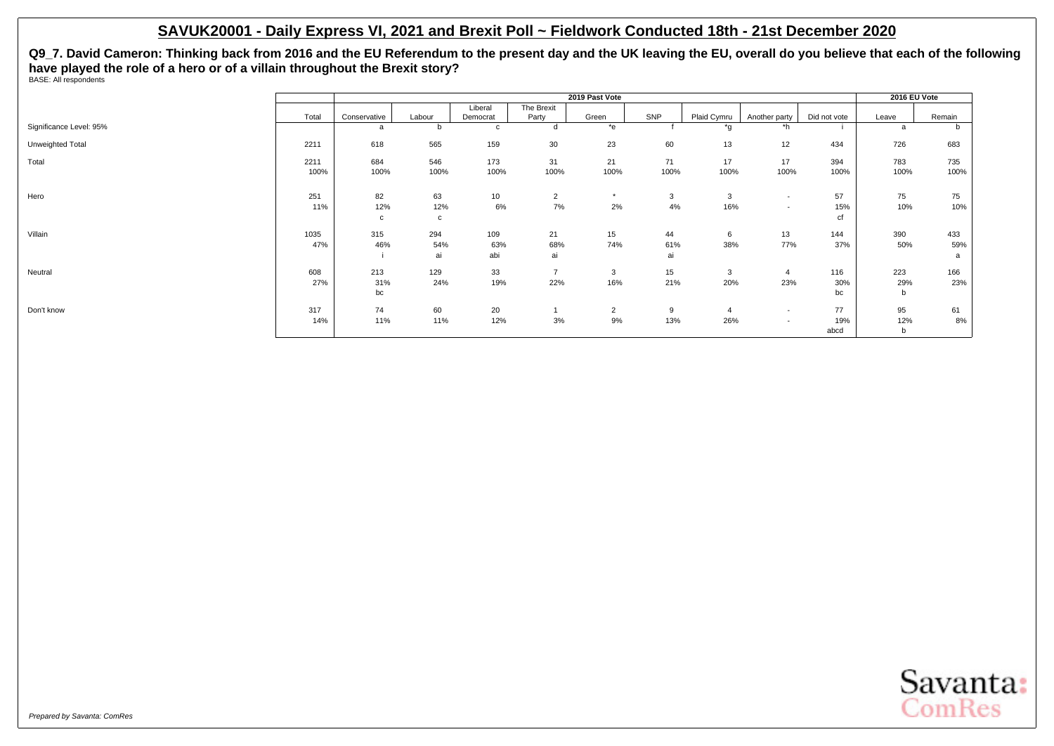# SAVUK20001 - Daily Express VI, 2021 and Brexit Poll ~ Fieldwork Conducted 18th - 21st December 2020

**Q9_7. David Cameron: Thinking back from 2016 and the EU Referendum to the present day and the UK leaving the EU, overall do you believe that each of the following have played the role of a hero or of a villain throughout the Brexit story?**

BASE: All respondents

| | | 2019 Past Vote | | | | | | | | | 2016 EU Vote | |
|---|---|---|---|---|---|---|---|---|---|---|---|---|
| | Total | Conservative | Labour | Liberal Democrat | The Brexit Party | Green | SNP | Plaid Cymru | Another party | Did not vote | Leave | Remain |
| Significance Level: 95% | | a | b | c | d | *e | f | *g | *h | i | a | b |
| Unweighted Total | 2211 | 618 | 565 | 159 | 30 | 23 | 60 | 13 | 12 | 434 | 726 | 683 |
| Total | 2211 | 684 | 546 | 173 | 31 | 21 | 71 | 17 | 17 | 394 | 783 | 735 |
| | 100% | 100% | 100% | 100% | 100% | 100% | 100% | 100% | 100% | 100% | 100% | 100% |
| Hero | 251 | 82 | 63 | 10 | 2 | * | 3 | 3 | - | 57 | 75 | 75 |
| | 11% | 12% | 12% | 6% | 7% | 2% | 4% | 16% | - | 15% | 10% | 10% |
| | | c | c | | | | | | | cf | | |
| Villain | 1035 | 315 | 294 | 109 | 21 | 15 | 44 | 6 | 13 | 144 | 390 | 433 |
| | 47% | 46% | 54% | 63% | 68% | 74% | 61% | 38% | 77% | 37% | 50% | 59% |
| | | i | ai | abi | ai | | ai | | | | | a |
| Neutral | 608 | 213 | 129 | 33 | 7 | 3 | 15 | 3 | 4 | 116 | 223 | 166 |
| | 27% | 31% | 24% | 19% | 22% | 16% | 21% | 20% | 23% | 30% | 29% | 23% |
| | | bc | | | | | | | | bc | b | |
| Don't know | 317 | 74 | 60 | 20 | 1 | 2 | 9 | 4 | - | 77 | 95 | 61 |
| | 14% | 11% | 11% | 12% | 3% | 9% | 13% | 26% | - | 19% | 12% | 8% |
| | | | | | | | | | | abcd | b | |

*Prepared by Savanta: ComRes*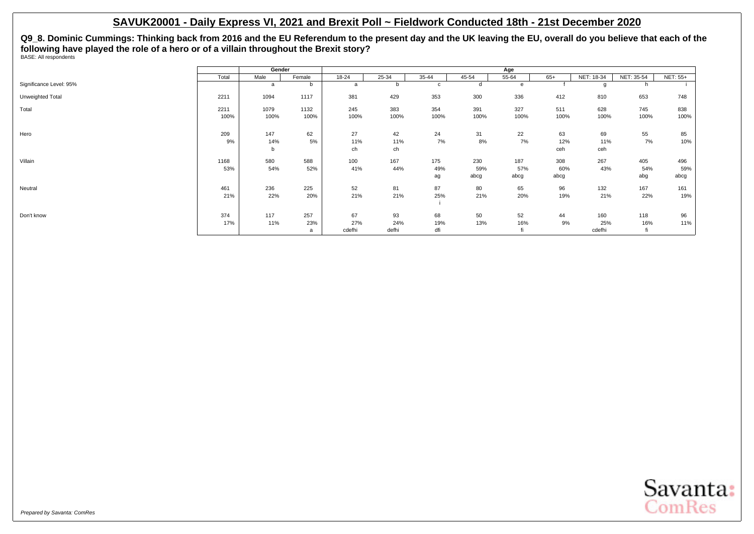## SAVUK20001 - Daily Express VI, 2021 and Brexit Poll ~ Fieldwork Conducted 18th - 21st December 2020

**Q9_8. Dominic Cummings: Thinking back from 2016 and the EU Referendum to the present day and the UK leaving the EU, overall do you believe that each of the following have played the role of a hero or of a villain throughout the Brexit story?**

BASE: All respondents

| | Total | Gender | | Age | | | | | | | | |
|---|---|---|---|---|---|---|---|---|---|---|---|---|
| | | Male | Female | 18-24 | 25-34 | 35-44 | 45-54 | 55-64 | 65+ | NET: 18-34 | NET: 35-54 | NET: 55+ |
| Significance Level: 95% | | a | b | a | b | c | d | e | f | g | h | i |
| Unweighted Total | 2211 | 1094 | 1117 | 381 | 429 | 353 | 300 | 336 | 412 | 810 | 653 | 748 |
| Total | 2211 | 1079 | 1132 | 245 | 383 | 354 | 391 | 327 | 511 | 628 | 745 | 838 |
| | 100% | 100% | 100% | 100% | 100% | 100% | 100% | 100% | 100% | 100% | 100% | 100% |
| Hero | 209 | 147 | 62 | 27 | 42 | 24 | 31 | 22 | 63 | 69 | 55 | 85 |
| | 9% | 14% | 5% | 11% | 11% | 7% | 8% | 7% | 12% | 11% | 7% | 10% |
| | | b | | ch | ch | | | | ceh | ceh | | |
| Villain | 1168 | 580 | 588 | 100 | 167 | 175 | 230 | 187 | 308 | 267 | 405 | 496 |
| | 53% | 54% | 52% | 41% | 44% | 49% | 59% | 57% | 60% | 43% | 54% | 59% |
| | | | | | | ag | abcg | abcg | abcg | | abg | abcg |
| Neutral | 461 | 236 | 225 | 52 | 81 | 87 | 80 | 65 | 96 | 132 | 167 | 161 |
| | 21% | 22% | 20% | 21% | 21% | 25% | 21% | 20% | 19% | 21% | 22% | 19% |
| | | | | | | i | | | | | | |
| Don't know | 374 | 117 | 257 | 67 | 93 | 68 | 50 | 52 | 44 | 160 | 118 | 96 |
| | 17% | 11% | 23% | 27% | 24% | 19% | 13% | 16% | 9% | 25% | 16% | 11% |
| | | | a | cdefhi | defhi | dfi | | fi | | cdefhi | fi | |

*Prepared by Savanta: ComRes*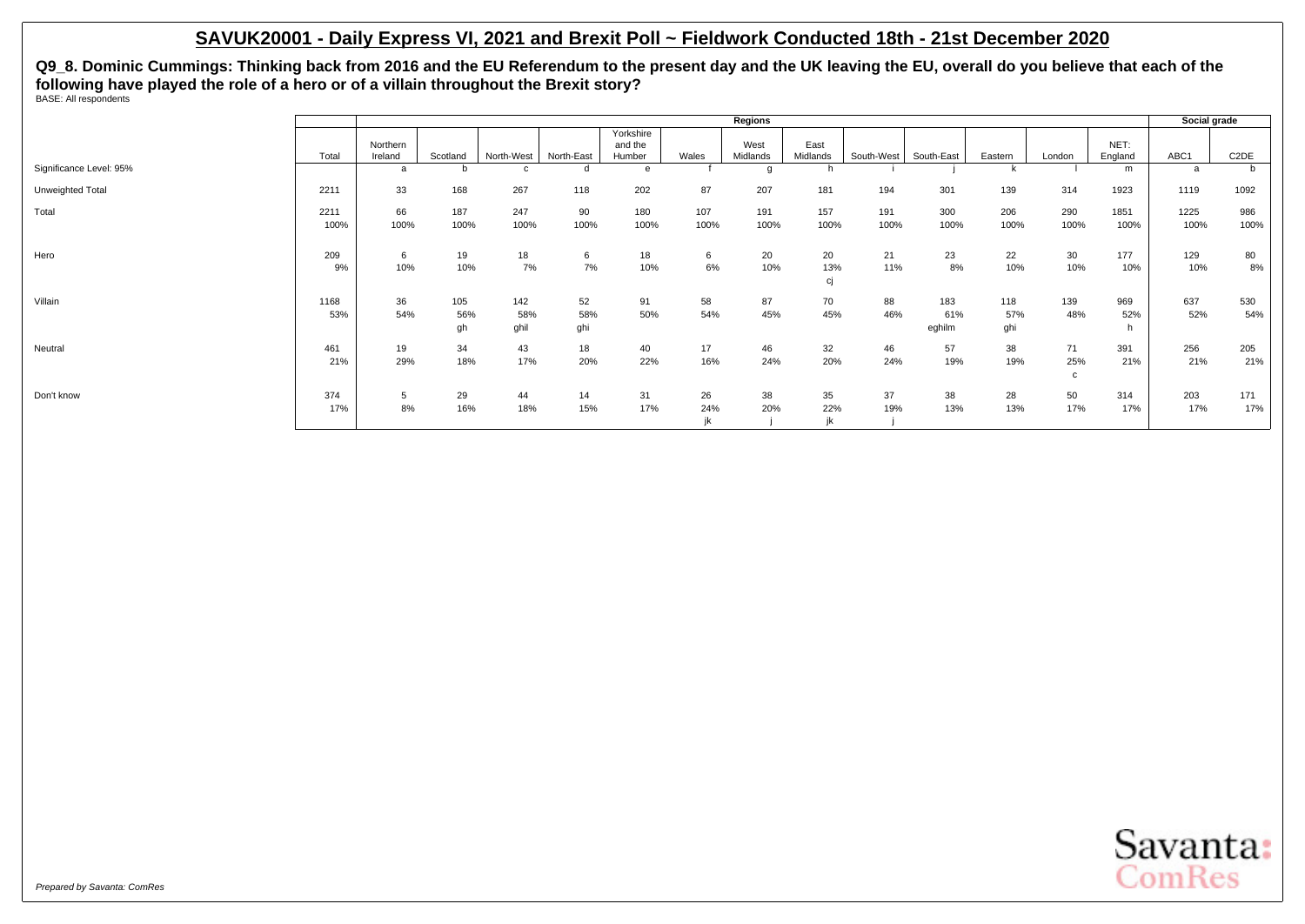# SAVUK20001 - Daily Express VI, 2021 and Brexit Poll ~ Fieldwork Conducted 18th - 21st December 2020

**Q9_8. Dominic Cummings: Thinking back from 2016 and the EU Referendum to the present day and the UK leaving the EU, overall do you believe that each of the following have played the role of a hero or of a villain throughout the Brexit story?**

BASE: All respondents

| | | Regions | | | | | | | | | | | | | | Social grade | |
|---|---|---|---|---|---|---|---|---|---|---|---|---|---|---|---|---|---|
| | Total | Northern Ireland | Scotland | North-West | North-East | Yorkshire and the Humber | Wales | West Midlands | East Midlands | South-West | South-East | Eastern | London | NET: England | | ABC1 | C2DE |
| Significance Level: 95% | | a | b | c | d | e | f | g | h | i | j | k | l | m | | a | b |
| Unweighted Total | 2211 | 33 | 168 | 267 | 118 | 202 | 87 | 207 | 181 | 194 | 301 | 139 | 314 | 1923 | | 1119 | 1092 |
| Total | 2211 | 66 | 187 | 247 | 90 | 180 | 107 | 191 | 157 | 191 | 300 | 206 | 290 | 1851 | | 1225 | 986 |
| | 100% | 100% | 100% | 100% | 100% | 100% | 100% | 100% | 100% | 100% | 100% | 100% | 100% | 100% | | 100% | 100% |
| Hero | 209 | 6 | 19 | 18 | 6 | 18 | 6 | 20 | 20 | 21 | 23 | 22 | 30 | 177 | | 129 | 80 |
| | 9% | 10% | 10% | 7% | 7% | 10% | 6% | 10% | 13% | 11% | 8% | 10% | 10% | 10% | | 10% | 8% |
| | | | | | | | | | cj | | | | | | | | |
| Villain | 1168 | 36 | 105 | 142 | 52 | 91 | 58 | 87 | 70 | 88 | 183 | 118 | 139 | 969 | | 637 | 530 |
| | 53% | 54% | 56% | 58% | 58% | 50% | 54% | 45% | 45% | 46% | 61% | 57% | 48% | 52% | | 52% | 54% |
| | | | gh | ghil | ghi | | | | | | eghilm | ghi | | h | | | |
| Neutral | 461 | 19 | 34 | 43 | 18 | 40 | 17 | 46 | 32 | 46 | 57 | 38 | 71 | 391 | | 256 | 205 |
| | 21% | 29% | 18% | 17% | 20% | 22% | 16% | 24% | 20% | 24% | 19% | 19% | 25% | 21% | | 21% | 21% |
| | | | | | | | | | | | | | c | | | | |
| Don't know | 374 | 5 | 29 | 44 | 14 | 31 | 26 | 38 | 35 | 37 | 38 | 28 | 50 | 314 | | 203 | 171 |
| | 17% | 8% | 16% | 18% | 15% | 17% | 24% | 20% | 22% | 19% | 13% | 13% | 17% | 17% | | 17% | 17% |
| | | | | | | | jk | j | jk | j | | | | | | | |

*Prepared by Savanta: ComRes*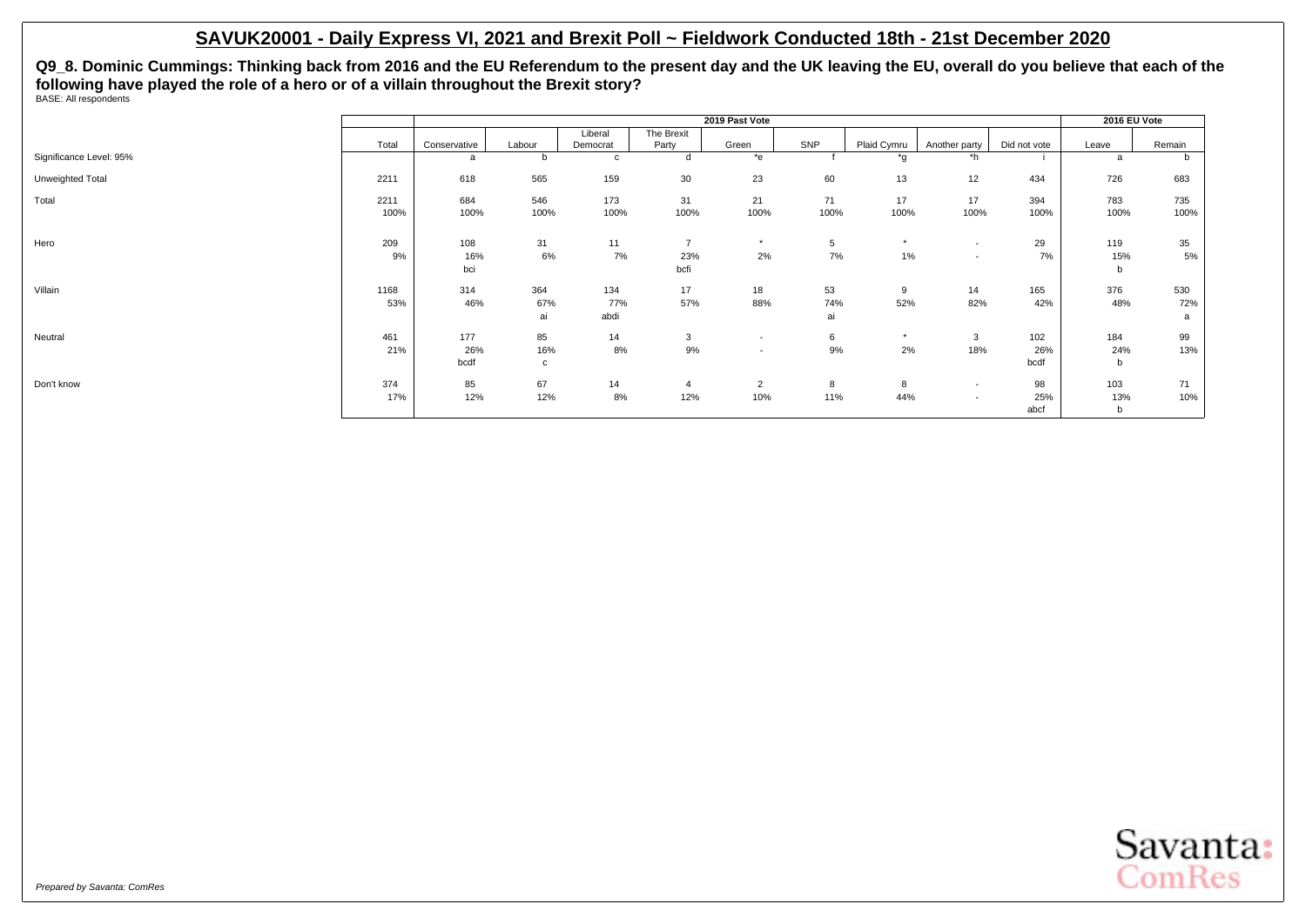# SAVUK20001 - Daily Express VI, 2021 and Brexit Poll ~ Fieldwork Conducted 18th - 21st December 2020

**Q9_8. Dominic Cummings: Thinking back from 2016 and the EU Referendum to the present day and the UK leaving the EU, overall do you believe that each of the following have played the role of a hero or of a villain throughout the Brexit story?**

BASE: All respondents

| | | 2019 Past Vote | | | | | | | | | | 2016 EU Vote | |
|---|---|---|---|---|---|---|---|---|---|---|---|---|---|
| | Total | Conservative | Labour | Liberal Democrat | The Brexit Party | Green | SNP | Plaid Cymru | Another party | Did not vote | | Leave | Remain |
| Significance Level: 95% | | a | b | c | d | *e | f | *g | *h | i | | a | b |
| Unweighted Total | 2211 | 618 | 565 | 159 | 30 | 23 | 60 | 13 | 12 | 434 | | 726 | 683 |
| Total | 2211 | 684 | 546 | 173 | 31 | 21 | 71 | 17 | 17 | 394 | | 783 | 735 |
| | 100% | 100% | 100% | 100% | 100% | 100% | 100% | 100% | 100% | 100% | | 100% | 100% |
| Hero | 209 | 108 | 31 | 11 | 7 | * | 5 | * | - | 29 | | 119 | 35 |
| | 9% | 16% | 6% | 7% | 23% | 2% | 7% | 1% | - | 7% | | 15% | 5% |
| | | bci | | | bcfi | | | | | | | b | |
| Villain | 1168 | 314 | 364 | 134 | 17 | 18 | 53 | 9 | 14 | 165 | | 376 | 530 |
| | 53% | 46% | 67% | 77% | 57% | 88% | 74% | 52% | 82% | 42% | | 48% | 72% |
| | | | ai | abdi | | | ai | | | | | | a |
| Neutral | 461 | 177 | 85 | 14 | 3 | - | 6 | * | 3 | 102 | | 184 | 99 |
| | 21% | 26% | 16% | 8% | 9% | - | 9% | 2% | 18% | 26% | | 24% | 13% |
| | | bcdf | c | | | | | | | bcdf | | b | |
| Don't know | 374 | 85 | 67 | 14 | 4 | 2 | 8 | 8 | - | 98 | | 103 | 71 |
| | 17% | 12% | 12% | 8% | 12% | 10% | 11% | 44% | - | 25% | | 13% | 10% |
| | | | | | | | | | | abcf | | b | |

*Prepared by Savanta: ComRes*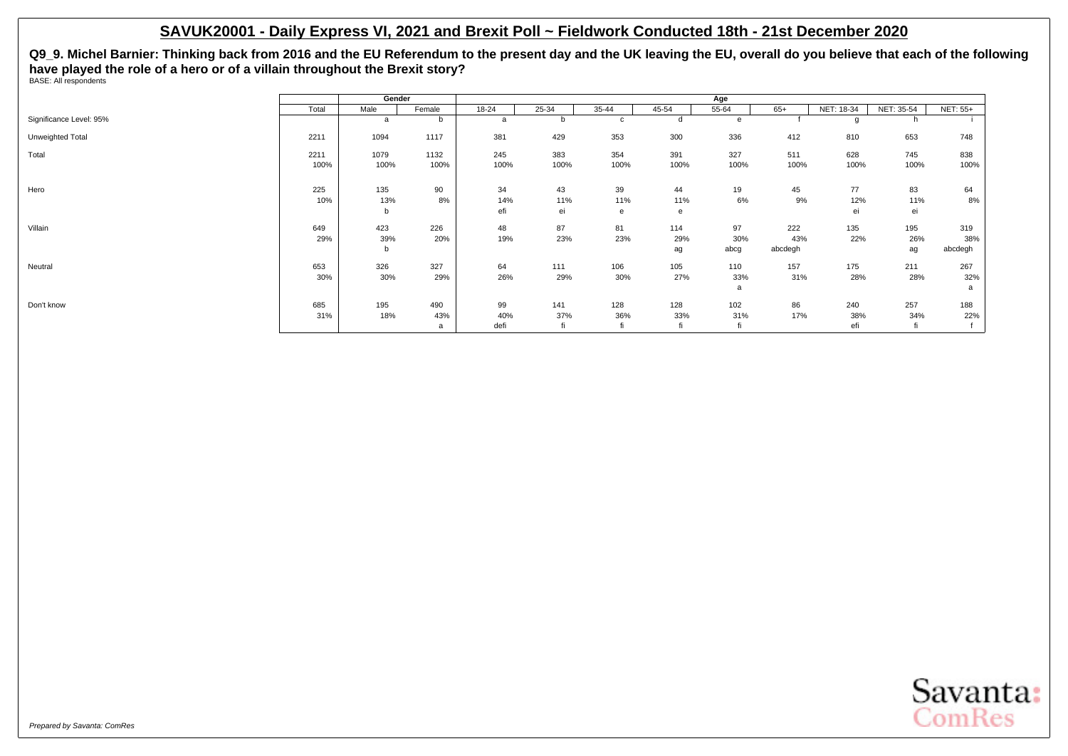# SAVUK20001 - Daily Express VI, 2021 and Brexit Poll ~ Fieldwork Conducted 18th - 21st December 2020

**Q9_9. Michel Barnier: Thinking back from 2016 and the EU Referendum to the present day and the UK leaving the EU, overall do you believe that each of the following have played the role of a hero or of a villain throughout the Brexit story?**

BASE: All respondents

| | | Gender | | Age | | | | | | | | |
|---|---|---|---|---|---|---|---|---|---|---|---|---|
| | Total | Male | Female | 18-24 | 25-34 | 35-44 | 45-54 | 55-64 | 65+ | NET: 18-34 | NET: 35-54 | NET: 55+ |
| Significance Level: 95% | | a | b | a | b | c | d | e | f | g | h | i |
| Unweighted Total | 2211 | 1094 | 1117 | 381 | 429 | 353 | 300 | 336 | 412 | 810 | 653 | 748 |
| Total | 2211 | 1079 | 1132 | 245 | 383 | 354 | 391 | 327 | 511 | 628 | 745 | 838 |
| | 100% | 100% | 100% | 100% | 100% | 100% | 100% | 100% | 100% | 100% | 100% | 100% |
| Hero | 225 | 135 | 90 | 34 | 43 | 39 | 44 | 19 | 45 | 77 | 83 | 64 |
| | 10% | 13% | 8% | 14% | 11% | 11% | 11% | 6% | 9% | 12% | 11% | 8% |
| | | b | | efi | ei | e | e | | | ei | ei | |
| Villain | 649 | 423 | 226 | 48 | 87 | 81 | 114 | 97 | 222 | 135 | 195 | 319 |
| | 29% | 39% | 20% | 19% | 23% | 23% | 29% | 30% | 43% | 22% | 26% | 38% |
| | | b | | | | | ag | abcg | abcdegh | | ag | abcdegh |
| Neutral | 653 | 326 | 327 | 64 | 111 | 106 | 105 | 110 | 157 | 175 | 211 | 267 |
| | 30% | 30% | 29% | 26% | 29% | 30% | 27% | 33% | 31% | 28% | 28% | 32% |
| | | | | | | | | a | | | | a |
| Don't know | 685 | 195 | 490 | 99 | 141 | 128 | 128 | 102 | 86 | 240 | 257 | 188 |
| | 31% | 18% | 43% | 40% | 37% | 36% | 33% | 31% | 17% | 38% | 34% | 22% |
| | | | a | defi | fi | fi | fi | fi | | efi | fi | f |

*Prepared by Savanta: ComRes*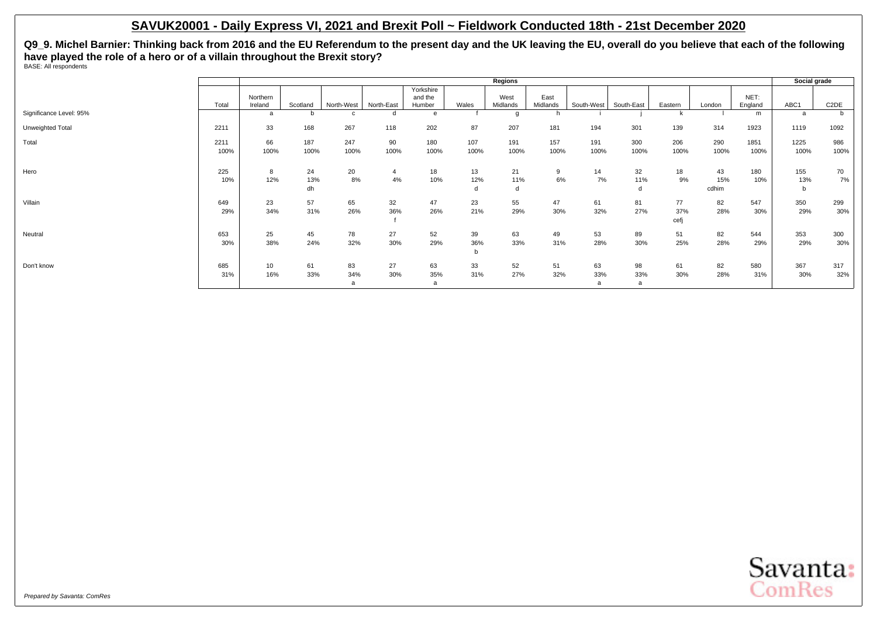## SAVUK20001 - Daily Express VI, 2021 and Brexit Poll ~ Fieldwork Conducted 18th - 21st December 2020

**Q9_9. Michel Barnier: Thinking back from 2016 and the EU Referendum to the present day and the UK leaving the EU, overall do you believe that each of the following have played the role of a hero or of a villain throughout the Brexit story?**
BASE: All respondents

| | | Regions | | | | | | | | | | | | | Social grade | |
|---|---|---|---|---|---|---|---|---|---|---|---|---|---|---|---|---|
| | Total | Northern Ireland | Scotland | North-West | North-East | Yorkshire and the Humber | Wales | West Midlands | East Midlands | South-West | South-East | Eastern | London | NET: England | ABC1 | C2DE |
| Significance Level: 95% | | a | b | c | d | e | f | g | h | i | j | k | l | m | a | b |
| Unweighted Total | 2211 | 33 | 168 | 267 | 118 | 202 | 87 | 207 | 181 | 194 | 301 | 139 | 314 | 1923 | 1119 | 1092 |
| Total | 2211 | 66 | 187 | 247 | 90 | 180 | 107 | 191 | 157 | 191 | 300 | 206 | 290 | 1851 | 1225 | 986 |
| | 100% | 100% | 100% | 100% | 100% | 100% | 100% | 100% | 100% | 100% | 100% | 100% | 100% | 100% | 100% | 100% |
| Hero | 225 | 8 | 24 | 20 | 4 | 18 | 13 | 21 | 9 | 14 | 32 | 18 | 43 | 180 | 155 | 70 |
| | 10% | 12% | 13% | 8% | 4% | 10% | 12% | 11% | 6% | 7% | 11% | 9% | 15% | 10% | 13% | 7% |
| | | | dh | | | | d | d | | | d | | cdhim | | b | |
| Villain | 649 | 23 | 57 | 65 | 32 | 47 | 23 | 55 | 47 | 61 | 81 | 77 | 82 | 547 | 350 | 299 |
| | 29% | 34% | 31% | 26% | 36% | 26% | 21% | 29% | 30% | 32% | 27% | 37% | 28% | 30% | 29% | 30% |
| | | | | | f | | | | | | | cefj | | | | |
| Neutral | 653 | 25 | 45 | 78 | 27 | 52 | 39 | 63 | 49 | 53 | 89 | 51 | 82 | 544 | 353 | 300 |
| | 30% | 38% | 24% | 32% | 30% | 29% | 36% | 33% | 31% | 28% | 30% | 25% | 28% | 29% | 29% | 30% |
| | | | | | | | b | | | | | | | | | |
| Don't know | 685 | 10 | 61 | 83 | 27 | 63 | 33 | 52 | 51 | 63 | 98 | 61 | 82 | 580 | 367 | 317 |
| | 31% | 16% | 33% | 34% | 30% | 35% | 31% | 27% | 32% | 33% | 33% | 30% | 28% | 31% | 30% | 32% |
| | | | | a | | a | | | | a | a | | | | | |

*Prepared by Savanta: ComRes*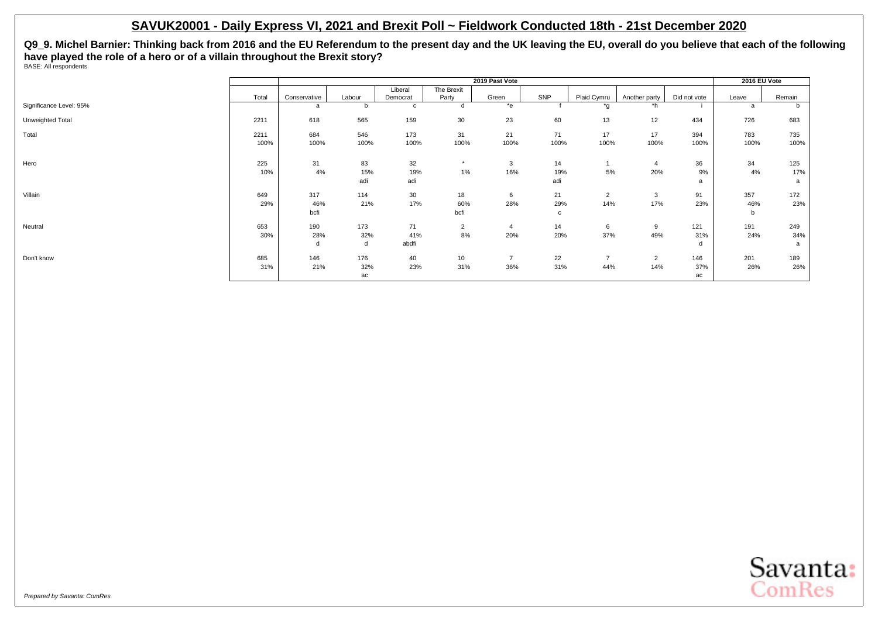## SAVUK20001 - Daily Express VI, 2021 and Brexit Poll ~ Fieldwork Conducted 18th - 21st December 2020

**Q9_9. Michel Barnier: Thinking back from 2016 and the EU Referendum to the present day and the UK leaving the EU, overall do you believe that each of the following have played the role of a hero or of a villain throughout the Brexit story?**

BASE: All respondents

| | | 2019 Past Vote | | | | | | | | | 2016 EU Vote | |
|---|---|---|---|---|---|---|---|---|---|---|---|---|
| | Total | Conservative | Labour | Liberal Democrat | The Brexit Party | Green | SNP | Plaid Cymru | Another party | Did not vote | Leave | Remain |
| Significance Level: 95% | | a | b | c | d | *e | f | *g | *h | i | a | b |
| Unweighted Total | 2211 | 618 | 565 | 159 | 30 | 23 | 60 | 13 | 12 | 434 | 726 | 683 |
| Total | 2211 | 684 | 546 | 173 | 31 | 21 | 71 | 17 | 17 | 394 | 783 | 735 |
| | 100% | 100% | 100% | 100% | 100% | 100% | 100% | 100% | 100% | 100% | 100% | 100% |
| Hero | 225 | 31 | 83 | 32 | * | 3 | 14 | 1 | 4 | 36 | 34 | 125 |
| | 10% | 4% | 15% | 19% | 1% | 16% | 19% | 5% | 20% | 9% | 4% | 17% |
| | | | adi | adi | | | adi | | | a | | a |
| Villain | 649 | 317 | 114 | 30 | 18 | 6 | 21 | 2 | 3 | 91 | 357 | 172 |
| | 29% | 46% | 21% | 17% | 60% | 28% | 29% | 14% | 17% | 23% | 46% | 23% |
| | | bcfi | | | bcfi | | c | | | | b | |
| Neutral | 653 | 190 | 173 | 71 | 2 | 4 | 14 | 6 | 9 | 121 | 191 | 249 |
| | 30% | 28% | 32% | 41% | 8% | 20% | 20% | 37% | 49% | 31% | 24% | 34% |
| | | d | d | abdfi | | | | | | d | | a |
| Don't know | 685 | 146 | 176 | 40 | 10 | 7 | 22 | 7 | 2 | 146 | 201 | 189 |
| | 31% | 21% | 32% | 23% | 31% | 36% | 31% | 44% | 14% | 37% | 26% | 26% |
| | | | ac | | | | | | | ac | | |

*Prepared by Savanta: ComRes*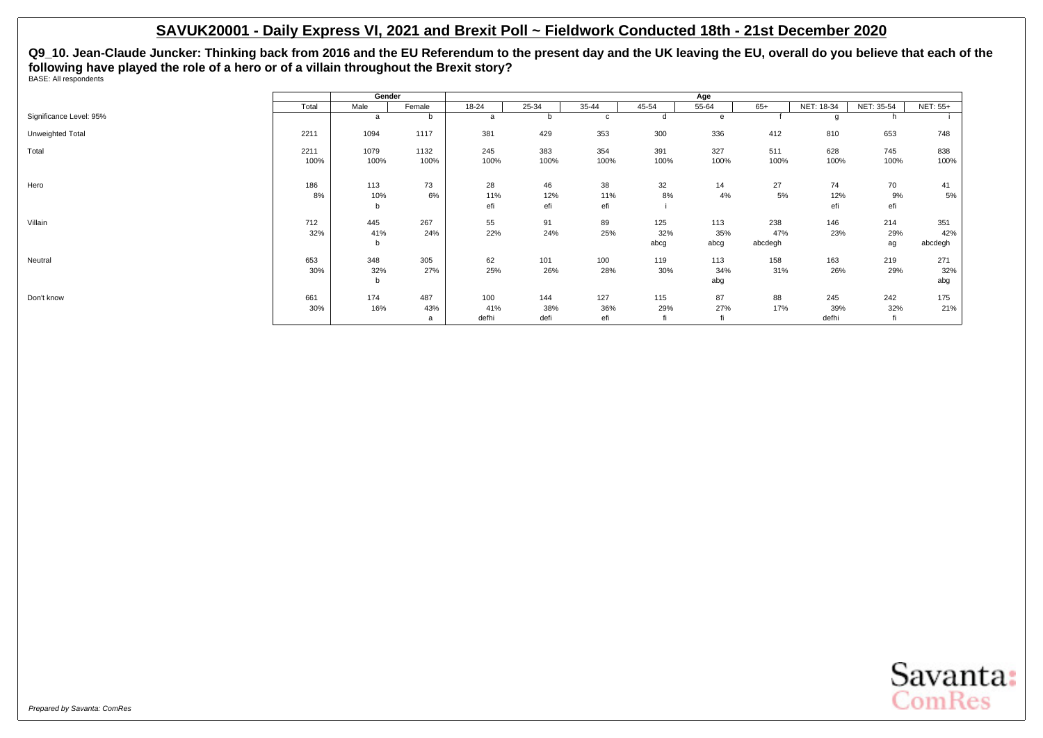## SAVUK20001 - Daily Express VI, 2021 and Brexit Poll ~ Fieldwork Conducted 18th - 21st December 2020

**Q9_10. Jean-Claude Juncker: Thinking back from 2016 and the EU Referendum to the present day and the UK leaving the EU, overall do you believe that each of the following have played the role of a hero or of a villain throughout the Brexit story?**

BASE: All respondents

| | | Gender | | Age | | | | | | | | |
|---|---|---|---|---|---|---|---|---|---|---|---|---|
| | Total | Male | Female | 18-24 | 25-34 | 35-44 | 45-54 | 55-64 | 65+ | NET: 18-34 | NET: 35-54 | NET: 55+ |
| Significance Level: 95% | | a | b | a | b | c | d | e | f | g | h | i |
| Unweighted Total | 2211 | 1094 | 1117 | 381 | 429 | 353 | 300 | 336 | 412 | 810 | 653 | 748 |
| Total | 2211 | 1079 | 1132 | 245 | 383 | 354 | 391 | 327 | 511 | 628 | 745 | 838 |
| | 100% | 100% | 100% | 100% | 100% | 100% | 100% | 100% | 100% | 100% | 100% | 100% |
| Hero | 186 | 113 | 73 | 28 | 46 | 38 | 32 | 14 | 27 | 74 | 70 | 41 |
| | 8% | 10% | 6% | 11% | 12% | 11% | 8% | 4% | 5% | 12% | 9% | 5% |
| | | b | | efi | efi | efi | i | | | efi | efi | |
| Villain | 712 | 445 | 267 | 55 | 91 | 89 | 125 | 113 | 238 | 146 | 214 | 351 |
| | 32% | 41% | 24% | 22% | 24% | 25% | 32% | 35% | 47% | 23% | 29% | 42% |
| | | b | | | | | abcg | abcg | abcdegh | | ag | abcdegh |
| Neutral | 653 | 348 | 305 | 62 | 101 | 100 | 119 | 113 | 158 | 163 | 219 | 271 |
| | 30% | 32% | 27% | 25% | 26% | 28% | 30% | 34% | 31% | 26% | 29% | 32% |
| | | b | | | | | | abg | | | | abg |
| Don't know | 661 | 174 | 487 | 100 | 144 | 127 | 115 | 87 | 88 | 245 | 242 | 175 |
| | 30% | 16% | 43% | 41% | 38% | 36% | 29% | 27% | 17% | 39% | 32% | 21% |
| | | | a | defhi | defi | efi | fi | fi | | defhi | fi | |

*Prepared by Savanta: ComRes*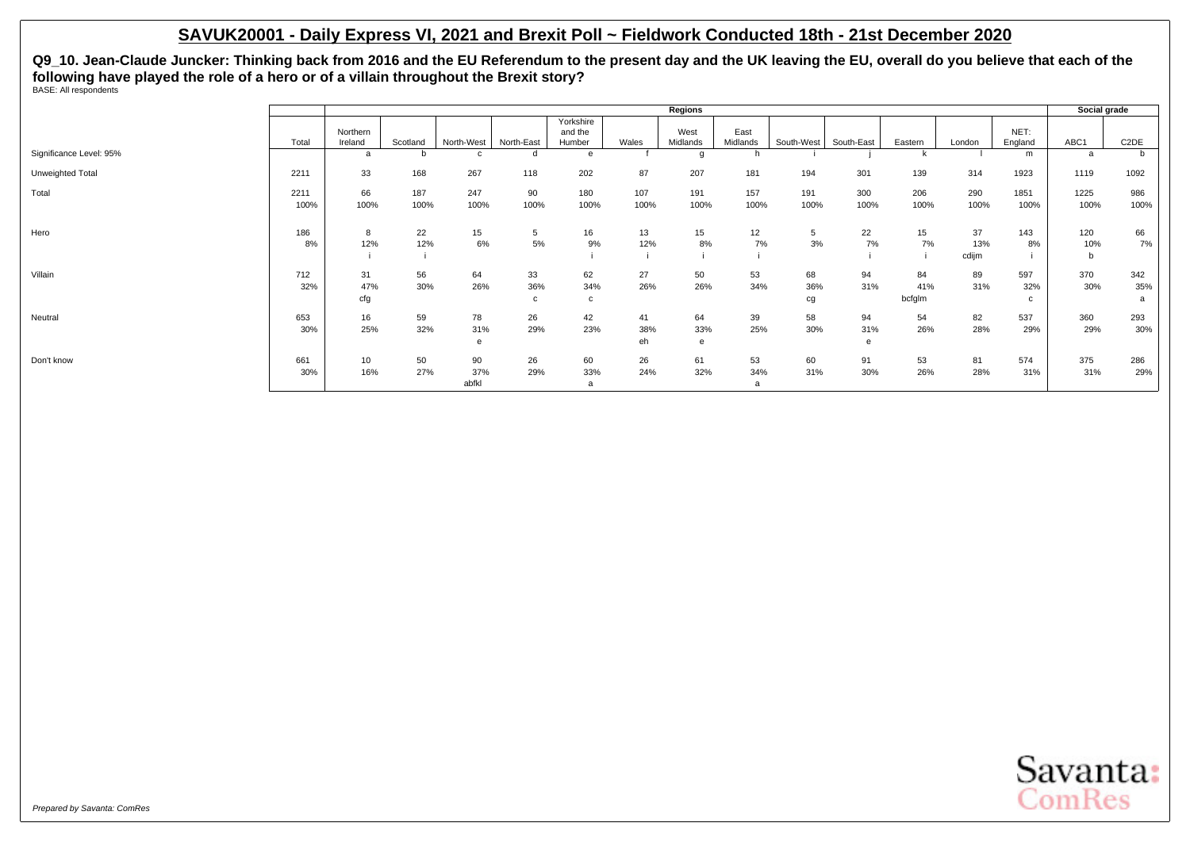## SAVUK20001 - Daily Express VI, 2021 and Brexit Poll ~ Fieldwork Conducted 18th - 21st December 2020

**Q9_10. Jean-Claude Juncker: Thinking back from 2016 and the EU Referendum to the present day and the UK leaving the EU, overall do you believe that each of the following have played the role of a hero or of a villain throughout the Brexit story?**

BASE: All respondents

| | Total | Regions | | | | | | | | | | | | | | Social grade | |
|---|---|---|---|---|---|---|---|---|---|---|---|---|---|---|---|---|---|
| | | Northern Ireland | Scotland | North-West | North-East | Yorkshire and the Humber | Wales | West Midlands | East Midlands | South-West | South-East | Eastern | London | NET: England | | ABC1 | C2DE |
| Significance Level: 95% | | a | b | c | d | e | f | g | h | i | j | k | l | m | | a | b |
| Unweighted Total | 2211 | 33 | 168 | 267 | 118 | 202 | 87 | 207 | 181 | 194 | 301 | 139 | 314 | 1923 | | 1119 | 1092 |
| Total | 2211 | 66 | 187 | 247 | 90 | 180 | 107 | 191 | 157 | 191 | 300 | 206 | 290 | 1851 | | 1225 | 986 |
| | 100% | 100% | 100% | 100% | 100% | 100% | 100% | 100% | 100% | 100% | 100% | 100% | 100% | 100% | | 100% | 100% |
| Hero | 186 | 8 | 22 | 15 | 5 | 16 | 13 | 15 | 12 | 5 | 22 | 15 | 37 | 143 | | 120 | 66 |
| | 8% | 12% | 12% | 6% | 5% | 9% | 12% | 8% | 7% | 3% | 7% | 7% | 13% | 8% | | 10% | 7% |
| | | i | i | | | i | i | i | i | | i | i | cdijm | i | | b | |
| Villain | 712 | 31 | 56 | 64 | 33 | 62 | 27 | 50 | 53 | 68 | 94 | 84 | 89 | 597 | | 370 | 342 |
| | 32% | 47% | 30% | 26% | 36% | 34% | 26% | 26% | 34% | 36% | 31% | 41% | 31% | 32% | | 30% | 35% |
| | | cfg | | | c | c | | | | cg | | bcfglm | | c | | | a |
| Neutral | 653 | 16 | 59 | 78 | 26 | 42 | 41 | 64 | 39 | 58 | 94 | 54 | 82 | 537 | | 360 | 293 |
| | 30% | 25% | 32% | 31% | 29% | 23% | 38% | 33% | 25% | 30% | 31% | 26% | 28% | 29% | | 29% | 30% |
| | | | | e | | | eh | e | | | e | | | | | | |
| Don't know | 661 | 10 | 50 | 90 | 26 | 60 | 26 | 61 | 53 | 60 | 91 | 53 | 81 | 574 | | 375 | 286 |
| | 30% | 16% | 27% | 37% | 29% | 33% | 24% | 32% | 34% | 31% | 30% | 26% | 28% | 31% | | 31% | 29% |
| | | | | abfkl | | a | | | a | | | | | | | | |

*Prepared by Savanta: ComRes*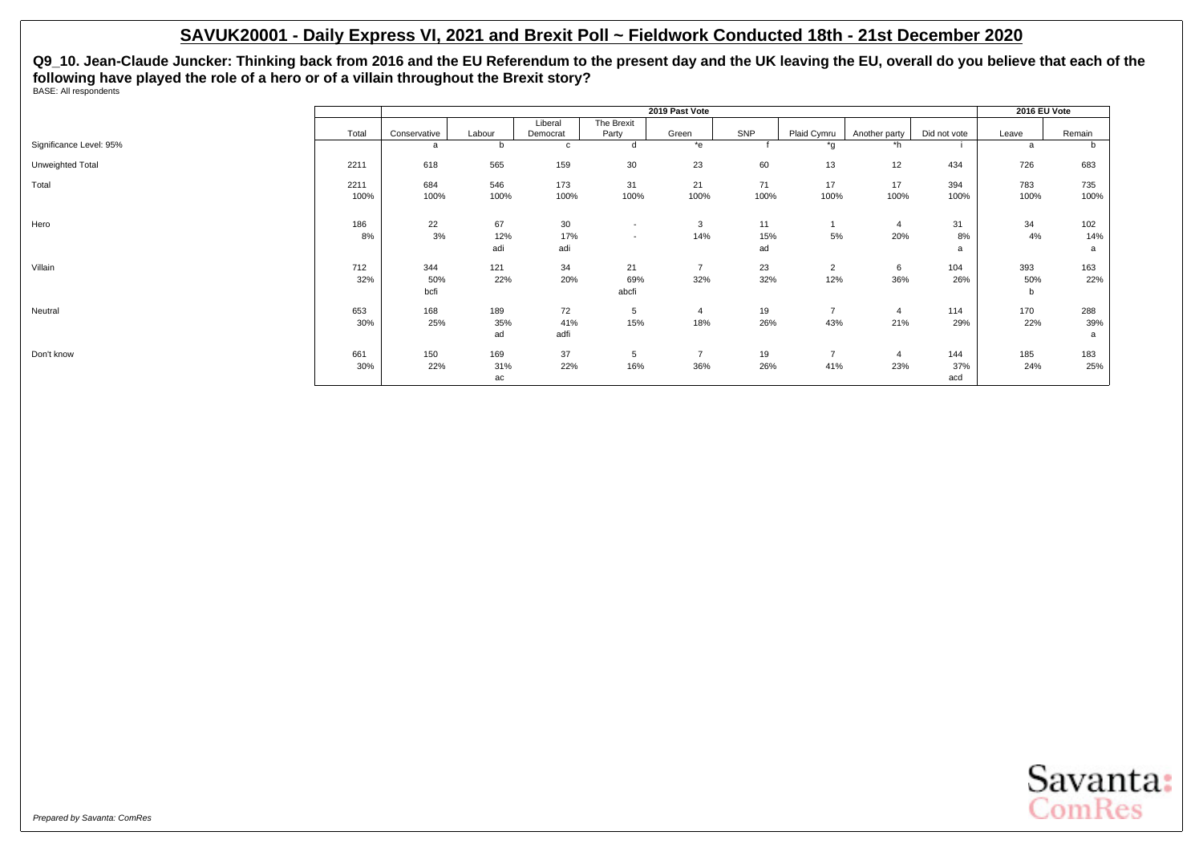# SAVUK20001 - Daily Express VI, 2021 and Brexit Poll ~ Fieldwork Conducted 18th - 21st December 2020

**Q9_10. Jean-Claude Juncker: Thinking back from 2016 and the EU Referendum to the present day and the UK leaving the EU, overall do you believe that each of the following have played the role of a hero or of a villain throughout the Brexit story?**

BASE: All respondents

| | | 2019 Past Vote | | | | | | | | | 2016 EU Vote | |
|---|---|---|---|---|---|---|---|---|---|---|---|---|
| | Total | Conservative | Labour | Liberal Democrat | The Brexit Party | Green | SNP | Plaid Cymru | Another party | Did not vote | Leave | Remain |
| Significance Level: 95% | | a | b | c | d | *e | f | *g | *h | i | a | b |
| Unweighted Total | 2211 | 618 | 565 | 159 | 30 | 23 | 60 | 13 | 12 | 434 | 726 | 683 |
| Total | 2211 | 684 | 546 | 173 | 31 | 21 | 71 | 17 | 17 | 394 | 783 | 735 |
| | 100% | 100% | 100% | 100% | 100% | 100% | 100% | 100% | 100% | 100% | 100% | 100% |
| Hero | 186 | 22 | 67 | 30 | - | 3 | 11 | 1 | 4 | 31 | 34 | 102 |
| | 8% | 3% | 12% | 17% | - | 14% | 15% | 5% | 20% | 8% | 4% | 14% |
| | | | adi | adi | | | ad | | | a | | a |
| Villain | 712 | 344 | 121 | 34 | 21 | 7 | 23 | 2 | 6 | 104 | 393 | 163 |
| | 32% | 50% | 22% | 20% | 69% | 32% | 32% | 12% | 36% | 26% | 50% | 22% |
| | | bcfi | | | abcfi | | | | | | b | |
| Neutral | 653 | 168 | 189 | 72 | 5 | 4 | 19 | 7 | 4 | 114 | 170 | 288 |
| | 30% | 25% | 35% | 41% | 15% | 18% | 26% | 43% | 21% | 29% | 22% | 39% |
| | | | ad | adfi | | | | | | | | a |
| Don't know | 661 | 150 | 169 | 37 | 5 | 7 | 19 | 7 | 4 | 144 | 185 | 183 |
| | 30% | 22% | 31% | 22% | 16% | 36% | 26% | 41% | 23% | 37% | 24% | 25% |
| | | | ac | | | | | | | acd | | |

*Prepared by Savanta: ComRes*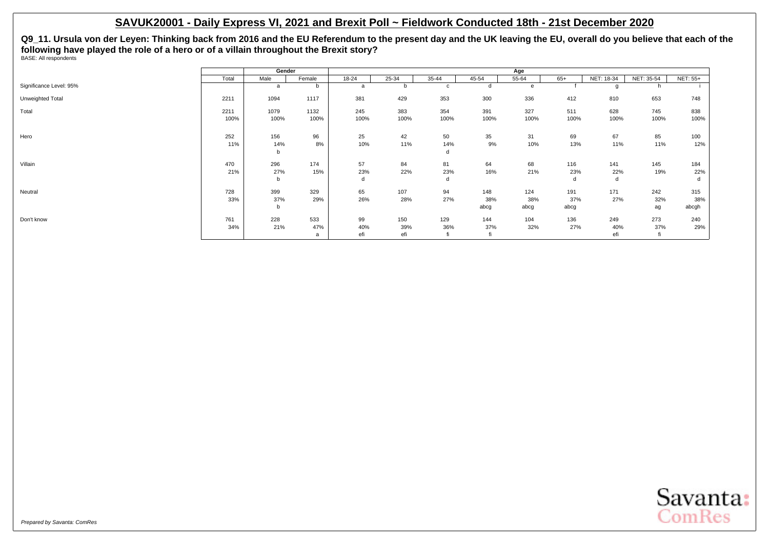# SAVUK20001 - Daily Express VI, 2021 and Brexit Poll ~ Fieldwork Conducted 18th - 21st December 2020

**Q9_11. Ursula von der Leyen: Thinking back from 2016 and the EU Referendum to the present day and the UK leaving the EU, overall do you believe that each of the following have played the role of a hero or of a villain throughout the Brexit story?**

BASE: All respondents

| | Total | Gender | | Age | | | | | | | | |
|---|---|---|---|---|---|---|---|---|---|---|---|---|
| | | Male | Female | 18-24 | 25-34 | 35-44 | 45-54 | 55-64 | 65+ | NET: 18-34 | NET: 35-54 | NET: 55+ |
| Significance Level: 95% | | a | b | a | b | c | d | e | f | g | h | i |
| Unweighted Total | 2211 | 1094 | 1117 | 381 | 429 | 353 | 300 | 336 | 412 | 810 | 653 | 748 |
| Total | 2211 | 1079 | 1132 | 245 | 383 | 354 | 391 | 327 | 511 | 628 | 745 | 838 |
| | 100% | 100% | 100% | 100% | 100% | 100% | 100% | 100% | 100% | 100% | 100% | 100% |
| Hero | 252 | 156 | 96 | 25 | 42 | 50 | 35 | 31 | 69 | 67 | 85 | 100 |
| | 11% | 14% | 8% | 10% | 11% | 14% | 9% | 10% | 13% | 11% | 11% | 12% |
| | | b | | | | d | | | | | | |
| Villain | 470 | 296 | 174 | 57 | 84 | 81 | 64 | 68 | 116 | 141 | 145 | 184 |
| | 21% | 27% | 15% | 23% | 22% | 23% | 16% | 21% | 23% | 22% | 19% | 22% |
| | | b | | d | | d | | | d | d | | d |
| Neutral | 728 | 399 | 329 | 65 | 107 | 94 | 148 | 124 | 191 | 171 | 242 | 315 |
| | 33% | 37% | 29% | 26% | 28% | 27% | 38% | 38% | 37% | 27% | 32% | 38% |
| | | b | | | | | abcg | abcg | abcg | | ag | abcgh |
| Don't know | 761 | 228 | 533 | 99 | 150 | 129 | 144 | 104 | 136 | 249 | 273 | 240 |
| | 34% | 21% | 47% | 40% | 39% | 36% | 37% | 32% | 27% | 40% | 37% | 29% |
| | | | a | efi | efi | fi | fi | | | efi | fi | |

*Prepared by Savanta: ComRes*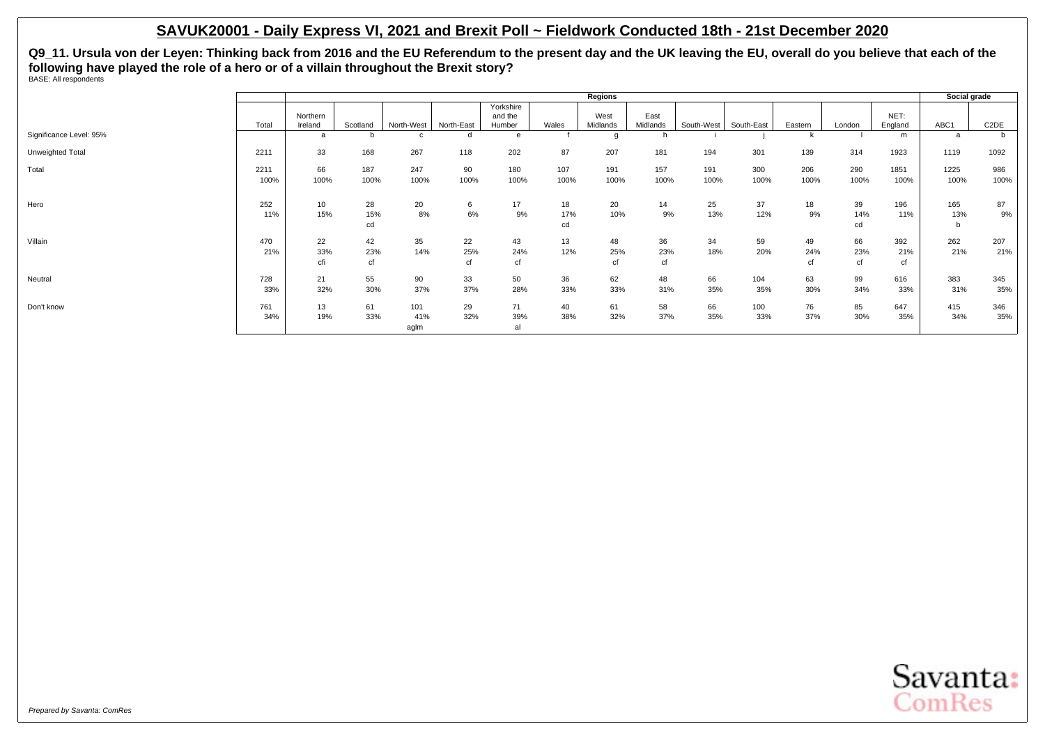## SAVUK20001 - Daily Express VI, 2021 and Brexit Poll ~ Fieldwork Conducted 18th - 21st December 2020

**Q9_11. Ursula von der Leyen: Thinking back from 2016 and the EU Referendum to the present day and the UK leaving the EU, overall do you believe that each of the following have played the role of a hero or of a villain throughout the Brexit story?**

BASE: All respondents

| | | Regions | | | | | | | | | | | | | | Social grade | |
|---|---|---|---|---|---|---|---|---|---|---|---|---|---|---|---|---|---|
| | Total | Northern Ireland | Scotland | North-West | North-East | Yorkshire and the Humber | Wales | West Midlands | East Midlands | South-West | South-East | Eastern | London | NET: England | ABC1 | C2DE |
| Significance Level: 95% | | a | b | c | d | e | f | g | h | i | j | k | l | m | a | b |
| Unweighted Total | 2211 | 33 | 168 | 267 | 118 | 202 | 87 | 207 | 181 | 194 | 301 | 139 | 314 | 1923 | 1119 | 1092 |
| Total | 2211<br>100% | 66<br>100% | 187<br>100% | 247<br>100% | 90<br>100% | 180<br>100% | 107<br>100% | 191<br>100% | 157<br>100% | 191<br>100% | 300<br>100% | 206<br>100% | 290<br>100% | 1851<br>100% | 1225<br>100% | 986<br>100% |
| Hero | 252<br>11% | 10<br>15% | 28<br>15%<br>cd | 20<br>8% | 6<br>6% | 17<br>9% | 18<br>17%<br>cd | 20<br>10% | 14<br>9% | 25<br>13% | 37<br>12% | 18<br>9% | 39<br>14%<br>cd | 196<br>11% | 165<br>13%<br>b | 87<br>9% |
| Villain | 470<br>21% | 22<br>33%<br>cfi | 42<br>23%<br>cf | 35<br>14% | 22<br>25%<br>cf | 43<br>24%<br>cf | 13<br>12% | 48<br>25%<br>cf | 36<br>23%<br>cf | 34<br>18% | 59<br>20% | 49<br>24%<br>cf | 66<br>23%<br>cf | 392<br>21%<br>cf | 262<br>21% | 207<br>21% |
| Neutral | 728<br>33% | 21<br>32% | 55<br>30% | 90<br>37% | 33<br>37% | 50<br>28% | 36<br>33% | 62<br>33% | 48<br>31% | 66<br>35% | 104<br>35% | 63<br>30% | 99<br>34% | 616<br>33% | 383<br>31% | 345<br>35% |
| Don't know | 761<br>34% | 13<br>19% | 61<br>33% | 101<br>41%<br>aglm | 29<br>32% | 71<br>39%<br>al | 40<br>38% | 61<br>32% | 58<br>37% | 66<br>35% | 100<br>33% | 76<br>37% | 85<br>30% | 647<br>35% | 415<br>34% | 346<br>35% |

*Prepared by Savanta: ComRes*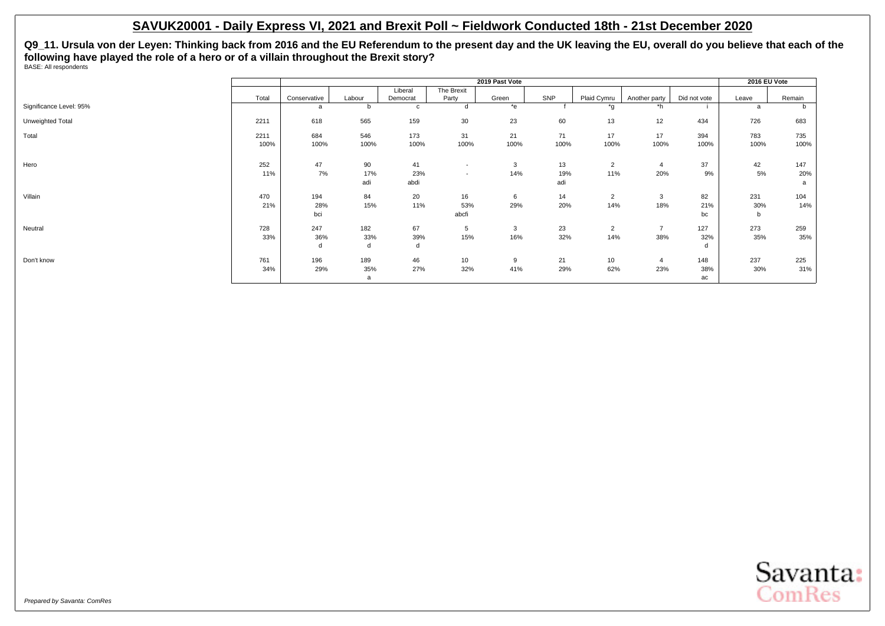## SAVUK20001 - Daily Express VI, 2021 and Brexit Poll ~ Fieldwork Conducted 18th - 21st December 2020

**Q9_11. Ursula von der Leyen: Thinking back from 2016 and the EU Referendum to the present day and the UK leaving the EU, overall do you believe that each of the following have played the role of a hero or of a villain throughout the Brexit story?**

BASE: All respondents

| | | 2019 Past Vote | | | | | | | | | 2016 EU Vote | |
|---|---|---|---|---|---|---|---|---|---|---|---|---|
| | Total | Conservative | Labour | Liberal Democrat | The Brexit Party | Green | SNP | Plaid Cymru | Another party | Did not vote | Leave | Remain |
| Significance Level: 95% | | a | b | c | d | *e | f | *g | *h | i | a | b |
| Unweighted Total | 2211 | 618 | 565 | 159 | 30 | 23 | 60 | 13 | 12 | 434 | 726 | 683 |
| Total | 2211 | 684 | 546 | 173 | 31 | 21 | 71 | 17 | 17 | 394 | 783 | 735 |
| | 100% | 100% | 100% | 100% | 100% | 100% | 100% | 100% | 100% | 100% | 100% | 100% |
| Hero | 252 | 47 | 90 | 41 | - | 3 | 13 | 2 | 4 | 37 | 42 | 147 |
| | 11% | 7% | 17% | 23% | - | 14% | 19% | 11% | 20% | 9% | 5% | 20% |
| | | | adi | abdi | | | adi | | | | | a |
| Villain | 470 | 194 | 84 | 20 | 16 | 6 | 14 | 2 | 3 | 82 | 231 | 104 |
| | 21% | 28% | 15% | 11% | 53% | 29% | 20% | 14% | 18% | 21% | 30% | 14% |
| | | bci | | | abcfi | | | | | bc | b | |
| Neutral | 728 | 247 | 182 | 67 | 5 | 3 | 23 | 2 | 7 | 127 | 273 | 259 |
| | 33% | 36% | 33% | 39% | 15% | 16% | 32% | 14% | 38% | 32% | 35% | 35% |
| | | d | d | d | | | | | | d | | |
| Don't know | 761 | 196 | 189 | 46 | 10 | 9 | 21 | 10 | 4 | 148 | 237 | 225 |
| | 34% | 29% | 35% | 27% | 32% | 41% | 29% | 62% | 23% | 38% | 30% | 31% |
| | | | a | | | | | | | ac | | |

*Prepared by Savanta: ComRes*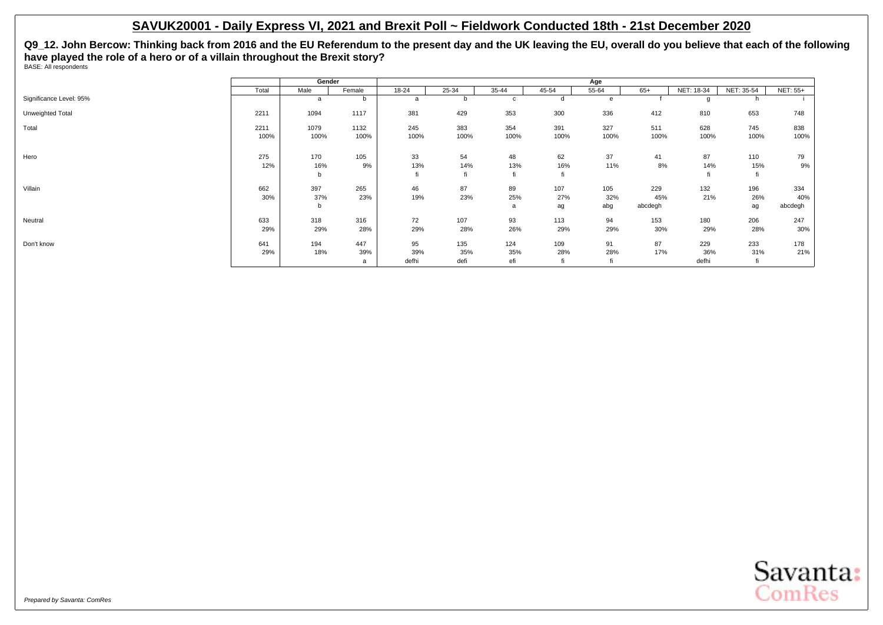## SAVUK20001 - Daily Express VI, 2021 and Brexit Poll ~ Fieldwork Conducted 18th - 21st December 2020

**Q9_12. John Bercow: Thinking back from 2016 and the EU Referendum to the present day and the UK leaving the EU, overall do you believe that each of the following have played the role of a hero or of a villain throughout the Brexit story?**

BASE: All respondents

| | Total | Gender | | Age | | | | | | | | |
|---|---|---|---|---|---|---|---|---|---|---|---|---|
| | | Male | Female | 18-24 | 25-34 | 35-44 | 45-54 | 55-64 | 65+ | NET: 18-34 | NET: 35-54 | NET: 55+ |
| Significance Level: 95% | | a | b | a | b | c | d | e | f | g | h | i |
| Unweighted Total | 2211 | 1094 | 1117 | 381 | 429 | 353 | 300 | 336 | 412 | 810 | 653 | 748 |
| Total | 2211 | 1079 | 1132 | 245 | 383 | 354 | 391 | 327 | 511 | 628 | 745 | 838 |
| | 100% | 100% | 100% | 100% | 100% | 100% | 100% | 100% | 100% | 100% | 100% | 100% |
| Hero | 275 | 170 | 105 | 33 | 54 | 48 | 62 | 37 | 41 | 87 | 110 | 79 |
| | 12% | 16% | 9% | 13% | 14% | 13% | 16% | 11% | 8% | 14% | 15% | 9% |
| | | b | | fi | fi | fi | fi | | | fi | fi | |
| Villain | 662 | 397 | 265 | 46 | 87 | 89 | 107 | 105 | 229 | 132 | 196 | 334 |
| | 30% | 37% | 23% | 19% | 23% | 25% | 27% | 32% | 45% | 21% | 26% | 40% |
| | | b | | | | a | ag | abg | abcdegh | | ag | abcdegh |
| Neutral | 633 | 318 | 316 | 72 | 107 | 93 | 113 | 94 | 153 | 180 | 206 | 247 |
| | 29% | 29% | 28% | 29% | 28% | 26% | 29% | 29% | 30% | 29% | 28% | 30% |
| Don't know | 641 | 194 | 447 | 95 | 135 | 124 | 109 | 91 | 87 | 229 | 233 | 178 |
| | 29% | 18% | 39% | 39% | 35% | 35% | 28% | 28% | 17% | 36% | 31% | 21% |
| | | | a | defhi | defi | efi | fi | fi | | defhi | fi | |

*Prepared by Savanta: ComRes*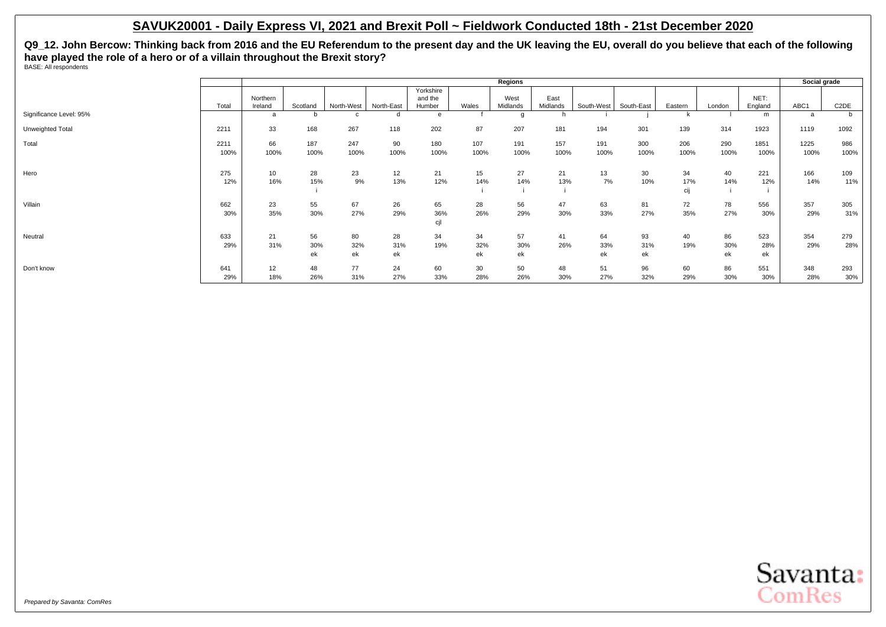## SAVUK20001 - Daily Express VI, 2021 and Brexit Poll ~ Fieldwork Conducted 18th - 21st December 2020

**Q9_12. John Bercow: Thinking back from 2016 and the EU Referendum to the present day and the UK leaving the EU, overall do you believe that each of the following have played the role of a hero or of a villain throughout the Brexit story?**

BASE: All respondents

| | | Regions | | | | | | | | | | | | | Social grade | |
|---|---|---|---|---|---|---|---|---|---|---|---|---|---|---|---|---|
| | Total | Northern Ireland | Scotland | North-West | North-East | Yorkshire and the Humber | Wales | West Midlands | East Midlands | South-West | South-East | Eastern | London | NET: England | ABC1 | C2DE |
| Significance Level: 95% | | a | b | c | d | e | f | g | h | i | j | k | l | m | a | b |
| Unweighted Total | 2211 | 33 | 168 | 267 | 118 | 202 | 87 | 207 | 181 | 194 | 301 | 139 | 314 | 1923 | 1119 | 1092 |
| Total | 2211 | 66 | 187 | 247 | 90 | 180 | 107 | 191 | 157 | 191 | 300 | 206 | 290 | 1851 | 1225 | 986 |
| | 100% | 100% | 100% | 100% | 100% | 100% | 100% | 100% | 100% | 100% | 100% | 100% | 100% | 100% | 100% | 100% |
| Hero | 275 | 10 | 28 | 23 | 12 | 21 | 15 | 27 | 21 | 13 | 30 | 34 | 40 | 221 | 166 | 109 |
| | 12% | 16% | 15% | 9% | 13% | 12% | 14% | 14% | 13% | 7% | 10% | 17% | 14% | 12% | 14% | 11% |
| | | | i | | | | i | i | i | | | cij | i | i | | |
| Villain | 662 | 23 | 55 | 67 | 26 | 65 | 28 | 56 | 47 | 63 | 81 | 72 | 78 | 556 | 357 | 305 |
| | 30% | 35% | 30% | 27% | 29% | 36% | 26% | 29% | 30% | 33% | 27% | 35% | 27% | 30% | 29% | 31% |
| | | | | | | cjl | | | | | | | | | | |
| Neutral | 633 | 21 | 56 | 80 | 28 | 34 | 34 | 57 | 41 | 64 | 93 | 40 | 86 | 523 | 354 | 279 |
| | 29% | 31% | 30% | 32% | 31% | 19% | 32% | 30% | 26% | 33% | 31% | 19% | 30% | 28% | 29% | 28% |
| | | | ek | ek | ek | | ek | ek | | ek | ek | | ek | ek | | |
| Don't know | 641 | 12 | 48 | 77 | 24 | 60 | 30 | 50 | 48 | 51 | 96 | 60 | 86 | 551 | 348 | 293 |
| | 29% | 18% | 26% | 31% | 27% | 33% | 28% | 26% | 30% | 27% | 32% | 29% | 30% | 30% | 28% | 30% |

*Prepared by Savanta: ComRes*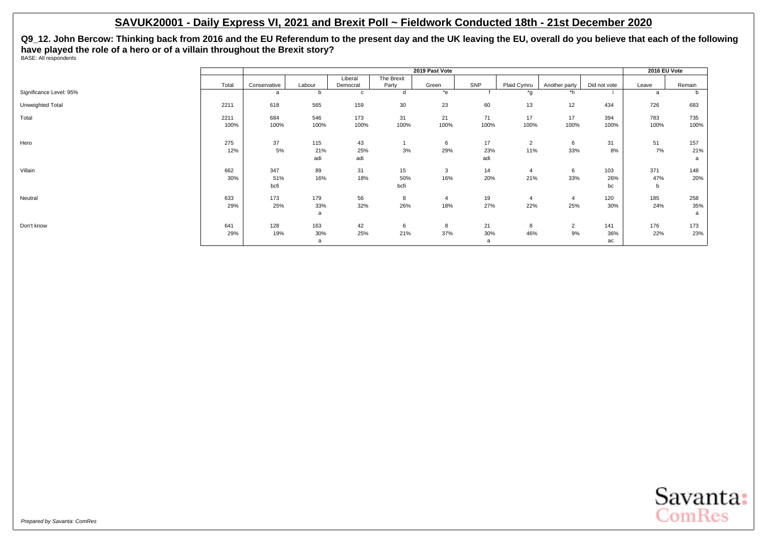## SAVUK20001 - Daily Express VI, 2021 and Brexit Poll ~ Fieldwork Conducted 18th - 21st December 2020

**Q9_12. John Bercow: Thinking back from 2016 and the EU Referendum to the present day and the UK leaving the EU, overall do you believe that each of the following have played the role of a hero or of a villain throughout the Brexit story?**

BASE: All respondents

| | | 2019 Past Vote | | | | | | | | | 2016 EU Vote | |
|---|---|---|---|---|---|---|---|---|---|---|---|---|
| | Total | Conservative | Labour | Liberal Democrat | The Brexit Party | Green | SNP | Plaid Cymru | Another party | Did not vote | Leave | Remain |
| Significance Level: 95% | | a | b | c | d | *e | f | *g | *h | i | a | b |
| Unweighted Total | 2211 | 618 | 565 | 159 | 30 | 23 | 60 | 13 | 12 | 434 | 726 | 683 |
| Total | 2211 | 684 | 546 | 173 | 31 | 21 | 71 | 17 | 17 | 394 | 783 | 735 |
| | 100% | 100% | 100% | 100% | 100% | 100% | 100% | 100% | 100% | 100% | 100% | 100% |
| Hero | 275 | 37 | 115 | 43 | 1 | 6 | 17 | 2 | 6 | 31 | 51 | 157 |
| | 12% | 5% | 21% | 25% | 3% | 29% | 23% | 11% | 33% | 8% | 7% | 21% |
| | | | adi | adi | | | adi | | | | | a |
| Villain | 662 | 347 | 89 | 31 | 15 | 3 | 14 | 4 | 6 | 103 | 371 | 148 |
| | 30% | 51% | 16% | 18% | 50% | 16% | 20% | 21% | 33% | 26% | 47% | 20% |
| | | bcfi | | | bcfi | | | | | bc | b | |
| Neutral | 633 | 173 | 179 | 56 | 8 | 4 | 19 | 4 | 4 | 120 | 185 | 258 |
| | 29% | 25% | 33% | 32% | 26% | 18% | 27% | 22% | 25% | 30% | 24% | 35% |
| | | | a | | | | | | | | | a |
| Don't know | 641 | 128 | 163 | 42 | 6 | 8 | 21 | 8 | 2 | 141 | 176 | 173 |
| | 29% | 19% | 30% | 25% | 21% | 37% | 30% | 46% | 9% | 36% | 22% | 23% |
| | | | a | | | | a | | | ac | | |

*Prepared by Savanta: ComRes*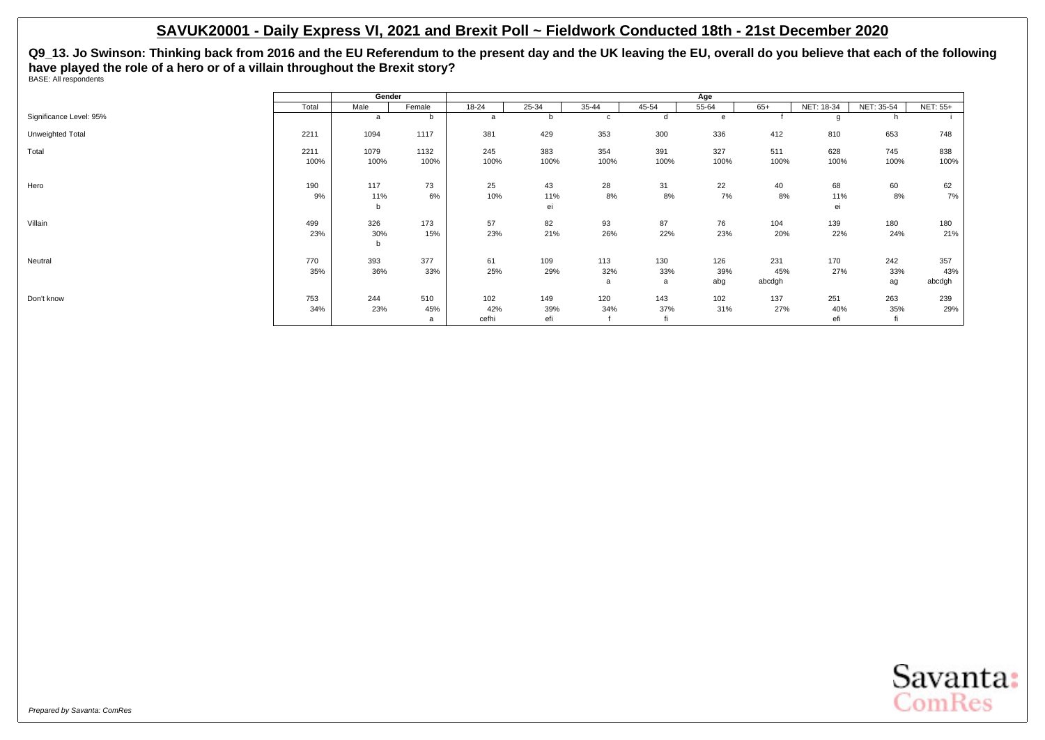# SAVUK20001 - Daily Express VI, 2021 and Brexit Poll ~ Fieldwork Conducted 18th - 21st December 2020

**Q9_13. Jo Swinson: Thinking back from 2016 and the EU Referendum to the present day and the UK leaving the EU, overall do you believe that each of the following have played the role of a hero or of a villain throughout the Brexit story?**

BASE: All respondents

| | Total | Gender | | Age | | | | | | | | |
|---|---|---|---|---|---|---|---|---|---|---|---|---|
| | | Male | Female | 18-24 | 25-34 | 35-44 | 45-54 | 55-64 | 65+ | NET: 18-34 | NET: 35-54 | NET: 55+ |
| Significance Level: 95% | | a | b | a | b | c | d | e | f | g | h | i |
| Unweighted Total | 2211 | 1094 | 1117 | 381 | 429 | 353 | 300 | 336 | 412 | 810 | 653 | 748 |
| Total | 2211 | 1079 | 1132 | 245 | 383 | 354 | 391 | 327 | 511 | 628 | 745 | 838 |
| | 100% | 100% | 100% | 100% | 100% | 100% | 100% | 100% | 100% | 100% | 100% | 100% |
| Hero | 190 | 117 | 73 | 25 | 43 | 28 | 31 | 22 | 40 | 68 | 60 | 62 |
| | 9% | 11% | 6% | 10% | 11% | 8% | 8% | 7% | 8% | 11% | 8% | 7% |
| | | b | | | ei | | | | | ei | | |
| Villain | 499 | 326 | 173 | 57 | 82 | 93 | 87 | 76 | 104 | 139 | 180 | 180 |
| | 23% | 30% | 15% | 23% | 21% | 26% | 22% | 23% | 20% | 22% | 24% | 21% |
| | | b | | | | | | | | | | |
| Neutral | 770 | 393 | 377 | 61 | 109 | 113 | 130 | 126 | 231 | 170 | 242 | 357 |
| | 35% | 36% | 33% | 25% | 29% | 32% | 33% | 39% | 45% | 27% | 33% | 43% |
| | | | | | | a | a | abg | abcdgh | | ag | abcdgh |
| Don't know | 753 | 244 | 510 | 102 | 149 | 120 | 143 | 102 | 137 | 251 | 263 | 239 |
| | 34% | 23% | 45% | 42% | 39% | 34% | 37% | 31% | 27% | 40% | 35% | 29% |
| | | | a | cefhi | efi | f | fi | | | efi | fi | |

*Prepared by Savanta: ComRes*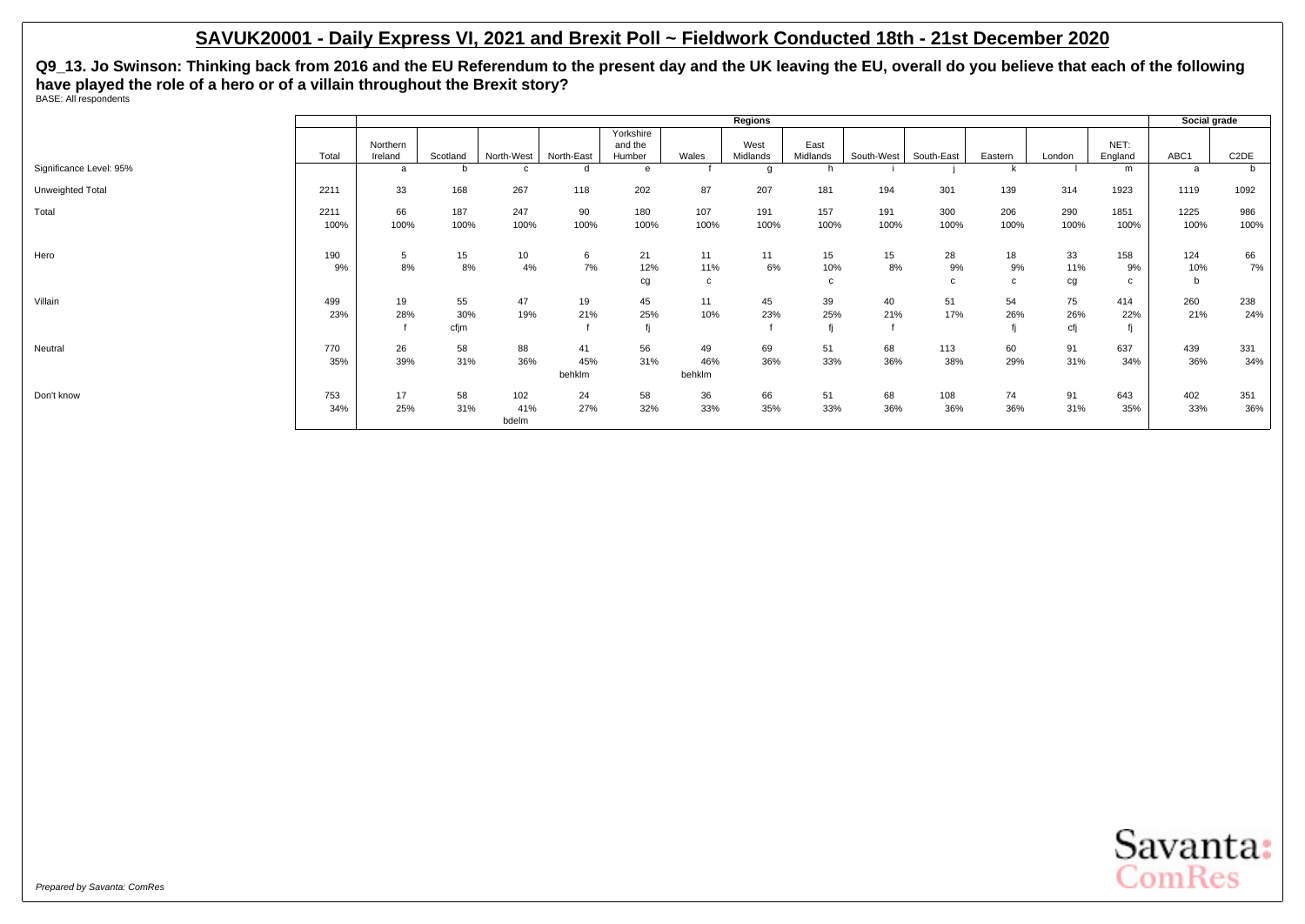# SAVUK20001 - Daily Express VI, 2021 and Brexit Poll ~ Fieldwork Conducted 18th - 21st December 2020

**Q9_13. Jo Swinson: Thinking back from 2016 and the EU Referendum to the present day and the UK leaving the EU, overall do you believe that each of the following have played the role of a hero or of a villain throughout the Brexit story?**

BASE: All respondents

| | | Regions | | | | | | | | | | | | | Social grade | |
|---|---|---|---|---|---|---|---|---|---|---|---|---|---|---|---|---|
| | Total | Northern Ireland | Scotland | North-West | North-East | Yorkshire and the Humber | Wales | West Midlands | East Midlands | South-West | South-East | Eastern | London | NET: England | ABC1 | C2DE |
| Significance Level: 95% | | a | b | c | d | e | f | g | h | i | j | k | l | m | a | b |
| Unweighted Total | 2211 | 33 | 168 | 267 | 118 | 202 | 87 | 207 | 181 | 194 | 301 | 139 | 314 | 1923 | 1119 | 1092 |
| Total | 2211 | 66 | 187 | 247 | 90 | 180 | 107 | 191 | 157 | 191 | 300 | 206 | 290 | 1851 | 1225 | 986 |
| | 100% | 100% | 100% | 100% | 100% | 100% | 100% | 100% | 100% | 100% | 100% | 100% | 100% | 100% | 100% | 100% |
| Hero | 190 | 5 | 15 | 10 | 6 | 21 | 11 | 11 | 15 | 15 | 28 | 18 | 33 | 158 | 124 | 66 |
| | 9% | 8% | 8% | 4% | 7% | 12% | 11% | 6% | 10% | 8% | 9% | 9% | 11% | 9% | 10% | 7% |
| | | | | | | cg | c | | c | | c | c | cg | c | b | |
| Villain | 499 | 19 | 55 | 47 | 19 | 45 | 11 | 45 | 39 | 40 | 51 | 54 | 75 | 414 | 260 | 238 |
| | 23% | 28% | 30% | 19% | 21% | 25% | 10% | 23% | 25% | 21% | 17% | 26% | 26% | 22% | 21% | 24% |
| | | f | cfjm | | f | fj | | f | fj | f | | fj | cfj | fj | | |
| Neutral | 770 | 26 | 58 | 88 | 41 | 56 | 49 | 69 | 51 | 68 | 113 | 60 | 91 | 637 | 439 | 331 |
| | 35% | 39% | 31% | 36% | 45% | 31% | 46% | 36% | 33% | 36% | 38% | 29% | 31% | 34% | 36% | 34% |
| | | | | | behklm | | behklm | | | | | | | | | |
| Don't know | 753 | 17 | 58 | 102 | 24 | 58 | 36 | 66 | 51 | 68 | 108 | 74 | 91 | 643 | 402 | 351 |
| | 34% | 25% | 31% | 41% | 27% | 32% | 33% | 35% | 33% | 36% | 36% | 36% | 31% | 35% | 33% | 36% |
| | | | | bdelm | | | | | | | | | | | | |

*Prepared by Savanta: ComRes*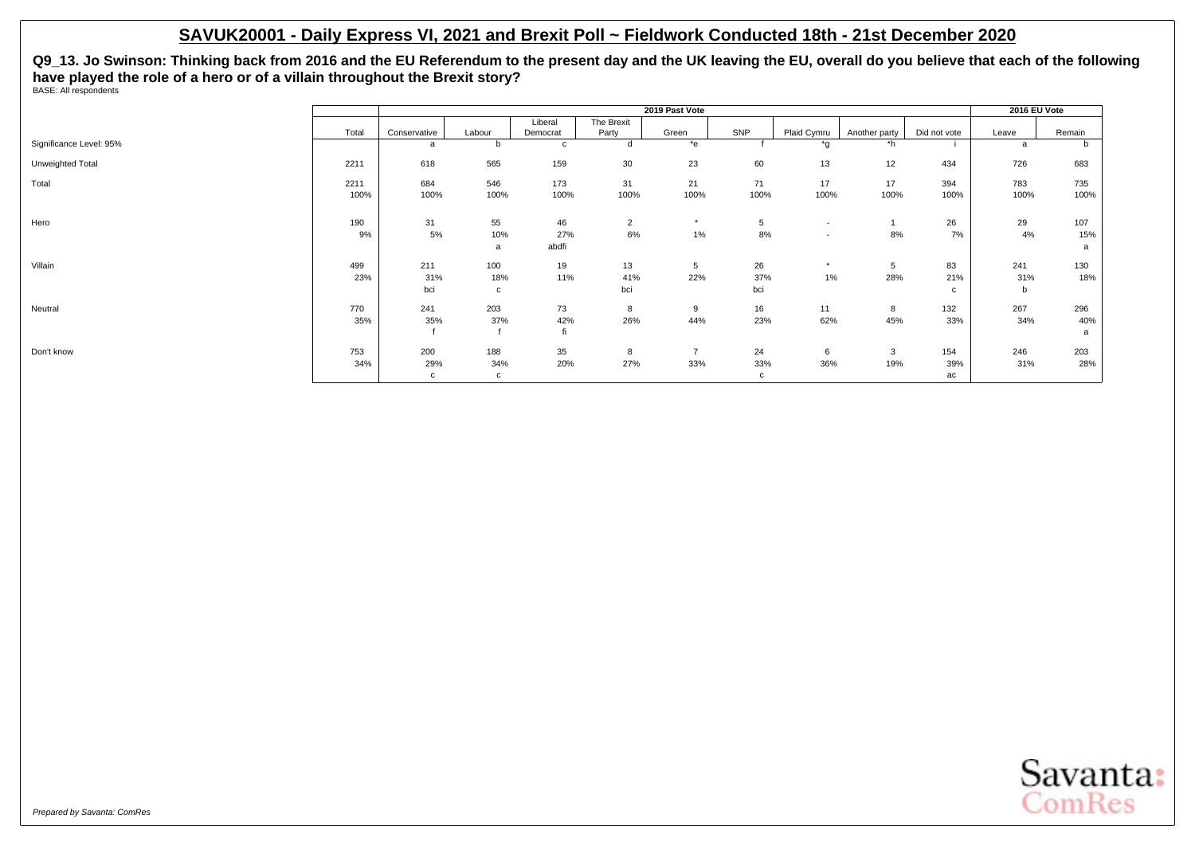## SAVUK20001 - Daily Express VI, 2021 and Brexit Poll ~ Fieldwork Conducted 18th - 21st December 2020

**Q9_13. Jo Swinson: Thinking back from 2016 and the EU Referendum to the present day and the UK leaving the EU, overall do you believe that each of the following have played the role of a hero or of a villain throughout the Brexit story?**

BASE: All respondents

| | | 2019 Past Vote | | | | | | | | | | 2016 EU Vote | |
|---|---|---|---|---|---|---|---|---|---|---|---|---|---|
| | Total | Conservative | Labour | Liberal Democrat | The Brexit Party | Green | SNP | Plaid Cymru | Another party | Did not vote | Leave | Remain |
| Significance Level: 95% | | a | b | c | d | *e | f | *g | *h | i | a | b |
| Unweighted Total | 2211 | 618 | 565 | 159 | 30 | 23 | 60 | 13 | 12 | 434 | 726 | 683 |
| Total | 2211 | 684 | 546 | 173 | 31 | 21 | 71 | 17 | 17 | 394 | 783 | 735 |
| | 100% | 100% | 100% | 100% | 100% | 100% | 100% | 100% | 100% | 100% | 100% | 100% |
| Hero | 190 | 31 | 55 | 46 | 2 | * | 5 | - | 1 | 26 | 29 | 107 |
| | 9% | 5% | 10% | 27% | 6% | 1% | 8% | - | 8% | 7% | 4% | 15% |
| | | | a | abdfi | | | | | | | | a |
| Villain | 499 | 211 | 100 | 19 | 13 | 5 | 26 | * | 5 | 83 | 241 | 130 |
| | 23% | 31% | 18% | 11% | 41% | 22% | 37% | 1% | 28% | 21% | 31% | 18% |
| | | bci | c | | bci | | bci | | | c | b | |
| Neutral | 770 | 241 | 203 | 73 | 8 | 9 | 16 | 11 | 8 | 132 | 267 | 296 |
| | 35% | 35% | 37% | 42% | 26% | 44% | 23% | 62% | 45% | 33% | 34% | 40% |
| | | f | f | fi | | | | | | | | a |
| Don't know | 753 | 200 | 188 | 35 | 8 | 7 | 24 | 6 | 3 | 154 | 246 | 203 |
| | 34% | 29% | 34% | 20% | 27% | 33% | 33% | 36% | 19% | 39% | 31% | 28% |
| | | c | c | | | | c | | | ac | | |

*Prepared by Savanta: ComRes*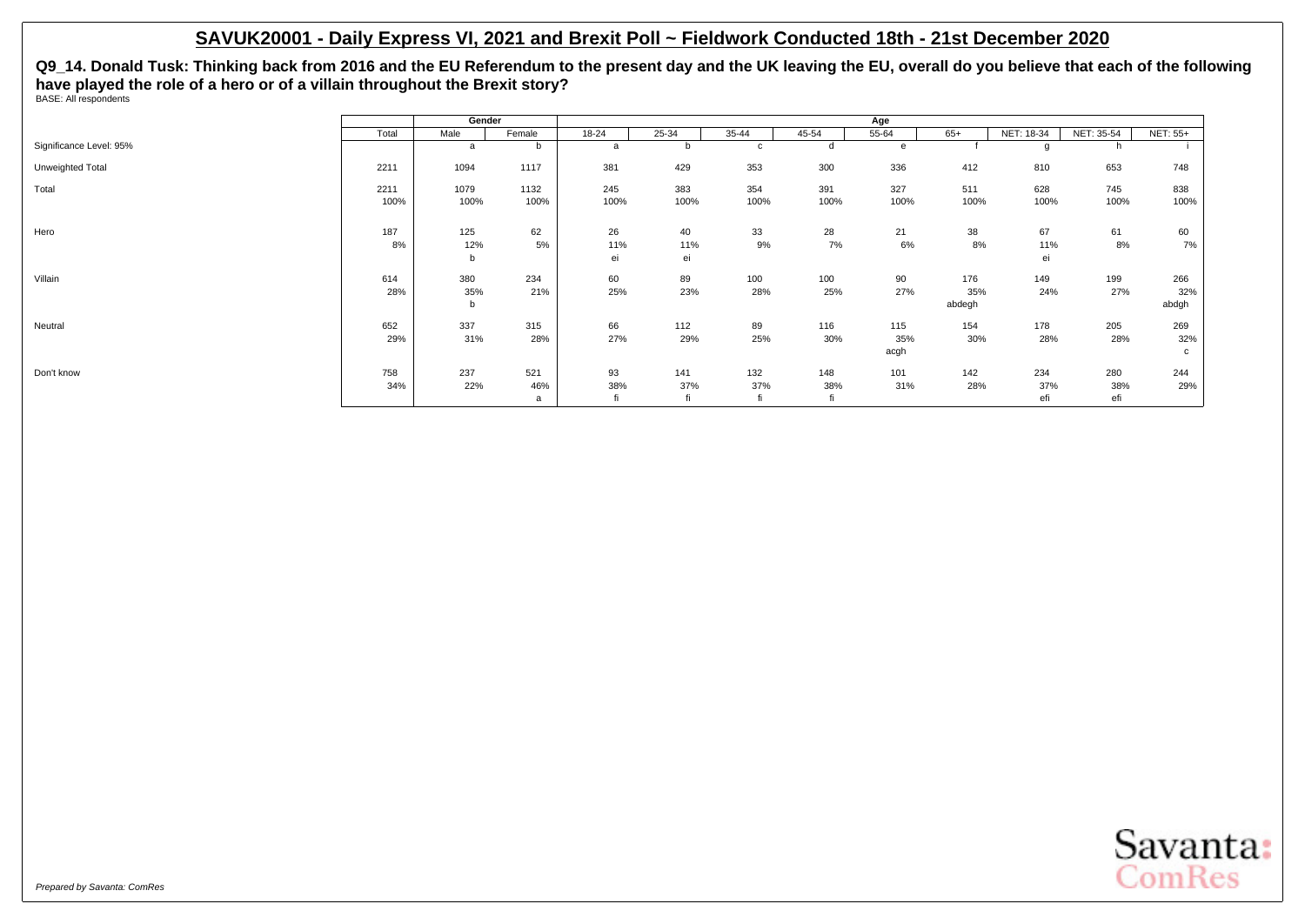# SAVUK20001 - Daily Express VI, 2021 and Brexit Poll ~ Fieldwork Conducted 18th - 21st December 2020

**Q9_14. Donald Tusk: Thinking back from 2016 and the EU Referendum to the present day and the UK leaving the EU, overall do you believe that each of the following have played the role of a hero or of a villain throughout the Brexit story?**

BASE: All respondents

| | Total | Gender | | Age | | | | | | | | |
|---|---|---|---|---|---|---|---|---|---|---|---|---|
| | | Male | Female | 18-24 | 25-34 | 35-44 | 45-54 | 55-64 | 65+ | NET: 18-34 | NET: 35-54 | NET: 55+ |
| Significance Level: 95% | | a | b | a | b | c | d | e | f | g | h | i |
| Unweighted Total | 2211 | 1094 | 1117 | 381 | 429 | 353 | 300 | 336 | 412 | 810 | 653 | 748 |
| Total | 2211 | 1079 | 1132 | 245 | 383 | 354 | 391 | 327 | 511 | 628 | 745 | 838 |
| | 100% | 100% | 100% | 100% | 100% | 100% | 100% | 100% | 100% | 100% | 100% | 100% |
| Hero | 187 | 125 | 62 | 26 | 40 | 33 | 28 | 21 | 38 | 67 | 61 | 60 |
| | 8% | 12% | 5% | 11% | 11% | 9% | 7% | 6% | 8% | 11% | 8% | 7% |
| | | b | | ei | ei | | | | | ei | | |
| Villain | 614 | 380 | 234 | 60 | 89 | 100 | 100 | 90 | 176 | 149 | 199 | 266 |
| | 28% | 35% | 21% | 25% | 23% | 28% | 25% | 27% | 35% | 24% | 27% | 32% |
| | | b | | | | | | | abdegh | | | abdgh |
| Neutral | 652 | 337 | 315 | 66 | 112 | 89 | 116 | 115 | 154 | 178 | 205 | 269 |
| | 29% | 31% | 28% | 27% | 29% | 25% | 30% | 35% | 30% | 28% | 28% | 32% |
| | | | | | | | | acgh | | | | c |
| Don't know | 758 | 237 | 521 | 93 | 141 | 132 | 148 | 101 | 142 | 234 | 280 | 244 |
| | 34% | 22% | 46% | 38% | 37% | 37% | 38% | 31% | 28% | 37% | 38% | 29% |
| | | | a | fi | fi | fi | fi | | | efi | efi | |

*Prepared by Savanta: ComRes*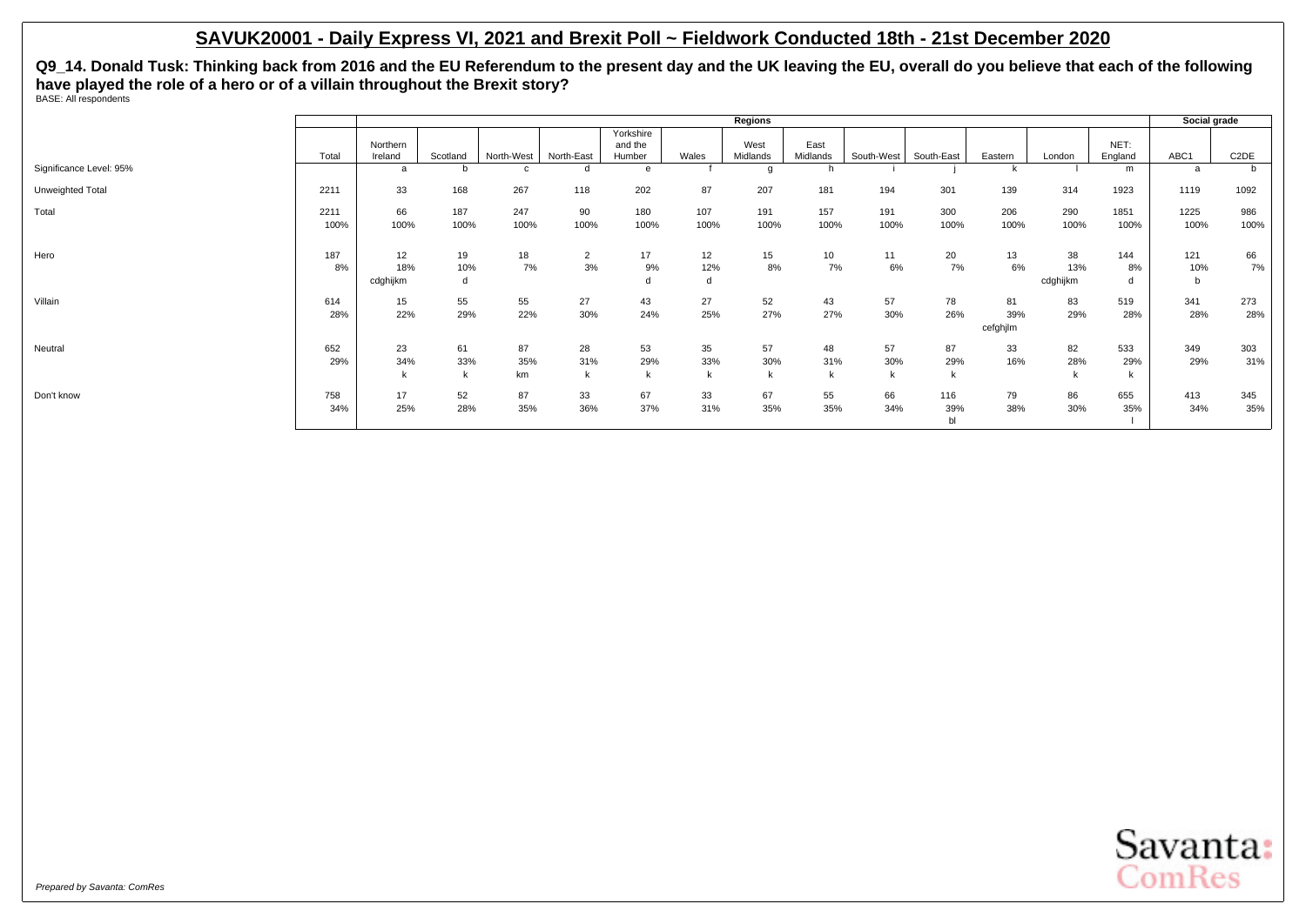# SAVUK20001 - Daily Express VI, 2021 and Brexit Poll ~ Fieldwork Conducted 18th - 21st December 2020

**Q9_14. Donald Tusk: Thinking back from 2016 and the EU Referendum to the present day and the UK leaving the EU, overall do you believe that each of the following have played the role of a hero or of a villain throughout the Brexit story?**

BASE: All respondents

| | | Regions | | | | | | | | | | | | | Social grade | |
|---|---|---|---|---|---|---|---|---|---|---|---|---|---|---|---|---|
| | Total | Northern Ireland | Scotland | North-West | North-East | Yorkshire and the Humber | Wales | West Midlands | East Midlands | South-West | South-East | Eastern | London | NET: England | ABC1 | C2DE |
| Significance Level: 95% | | a | b | c | d | e | f | g | h | i | j | k | l | m | a | b |
| Unweighted Total | 2211 | 33 | 168 | 267 | 118 | 202 | 87 | 207 | 181 | 194 | 301 | 139 | 314 | 1923 | 1119 | 1092 |
| Total | 2211 | 66 | 187 | 247 | 90 | 180 | 107 | 191 | 157 | 191 | 300 | 206 | 290 | 1851 | 1225 | 986 |
| | 100% | 100% | 100% | 100% | 100% | 100% | 100% | 100% | 100% | 100% | 100% | 100% | 100% | 100% | 100% | 100% |
| Hero | 187 | 12 | 19 | 18 | 2 | 17 | 12 | 15 | 10 | 11 | 20 | 13 | 38 | 144 | 121 | 66 |
| | 8% | 18% | 10% | 7% | 3% | 9% | 12% | 8% | 7% | 6% | 7% | 6% | 13% | 8% | 10% | 7% |
| | | cdghijkm | d | | | d | d | | | | | | cdghijkm | d | b | |
| Villain | 614 | 15 | 55 | 55 | 27 | 43 | 27 | 52 | 43 | 57 | 78 | 81 | 83 | 519 | 341 | 273 |
| | 28% | 22% | 29% | 22% | 30% | 24% | 25% | 27% | 27% | 30% | 26% | 39% | 29% | 28% | 28% | 28% |
| | | | | | | | | | | | | cefghjlm | | | | |
| Neutral | 652 | 23 | 61 | 87 | 28 | 53 | 35 | 57 | 48 | 57 | 87 | 33 | 82 | 533 | 349 | 303 |
| | 29% | 34% | 33% | 35% | 31% | 29% | 33% | 30% | 31% | 30% | 29% | 16% | 28% | 29% | 29% | 31% |
| | | k | k | km | k | k | k | k | k | k | k | | k | k | | |
| Don't know | 758 | 17 | 52 | 87 | 33 | 67 | 33 | 67 | 55 | 66 | 116 | 79 | 86 | 655 | 413 | 345 |
| | 34% | 25% | 28% | 35% | 36% | 37% | 31% | 35% | 35% | 34% | 39% | 38% | 30% | 35% | 34% | 35% |
| | | | | | | | | | | | bl | | | l | | |

*Prepared by Savanta: ComRes*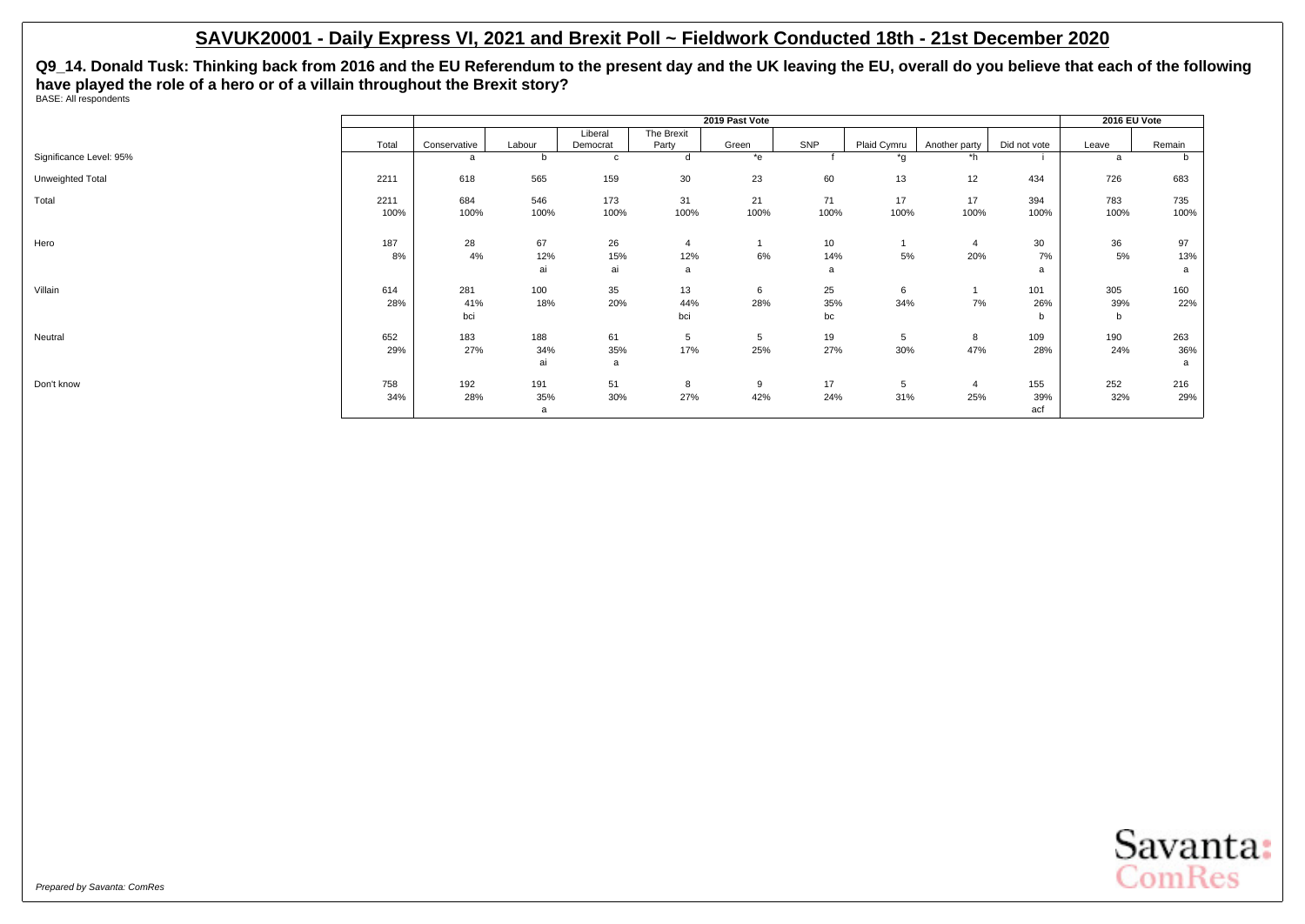# SAVUK20001 - Daily Express VI, 2021 and Brexit Poll ~ Fieldwork Conducted 18th - 21st December 2020

**Q9_14. Donald Tusk: Thinking back from 2016 and the EU Referendum to the present day and the UK leaving the EU, overall do you believe that each of the following have played the role of a hero or of a villain throughout the Brexit story?**

BASE: All respondents

| | | 2019 Past Vote | | | | | | | | | 2016 EU Vote | |
|---|---|---|---|---|---|---|---|---|---|---|---|---|
| | Total | Conservative | Labour | Liberal Democrat | The Brexit Party | Green | SNP | Plaid Cymru | Another party | Did not vote | Leave | Remain |
| Significance Level: 95% | | a | b | c | d | *e | f | *g | *h | i | a | b |
| Unweighted Total | 2211 | 618 | 565 | 159 | 30 | 23 | 60 | 13 | 12 | 434 | 726 | 683 |
| Total | 2211 | 684 | 546 | 173 | 31 | 21 | 71 | 17 | 17 | 394 | 783 | 735 |
| | 100% | 100% | 100% | 100% | 100% | 100% | 100% | 100% | 100% | 100% | 100% | 100% |
| Hero | 187 | 28 | 67 | 26 | 4 | 1 | 10 | 1 | 4 | 30 | 36 | 97 |
| | 8% | 4% | 12% | 15% | 12% | 6% | 14% | 5% | 20% | 7% | 5% | 13% |
| | | | ai | ai | a | | a | | | a | | a |
| Villain | 614 | 281 | 100 | 35 | 13 | 6 | 25 | 6 | 1 | 101 | 305 | 160 |
| | 28% | 41% | 18% | 20% | 44% | 28% | 35% | 34% | 7% | 26% | 39% | 22% |
| | | bci | | | bci | | bc | | | b | b | |
| Neutral | 652 | 183 | 188 | 61 | 5 | 5 | 19 | 5 | 8 | 109 | 190 | 263 |
| | 29% | 27% | 34% | 35% | 17% | 25% | 27% | 30% | 47% | 28% | 24% | 36% |
| | | | ai | a | | | | | | | | a |
| Don't know | 758 | 192 | 191 | 51 | 8 | 9 | 17 | 5 | 4 | 155 | 252 | 216 |
| | 34% | 28% | 35% | 30% | 27% | 42% | 24% | 31% | 25% | 39% | 32% | 29% |
| | | | a | | | | | | | acf | | |

*Prepared by Savanta: ComRes*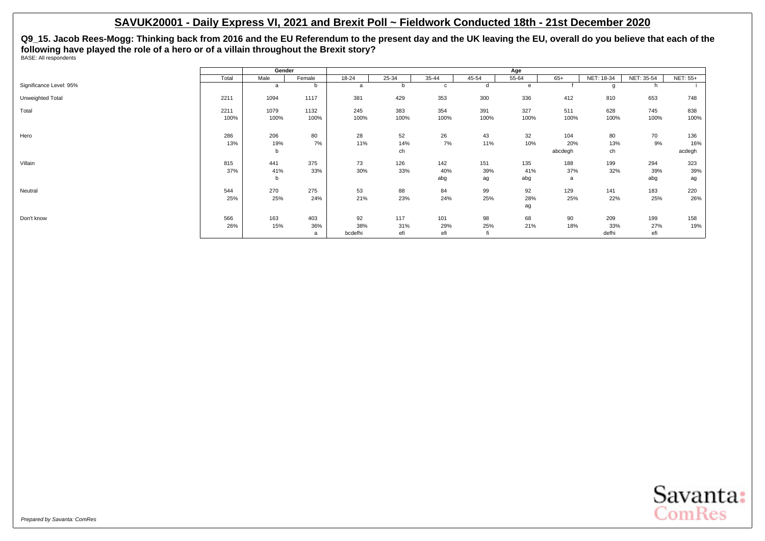# SAVUK20001 - Daily Express VI, 2021 and Brexit Poll ~ Fieldwork Conducted 18th - 21st December 2020

**Q9_15. Jacob Rees-Mogg: Thinking back from 2016 and the EU Referendum to the present day and the UK leaving the EU, overall do you believe that each of the following have played the role of a hero or of a villain throughout the Brexit story?**

BASE: All respondents

| | Total | Gender | | Age | | | | | | | | |
|---|---|---|---|---|---|---|---|---|---|---|---|---|
| | | Male | Female | 18-24 | 25-34 | 35-44 | 45-54 | 55-64 | 65+ | NET: 18-34 | NET: 35-54 | NET: 55+ |
| Significance Level: 95% | | a | b | a | b | c | d | e | f | g | h | i |
| Unweighted Total | 2211 | 1094 | 1117 | 381 | 429 | 353 | 300 | 336 | 412 | 810 | 653 | 748 |
| Total | 2211 | 1079 | 1132 | 245 | 383 | 354 | 391 | 327 | 511 | 628 | 745 | 838 |
| | 100% | 100% | 100% | 100% | 100% | 100% | 100% | 100% | 100% | 100% | 100% | 100% |
| Hero | 286 | 206 | 80 | 28 | 52 | 26 | 43 | 32 | 104 | 80 | 70 | 136 |
| | 13% | 19% | 7% | 11% | 14% | 7% | 11% | 10% | 20% | 13% | 9% | 16% |
| | | b | | | ch | | | | abcdegh | ch | | acdegh |
| Villain | 815 | 441 | 375 | 73 | 126 | 142 | 151 | 135 | 188 | 199 | 294 | 323 |
| | 37% | 41% | 33% | 30% | 33% | 40% | 39% | 41% | 37% | 32% | 39% | 39% |
| | | b | | | | abg | ag | abg | a | | abg | ag |
| Neutral | 544 | 270 | 275 | 53 | 88 | 84 | 99 | 92 | 129 | 141 | 183 | 220 |
| | 25% | 25% | 24% | 21% | 23% | 24% | 25% | 28% | 25% | 22% | 25% | 26% |
| | | | | | | | | ag | | | | |
| Don't know | 566 | 163 | 403 | 92 | 117 | 101 | 98 | 68 | 90 | 209 | 199 | 158 |
| | 26% | 15% | 36% | 38% | 31% | 29% | 25% | 21% | 18% | 33% | 27% | 19% |
| | | | a | bcdefhi | efi | efi | fi | | | defhi | efi | |

*Prepared by Savanta: ComRes*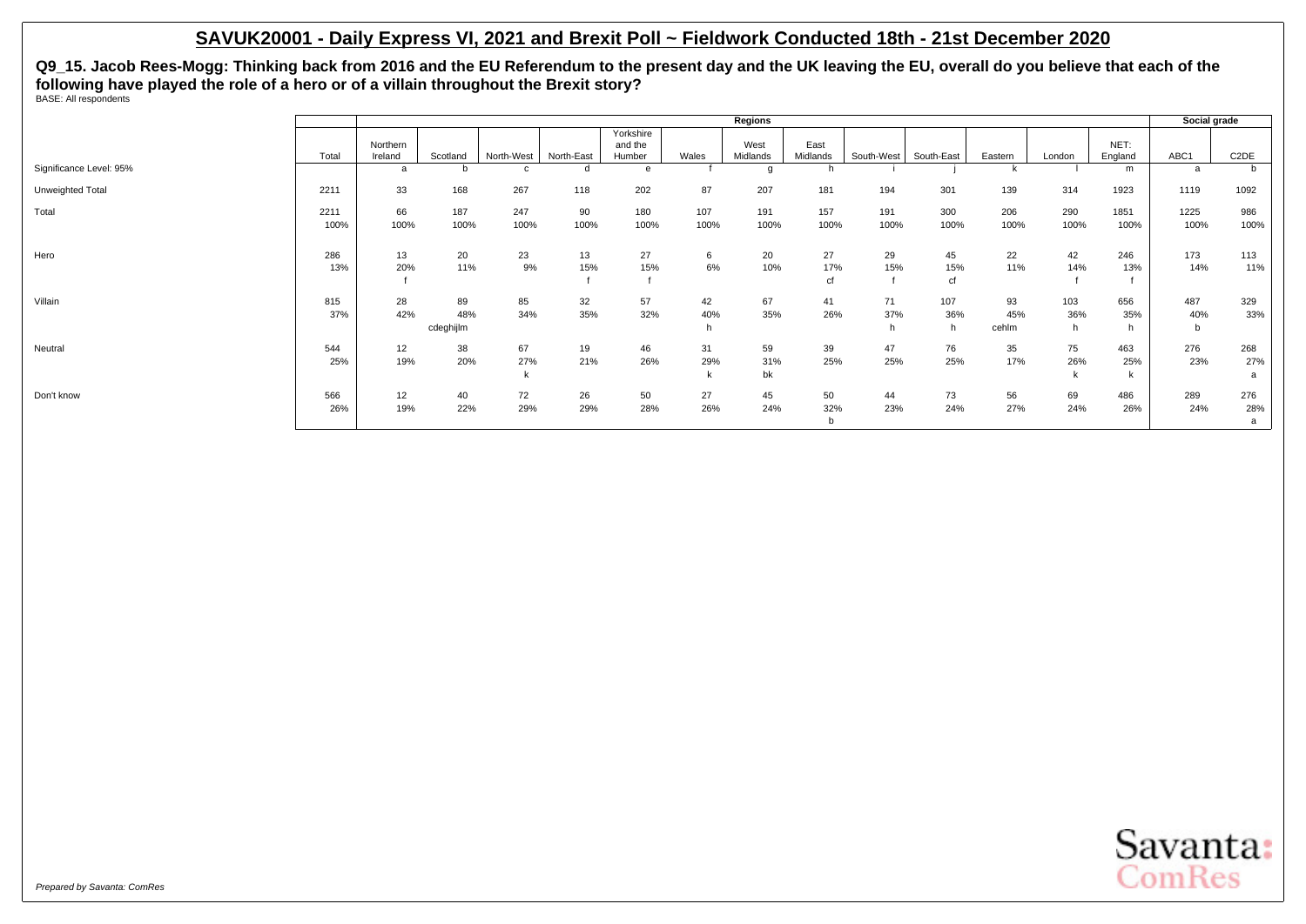# SAVUK20001 - Daily Express VI, 2021 and Brexit Poll ~ Fieldwork Conducted 18th - 21st December 2020

**Q9_15. Jacob Rees-Mogg: Thinking back from 2016 and the EU Referendum to the present day and the UK leaving the EU, overall do you believe that each of the following have played the role of a hero or of a villain throughout the Brexit story?**

BASE: All respondents

| | | Regions | | | | | | | | | | | | | | Social grade | |
|---|---|---|---|---|---|---|---|---|---|---|---|---|---|---|---|---|---|
| | Total | Northern Ireland | Scotland | North-West | North-East | Yorkshire and the Humber | Wales | West Midlands | East Midlands | South-West | South-East | Eastern | London | NET: England | ABC1 | C2DE |
| Significance Level: 95% | | a | b | c | d | e | f | g | h | i | j | k | l | m | a | b |
| Unweighted Total | 2211 | 33 | 168 | 267 | 118 | 202 | 87 | 207 | 181 | 194 | 301 | 139 | 314 | 1923 | 1119 | 1092 |
| Total | 2211 | 66 | 187 | 247 | 90 | 180 | 107 | 191 | 157 | 191 | 300 | 206 | 290 | 1851 | 1225 | 986 |
| | 100% | 100% | 100% | 100% | 100% | 100% | 100% | 100% | 100% | 100% | 100% | 100% | 100% | 100% | 100% | 100% |
| Hero | 286 | 13 | 20 | 23 | 13 | 27 | 6 | 20 | 27 | 29 | 45 | 22 | 42 | 246 | 173 | 113 |
| | 13% | 20% | 11% | 9% | 15% | 15% | 6% | 10% | 17% | 15% | 15% | 11% | 14% | 13% | 14% | 11% |
| | | f | | | f | f | | | cf | f | cf | | f | f | | |
| Villain | 815 | 28 | 89 | 85 | 32 | 57 | 42 | 67 | 41 | 71 | 107 | 93 | 103 | 656 | 487 | 329 |
| | 37% | 42% | 48% | 34% | 35% | 32% | 40% | 35% | 26% | 37% | 36% | 45% | 36% | 35% | 40% | 33% |
| | | | cdeghijlm | | | | h | | | h | h | cehlm | h | h | b | |
| Neutral | 544 | 12 | 38 | 67 | 19 | 46 | 31 | 59 | 39 | 47 | 76 | 35 | 75 | 463 | 276 | 268 |
| | 25% | 19% | 20% | 27% | 21% | 26% | 29% | 31% | 25% | 25% | 25% | 17% | 26% | 25% | 23% | 27% |
| | | | | k | | | k | bk | | | | | k | k | | a |
| Don't know | 566 | 12 | 40 | 72 | 26 | 50 | 27 | 45 | 50 | 44 | 73 | 56 | 69 | 486 | 289 | 276 |
| | 26% | 19% | 22% | 29% | 29% | 28% | 26% | 24% | 32% | 23% | 24% | 27% | 24% | 26% | 24% | 28% |
| | | | | | | | | | b | | | | | | | a |

*Prepared by Savanta: ComRes*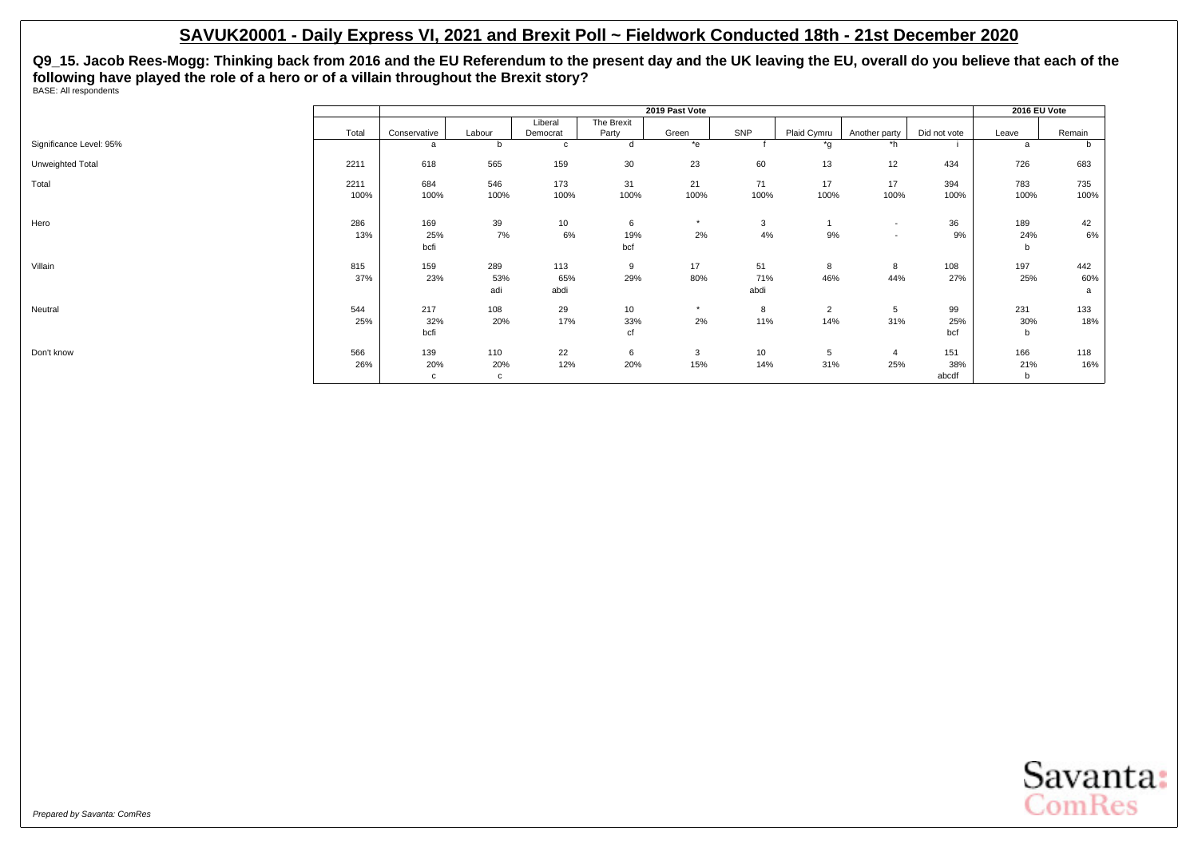## SAVUK20001 - Daily Express VI, 2021 and Brexit Poll ~ Fieldwork Conducted 18th - 21st December 2020

**Q9_15. Jacob Rees-Mogg: Thinking back from 2016 and the EU Referendum to the present day and the UK leaving the EU, overall do you believe that each of the following have played the role of a hero or of a villain throughout the Brexit story?**

BASE: All respondents

| | | 2019 Past Vote | | | | | | | | | | 2016 EU Vote | |
|---|---|---|---|---|---|---|---|---|---|---|---|---|---|
| | Total | Conservative | Labour | Liberal Democrat | The Brexit Party | Green | SNP | Plaid Cymru | Another party | Did not vote | Leave | Remain |
| Significance Level: 95% | | a | b | c | d | *e | f | *g | *h | i | a | b |
| Unweighted Total | 2211 | 618 | 565 | 159 | 30 | 23 | 60 | 13 | 12 | 434 | 726 | 683 |
| Total | 2211 | 684 | 546 | 173 | 31 | 21 | 71 | 17 | 17 | 394 | 783 | 735 |
| | 100% | 100% | 100% | 100% | 100% | 100% | 100% | 100% | 100% | 100% | 100% | 100% |
| Hero | 286 | 169 | 39 | 10 | 6 | * | 3 | 1 | - | 36 | 189 | 42 |
| | 13% | 25% | 7% | 6% | 19% | 2% | 4% | 9% | - | 9% | 24% | 6% |
| | | bcfi | | | bcf | | | | | | b | |
| Villain | 815 | 159 | 289 | 113 | 9 | 17 | 51 | 8 | 8 | 108 | 197 | 442 |
| | 37% | 23% | 53% | 65% | 29% | 80% | 71% | 46% | 44% | 27% | 25% | 60% |
| | | | adi | abdi | | | abdi | | | | | a |
| Neutral | 544 | 217 | 108 | 29 | 10 | * | 8 | 2 | 5 | 99 | 231 | 133 |
| | 25% | 32% | 20% | 17% | 33% | 2% | 11% | 14% | 31% | 25% | 30% | 18% |
| | | bcfi | | | cf | | | | | bcf | b | |
| Don't know | 566 | 139 | 110 | 22 | 6 | 3 | 10 | 5 | 4 | 151 | 166 | 118 |
| | 26% | 20% | 20% | 12% | 20% | 15% | 14% | 31% | 25% | 38% | 21% | 16% |
| | | c | c | | | | | | | abcdf | b | |

*Prepared by Savanta: ComRes*